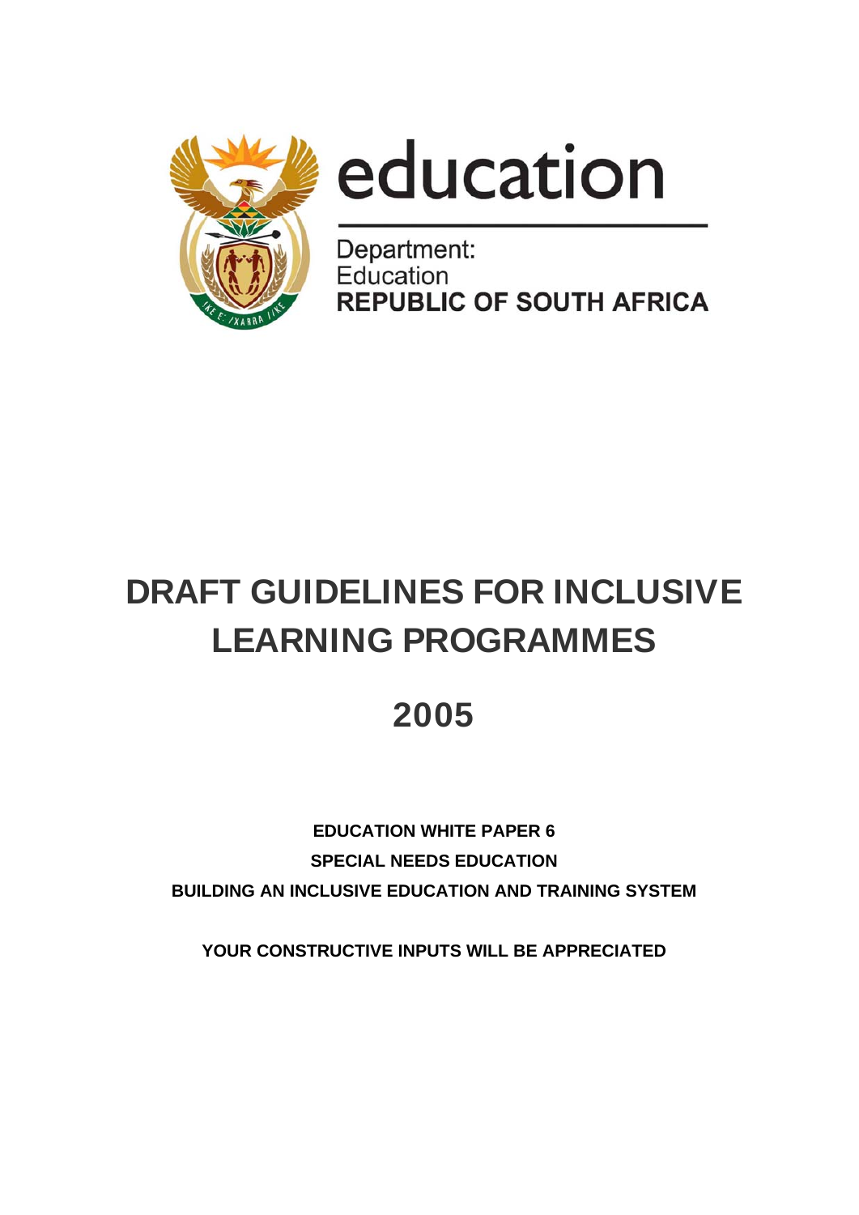education

Department:
Education
**REPUBLIC OF SOUTH AFRICA**

# DRAFT GUIDELINES FOR INCLUSIVE LEARNING PROGRAMMES

## 2005

**EDUCATION WHITE PAPER 6**

**SPECIAL NEEDS EDUCATION**

**BUILDING AN INCLUSIVE EDUCATION AND TRAINING SYSTEM**

**YOUR CONSTRUCTIVE INPUTS WILL BE APPRECIATED**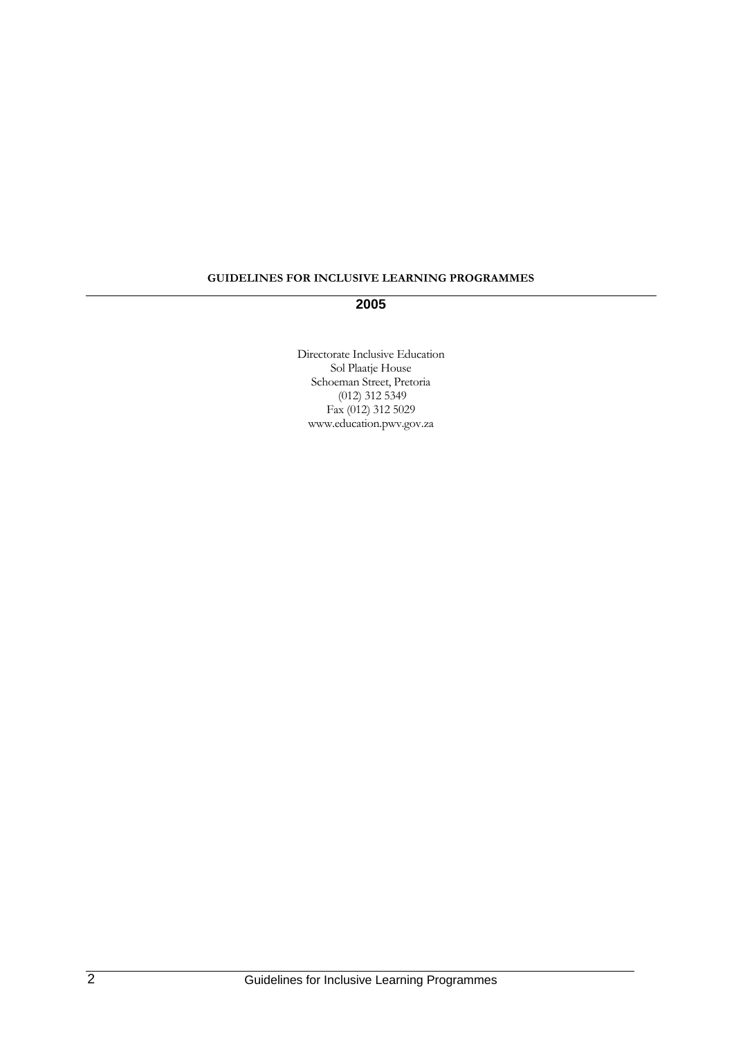**GUIDELINES FOR INCLUSIVE LEARNING PROGRAMMES**

---

**2005**

Directorate Inclusive Education
Sol Plaatje House
Schoeman Street, Pretoria
(012) 312 5349
Fax (012) 312 5029
www.education.pwv.gov.za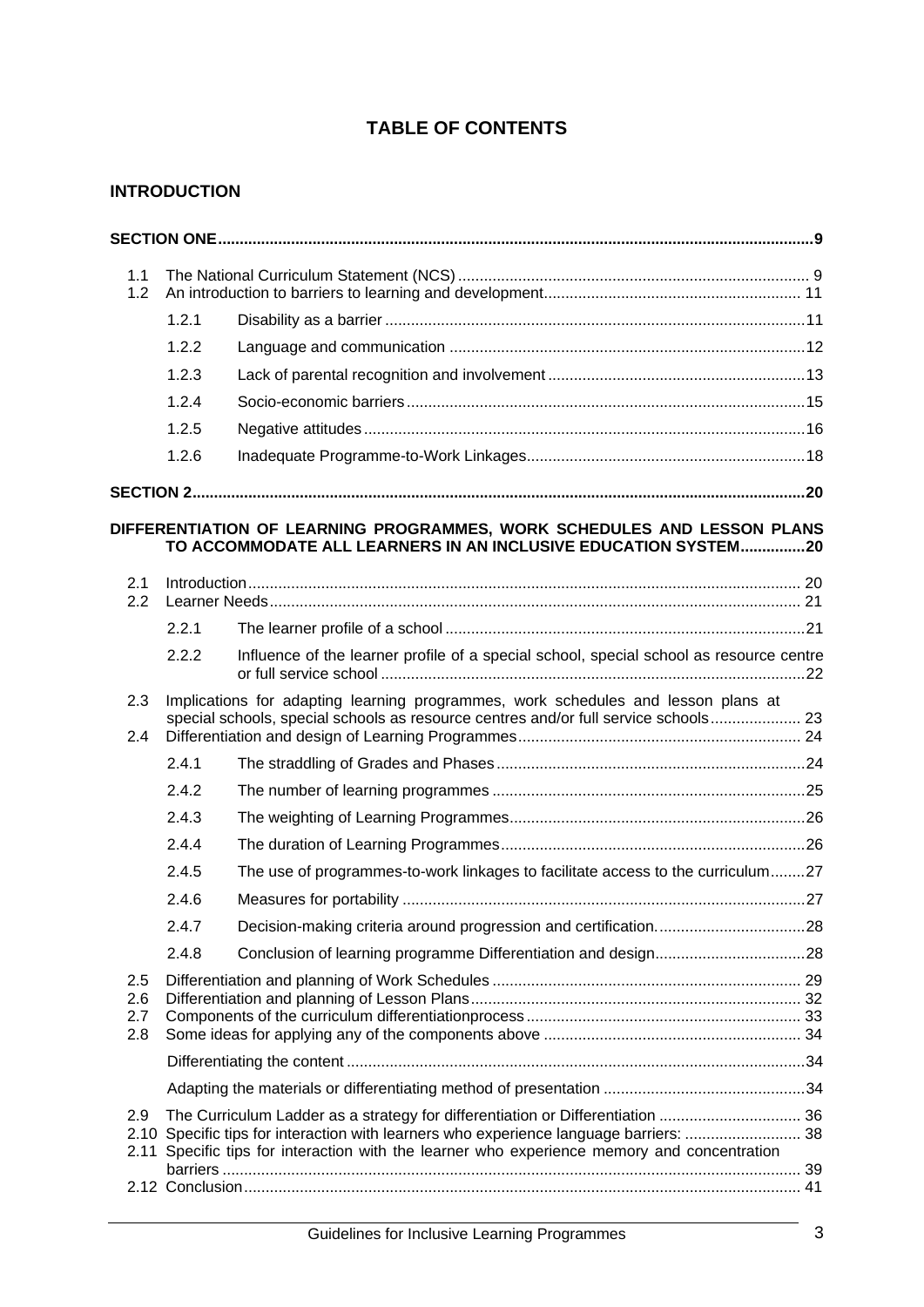# TABLE OF CONTENTS

## INTRODUCTION

**SECTION ONE** .......... **9**

1.1 The National Curriculum Statement (NCS) .......... 9
1.2 An introduction to barriers to learning and development .......... 11

- 1.2.1 Disability as a barrier .......... 11
- 1.2.2 Language and communication .......... 12
- 1.2.3 Lack of parental recognition and involvement .......... 13
- 1.2.4 Socio-economic barriers .......... 15
- 1.2.5 Negative attitudes .......... 16
- 1.2.6 Inadequate Programme-to-Work Linkages .......... 18

**SECTION 2** .......... **20**

**DIFFERENTIATION OF LEARNING PROGRAMMES, WORK SCHEDULES AND LESSON PLANS TO ACCOMMODATE ALL LEARNERS IN AN INCLUSIVE EDUCATION SYSTEM** .......... **20**

2.1 Introduction .......... 20
2.2 Learner Needs .......... 21

- 2.2.1 The learner profile of a school .......... 21
- 2.2.2 Influence of the learner profile of a special school, special school as resource centre or full service school .......... 22

2.3 Implications for adapting learning programmes, work schedules and lesson plans at special schools, special schools as resource centres and/or full service schools .......... 23
2.4 Differentiation and design of Learning Programmes .......... 24

- 2.4.1 The straddling of Grades and Phases .......... 24
- 2.4.2 The number of learning programmes .......... 25
- 2.4.3 The weighting of Learning Programmes .......... 26
- 2.4.4 The duration of Learning Programmes .......... 26
- 2.4.5 The use of programmes-to-work linkages to facilitate access to the curriculum .......... 27
- 2.4.6 Measures for portability .......... 27
- 2.4.7 Decision-making criteria around progression and certification. .......... 28
- 2.4.8 Conclusion of learning programme Differentiation and design .......... 28

2.5 Differentiation and planning of Work Schedules .......... 29
2.6 Differentiation and planning of Lesson Plans .......... 32
2.7 Components of the curriculum differentiationprocess .......... 33
2.8 Some ideas for applying any of the components above .......... 34

- Differentiating the content .......... 34
- Adapting the materials or differentiating method of presentation .......... 34

2.9 The Curriculum Ladder as a strategy for differentiation or Differentiation .......... 36
2.10 Specific tips for interaction with learners who experience language barriers: .......... 38
2.11 Specific tips for interaction with the learner who experience memory and concentration barriers .......... 39
2.12 Conclusion .......... 41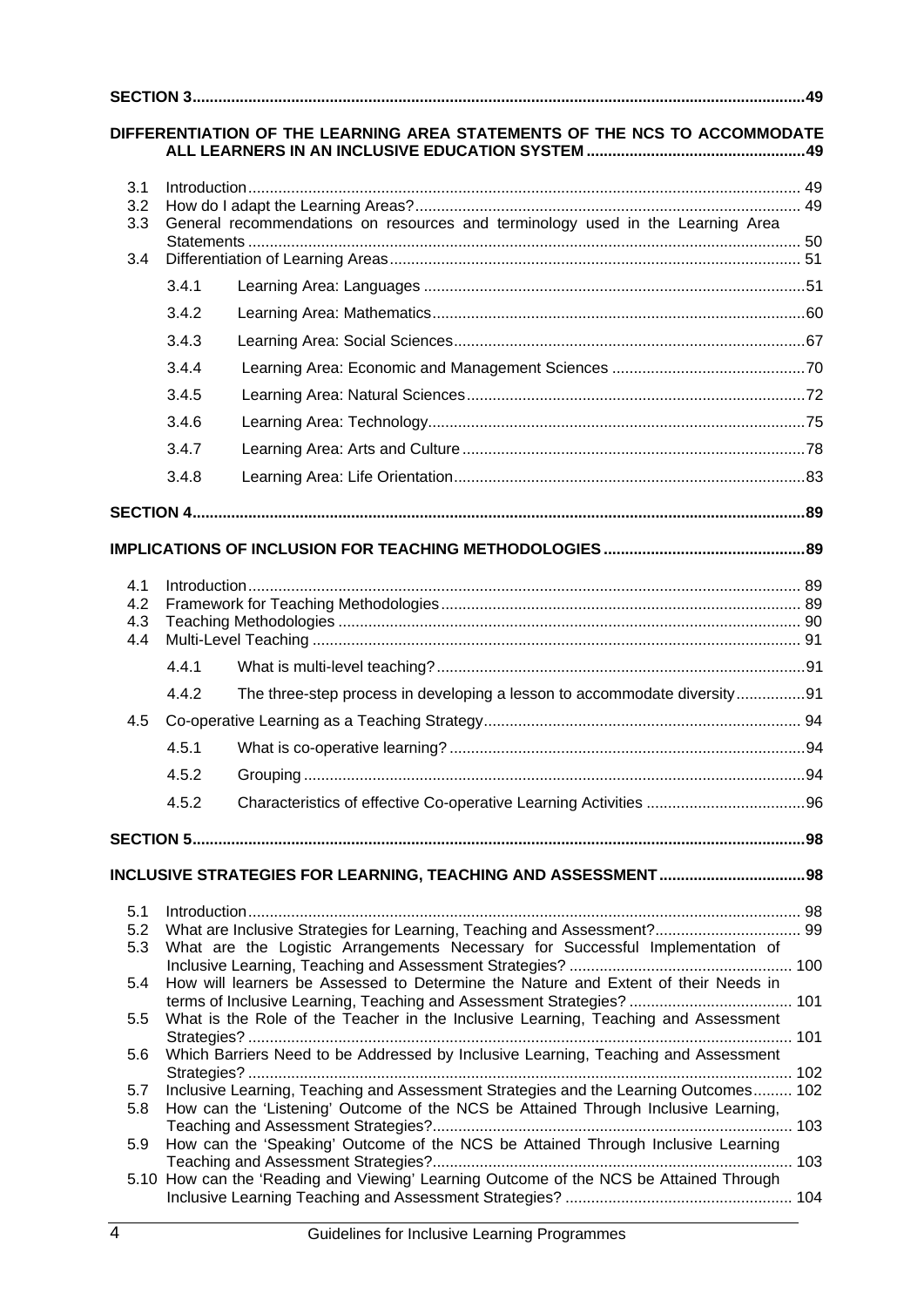**SECTION 3** ..... 49

**DIFFERENTIATION OF THE LEARNING AREA STATEMENTS OF THE NCS TO ACCOMMODATE ALL LEARNERS IN AN INCLUSIVE EDUCATION SYSTEM** ..... 49

3.1 Introduction ..... 49
3.2 How do I adapt the Learning Areas? ..... 49
3.3 General recommendations on resources and terminology used in the Learning Area Statements ..... 50
3.4 Differentiation of Learning Areas ..... 51

- 3.4.1 Learning Area: Languages ..... 51
- 3.4.2 Learning Area: Mathematics ..... 60
- 3.4.3 Learning Area: Social Sciences ..... 67
- 3.4.4 Learning Area: Economic and Management Sciences ..... 70
- 3.4.5 Learning Area: Natural Sciences ..... 72
- 3.4.6 Learning Area: Technology ..... 75
- 3.4.7 Learning Area: Arts and Culture ..... 78
- 3.4.8 Learning Area: Life Orientation ..... 83

**SECTION 4** ..... 89

**IMPLICATIONS OF INCLUSION FOR TEACHING METHODOLOGIES** ..... 89

4.1 Introduction ..... 89
4.2 Framework for Teaching Methodologies ..... 89
4.3 Teaching Methodologies ..... 90
4.4 Multi-Level Teaching ..... 91

- 4.4.1 What is multi-level teaching? ..... 91
- 4.4.2 The three-step process in developing a lesson to accommodate diversity ..... 91

4.5 Co-operative Learning as a Teaching Strategy ..... 94

- 4.5.1 What is co-operative learning? ..... 94
- 4.5.2 Grouping ..... 94
- 4.5.2 Characteristics of effective Co-operative Learning Activities ..... 96

**SECTION 5** ..... 98

**INCLUSIVE STRATEGIES FOR LEARNING, TEACHING AND ASSESSMENT** ..... 98

5.1 Introduction ..... 98
5.2 What are Inclusive Strategies for Learning, Teaching and Assessment? ..... 99
5.3 What are the Logistic Arrangements Necessary for Successful Implementation of Inclusive Learning, Teaching and Assessment Strategies? ..... 100
5.4 How will learners be Assessed to Determine the Nature and Extent of their Needs in terms of Inclusive Learning, Teaching and Assessment Strategies? ..... 101
5.5 What is the Role of the Teacher in the Inclusive Learning, Teaching and Assessment Strategies? ..... 101
5.6 Which Barriers Need to be Addressed by Inclusive Learning, Teaching and Assessment Strategies? ..... 102
5.7 Inclusive Learning, Teaching and Assessment Strategies and the Learning Outcomes ..... 102
5.8 How can the 'Listening' Outcome of the NCS be Attained Through Inclusive Learning, Teaching and Assessment Strategies? ..... 103
5.9 How can the 'Speaking' Outcome of the NCS be Attained Through Inclusive Learning Teaching and Assessment Strategies? ..... 103
5.10 How can the 'Reading and Viewing' Learning Outcome of the NCS be Attained Through Inclusive Learning Teaching and Assessment Strategies? ..... 104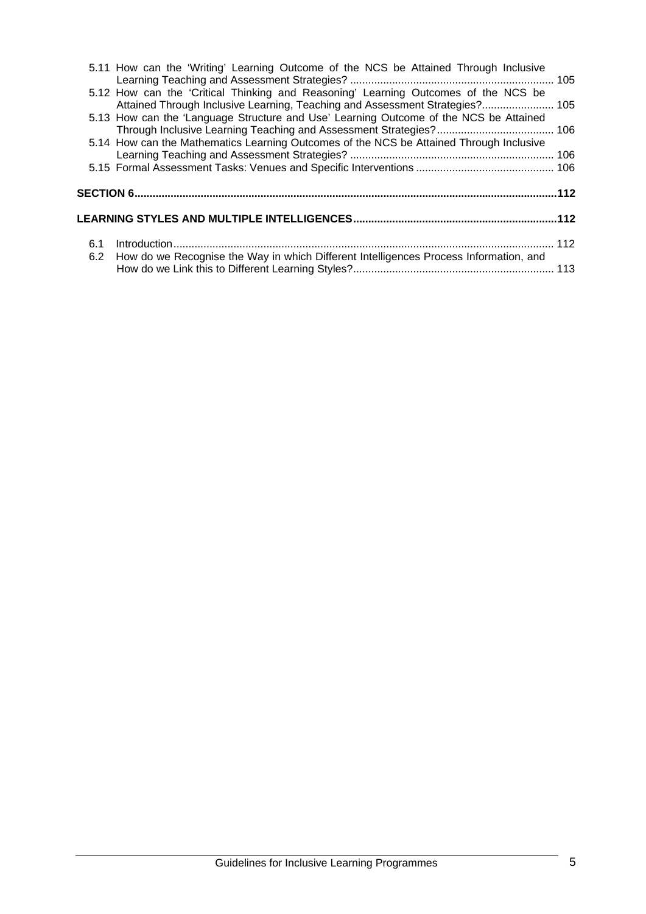5.11 How can the 'Writing' Learning Outcome of the NCS be Attained Through Inclusive Learning Teaching and Assessment Strategies? .................................................................... 105

5.12 How can the 'Critical Thinking and Reasoning' Learning Outcomes of the NCS be Attained Through Inclusive Learning, Teaching and Assessment Strategies?........................ 105

5.13 How can the 'Language Structure and Use' Learning Outcome of the NCS be Attained Through Inclusive Learning Teaching and Assessment Strategies?....................................... 106

5.14 How can the Mathematics Learning Outcomes of the NCS be Attained Through Inclusive Learning Teaching and Assessment Strategies? .................................................................... 106

5.15 Formal Assessment Tasks: Venues and Specific Interventions ............................................. 106

**SECTION 6...........................................................................................................................................112**

**LEARNING STYLES AND MULTIPLE INTELLIGENCES....................................................................112**

6.1 Introduction.............................................................................................................................. 112

6.2 How do we Recognise the Way in which Different Intelligences Process Information, and How do we Link this to Different Learning Styles?................................................................... 113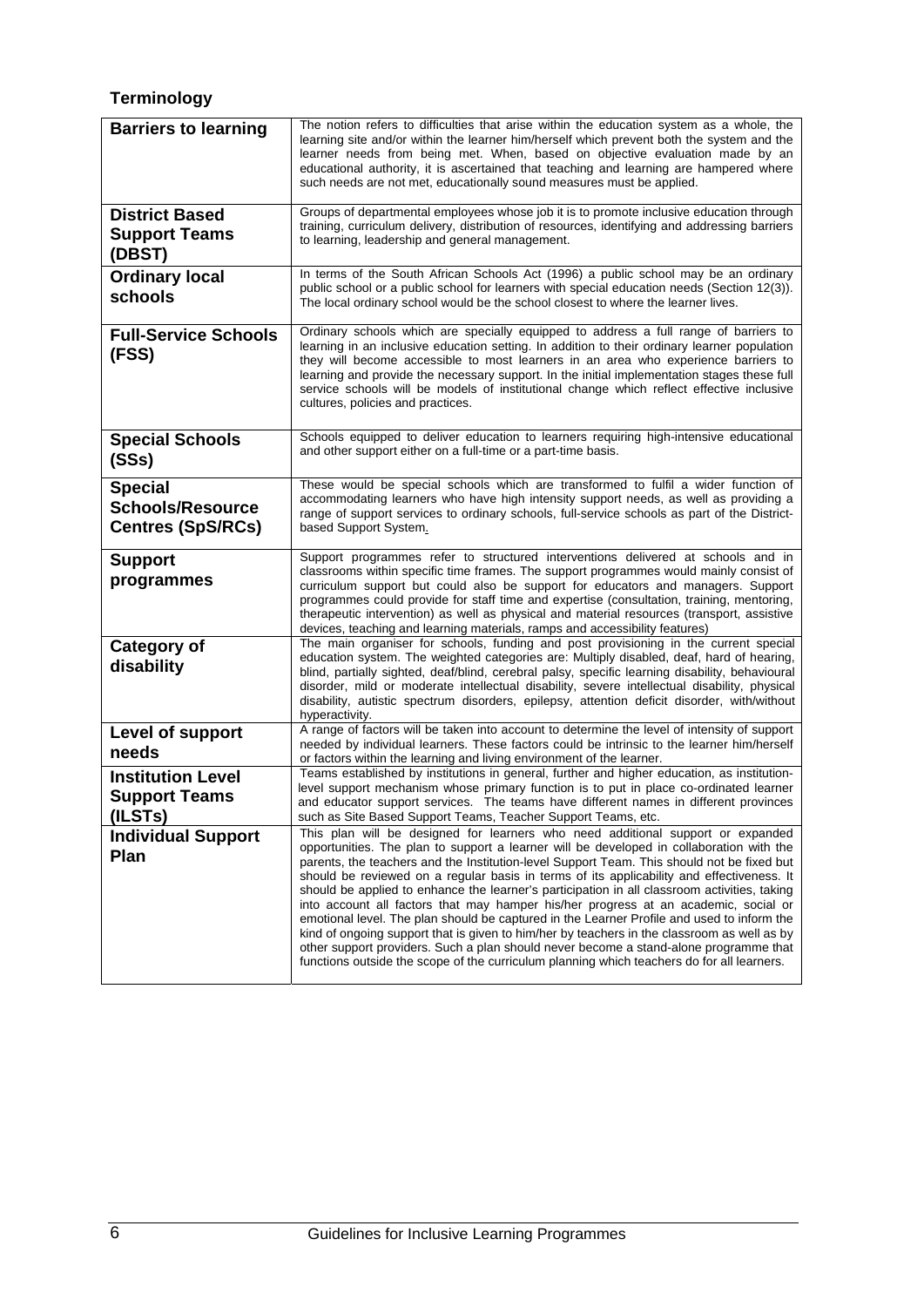## Terminology

| | |
|---|---|
| **Barriers to learning** | The notion refers to difficulties that arise within the education system as a whole, the learning site and/or within the learner him/herself which prevent both the system and the learner needs from being met. When, based on objective evaluation made by an educational authority, it is ascertained that teaching and learning are hampered where such needs are not met, educationally sound measures must be applied. |
| **District Based Support Teams (DBST)** | Groups of departmental employees whose job it is to promote inclusive education through training, curriculum delivery, distribution of resources, identifying and addressing barriers to learning, leadership and general management. |
| **Ordinary local schools** | In terms of the South African Schools Act (1996) a public school may be an ordinary public school or a public school for learners with special education needs (Section 12(3)). The local ordinary school would be the school closest to where the learner lives. |
| **Full-Service Schools (FSS)** | Ordinary schools which are specially equipped to address a full range of barriers to learning in an inclusive education setting. In addition to their ordinary learner population they will become accessible to most learners in an area who experience barriers to learning and provide the necessary support. In the initial implementation stages these full service schools will be models of institutional change which reflect effective inclusive cultures, policies and practices. |
| **Special Schools (SSs)** | Schools equipped to deliver education to learners requiring high-intensive educational and other support either on a full-time or a part-time basis. |
| **Special Schools/Resource Centres (SpS/RCs)** | These would be special schools which are transformed to fulfil a wider function of accommodating learners who have high intensity support needs, as well as providing a range of support services to ordinary schools, full-service schools as part of the District-based Support System. |
| **Support programmes** | Support programmes refer to structured interventions delivered at schools and in classrooms within specific time frames. The support programmes would mainly consist of curriculum support but could also be support for educators and managers. Support programmes could provide for staff time and expertise (consultation, training, mentoring, therapeutic intervention) as well as physical and material resources (transport, assistive devices, teaching and learning materials, ramps and accessibility features) |
| **Category of disability** | The main organiser for schools, funding and post provisioning in the current special education system. The weighted categories are: Multiply disabled, deaf, hard of hearing, blind, partially sighted, deaf/blind, cerebral palsy, specific learning disability, behavioural disorder, mild or moderate intellectual disability, severe intellectual disability, physical disability, autistic spectrum disorders, epilepsy, attention deficit disorder, with/without hyperactivity. |
| **Level of support needs** | A range of factors will be taken into account to determine the level of intensity of support needed by individual learners. These factors could be intrinsic to the learner him/herself or factors within the learning and living environment of the learner. |
| **Institution Level Support Teams (ILSTs)** | Teams established by institutions in general, further and higher education, as institution-level support mechanism whose primary function is to put in place co-ordinated learner and educator support services. The teams have different names in different provinces such as Site Based Support Teams, Teacher Support Teams, etc. |
| **Individual Support Plan** | This plan will be designed for learners who need additional support or expanded opportunities. The plan to support a learner will be developed in collaboration with the parents, the teachers and the Institution-level Support Team. This should not be fixed but should be reviewed on a regular basis in terms of its applicability and effectiveness. It should be applied to enhance the learner's participation in all classroom activities, taking into account all factors that may hamper his/her progress at an academic, social or emotional level. The plan should be captured in the Learner Profile and used to inform the kind of ongoing support that is given to him/her by teachers in the classroom as well as by other support providers. Such a plan should never become a stand-alone programme that functions outside the scope of the curriculum planning which teachers do for all learners. |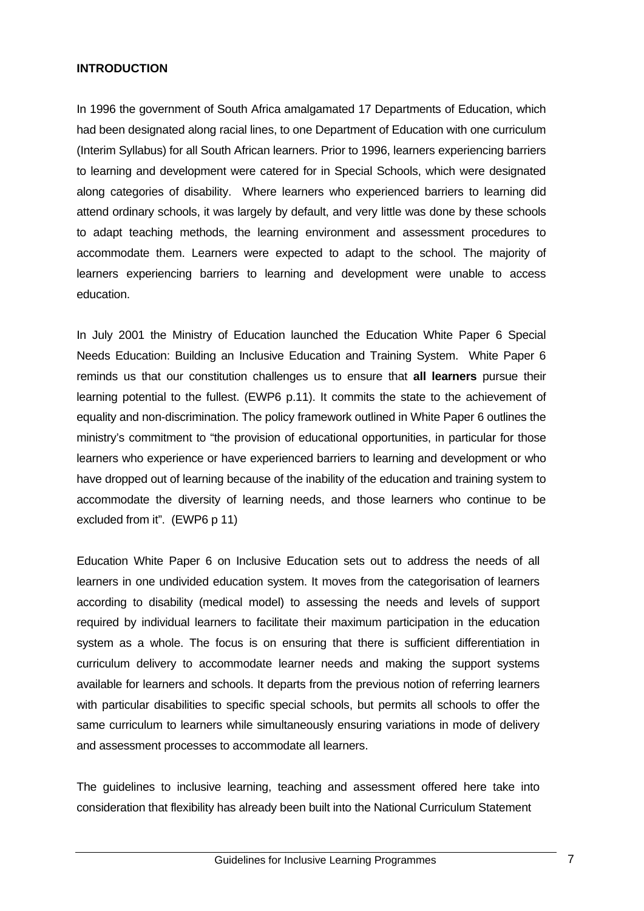**INTRODUCTION**

In 1996 the government of South Africa amalgamated 17 Departments of Education, which had been designated along racial lines, to one Department of Education with one curriculum (Interim Syllabus) for all South African learners. Prior to 1996, learners experiencing barriers to learning and development were catered for in Special Schools, which were designated along categories of disability. Where learners who experienced barriers to learning did attend ordinary schools, it was largely by default, and very little was done by these schools to adapt teaching methods, the learning environment and assessment procedures to accommodate them. Learners were expected to adapt to the school. The majority of learners experiencing barriers to learning and development were unable to access education.

In July 2001 the Ministry of Education launched the Education White Paper 6 Special Needs Education: Building an Inclusive Education and Training System. White Paper 6 reminds us that our constitution challenges us to ensure that **all learners** pursue their learning potential to the fullest. (EWP6 p.11). It commits the state to the achievement of equality and non-discrimination. The policy framework outlined in White Paper 6 outlines the ministry's commitment to "the provision of educational opportunities, in particular for those learners who experience or have experienced barriers to learning and development or who have dropped out of learning because of the inability of the education and training system to accommodate the diversity of learning needs, and those learners who continue to be excluded from it". (EWP6 p 11)

Education White Paper 6 on Inclusive Education sets out to address the needs of all learners in one undivided education system. It moves from the categorisation of learners according to disability (medical model) to assessing the needs and levels of support required by individual learners to facilitate their maximum participation in the education system as a whole. The focus is on ensuring that there is sufficient differentiation in curriculum delivery to accommodate learner needs and making the support systems available for learners and schools. It departs from the previous notion of referring learners with particular disabilities to specific special schools, but permits all schools to offer the same curriculum to learners while simultaneously ensuring variations in mode of delivery and assessment processes to accommodate all learners.

The guidelines to inclusive learning, teaching and assessment offered here take into consideration that flexibility has already been built into the National Curriculum Statement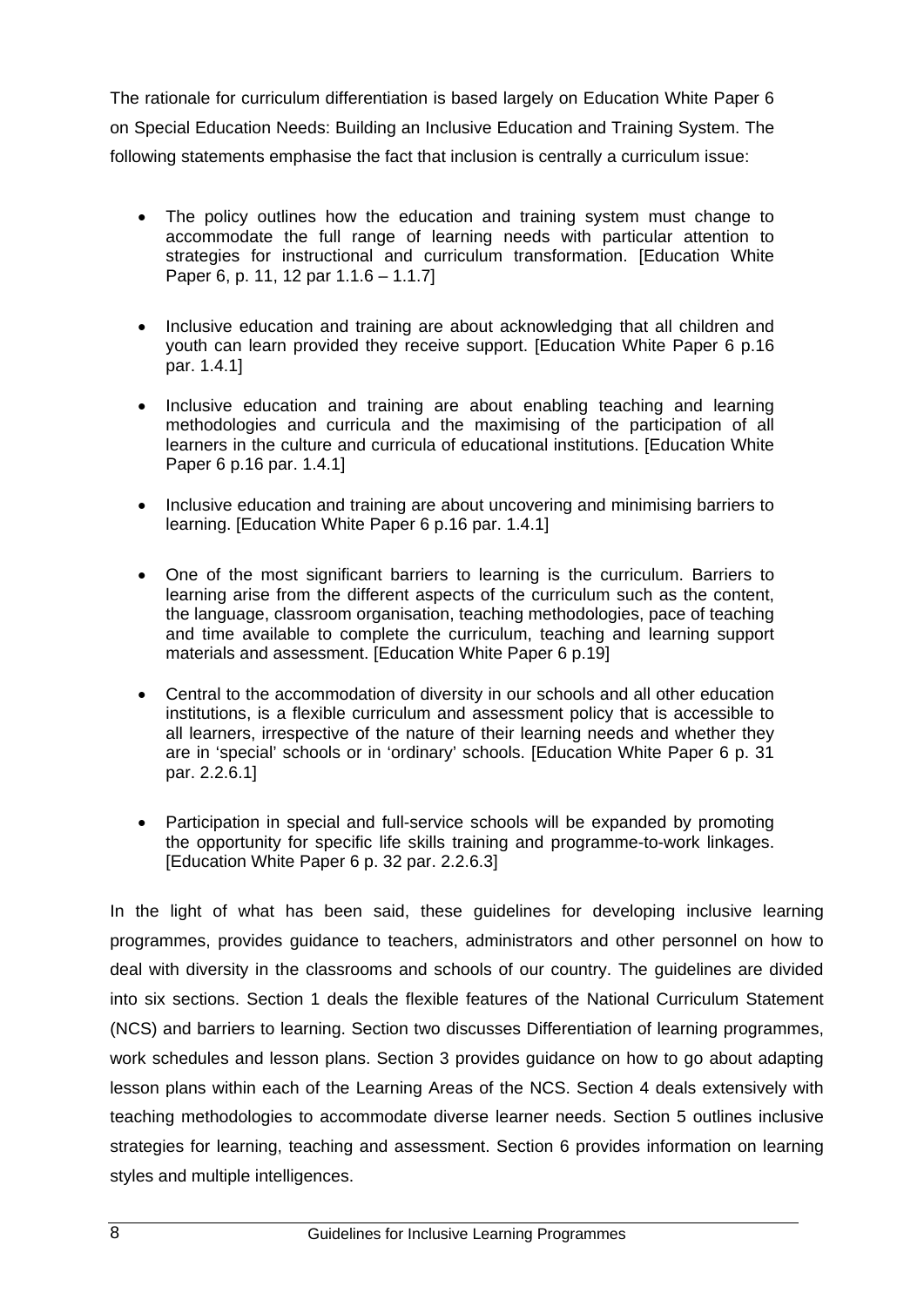The rationale for curriculum differentiation is based largely on Education White Paper 6 on Special Education Needs: Building an Inclusive Education and Training System. The following statements emphasise the fact that inclusion is centrally a curriculum issue:

- The policy outlines how the education and training system must change to accommodate the full range of learning needs with particular attention to strategies for instructional and curriculum transformation. [Education White Paper 6, p. 11, 12 par 1.1.6 – 1.1.7]
- Inclusive education and training are about acknowledging that all children and youth can learn provided they receive support. [Education White Paper 6 p.16 par. 1.4.1]
- Inclusive education and training are about enabling teaching and learning methodologies and curricula and the maximising of the participation of all learners in the culture and curricula of educational institutions. [Education White Paper 6 p.16 par. 1.4.1]
- Inclusive education and training are about uncovering and minimising barriers to learning. [Education White Paper 6 p.16 par. 1.4.1]
- One of the most significant barriers to learning is the curriculum. Barriers to learning arise from the different aspects of the curriculum such as the content, the language, classroom organisation, teaching methodologies, pace of teaching and time available to complete the curriculum, teaching and learning support materials and assessment. [Education White Paper 6 p.19]
- Central to the accommodation of diversity in our schools and all other education institutions, is a flexible curriculum and assessment policy that is accessible to all learners, irrespective of the nature of their learning needs and whether they are in 'special' schools or in 'ordinary' schools. [Education White Paper 6 p. 31 par. 2.2.6.1]
- Participation in special and full-service schools will be expanded by promoting the opportunity for specific life skills training and programme-to-work linkages. [Education White Paper 6 p. 32 par. 2.2.6.3]

In the light of what has been said, these guidelines for developing inclusive learning programmes, provides guidance to teachers, administrators and other personnel on how to deal with diversity in the classrooms and schools of our country. The guidelines are divided into six sections. Section 1 deals the flexible features of the National Curriculum Statement (NCS) and barriers to learning. Section two discusses Differentiation of learning programmes, work schedules and lesson plans. Section 3 provides guidance on how to go about adapting lesson plans within each of the Learning Areas of the NCS. Section 4 deals extensively with teaching methodologies to accommodate diverse learner needs. Section 5 outlines inclusive strategies for learning, teaching and assessment. Section 6 provides information on learning styles and multiple intelligences.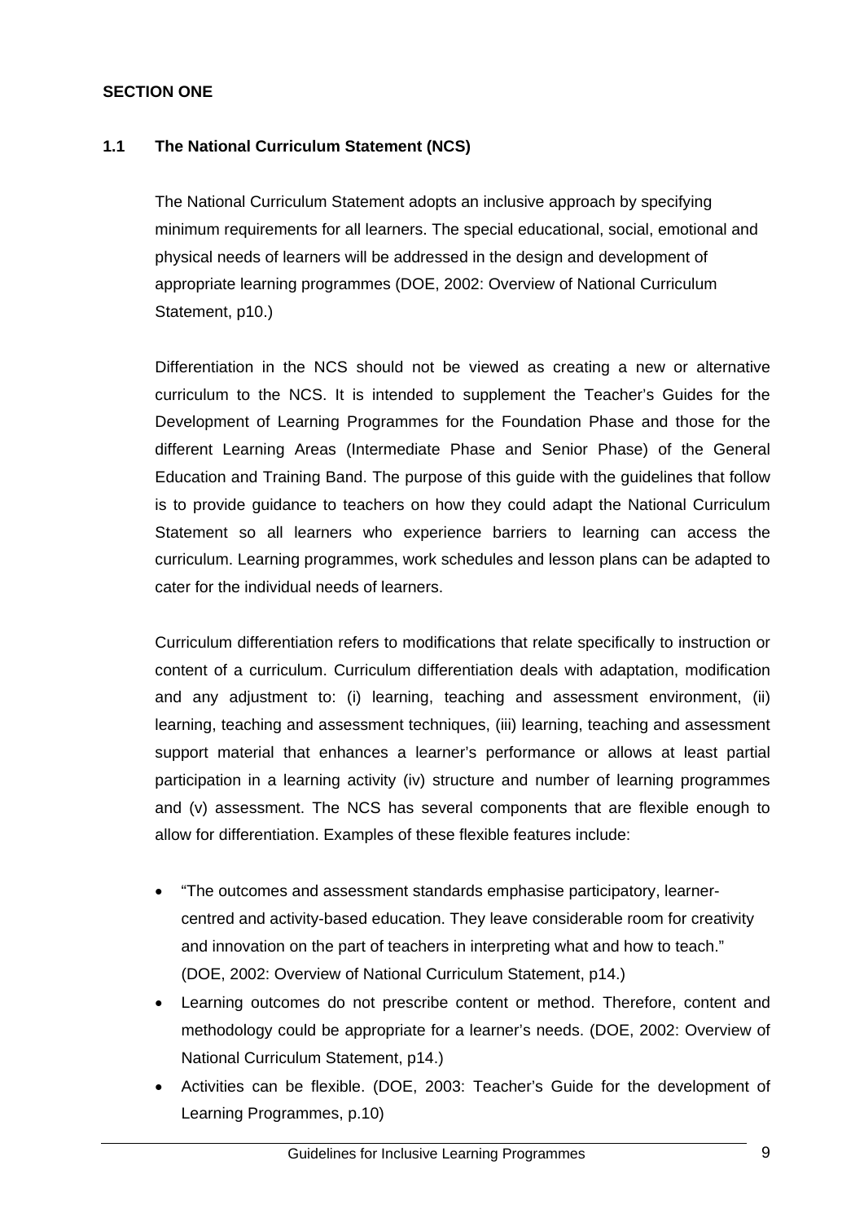**SECTION ONE**

## 1.1 The National Curriculum Statement (NCS)

The National Curriculum Statement adopts an inclusive approach by specifying minimum requirements for all learners. The special educational, social, emotional and physical needs of learners will be addressed in the design and development of appropriate learning programmes (DOE, 2002: Overview of National Curriculum Statement, p10.)

Differentiation in the NCS should not be viewed as creating a new or alternative curriculum to the NCS. It is intended to supplement the Teacher's Guides for the Development of Learning Programmes for the Foundation Phase and those for the different Learning Areas (Intermediate Phase and Senior Phase) of the General Education and Training Band. The purpose of this guide with the guidelines that follow is to provide guidance to teachers on how they could adapt the National Curriculum Statement so all learners who experience barriers to learning can access the curriculum. Learning programmes, work schedules and lesson plans can be adapted to cater for the individual needs of learners.

Curriculum differentiation refers to modifications that relate specifically to instruction or content of a curriculum. Curriculum differentiation deals with adaptation, modification and any adjustment to: (i) learning, teaching and assessment environment, (ii) learning, teaching and assessment techniques, (iii) learning, teaching and assessment support material that enhances a learner's performance or allows at least partial participation in a learning activity (iv) structure and number of learning programmes and (v) assessment. The NCS has several components that are flexible enough to allow for differentiation. Examples of these flexible features include:

- "The outcomes and assessment standards emphasise participatory, learner-centred and activity-based education. They leave considerable room for creativity and innovation on the part of teachers in interpreting what and how to teach." (DOE, 2002: Overview of National Curriculum Statement, p14.)
- Learning outcomes do not prescribe content or method. Therefore, content and methodology could be appropriate for a learner's needs. (DOE, 2002: Overview of National Curriculum Statement, p14.)
- Activities can be flexible. (DOE, 2003: Teacher's Guide for the development of Learning Programmes, p.10)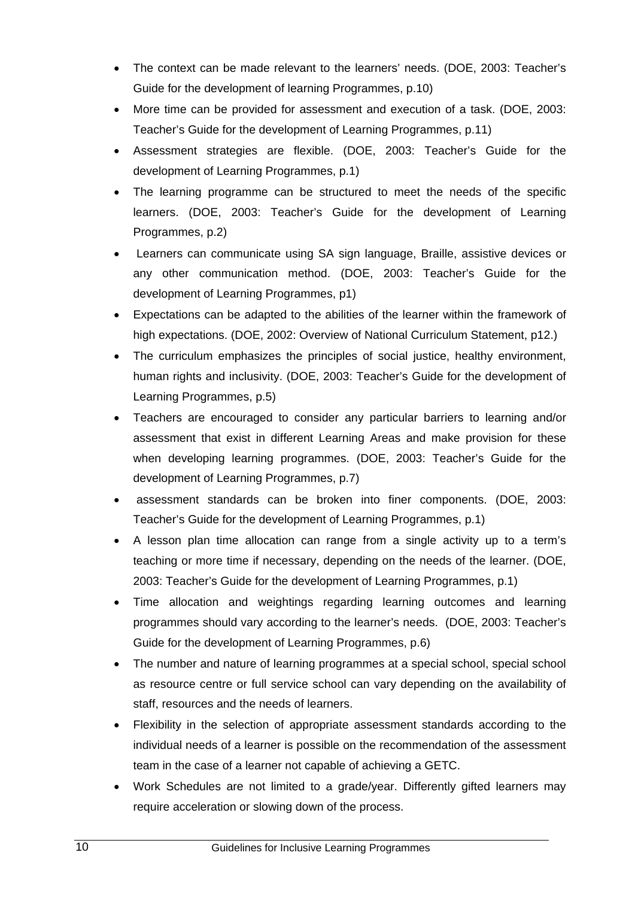- The context can be made relevant to the learners' needs. (DOE, 2003: Teacher's Guide for the development of learning Programmes, p.10)
- More time can be provided for assessment and execution of a task. (DOE, 2003: Teacher's Guide for the development of Learning Programmes, p.11)
- Assessment strategies are flexible. (DOE, 2003: Teacher's Guide for the development of Learning Programmes, p.1)
- The learning programme can be structured to meet the needs of the specific learners. (DOE, 2003: Teacher's Guide for the development of Learning Programmes, p.2)
- Learners can communicate using SA sign language, Braille, assistive devices or any other communication method. (DOE, 2003: Teacher's Guide for the development of Learning Programmes, p1)
- Expectations can be adapted to the abilities of the learner within the framework of high expectations. (DOE, 2002: Overview of National Curriculum Statement, p12.)
- The curriculum emphasizes the principles of social justice, healthy environment, human rights and inclusivity. (DOE, 2003: Teacher's Guide for the development of Learning Programmes, p.5)
- Teachers are encouraged to consider any particular barriers to learning and/or assessment that exist in different Learning Areas and make provision for these when developing learning programmes. (DOE, 2003: Teacher's Guide for the development of Learning Programmes, p.7)
- assessment standards can be broken into finer components. (DOE, 2003: Teacher's Guide for the development of Learning Programmes, p.1)
- A lesson plan time allocation can range from a single activity up to a term's teaching or more time if necessary, depending on the needs of the learner. (DOE, 2003: Teacher's Guide for the development of Learning Programmes, p.1)
- Time allocation and weightings regarding learning outcomes and learning programmes should vary according to the learner's needs. (DOE, 2003: Teacher's Guide for the development of Learning Programmes, p.6)
- The number and nature of learning programmes at a special school, special school as resource centre or full service school can vary depending on the availability of staff, resources and the needs of learners.
- Flexibility in the selection of appropriate assessment standards according to the individual needs of a learner is possible on the recommendation of the assessment team in the case of a learner not capable of achieving a GETC.
- Work Schedules are not limited to a grade/year. Differently gifted learners may require acceleration or slowing down of the process.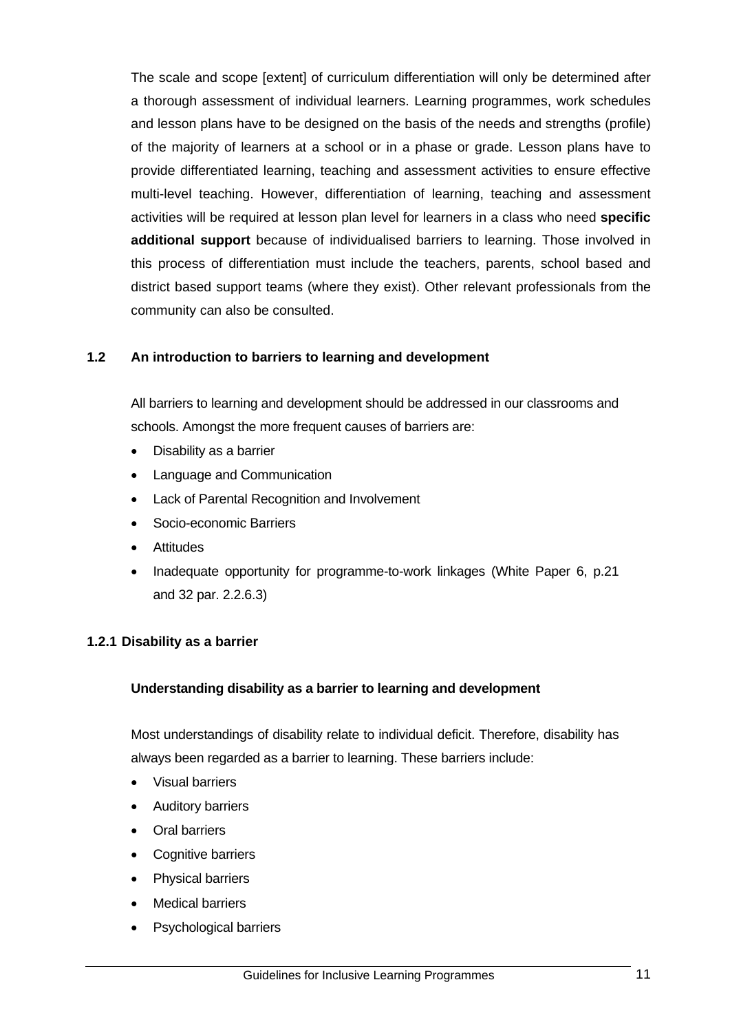The scale and scope [extent] of curriculum differentiation will only be determined after a thorough assessment of individual learners. Learning programmes, work schedules and lesson plans have to be designed on the basis of the needs and strengths (profile) of the majority of learners at a school or in a phase or grade. Lesson plans have to provide differentiated learning, teaching and assessment activities to ensure effective multi-level teaching. However, differentiation of learning, teaching and assessment activities will be required at lesson plan level for learners in a class who need **specific additional support** because of individualised barriers to learning. Those involved in this process of differentiation must include the teachers, parents, school based and district based support teams (where they exist). Other relevant professionals from the community can also be consulted.

## 1.2 An introduction to barriers to learning and development

All barriers to learning and development should be addressed in our classrooms and schools. Amongst the more frequent causes of barriers are:

- Disability as a barrier
- Language and Communication
- Lack of Parental Recognition and Involvement
- Socio-economic Barriers
- Attitudes
- Inadequate opportunity for programme-to-work linkages (White Paper 6, p.21 and 32 par. 2.2.6.3)

### 1.2.1 Disability as a barrier

**Understanding disability as a barrier to learning and development**

Most understandings of disability relate to individual deficit. Therefore, disability has always been regarded as a barrier to learning. These barriers include:

- Visual barriers
- Auditory barriers
- Oral barriers
- Cognitive barriers
- Physical barriers
- Medical barriers
- Psychological barriers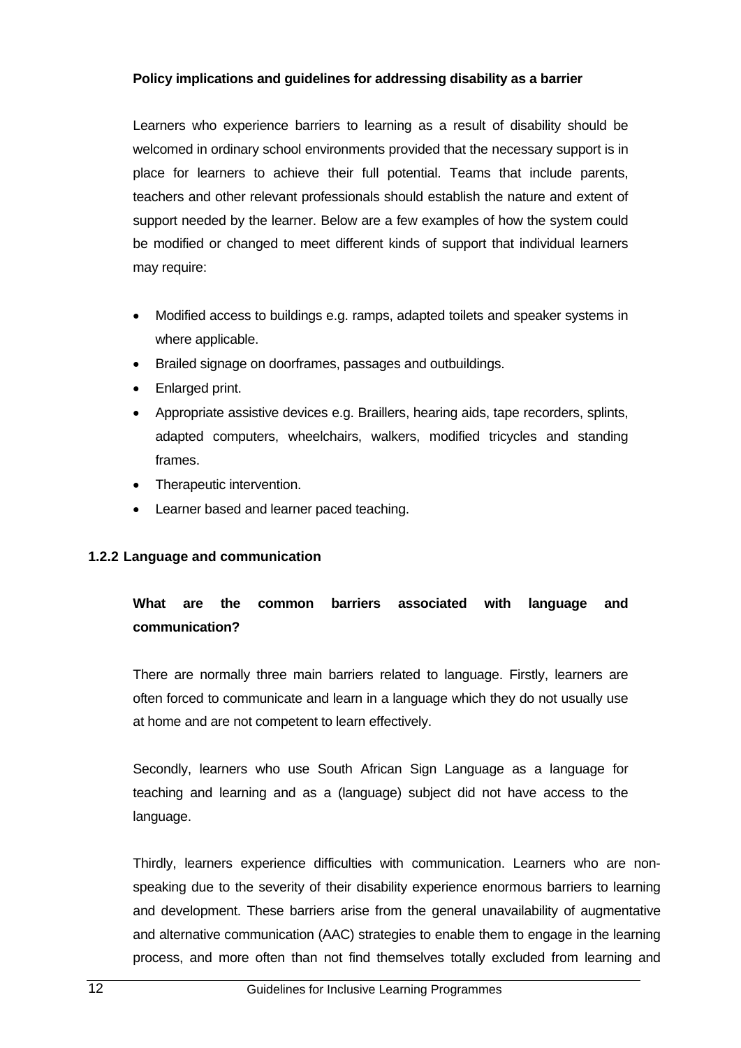**Policy implications and guidelines for addressing disability as a barrier**

Learners who experience barriers to learning as a result of disability should be welcomed in ordinary school environments provided that the necessary support is in place for learners to achieve their full potential. Teams that include parents, teachers and other relevant professionals should establish the nature and extent of support needed by the learner. Below are a few examples of how the system could be modified or changed to meet different kinds of support that individual learners may require:

- Modified access to buildings e.g. ramps, adapted toilets and speaker systems in where applicable.
- Brailed signage on doorframes, passages and outbuildings.
- Enlarged print.
- Appropriate assistive devices e.g. Braillers, hearing aids, tape recorders, splints, adapted computers, wheelchairs, walkers, modified tricycles and standing frames.
- Therapeutic intervention.
- Learner based and learner paced teaching.

### 1.2.2 Language and communication

**What are the common barriers associated with language and communication?**

There are normally three main barriers related to language. Firstly, learners are often forced to communicate and learn in a language which they do not usually use at home and are not competent to learn effectively.

Secondly, learners who use South African Sign Language as a language for teaching and learning and as a (language) subject did not have access to the language.

Thirdly, learners experience difficulties with communication. Learners who are non-speaking due to the severity of their disability experience enormous barriers to learning and development. These barriers arise from the general unavailability of augmentative and alternative communication (AAC) strategies to enable them to engage in the learning process, and more often than not find themselves totally excluded from learning and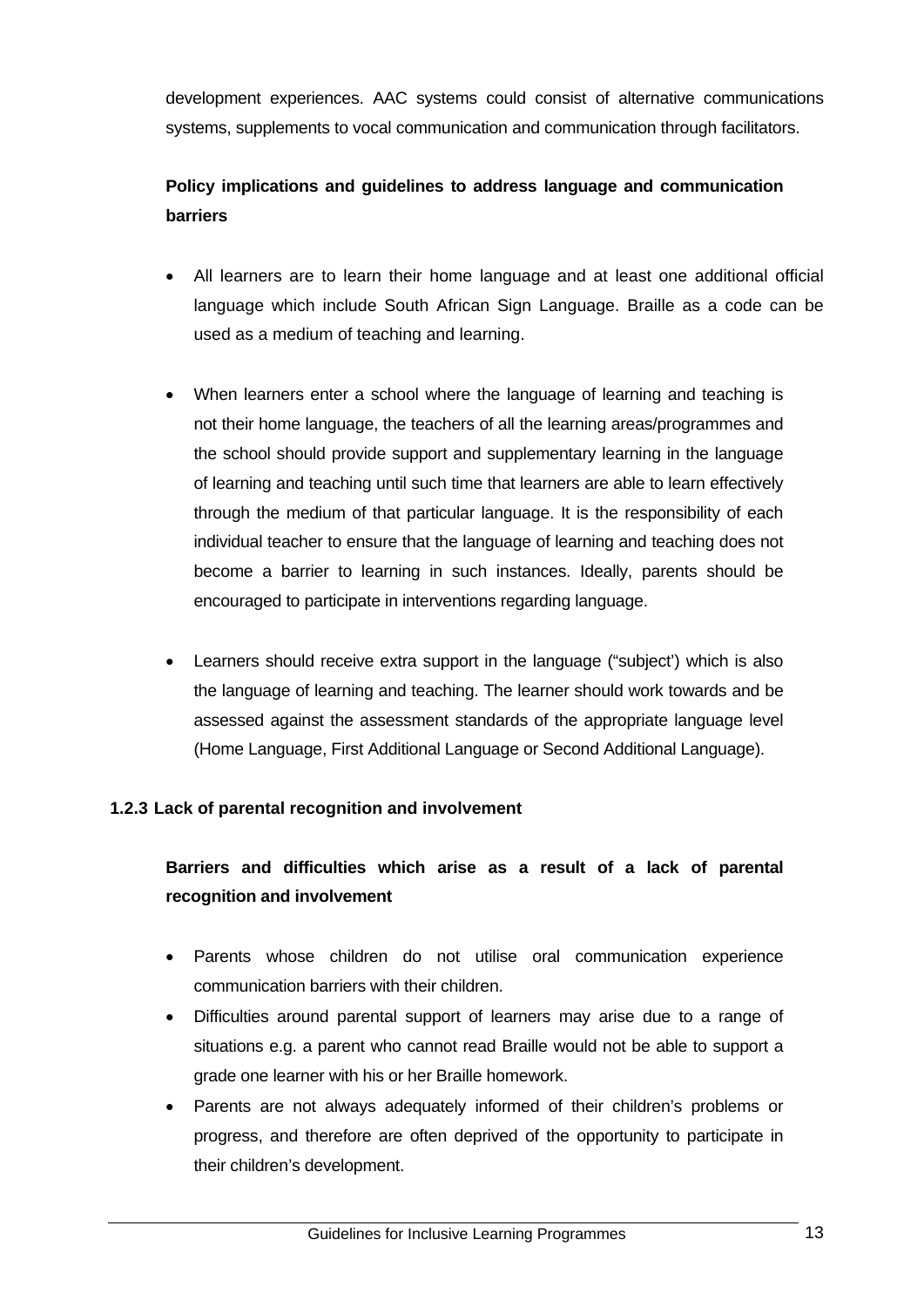development experiences. AAC systems could consist of alternative communications systems, supplements to vocal communication and communication through facilitators.

**Policy implications and guidelines to address language and communication barriers**

- All learners are to learn their home language and at least one additional official language which include South African Sign Language. Braille as a code can be used as a medium of teaching and learning.

- When learners enter a school where the language of learning and teaching is not their home language, the teachers of all the learning areas/programmes and the school should provide support and supplementary learning in the language of learning and teaching until such time that learners are able to learn effectively through the medium of that particular language. It is the responsibility of each individual teacher to ensure that the language of learning and teaching does not become a barrier to learning in such instances. Ideally, parents should be encouraged to participate in interventions regarding language.

- Learners should receive extra support in the language ("subject') which is also the language of learning and teaching. The learner should work towards and be assessed against the assessment standards of the appropriate language level (Home Language, First Additional Language or Second Additional Language).

### 1.2.3 Lack of parental recognition and involvement

**Barriers and difficulties which arise as a result of a lack of parental recognition and involvement**

- Parents whose children do not utilise oral communication experience communication barriers with their children.
- Difficulties around parental support of learners may arise due to a range of situations e.g. a parent who cannot read Braille would not be able to support a grade one learner with his or her Braille homework.
- Parents are not always adequately informed of their children's problems or progress, and therefore are often deprived of the opportunity to participate in their children's development.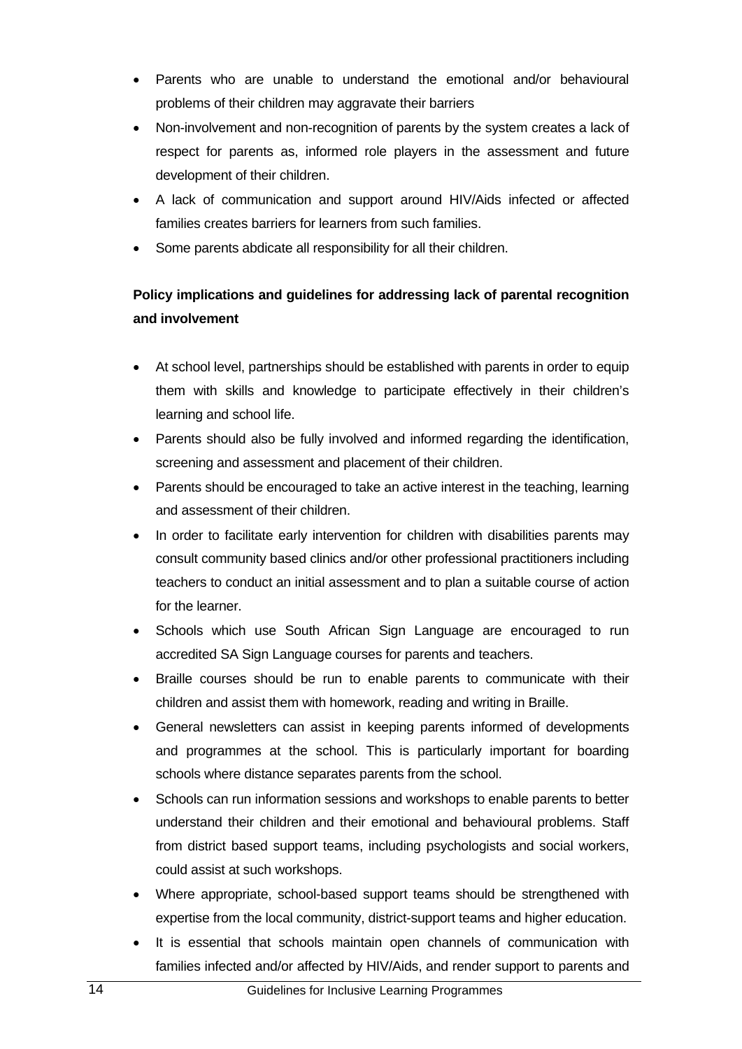- Parents who are unable to understand the emotional and/or behavioural problems of their children may aggravate their barriers
- Non-involvement and non-recognition of parents by the system creates a lack of respect for parents as, informed role players in the assessment and future development of their children.
- A lack of communication and support around HIV/Aids infected or affected families creates barriers for learners from such families.
- Some parents abdicate all responsibility for all their children.

**Policy implications and guidelines for addressing lack of parental recognition and involvement**

- At school level, partnerships should be established with parents in order to equip them with skills and knowledge to participate effectively in their children's learning and school life.
- Parents should also be fully involved and informed regarding the identification, screening and assessment and placement of their children.
- Parents should be encouraged to take an active interest in the teaching, learning and assessment of their children.
- In order to facilitate early intervention for children with disabilities parents may consult community based clinics and/or other professional practitioners including teachers to conduct an initial assessment and to plan a suitable course of action for the learner.
- Schools which use South African Sign Language are encouraged to run accredited SA Sign Language courses for parents and teachers.
- Braille courses should be run to enable parents to communicate with their children and assist them with homework, reading and writing in Braille.
- General newsletters can assist in keeping parents informed of developments and programmes at the school. This is particularly important for boarding schools where distance separates parents from the school.
- Schools can run information sessions and workshops to enable parents to better understand their children and their emotional and behavioural problems. Staff from district based support teams, including psychologists and social workers, could assist at such workshops.
- Where appropriate, school-based support teams should be strengthened with expertise from the local community, district-support teams and higher education.
- It is essential that schools maintain open channels of communication with families infected and/or affected by HIV/Aids, and render support to parents and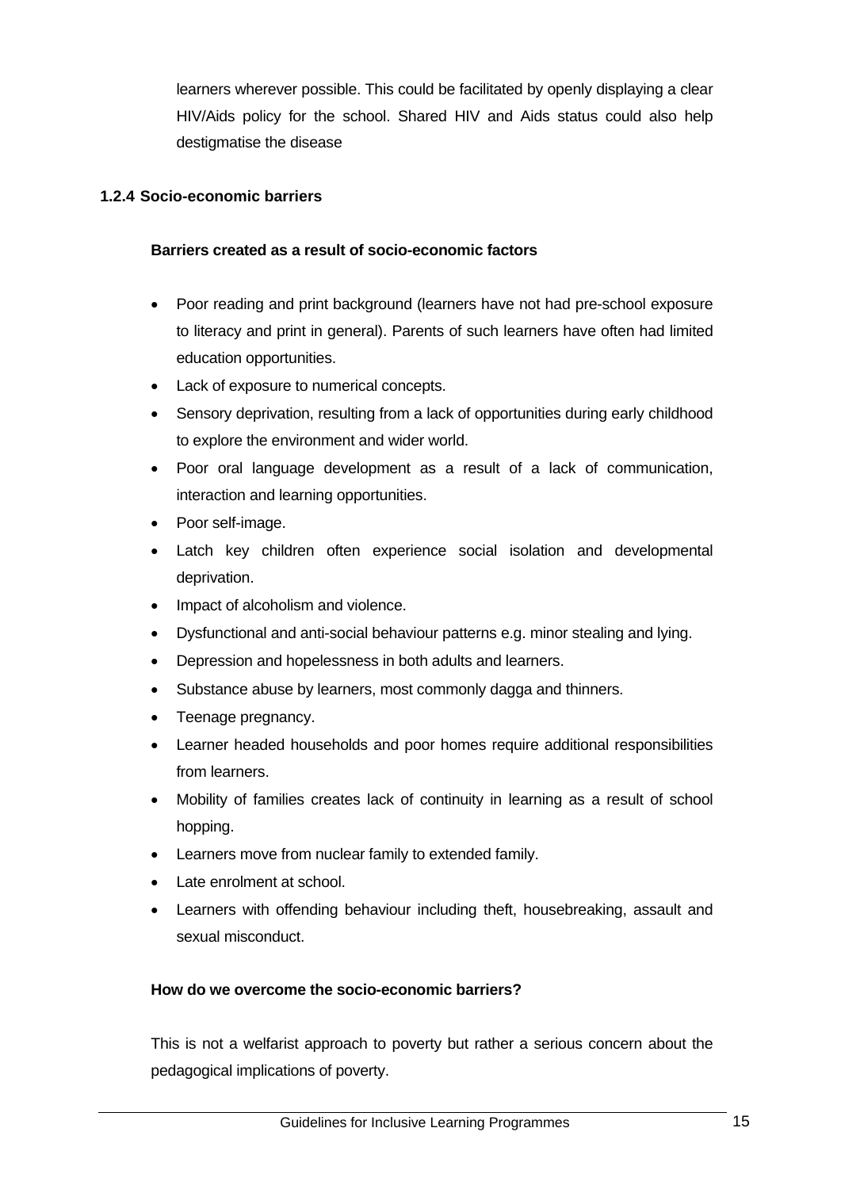learners wherever possible. This could be facilitated by openly displaying a clear HIV/Aids policy for the school. Shared HIV and Aids status could also help destigmatise the disease

### 1.2.4 Socio-economic barriers

**Barriers created as a result of socio-economic factors**

- Poor reading and print background (learners have not had pre-school exposure to literacy and print in general). Parents of such learners have often had limited education opportunities.
- Lack of exposure to numerical concepts.
- Sensory deprivation, resulting from a lack of opportunities during early childhood to explore the environment and wider world.
- Poor oral language development as a result of a lack of communication, interaction and learning opportunities.
- Poor self-image.
- Latch key children often experience social isolation and developmental deprivation.
- Impact of alcoholism and violence.
- Dysfunctional and anti-social behaviour patterns e.g. minor stealing and lying.
- Depression and hopelessness in both adults and learners.
- Substance abuse by learners, most commonly dagga and thinners.
- Teenage pregnancy.
- Learner headed households and poor homes require additional responsibilities from learners.
- Mobility of families creates lack of continuity in learning as a result of school hopping.
- Learners move from nuclear family to extended family.
- Late enrolment at school.
- Learners with offending behaviour including theft, housebreaking, assault and sexual misconduct.

**How do we overcome the socio-economic barriers?**

This is not a welfarist approach to poverty but rather a serious concern about the pedagogical implications of poverty.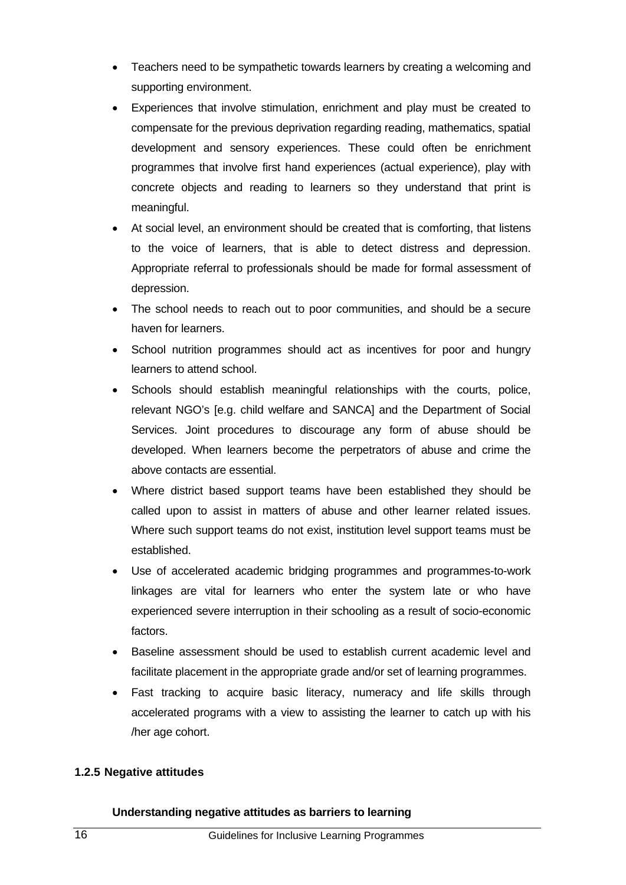- Teachers need to be sympathetic towards learners by creating a welcoming and supporting environment.
- Experiences that involve stimulation, enrichment and play must be created to compensate for the previous deprivation regarding reading, mathematics, spatial development and sensory experiences. These could often be enrichment programmes that involve first hand experiences (actual experience), play with concrete objects and reading to learners so they understand that print is meaningful.
- At social level, an environment should be created that is comforting, that listens to the voice of learners, that is able to detect distress and depression. Appropriate referral to professionals should be made for formal assessment of depression.
- The school needs to reach out to poor communities, and should be a secure haven for learners.
- School nutrition programmes should act as incentives for poor and hungry learners to attend school.
- Schools should establish meaningful relationships with the courts, police, relevant NGO's [e.g. child welfare and SANCA] and the Department of Social Services. Joint procedures to discourage any form of abuse should be developed. When learners become the perpetrators of abuse and crime the above contacts are essential.
- Where district based support teams have been established they should be called upon to assist in matters of abuse and other learner related issues. Where such support teams do not exist, institution level support teams must be established.
- Use of accelerated academic bridging programmes and programmes-to-work linkages are vital for learners who enter the system late or who have experienced severe interruption in their schooling as a result of socio-economic factors.
- Baseline assessment should be used to establish current academic level and facilitate placement in the appropriate grade and/or set of learning programmes.
- Fast tracking to acquire basic literacy, numeracy and life skills through accelerated programs with a view to assisting the learner to catch up with his /her age cohort.

### 1.2.5 Negative attitudes

**Understanding negative attitudes as barriers to learning**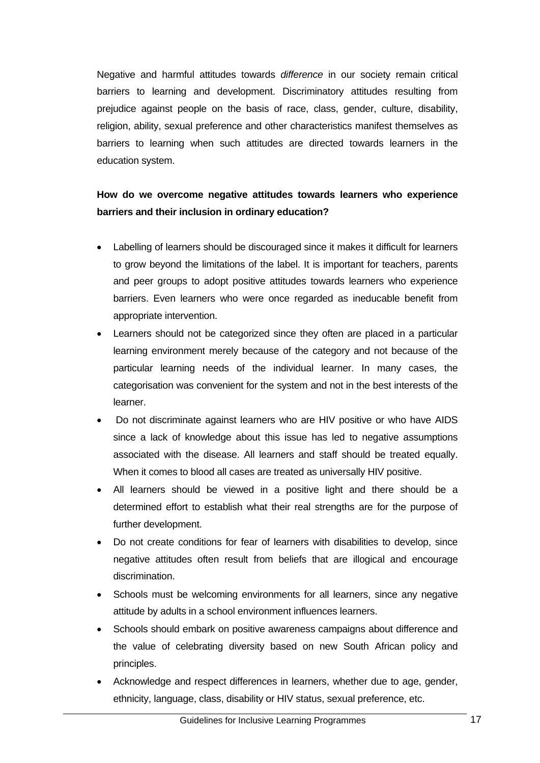Negative and harmful attitudes towards *difference* in our society remain critical barriers to learning and development. Discriminatory attitudes resulting from prejudice against people on the basis of race, class, gender, culture, disability, religion, ability, sexual preference and other characteristics manifest themselves as barriers to learning when such attitudes are directed towards learners in the education system.

**How do we overcome negative attitudes towards learners who experience barriers and their inclusion in ordinary education?**

- Labelling of learners should be discouraged since it makes it difficult for learners to grow beyond the limitations of the label. It is important for teachers, parents and peer groups to adopt positive attitudes towards learners who experience barriers. Even learners who were once regarded as ineducable benefit from appropriate intervention.
- Learners should not be categorized since they often are placed in a particular learning environment merely because of the category and not because of the particular learning needs of the individual learner. In many cases, the categorisation was convenient for the system and not in the best interests of the learner.
- Do not discriminate against learners who are HIV positive or who have AIDS since a lack of knowledge about this issue has led to negative assumptions associated with the disease. All learners and staff should be treated equally. When it comes to blood all cases are treated as universally HIV positive.
- All learners should be viewed in a positive light and there should be a determined effort to establish what their real strengths are for the purpose of further development.
- Do not create conditions for fear of learners with disabilities to develop, since negative attitudes often result from beliefs that are illogical and encourage discrimination.
- Schools must be welcoming environments for all learners, since any negative attitude by adults in a school environment influences learners.
- Schools should embark on positive awareness campaigns about difference and the value of celebrating diversity based on new South African policy and principles.
- Acknowledge and respect differences in learners, whether due to age, gender, ethnicity, language, class, disability or HIV status, sexual preference, etc.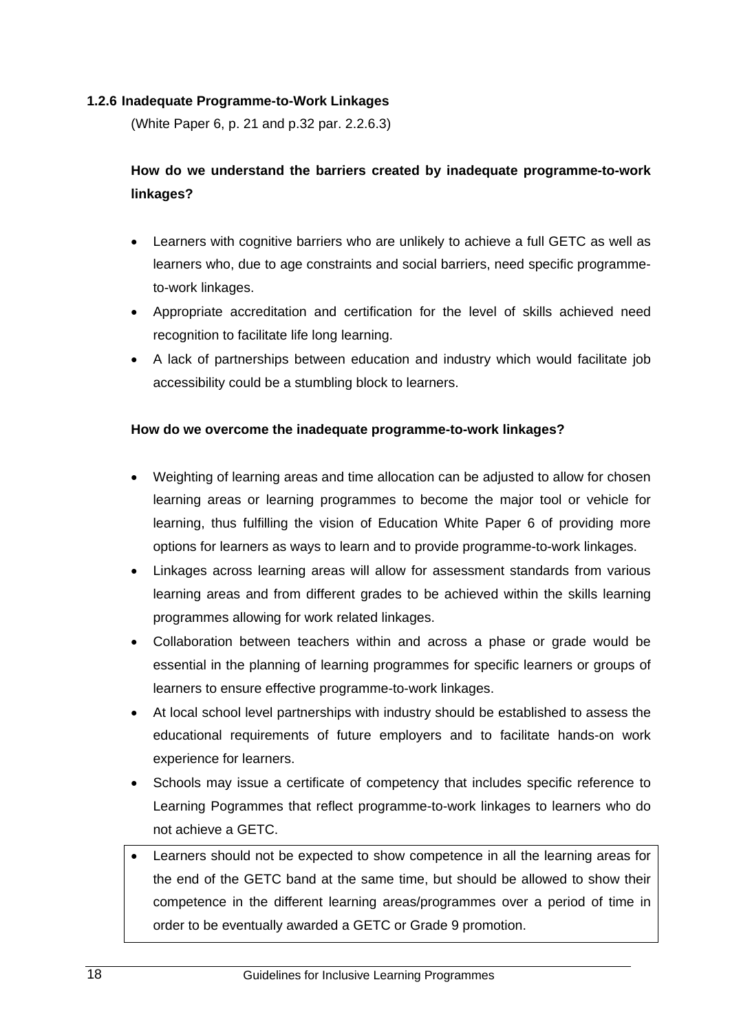### 1.2.6 Inadequate Programme-to-Work Linkages

(White Paper 6, p. 21 and p.32 par. 2.2.6.3)

**How do we understand the barriers created by inadequate programme-to-work linkages?**

- Learners with cognitive barriers who are unlikely to achieve a full GETC as well as learners who, due to age constraints and social barriers, need specific programme-to-work linkages.
- Appropriate accreditation and certification for the level of skills achieved need recognition to facilitate life long learning.
- A lack of partnerships between education and industry which would facilitate job accessibility could be a stumbling block to learners.

**How do we overcome the inadequate programme-to-work linkages?**

- Weighting of learning areas and time allocation can be adjusted to allow for chosen learning areas or learning programmes to become the major tool or vehicle for learning, thus fulfilling the vision of Education White Paper 6 of providing more options for learners as ways to learn and to provide programme-to-work linkages.
- Linkages across learning areas will allow for assessment standards from various learning areas and from different grades to be achieved within the skills learning programmes allowing for work related linkages.
- Collaboration between teachers within and across a phase or grade would be essential in the planning of learning programmes for specific learners or groups of learners to ensure effective programme-to-work linkages.
- At local school level partnerships with industry should be established to assess the educational requirements of future employers and to facilitate hands-on work experience for learners.
- Schools may issue a certificate of competency that includes specific reference to Learning Pogrammes that reflect programme-to-work linkages to learners who do not achieve a GETC.
- Learners should not be expected to show competence in all the learning areas for the end of the GETC band at the same time, but should be allowed to show their competence in the different learning areas/programmes over a period of time in order to be eventually awarded a GETC or Grade 9 promotion.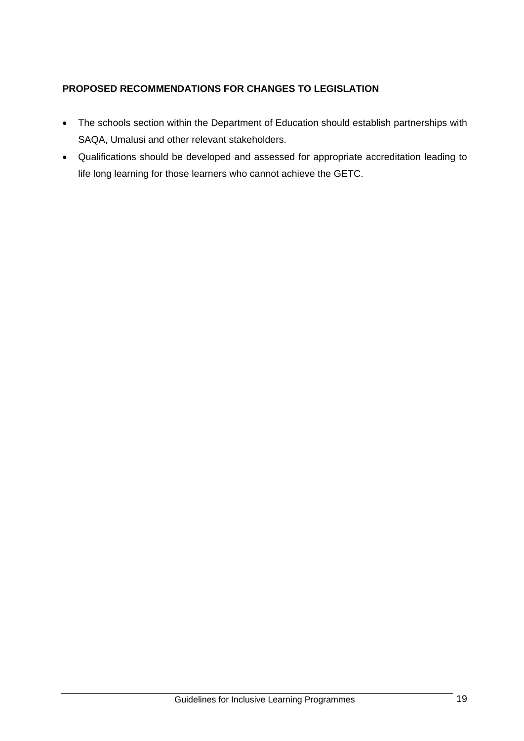**PROPOSED RECOMMENDATIONS FOR CHANGES TO LEGISLATION**

- The schools section within the Department of Education should establish partnerships with SAQA, Umalusi and other relevant stakeholders.
- Qualifications should be developed and assessed for appropriate accreditation leading to life long learning for those learners who cannot achieve the GETC.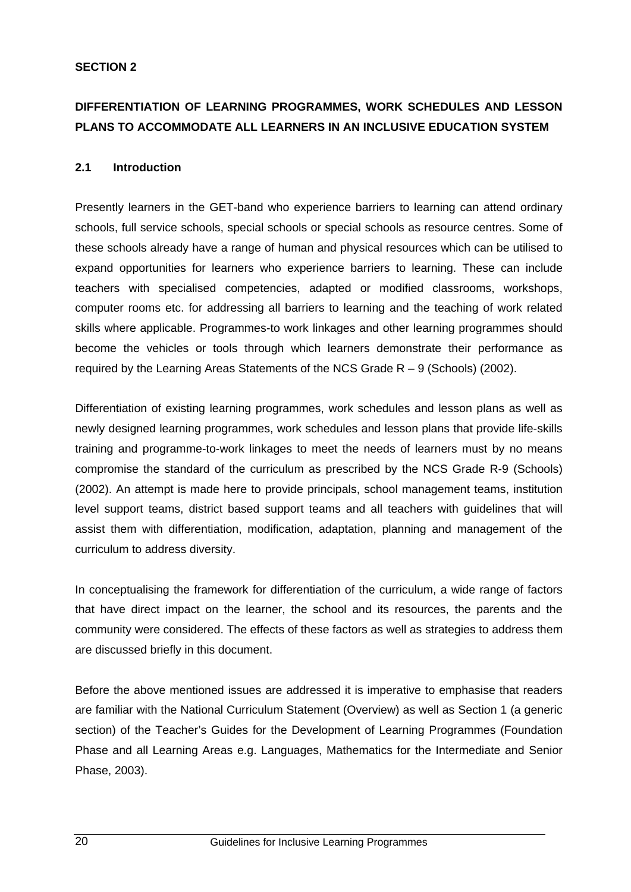**SECTION 2**

## DIFFERENTIATION OF LEARNING PROGRAMMES, WORK SCHEDULES AND LESSON PLANS TO ACCOMMODATE ALL LEARNERS IN AN INCLUSIVE EDUCATION SYSTEM

### 2.1 Introduction

Presently learners in the GET-band who experience barriers to learning can attend ordinary schools, full service schools, special schools or special schools as resource centres. Some of these schools already have a range of human and physical resources which can be utilised to expand opportunities for learners who experience barriers to learning. These can include teachers with specialised competencies, adapted or modified classrooms, workshops, computer rooms etc. for addressing all barriers to learning and the teaching of work related skills where applicable. Programmes-to work linkages and other learning programmes should become the vehicles or tools through which learners demonstrate their performance as required by the Learning Areas Statements of the NCS Grade R – 9 (Schools) (2002).

Differentiation of existing learning programmes, work schedules and lesson plans as well as newly designed learning programmes, work schedules and lesson plans that provide life-skills training and programme-to-work linkages to meet the needs of learners must by no means compromise the standard of the curriculum as prescribed by the NCS Grade R-9 (Schools) (2002). An attempt is made here to provide principals, school management teams, institution level support teams, district based support teams and all teachers with guidelines that will assist them with differentiation, modification, adaptation, planning and management of the curriculum to address diversity.

In conceptualising the framework for differentiation of the curriculum, a wide range of factors that have direct impact on the learner, the school and its resources, the parents and the community were considered. The effects of these factors as well as strategies to address them are discussed briefly in this document.

Before the above mentioned issues are addressed it is imperative to emphasise that readers are familiar with the National Curriculum Statement (Overview) as well as Section 1 (a generic section) of the Teacher's Guides for the Development of Learning Programmes (Foundation Phase and all Learning Areas e.g. Languages, Mathematics for the Intermediate and Senior Phase, 2003).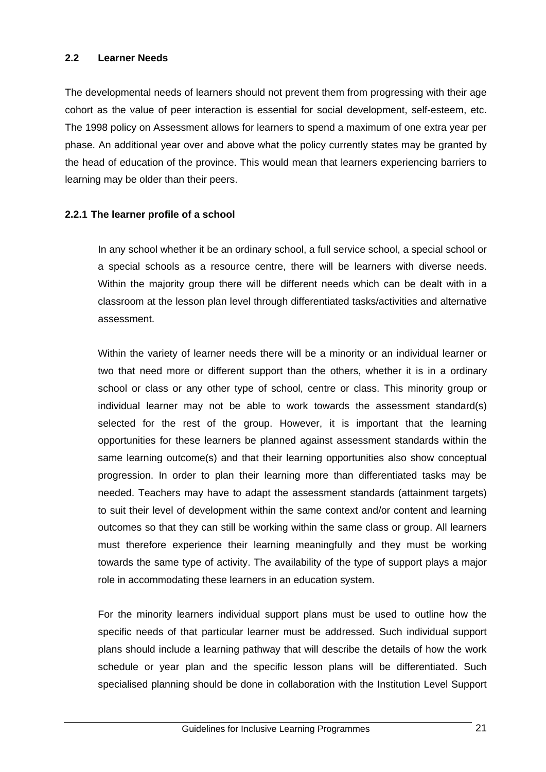### 2.2 Learner Needs

The developmental needs of learners should not prevent them from progressing with their age cohort as the value of peer interaction is essential for social development, self-esteem, etc. The 1998 policy on Assessment allows for learners to spend a maximum of one extra year per phase. An additional year over and above what the policy currently states may be granted by the head of education of the province. This would mean that learners experiencing barriers to learning may be older than their peers.

#### 2.2.1 The learner profile of a school

In any school whether it be an ordinary school, a full service school, a special school or a special schools as a resource centre, there will be learners with diverse needs. Within the majority group there will be different needs which can be dealt with in a classroom at the lesson plan level through differentiated tasks/activities and alternative assessment.

Within the variety of learner needs there will be a minority or an individual learner or two that need more or different support than the others, whether it is in a ordinary school or class or any other type of school, centre or class. This minority group or individual learner may not be able to work towards the assessment standard(s) selected for the rest of the group. However, it is important that the learning opportunities for these learners be planned against assessment standards within the same learning outcome(s) and that their learning opportunities also show conceptual progression. In order to plan their learning more than differentiated tasks may be needed. Teachers may have to adapt the assessment standards (attainment targets) to suit their level of development within the same context and/or content and learning outcomes so that they can still be working within the same class or group. All learners must therefore experience their learning meaningfully and they must be working towards the same type of activity. The availability of the type of support plays a major role in accommodating these learners in an education system.

For the minority learners individual support plans must be used to outline how the specific needs of that particular learner must be addressed. Such individual support plans should include a learning pathway that will describe the details of how the work schedule or year plan and the specific lesson plans will be differentiated. Such specialised planning should be done in collaboration with the Institution Level Support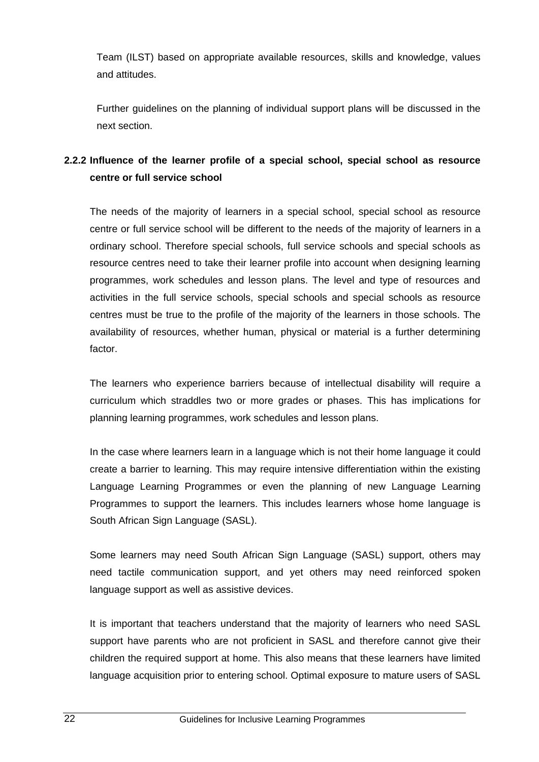Team (ILST) based on appropriate available resources, skills and knowledge, values and attitudes.

Further guidelines on the planning of individual support plans will be discussed in the next section.

### 2.2.2 Influence of the learner profile of a special school, special school as resource centre or full service school

The needs of the majority of learners in a special school, special school as resource centre or full service school will be different to the needs of the majority of learners in a ordinary school. Therefore special schools, full service schools and special schools as resource centres need to take their learner profile into account when designing learning programmes, work schedules and lesson plans. The level and type of resources and activities in the full service schools, special schools and special schools as resource centres must be true to the profile of the majority of the learners in those schools. The availability of resources, whether human, physical or material is a further determining factor.

The learners who experience barriers because of intellectual disability will require a curriculum which straddles two or more grades or phases. This has implications for planning learning programmes, work schedules and lesson plans.

In the case where learners learn in a language which is not their home language it could create a barrier to learning. This may require intensive differentiation within the existing Language Learning Programmes or even the planning of new Language Learning Programmes to support the learners. This includes learners whose home language is South African Sign Language (SASL).

Some learners may need South African Sign Language (SASL) support, others may need tactile communication support, and yet others may need reinforced spoken language support as well as assistive devices.

It is important that teachers understand that the majority of learners who need SASL support have parents who are not proficient in SASL and therefore cannot give their children the required support at home. This also means that these learners have limited language acquisition prior to entering school. Optimal exposure to mature users of SASL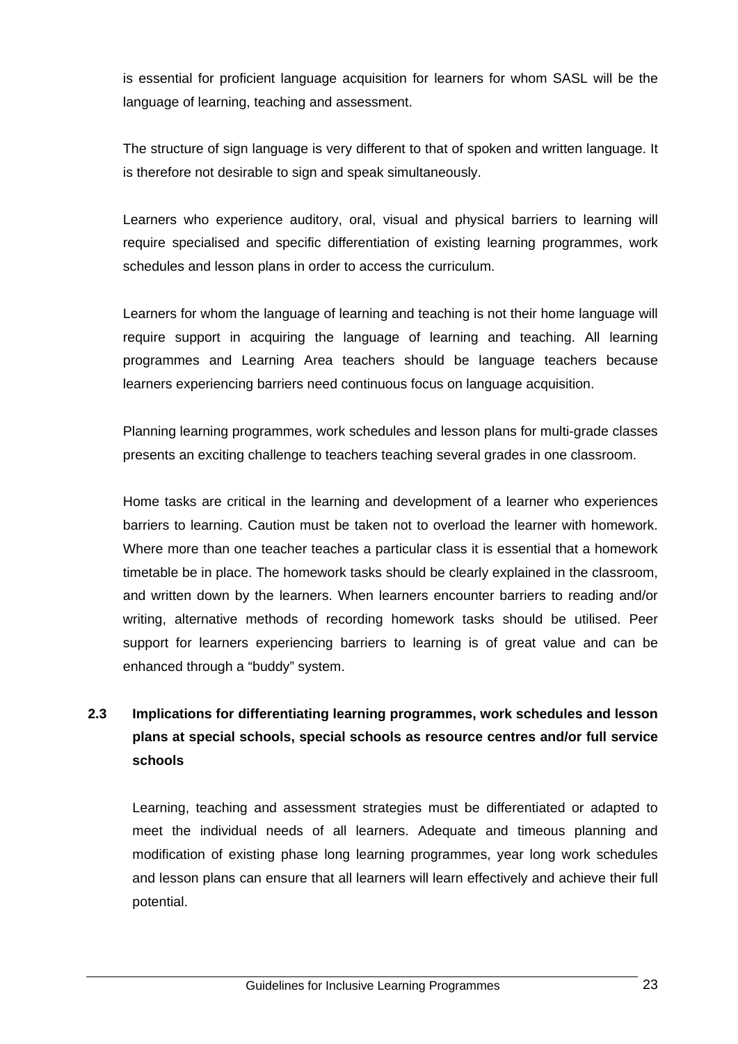is essential for proficient language acquisition for learners for whom SASL will be the language of learning, teaching and assessment.

The structure of sign language is very different to that of spoken and written language. It is therefore not desirable to sign and speak simultaneously.

Learners who experience auditory, oral, visual and physical barriers to learning will require specialised and specific differentiation of existing learning programmes, work schedules and lesson plans in order to access the curriculum.

Learners for whom the language of learning and teaching is not their home language will require support in acquiring the language of learning and teaching. All learning programmes and Learning Area teachers should be language teachers because learners experiencing barriers need continuous focus on language acquisition.

Planning learning programmes, work schedules and lesson plans for multi-grade classes presents an exciting challenge to teachers teaching several grades in one classroom.

Home tasks are critical in the learning and development of a learner who experiences barriers to learning. Caution must be taken not to overload the learner with homework. Where more than one teacher teaches a particular class it is essential that a homework timetable be in place. The homework tasks should be clearly explained in the classroom, and written down by the learners. When learners encounter barriers to reading and/or writing, alternative methods of recording homework tasks should be utilised. Peer support for learners experiencing barriers to learning is of great value and can be enhanced through a "buddy" system.

## 2.3 Implications for differentiating learning programmes, work schedules and lesson plans at special schools, special schools as resource centres and/or full service schools

Learning, teaching and assessment strategies must be differentiated or adapted to meet the individual needs of all learners. Adequate and timeous planning and modification of existing phase long learning programmes, year long work schedules and lesson plans can ensure that all learners will learn effectively and achieve their full potential.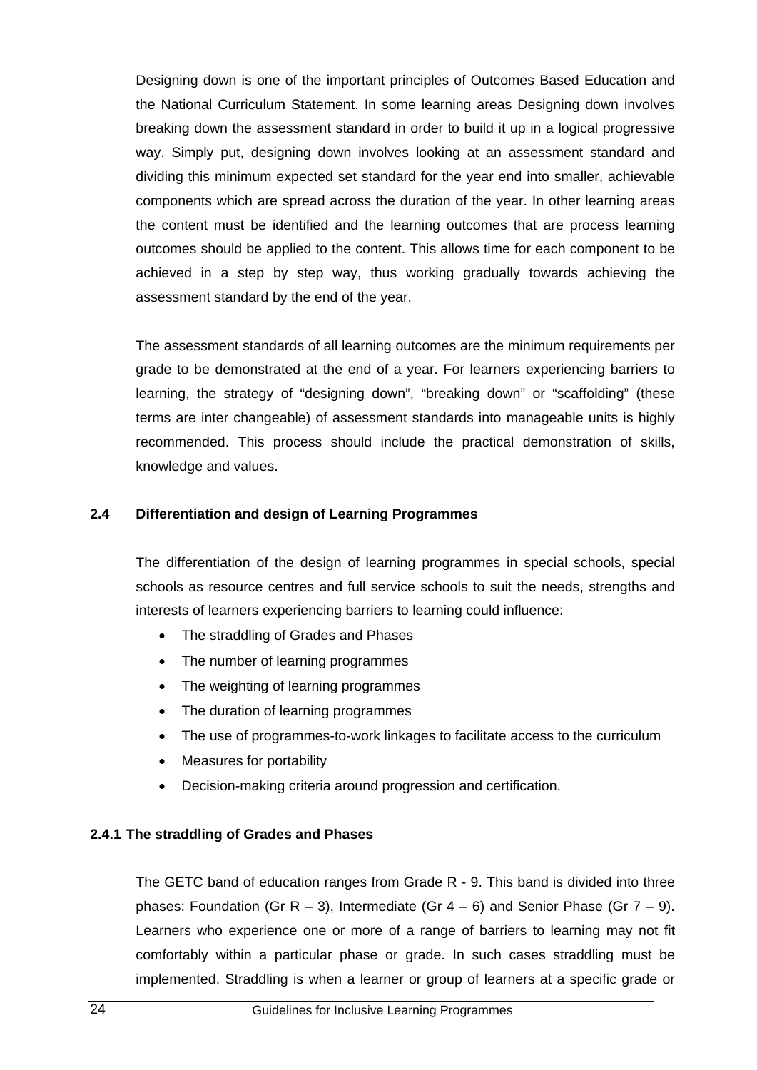Designing down is one of the important principles of Outcomes Based Education and the National Curriculum Statement. In some learning areas Designing down involves breaking down the assessment standard in order to build it up in a logical progressive way. Simply put, designing down involves looking at an assessment standard and dividing this minimum expected set standard for the year end into smaller, achievable components which are spread across the duration of the year. In other learning areas the content must be identified and the learning outcomes that are process learning outcomes should be applied to the content. This allows time for each component to be achieved in a step by step way, thus working gradually towards achieving the assessment standard by the end of the year.

The assessment standards of all learning outcomes are the minimum requirements per grade to be demonstrated at the end of a year. For learners experiencing barriers to learning, the strategy of "designing down", "breaking down" or "scaffolding" (these terms are inter changeable) of assessment standards into manageable units is highly recommended. This process should include the practical demonstration of skills, knowledge and values.

## 2.4 Differentiation and design of Learning Programmes

The differentiation of the design of learning programmes in special schools, special schools as resource centres and full service schools to suit the needs, strengths and interests of learners experiencing barriers to learning could influence:

- The straddling of Grades and Phases
- The number of learning programmes
- The weighting of learning programmes
- The duration of learning programmes
- The use of programmes-to-work linkages to facilitate access to the curriculum
- Measures for portability
- Decision-making criteria around progression and certification.

### 2.4.1 The straddling of Grades and Phases

The GETC band of education ranges from Grade R - 9. This band is divided into three phases: Foundation (Gr R – 3), Intermediate (Gr 4 – 6) and Senior Phase (Gr 7 – 9). Learners who experience one or more of a range of barriers to learning may not fit comfortably within a particular phase or grade. In such cases straddling must be implemented. Straddling is when a learner or group of learners at a specific grade or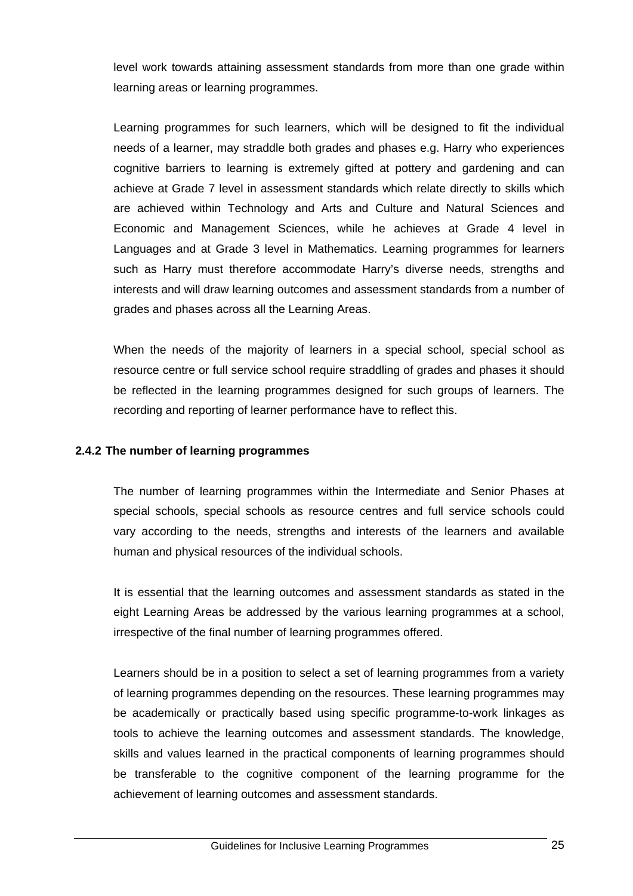level work towards attaining assessment standards from more than one grade within learning areas or learning programmes.

Learning programmes for such learners, which will be designed to fit the individual needs of a learner, may straddle both grades and phases e.g. Harry who experiences cognitive barriers to learning is extremely gifted at pottery and gardening and can achieve at Grade 7 level in assessment standards which relate directly to skills which are achieved within Technology and Arts and Culture and Natural Sciences and Economic and Management Sciences, while he achieves at Grade 4 level in Languages and at Grade 3 level in Mathematics. Learning programmes for learners such as Harry must therefore accommodate Harry's diverse needs, strengths and interests and will draw learning outcomes and assessment standards from a number of grades and phases across all the Learning Areas.

When the needs of the majority of learners in a special school, special school as resource centre or full service school require straddling of grades and phases it should be reflected in the learning programmes designed for such groups of learners. The recording and reporting of learner performance have to reflect this.

### 2.4.2 The number of learning programmes

The number of learning programmes within the Intermediate and Senior Phases at special schools, special schools as resource centres and full service schools could vary according to the needs, strengths and interests of the learners and available human and physical resources of the individual schools.

It is essential that the learning outcomes and assessment standards as stated in the eight Learning Areas be addressed by the various learning programmes at a school, irrespective of the final number of learning programmes offered.

Learners should be in a position to select a set of learning programmes from a variety of learning programmes depending on the resources. These learning programmes may be academically or practically based using specific programme-to-work linkages as tools to achieve the learning outcomes and assessment standards. The knowledge, skills and values learned in the practical components of learning programmes should be transferable to the cognitive component of the learning programme for the achievement of learning outcomes and assessment standards.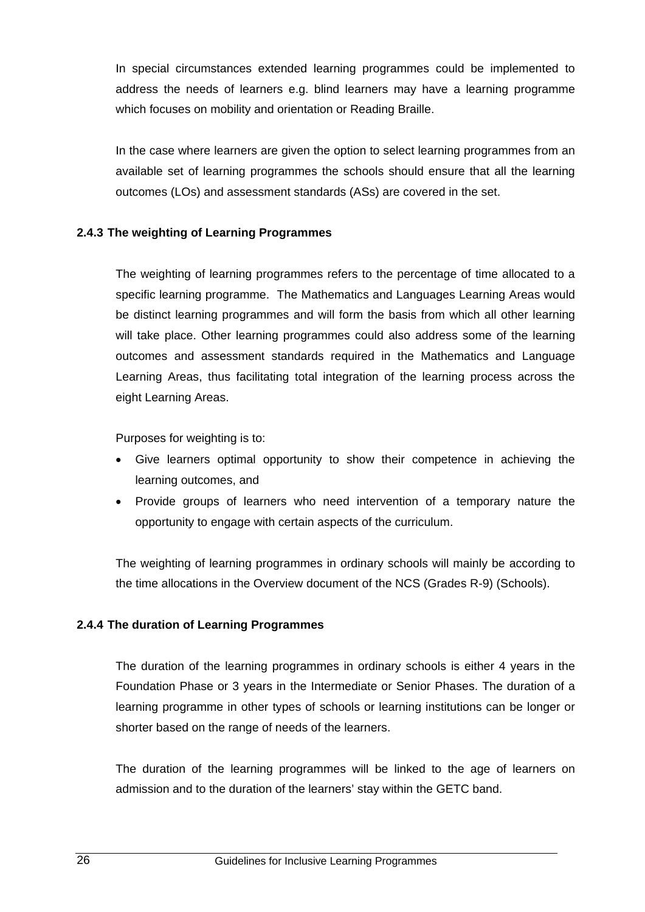In special circumstances extended learning programmes could be implemented to address the needs of learners e.g. blind learners may have a learning programme which focuses on mobility and orientation or Reading Braille.

In the case where learners are given the option to select learning programmes from an available set of learning programmes the schools should ensure that all the learning outcomes (LOs) and assessment standards (ASs) are covered in the set.

#### 2.4.3 The weighting of Learning Programmes

The weighting of learning programmes refers to the percentage of time allocated to a specific learning programme. The Mathematics and Languages Learning Areas would be distinct learning programmes and will form the basis from which all other learning will take place. Other learning programmes could also address some of the learning outcomes and assessment standards required in the Mathematics and Language Learning Areas, thus facilitating total integration of the learning process across the eight Learning Areas.

Purposes for weighting is to:

- Give learners optimal opportunity to show their competence in achieving the learning outcomes, and
- Provide groups of learners who need intervention of a temporary nature the opportunity to engage with certain aspects of the curriculum.

The weighting of learning programmes in ordinary schools will mainly be according to the time allocations in the Overview document of the NCS (Grades R-9) (Schools).

#### 2.4.4 The duration of Learning Programmes

The duration of the learning programmes in ordinary schools is either 4 years in the Foundation Phase or 3 years in the Intermediate or Senior Phases. The duration of a learning programme in other types of schools or learning institutions can be longer or shorter based on the range of needs of the learners.

The duration of the learning programmes will be linked to the age of learners on admission and to the duration of the learners' stay within the GETC band.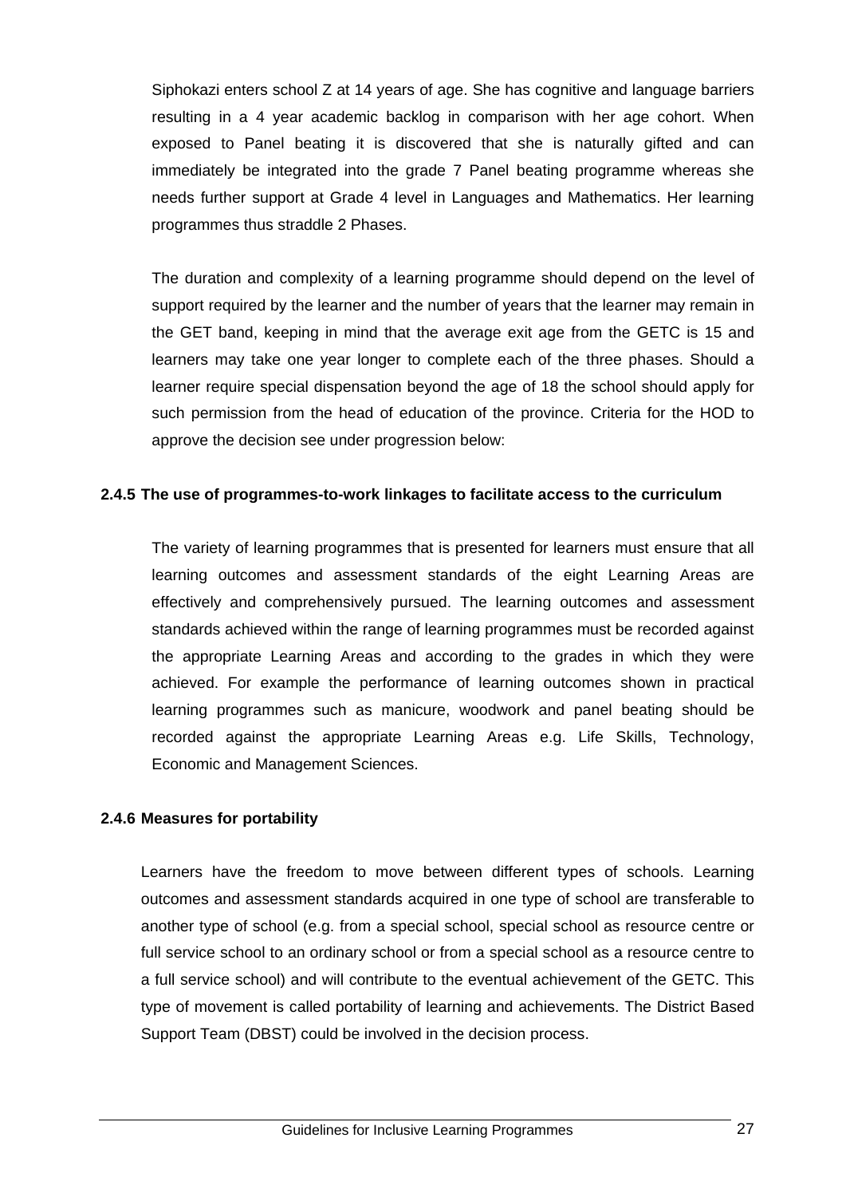Siphokazi enters school Z at 14 years of age. She has cognitive and language barriers resulting in a 4 year academic backlog in comparison with her age cohort. When exposed to Panel beating it is discovered that she is naturally gifted and can immediately be integrated into the grade 7 Panel beating programme whereas she needs further support at Grade 4 level in Languages and Mathematics. Her learning programmes thus straddle 2 Phases.

The duration and complexity of a learning programme should depend on the level of support required by the learner and the number of years that the learner may remain in the GET band, keeping in mind that the average exit age from the GETC is 15 and learners may take one year longer to complete each of the three phases. Should a learner require special dispensation beyond the age of 18 the school should apply for such permission from the head of education of the province. Criteria for the HOD to approve the decision see under progression below:

### 2.4.5 The use of programmes-to-work linkages to facilitate access to the curriculum

The variety of learning programmes that is presented for learners must ensure that all learning outcomes and assessment standards of the eight Learning Areas are effectively and comprehensively pursued. The learning outcomes and assessment standards achieved within the range of learning programmes must be recorded against the appropriate Learning Areas and according to the grades in which they were achieved. For example the performance of learning outcomes shown in practical learning programmes such as manicure, woodwork and panel beating should be recorded against the appropriate Learning Areas e.g. Life Skills, Technology, Economic and Management Sciences.

### 2.4.6 Measures for portability

Learners have the freedom to move between different types of schools. Learning outcomes and assessment standards acquired in one type of school are transferable to another type of school (e.g. from a special school, special school as resource centre or full service school to an ordinary school or from a special school as a resource centre to a full service school) and will contribute to the eventual achievement of the GETC. This type of movement is called portability of learning and achievements. The District Based Support Team (DBST) could be involved in the decision process.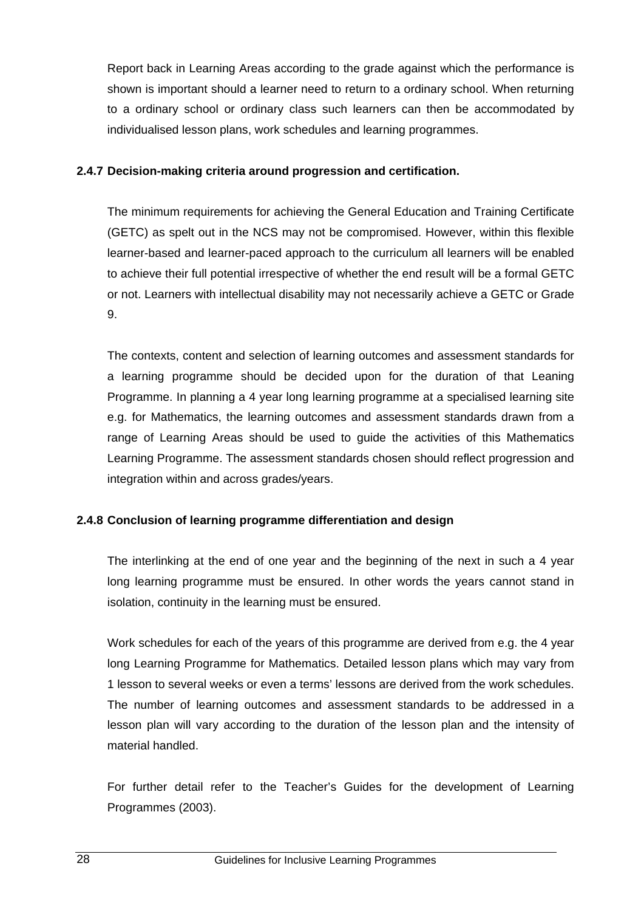Report back in Learning Areas according to the grade against which the performance is shown is important should a learner need to return to a ordinary school. When returning to a ordinary school or ordinary class such learners can then be accommodated by individualised lesson plans, work schedules and learning programmes.

### 2.4.7 Decision-making criteria around progression and certification.

The minimum requirements for achieving the General Education and Training Certificate (GETC) as spelt out in the NCS may not be compromised. However, within this flexible learner-based and learner-paced approach to the curriculum all learners will be enabled to achieve their full potential irrespective of whether the end result will be a formal GETC or not. Learners with intellectual disability may not necessarily achieve a GETC or Grade 9.

The contexts, content and selection of learning outcomes and assessment standards for a learning programme should be decided upon for the duration of that Leaning Programme. In planning a 4 year long learning programme at a specialised learning site e.g. for Mathematics, the learning outcomes and assessment standards drawn from a range of Learning Areas should be used to guide the activities of this Mathematics Learning Programme. The assessment standards chosen should reflect progression and integration within and across grades/years.

### 2.4.8 Conclusion of learning programme differentiation and design

The interlinking at the end of one year and the beginning of the next in such a 4 year long learning programme must be ensured. In other words the years cannot stand in isolation, continuity in the learning must be ensured.

Work schedules for each of the years of this programme are derived from e.g. the 4 year long Learning Programme for Mathematics. Detailed lesson plans which may vary from 1 lesson to several weeks or even a terms' lessons are derived from the work schedules. The number of learning outcomes and assessment standards to be addressed in a lesson plan will vary according to the duration of the lesson plan and the intensity of material handled.

For further detail refer to the Teacher's Guides for the development of Learning Programmes (2003).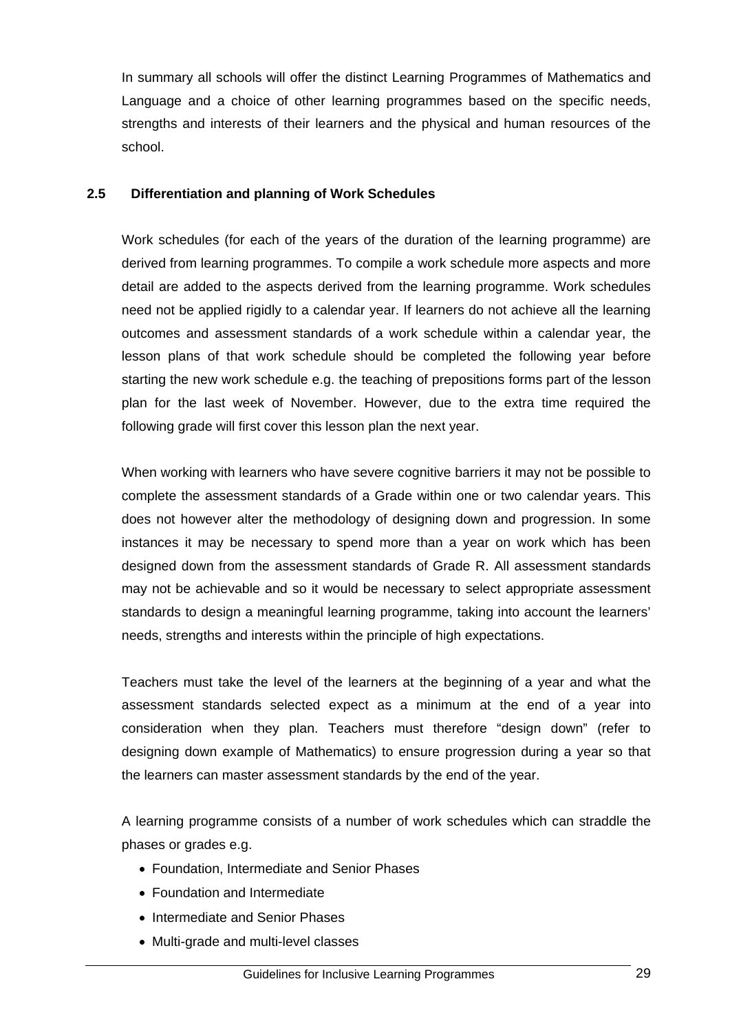In summary all schools will offer the distinct Learning Programmes of Mathematics and Language and a choice of other learning programmes based on the specific needs, strengths and interests of their learners and the physical and human resources of the school.

### 2.5 Differentiation and planning of Work Schedules

Work schedules (for each of the years of the duration of the learning programme) are derived from learning programmes. To compile a work schedule more aspects and more detail are added to the aspects derived from the learning programme. Work schedules need not be applied rigidly to a calendar year. If learners do not achieve all the learning outcomes and assessment standards of a work schedule within a calendar year, the lesson plans of that work schedule should be completed the following year before starting the new work schedule e.g. the teaching of prepositions forms part of the lesson plan for the last week of November. However, due to the extra time required the following grade will first cover this lesson plan the next year.

When working with learners who have severe cognitive barriers it may not be possible to complete the assessment standards of a Grade within one or two calendar years. This does not however alter the methodology of designing down and progression. In some instances it may be necessary to spend more than a year on work which has been designed down from the assessment standards of Grade R. All assessment standards may not be achievable and so it would be necessary to select appropriate assessment standards to design a meaningful learning programme, taking into account the learners' needs, strengths and interests within the principle of high expectations.

Teachers must take the level of the learners at the beginning of a year and what the assessment standards selected expect as a minimum at the end of a year into consideration when they plan. Teachers must therefore "design down" (refer to designing down example of Mathematics) to ensure progression during a year so that the learners can master assessment standards by the end of the year.

A learning programme consists of a number of work schedules which can straddle the phases or grades e.g.

- Foundation, Intermediate and Senior Phases
- Foundation and Intermediate
- Intermediate and Senior Phases
- Multi-grade and multi-level classes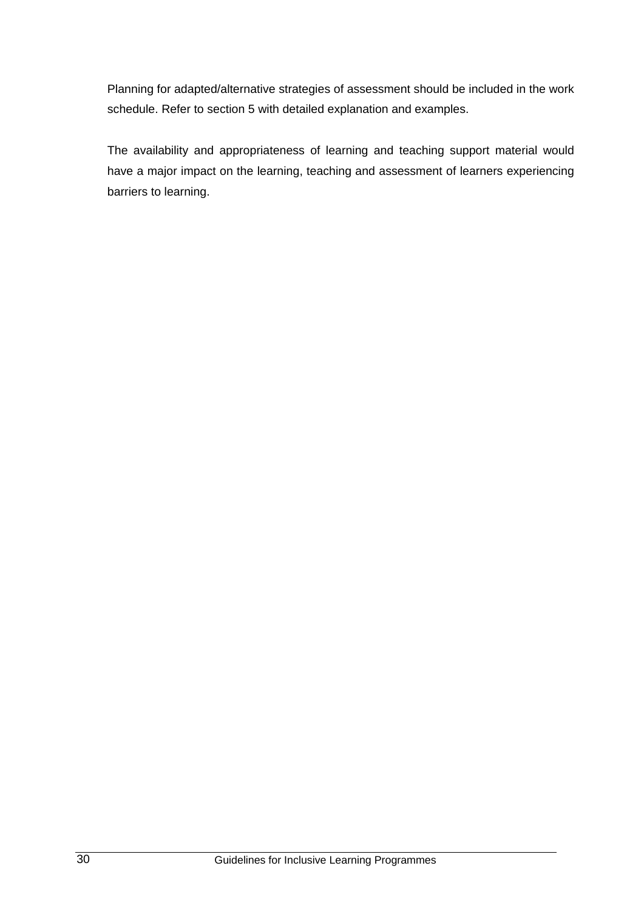Planning for adapted/alternative strategies of assessment should be included in the work schedule. Refer to section 5 with detailed explanation and examples.

The availability and appropriateness of learning and teaching support material would have a major impact on the learning, teaching and assessment of learners experiencing barriers to learning.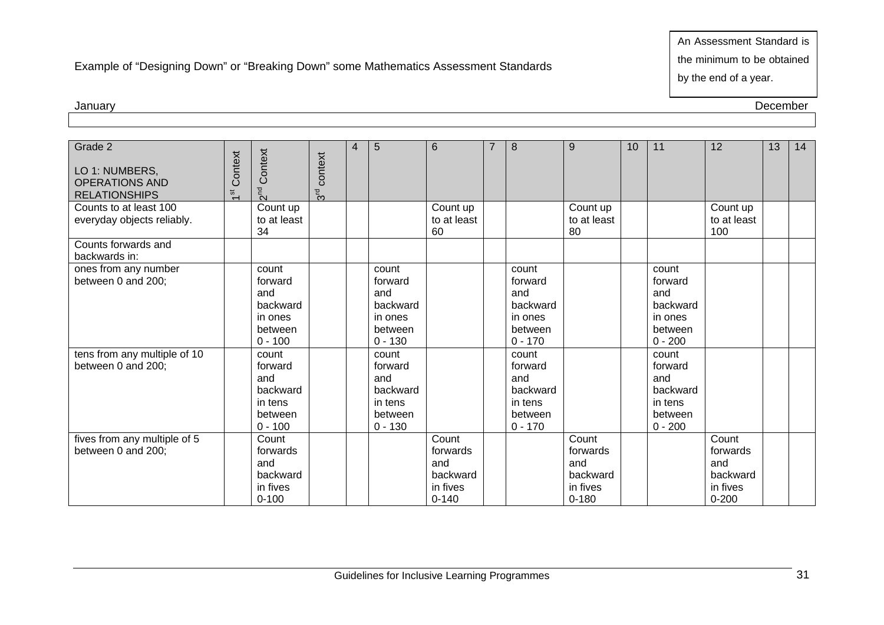Example of "Designing Down" or "Breaking Down" some Mathematics Assessment Standards

An Assessment Standard is the minimum to be obtained by the end of a year.

January — December

| Grade 2<br>LO 1: NUMBERS, OPERATIONS AND RELATIONSHIPS | 1st Context | 2nd Context | 3rd context | 4 | 5 | 6 | 7 | 8 | 9 | 10 | 11 | 12 | 13 | 14 |
|---|---|---|---|---|---|---|---|---|---|---|---|---|---|---|
| Counts to at least 100 everyday objects reliably. | | Count up to at least 34 | | | | Count up to at least 60 | | | Count up to at least 80 | | | Count up to at least 100 | | |
| Counts forwards and backwards in: | | | | | | | | | | | | | | |
| ones from any number between 0 and 200; | | count forward and backward in ones between 0 - 100 | | | count forward and backward in ones between 0 - 130 | | | count forward and backward in ones between 0 - 170 | | | count forward and backward in ones between 0 - 200 | | | |
| tens from any multiple of 10 between 0 and 200; | | count forward and backward in tens between 0 - 100 | | | count forward and backward in tens between 0 - 130 | | | count forward and backward in tens between 0 - 170 | | | count forward and backward in tens between 0 - 200 | | | |
| fives from any multiple of 5 between 0 and 200; | | Count forwards and backward in fives 0-100 | | | | Count forwards and backward in fives 0-140 | | | Count forwards and backward in fives 0-180 | | | Count forwards and backward in fives 0-200 | | |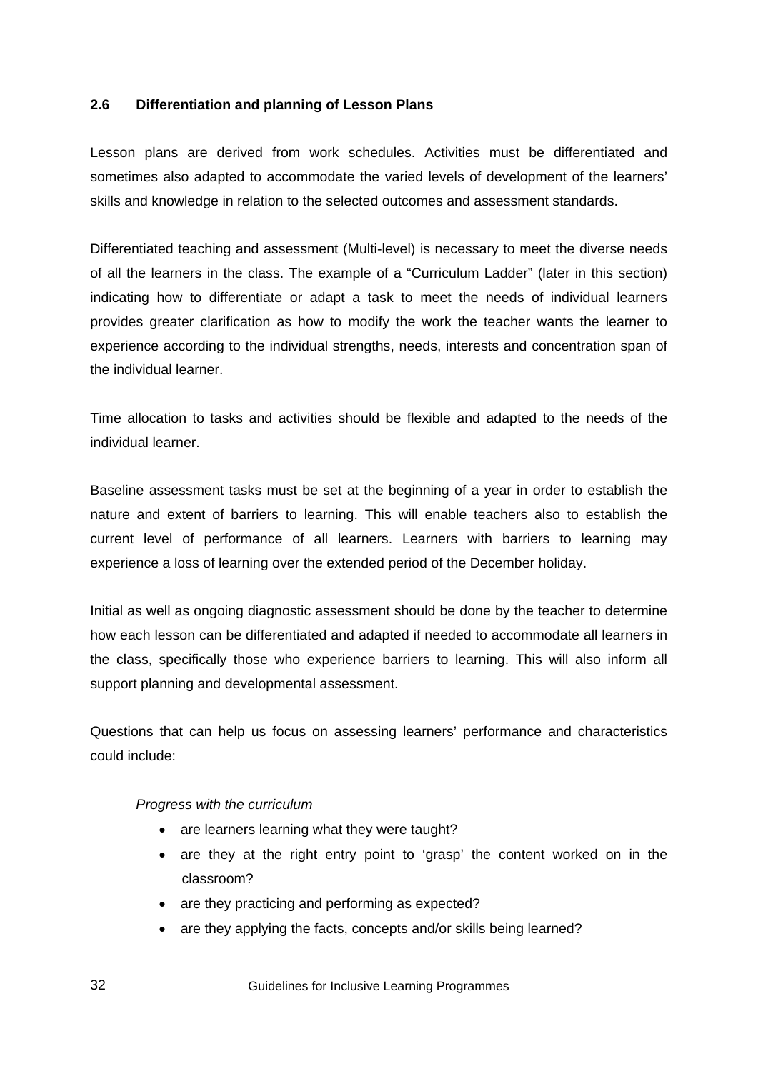## 2.6 Differentiation and planning of Lesson Plans

Lesson plans are derived from work schedules. Activities must be differentiated and sometimes also adapted to accommodate the varied levels of development of the learners' skills and knowledge in relation to the selected outcomes and assessment standards.

Differentiated teaching and assessment (Multi-level) is necessary to meet the diverse needs of all the learners in the class. The example of a "Curriculum Ladder" (later in this section) indicating how to differentiate or adapt a task to meet the needs of individual learners provides greater clarification as how to modify the work the teacher wants the learner to experience according to the individual strengths, needs, interests and concentration span of the individual learner.

Time allocation to tasks and activities should be flexible and adapted to the needs of the individual learner.

Baseline assessment tasks must be set at the beginning of a year in order to establish the nature and extent of barriers to learning. This will enable teachers also to establish the current level of performance of all learners. Learners with barriers to learning may experience a loss of learning over the extended period of the December holiday.

Initial as well as ongoing diagnostic assessment should be done by the teacher to determine how each lesson can be differentiated and adapted if needed to accommodate all learners in the class, specifically those who experience barriers to learning. This will also inform all support planning and developmental assessment.

Questions that can help us focus on assessing learners' performance and characteristics could include:

*Progress with the curriculum*

- are learners learning what they were taught?
- are they at the right entry point to 'grasp' the content worked on in the classroom?
- are they practicing and performing as expected?
- are they applying the facts, concepts and/or skills being learned?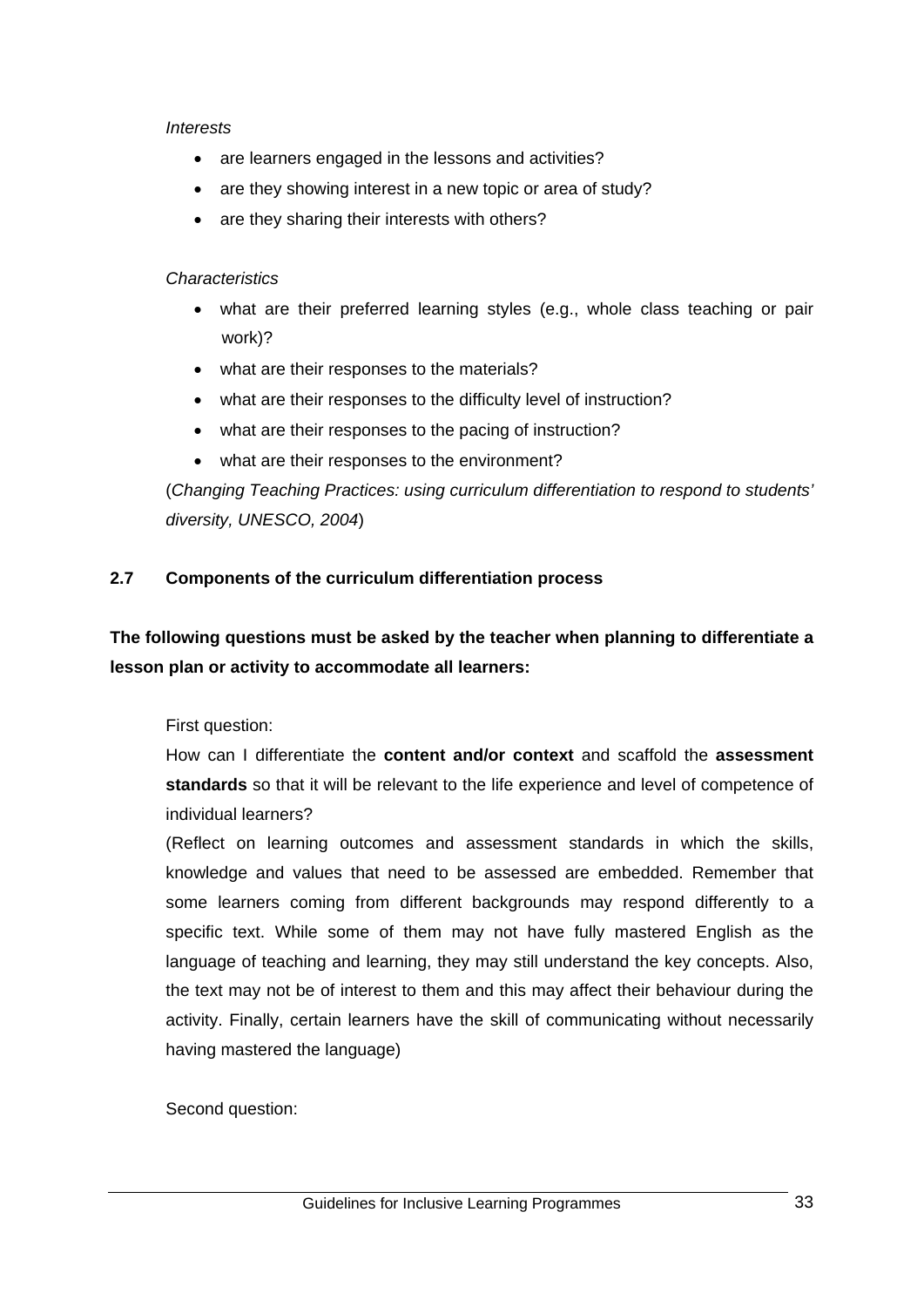*Interests*

- are learners engaged in the lessons and activities?
- are they showing interest in a new topic or area of study?
- are they sharing their interests with others?

*Characteristics*

- what are their preferred learning styles (e.g., whole class teaching or pair work)?
- what are their responses to the materials?
- what are their responses to the difficulty level of instruction?
- what are their responses to the pacing of instruction?
- what are their responses to the environment?

(*Changing Teaching Practices: using curriculum differentiation to respond to students' diversity, UNESCO, 2004*)

## 2.7 Components of the curriculum differentiation process

**The following questions must be asked by the teacher when planning to differentiate a lesson plan or activity to accommodate all learners:**

First question:

How can I differentiate the **content and/or context** and scaffold the **assessment standards** so that it will be relevant to the life experience and level of competence of individual learners?

(Reflect on learning outcomes and assessment standards in which the skills, knowledge and values that need to be assessed are embedded. Remember that some learners coming from different backgrounds may respond differently to a specific text. While some of them may not have fully mastered English as the language of teaching and learning, they may still understand the key concepts. Also, the text may not be of interest to them and this may affect their behaviour during the activity. Finally, certain learners have the skill of communicating without necessarily having mastered the language)

Second question: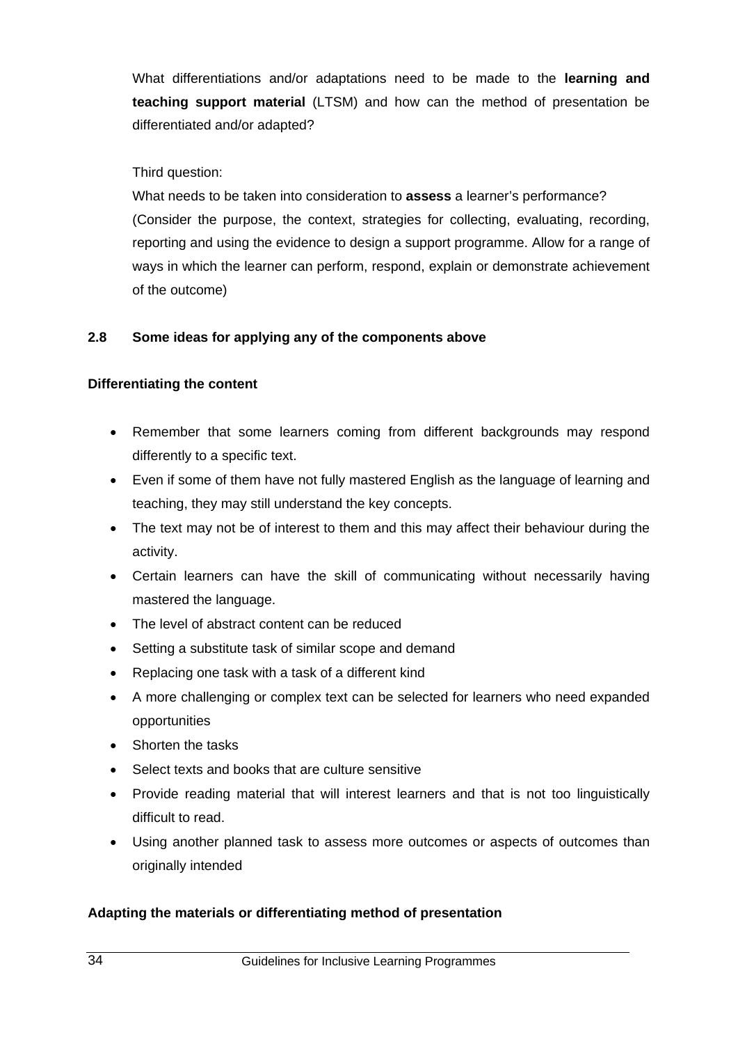What differentiations and/or adaptations need to be made to the **learning and teaching support material** (LTSM) and how can the method of presentation be differentiated and/or adapted?

Third question:

What needs to be taken into consideration to **assess** a learner's performance? (Consider the purpose, the context, strategies for collecting, evaluating, recording, reporting and using the evidence to design a support programme. Allow for a range of ways in which the learner can perform, respond, explain or demonstrate achievement of the outcome)

## 2.8 Some ideas for applying any of the components above

**Differentiating the content**

- Remember that some learners coming from different backgrounds may respond differently to a specific text.
- Even if some of them have not fully mastered English as the language of learning and teaching, they may still understand the key concepts.
- The text may not be of interest to them and this may affect their behaviour during the activity.
- Certain learners can have the skill of communicating without necessarily having mastered the language.
- The level of abstract content can be reduced
- Setting a substitute task of similar scope and demand
- Replacing one task with a task of a different kind
- A more challenging or complex text can be selected for learners who need expanded opportunities
- Shorten the tasks
- Select texts and books that are culture sensitive
- Provide reading material that will interest learners and that is not too linguistically difficult to read.
- Using another planned task to assess more outcomes or aspects of outcomes than originally intended

**Adapting the materials or differentiating method of presentation**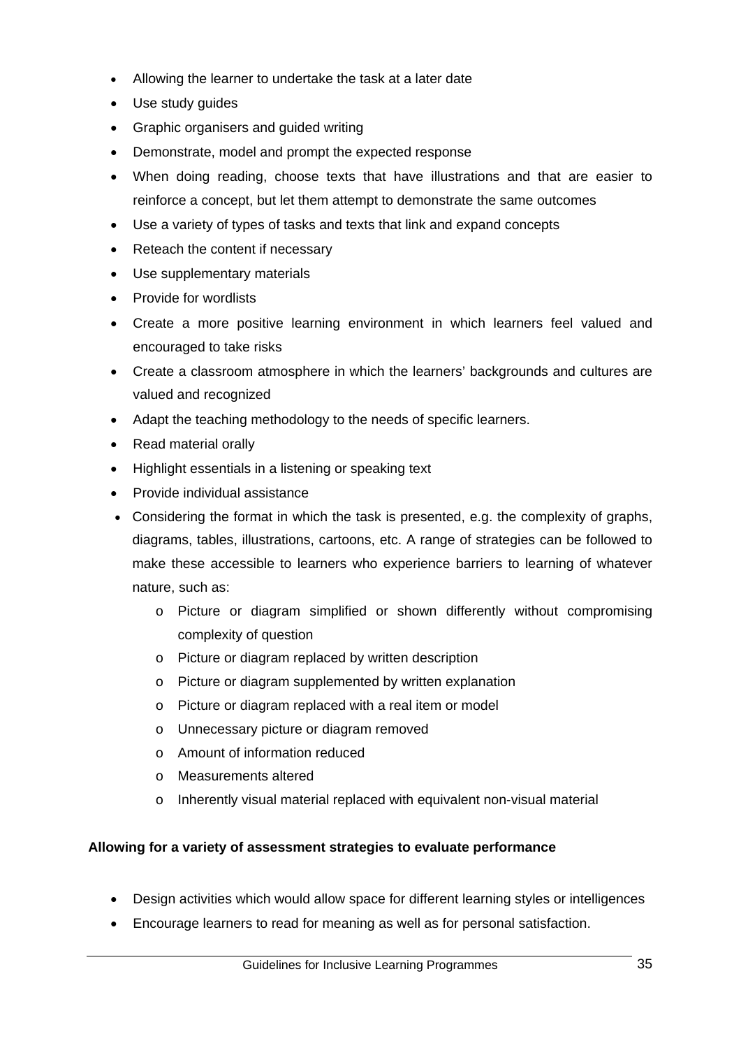- Allowing the learner to undertake the task at a later date
- Use study guides
- Graphic organisers and guided writing
- Demonstrate, model and prompt the expected response
- When doing reading, choose texts that have illustrations and that are easier to reinforce a concept, but let them attempt to demonstrate the same outcomes
- Use a variety of types of tasks and texts that link and expand concepts
- Reteach the content if necessary
- Use supplementary materials
- Provide for wordlists
- Create a more positive learning environment in which learners feel valued and encouraged to take risks
- Create a classroom atmosphere in which the learners' backgrounds and cultures are valued and recognized
- Adapt the teaching methodology to the needs of specific learners.
- Read material orally
- Highlight essentials in a listening or speaking text
- Provide individual assistance
- Considering the format in which the task is presented, e.g. the complexity of graphs, diagrams, tables, illustrations, cartoons, etc. A range of strategies can be followed to make these accessible to learners who experience barriers to learning of whatever nature, such as:
    - Picture or diagram simplified or shown differently without compromising complexity of question
    - Picture or diagram replaced by written description
    - Picture or diagram supplemented by written explanation
    - Picture or diagram replaced with a real item or model
    - Unnecessary picture or diagram removed
    - Amount of information reduced
    - Measurements altered
    - Inherently visual material replaced with equivalent non-visual material

**Allowing for a variety of assessment strategies to evaluate performance**

- Design activities which would allow space for different learning styles or intelligences
- Encourage learners to read for meaning as well as for personal satisfaction.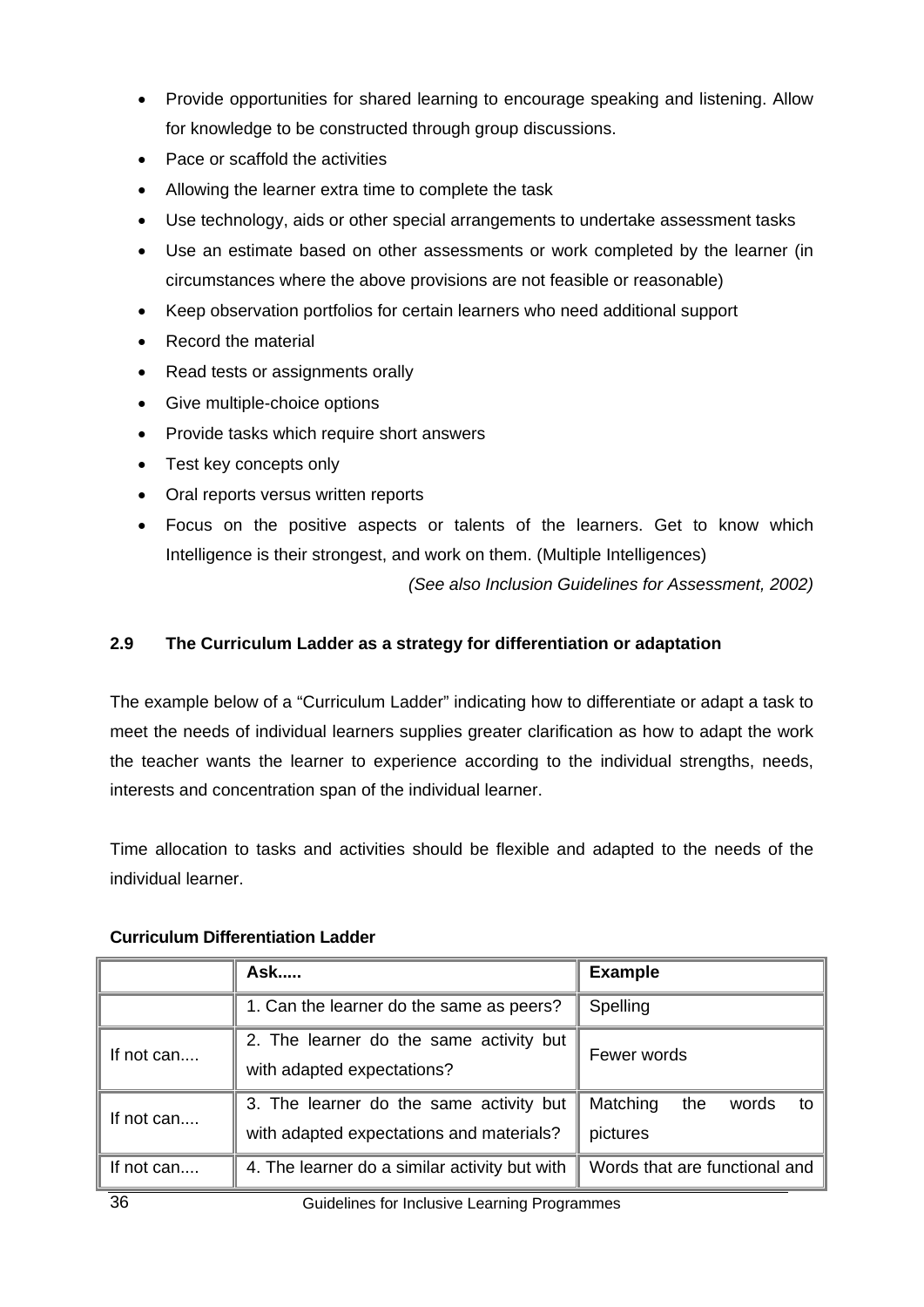- Provide opportunities for shared learning to encourage speaking and listening. Allow for knowledge to be constructed through group discussions.
- Pace or scaffold the activities
- Allowing the learner extra time to complete the task
- Use technology, aids or other special arrangements to undertake assessment tasks
- Use an estimate based on other assessments or work completed by the learner (in circumstances where the above provisions are not feasible or reasonable)
- Keep observation portfolios for certain learners who need additional support
- Record the material
- Read tests or assignments orally
- Give multiple-choice options
- Provide tasks which require short answers
- Test key concepts only
- Oral reports versus written reports
- Focus on the positive aspects or talents of the learners. Get to know which Intelligence is their strongest, and work on them. (Multiple Intelligences)

*(See also Inclusion Guidelines for Assessment, 2002)*

### 2.9 The Curriculum Ladder as a strategy for differentiation or adaptation

The example below of a "Curriculum Ladder" indicating how to differentiate or adapt a task to meet the needs of individual learners supplies greater clarification as how to adapt the work the teacher wants the learner to experience according to the individual strengths, needs, interests and concentration span of the individual learner.

Time allocation to tasks and activities should be flexible and adapted to the needs of the individual learner.

**Curriculum Differentiation Ladder**

| | **Ask.....** | **Example** |
|---|---|---|
| | 1. Can the learner do the same as peers? | Spelling |
| If not can.... | 2. The learner do the same activity but with adapted expectations? | Fewer words |
| If not can.... | 3. The learner do the same activity but with adapted expectations and materials? | Matching the words to pictures |
| If not can.... | 4. The learner do a similar activity but with | Words that are functional and |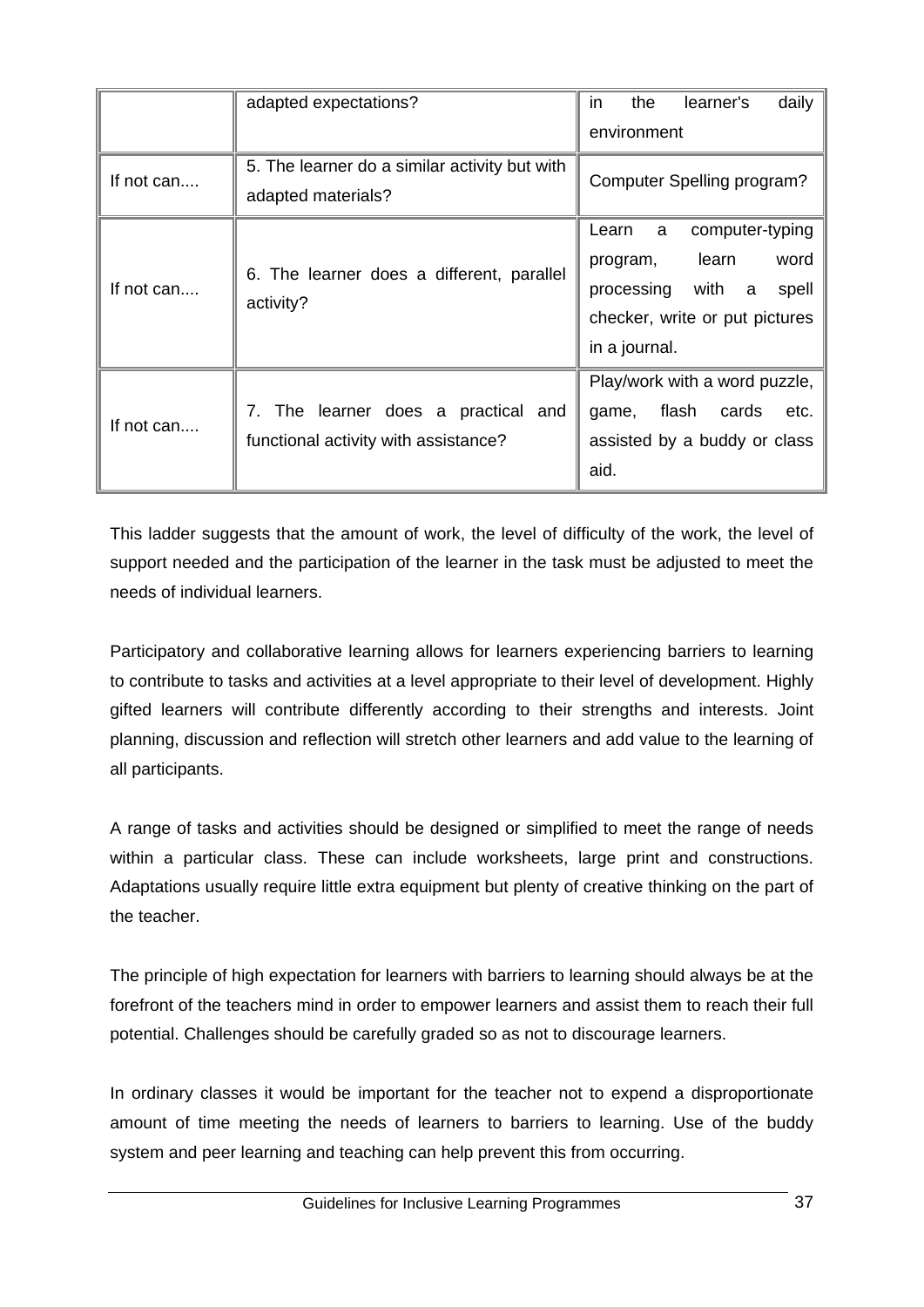| | | |
|---|---|---|
| | adapted expectations? | in the learner's daily environment |
| If not can.... | 5. The learner do a similar activity but with adapted materials? | Computer Spelling program? |
| If not can.... | 6. The learner does a different, parallel activity? | Learn a computer-typing program, learn word processing with a spell checker, write or put pictures in a journal. |
| If not can.... | 7. The learner does a practical and functional activity with assistance? | Play/work with a word puzzle, game, flash cards etc. assisted by a buddy or class aid. |

This ladder suggests that the amount of work, the level of difficulty of the work, the level of support needed and the participation of the learner in the task must be adjusted to meet the needs of individual learners.

Participatory and collaborative learning allows for learners experiencing barriers to learning to contribute to tasks and activities at a level appropriate to their level of development. Highly gifted learners will contribute differently according to their strengths and interests. Joint planning, discussion and reflection will stretch other learners and add value to the learning of all participants.

A range of tasks and activities should be designed or simplified to meet the range of needs within a particular class. These can include worksheets, large print and constructions. Adaptations usually require little extra equipment but plenty of creative thinking on the part of the teacher.

The principle of high expectation for learners with barriers to learning should always be at the forefront of the teachers mind in order to empower learners and assist them to reach their full potential. Challenges should be carefully graded so as not to discourage learners.

In ordinary classes it would be important for the teacher not to expend a disproportionate amount of time meeting the needs of learners to barriers to learning. Use of the buddy system and peer learning and teaching can help prevent this from occurring.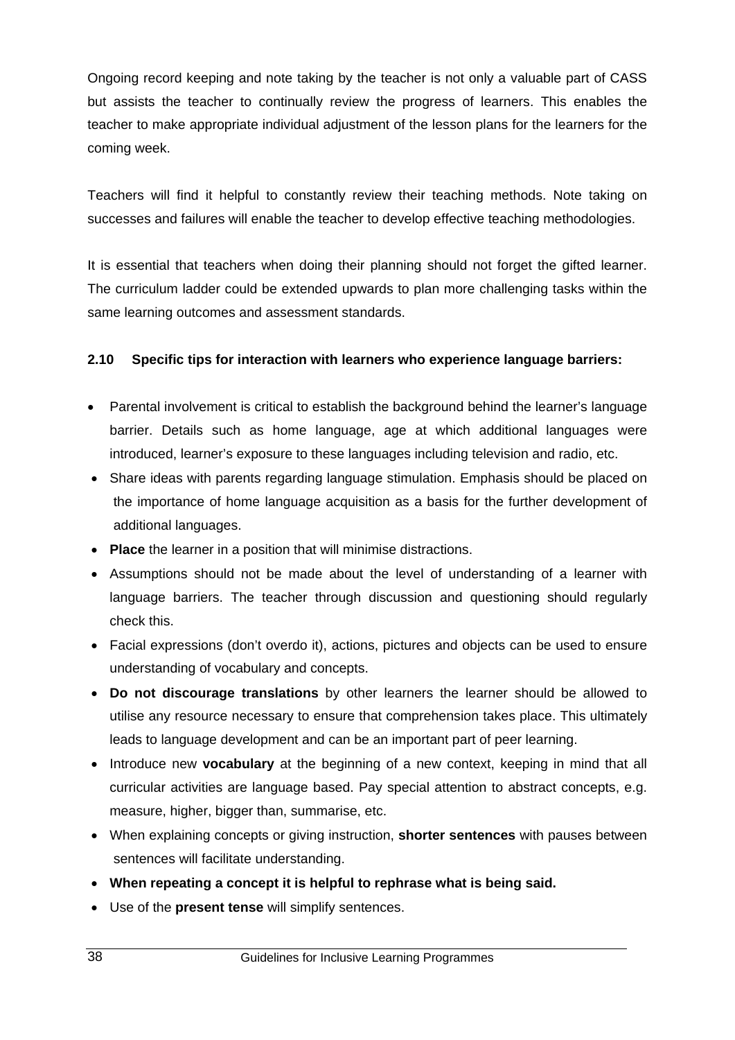Ongoing record keeping and note taking by the teacher is not only a valuable part of CASS but assists the teacher to continually review the progress of learners. This enables the teacher to make appropriate individual adjustment of the lesson plans for the learners for the coming week.

Teachers will find it helpful to constantly review their teaching methods. Note taking on successes and failures will enable the teacher to develop effective teaching methodologies.

It is essential that teachers when doing their planning should not forget the gifted learner. The curriculum ladder could be extended upwards to plan more challenging tasks within the same learning outcomes and assessment standards.

### 2.10 Specific tips for interaction with learners who experience language barriers:

- Parental involvement is critical to establish the background behind the learner's language barrier. Details such as home language, age at which additional languages were introduced, learner's exposure to these languages including television and radio, etc.
- Share ideas with parents regarding language stimulation. Emphasis should be placed on the importance of home language acquisition as a basis for the further development of additional languages.
- **Place** the learner in a position that will minimise distractions.
- Assumptions should not be made about the level of understanding of a learner with language barriers. The teacher through discussion and questioning should regularly check this.
- Facial expressions (don't overdo it), actions, pictures and objects can be used to ensure understanding of vocabulary and concepts.
- **Do not discourage translations** by other learners the learner should be allowed to utilise any resource necessary to ensure that comprehension takes place. This ultimately leads to language development and can be an important part of peer learning.
- Introduce new **vocabulary** at the beginning of a new context, keeping in mind that all curricular activities are language based. Pay special attention to abstract concepts, e.g. measure, higher, bigger than, summarise, etc.
- When explaining concepts or giving instruction, **shorter sentences** with pauses between sentences will facilitate understanding.
- **When repeating a concept it is helpful to rephrase what is being said.**
- Use of the **present tense** will simplify sentences.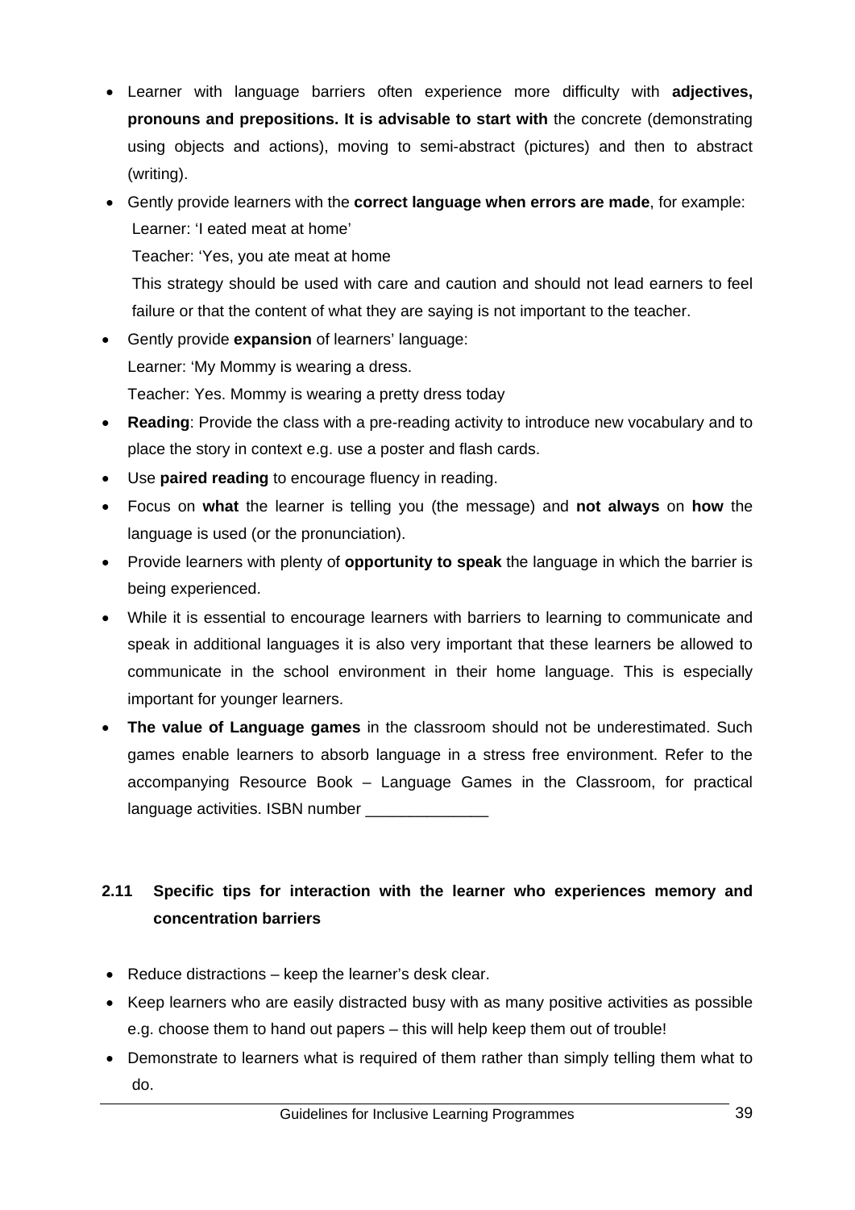- Learner with language barriers often experience more difficulty with **adjectives, pronouns and prepositions. It is advisable to start with** the concrete (demonstrating using objects and actions), moving to semi-abstract (pictures) and then to abstract (writing).
- Gently provide learners with the **correct language when errors are made**, for example:
  Learner: 'I eated meat at home'
  Teacher: 'Yes, you ate meat at home
  This strategy should be used with care and caution and should not lead earners to feel failure or that the content of what they are saying is not important to the teacher.
- Gently provide **expansion** of learners' language:
  Learner: 'My Mommy is wearing a dress.
  Teacher: Yes. Mommy is wearing a pretty dress today
- **Reading**: Provide the class with a pre-reading activity to introduce new vocabulary and to place the story in context e.g. use a poster and flash cards.
- Use **paired reading** to encourage fluency in reading.
- Focus on **what** the learner is telling you (the message) and **not always** on **how** the language is used (or the pronunciation).
- Provide learners with plenty of **opportunity to speak** the language in which the barrier is being experienced.
- While it is essential to encourage learners with barriers to learning to communicate and speak in additional languages it is also very important that these learners be allowed to communicate in the school environment in their home language. This is especially important for younger learners.
- **The value of Language games** in the classroom should not be underestimated. Such games enable learners to absorb language in a stress free environment. Refer to the accompanying Resource Book – Language Games in the Classroom, for practical language activities. ISBN number ______________

## 2.11 Specific tips for interaction with the learner who experiences memory and concentration barriers

- Reduce distractions – keep the learner's desk clear.
- Keep learners who are easily distracted busy with as many positive activities as possible e.g. choose them to hand out papers – this will help keep them out of trouble!
- Demonstrate to learners what is required of them rather than simply telling them what to do.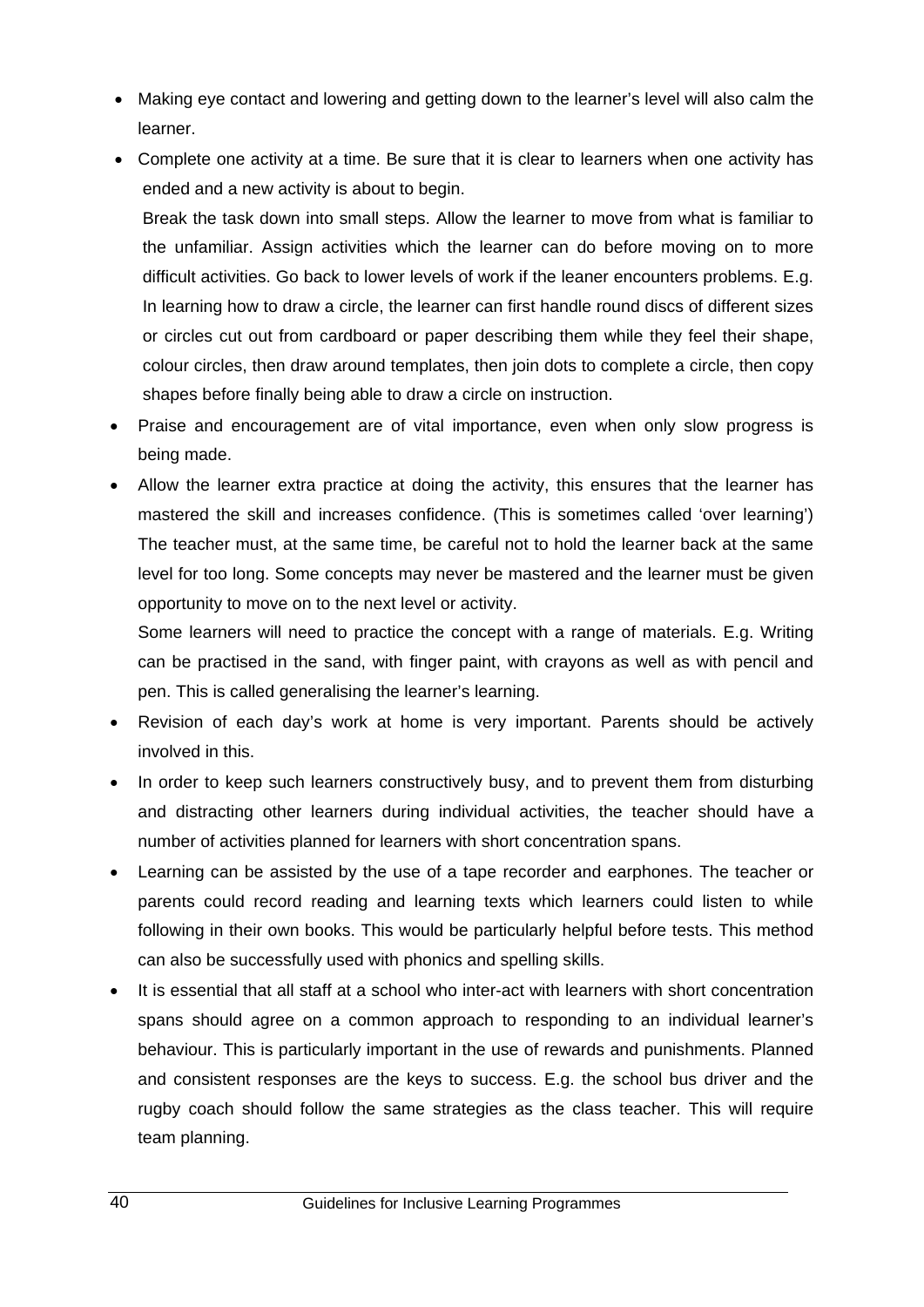- Making eye contact and lowering and getting down to the learner's level will also calm the learner.
- Complete one activity at a time. Be sure that it is clear to learners when one activity has ended and a new activity is about to begin.

  Break the task down into small steps. Allow the learner to move from what is familiar to the unfamiliar. Assign activities which the learner can do before moving on to more difficult activities. Go back to lower levels of work if the leaner encounters problems. E.g. In learning how to draw a circle, the learner can first handle round discs of different sizes or circles cut out from cardboard or paper describing them while they feel their shape, colour circles, then draw around templates, then join dots to complete a circle, then copy shapes before finally being able to draw a circle on instruction.
- Praise and encouragement are of vital importance, even when only slow progress is being made.
- Allow the learner extra practice at doing the activity, this ensures that the learner has mastered the skill and increases confidence. (This is sometimes called 'over learning') The teacher must, at the same time, be careful not to hold the learner back at the same level for too long. Some concepts may never be mastered and the learner must be given opportunity to move on to the next level or activity.

  Some learners will need to practice the concept with a range of materials. E.g. Writing can be practised in the sand, with finger paint, with crayons as well as with pencil and pen. This is called generalising the learner's learning.
- Revision of each day's work at home is very important. Parents should be actively involved in this.
- In order to keep such learners constructively busy, and to prevent them from disturbing and distracting other learners during individual activities, the teacher should have a number of activities planned for learners with short concentration spans.
- Learning can be assisted by the use of a tape recorder and earphones. The teacher or parents could record reading and learning texts which learners could listen to while following in their own books. This would be particularly helpful before tests. This method can also be successfully used with phonics and spelling skills.
- It is essential that all staff at a school who inter-act with learners with short concentration spans should agree on a common approach to responding to an individual learner's behaviour. This is particularly important in the use of rewards and punishments. Planned and consistent responses are the keys to success. E.g. the school bus driver and the rugby coach should follow the same strategies as the class teacher. This will require team planning.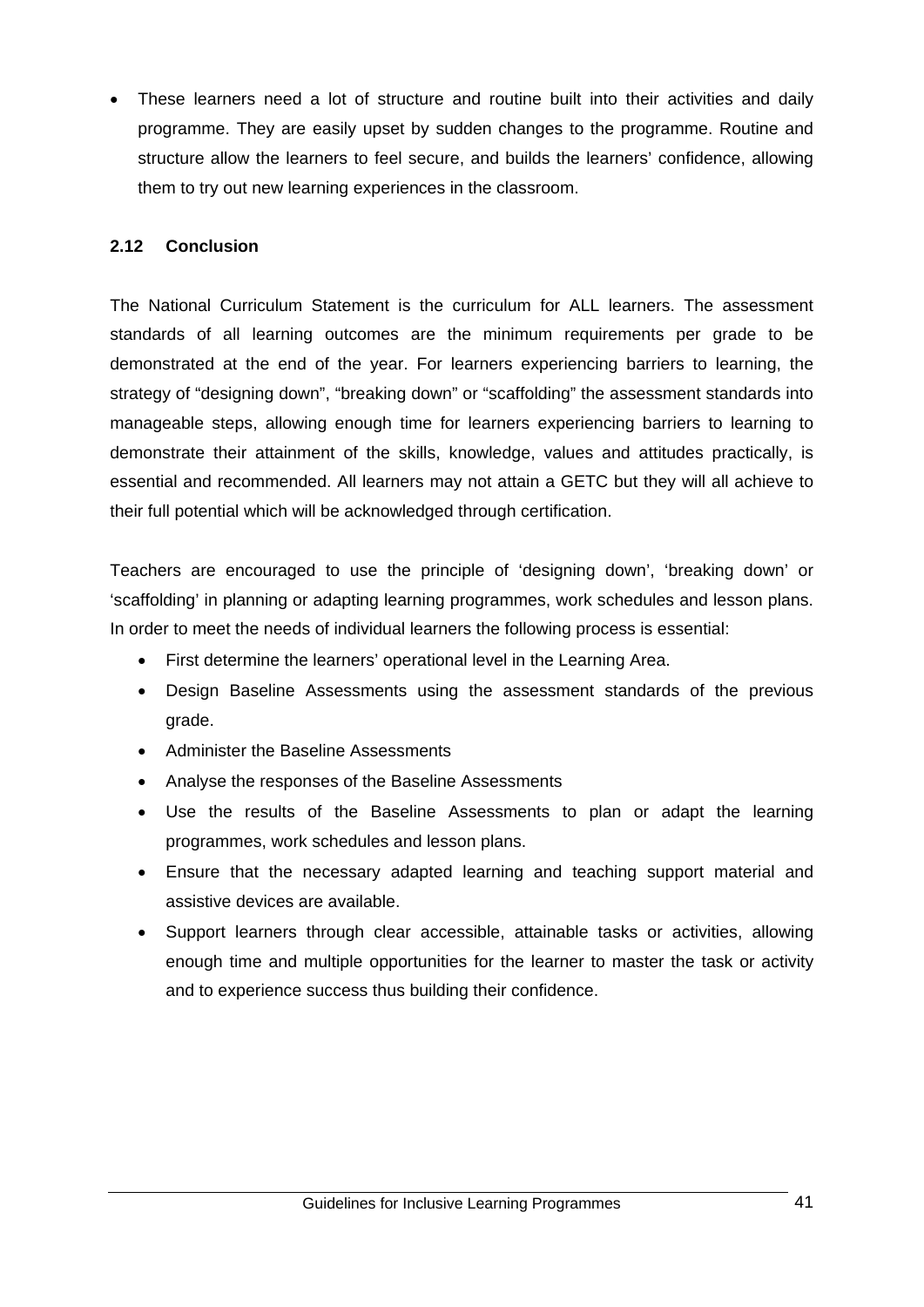- These learners need a lot of structure and routine built into their activities and daily programme. They are easily upset by sudden changes to the programme. Routine and structure allow the learners to feel secure, and builds the learners' confidence, allowing them to try out new learning experiences in the classroom.

## 2.12 Conclusion

The National Curriculum Statement is the curriculum for ALL learners. The assessment standards of all learning outcomes are the minimum requirements per grade to be demonstrated at the end of the year. For learners experiencing barriers to learning, the strategy of "designing down", "breaking down" or "scaffolding" the assessment standards into manageable steps, allowing enough time for learners experiencing barriers to learning to demonstrate their attainment of the skills, knowledge, values and attitudes practically, is essential and recommended. All learners may not attain a GETC but they will all achieve to their full potential which will be acknowledged through certification.

Teachers are encouraged to use the principle of 'designing down', 'breaking down' or 'scaffolding' in planning or adapting learning programmes, work schedules and lesson plans. In order to meet the needs of individual learners the following process is essential:

- First determine the learners' operational level in the Learning Area.
- Design Baseline Assessments using the assessment standards of the previous grade.
- Administer the Baseline Assessments
- Analyse the responses of the Baseline Assessments
- Use the results of the Baseline Assessments to plan or adapt the learning programmes, work schedules and lesson plans.
- Ensure that the necessary adapted learning and teaching support material and assistive devices are available.
- Support learners through clear accessible, attainable tasks or activities, allowing enough time and multiple opportunities for the learner to master the task or activity and to experience success thus building their confidence.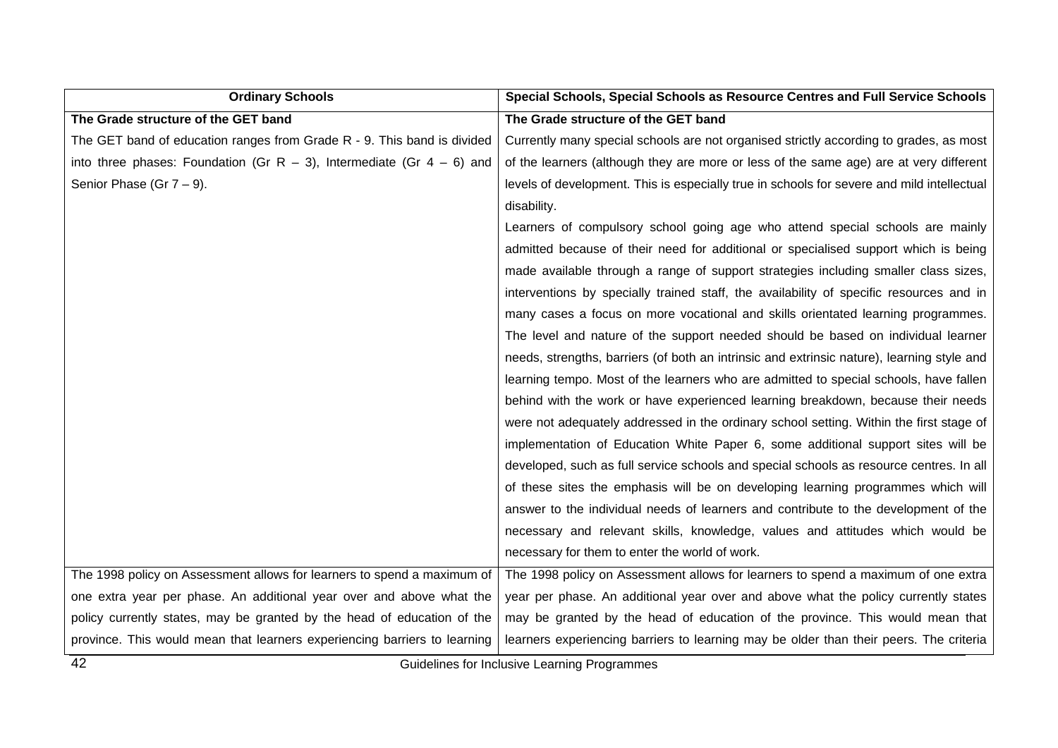| Ordinary Schools | Special Schools, Special Schools as Resource Centres and Full Service Schools |
|---|---|
| **The Grade structure of the GET band**<br>The GET band of education ranges from Grade R - 9. This band is divided into three phases: Foundation (Gr R – 3), Intermediate (Gr 4 – 6) and Senior Phase (Gr 7 – 9). | **The Grade structure of the GET band**<br>Currently many special schools are not organised strictly according to grades, as most of the learners (although they are more or less of the same age) are at very different levels of development. This is especially true in schools for severe and mild intellectual disability.<br>Learners of compulsory school going age who attend special schools are mainly admitted because of their need for additional or specialised support which is being made available through a range of support strategies including smaller class sizes, interventions by specially trained staff, the availability of specific resources and in many cases a focus on more vocational and skills orientated learning programmes. The level and nature of the support needed should be based on individual learner needs, strengths, barriers (of both an intrinsic and extrinsic nature), learning style and learning tempo. Most of the learners who are admitted to special schools, have fallen behind with the work or have experienced learning breakdown, because their needs were not adequately addressed in the ordinary school setting. Within the first stage of implementation of Education White Paper 6, some additional support sites will be developed, such as full service schools and special schools as resource centres. In all of these sites the emphasis will be on developing learning programmes which will answer to the individual needs of learners and contribute to the development of the necessary and relevant skills, knowledge, values and attitudes which would be necessary for them to enter the world of work. |
| The 1998 policy on Assessment allows for learners to spend a maximum of one extra year per phase. An additional year over and above what the policy currently states, may be granted by the head of education of the province. This would mean that learners experiencing barriers to learning | The 1998 policy on Assessment allows for learners to spend a maximum of one extra year per phase. An additional year over and above what the policy currently states may be granted by the head of education of the province. This would mean that learners experiencing barriers to learning may be older than their peers. The criteria |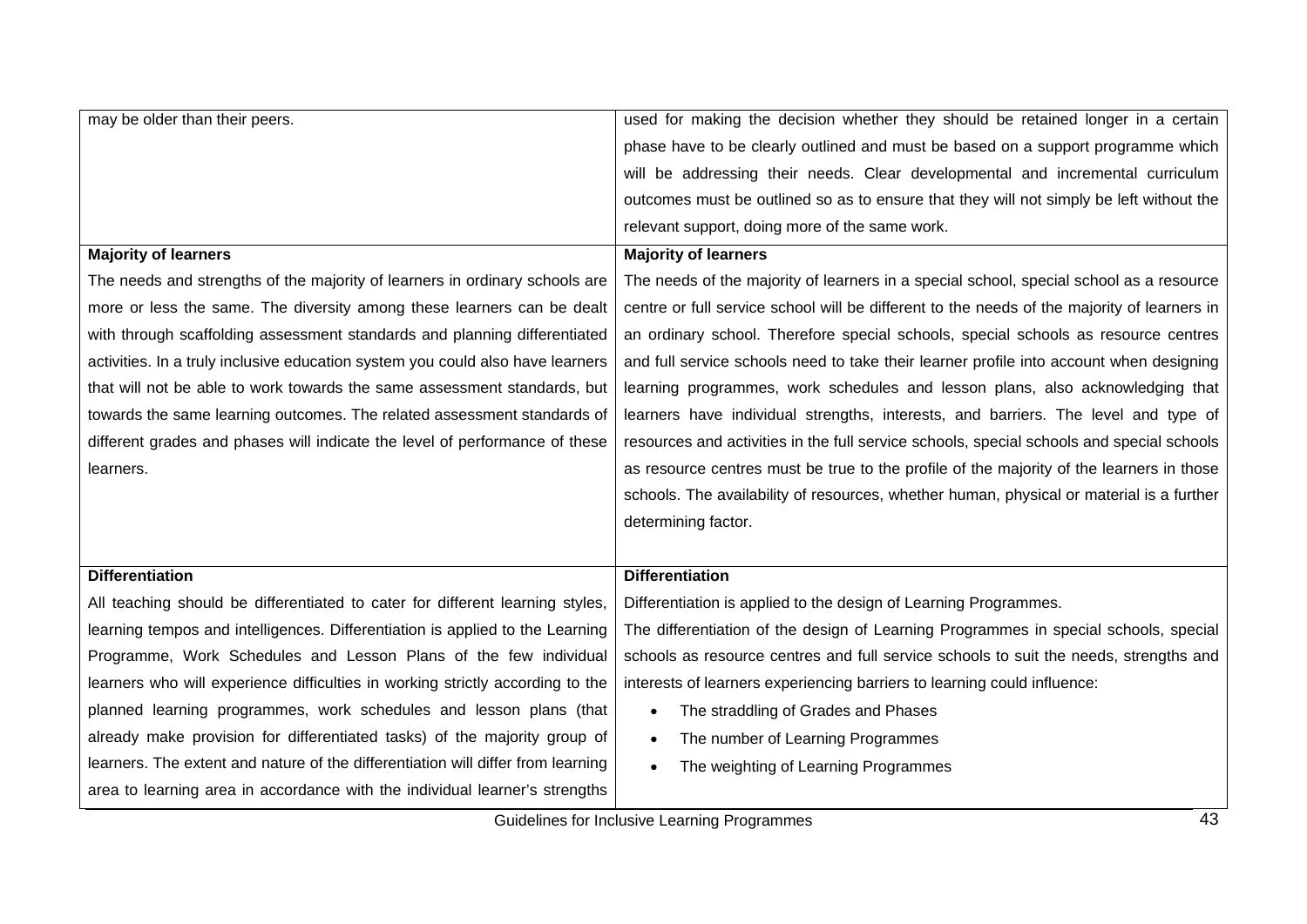| | |
|---|---|
| may be older than their peers. | used for making the decision whether they should be retained longer in a certain phase have to be clearly outlined and must be based on a support programme which will be addressing their needs. Clear developmental and incremental curriculum outcomes must be outlined so as to ensure that they will not simply be left without the relevant support, doing more of the same work. |
| **Majority of learners**<br>The needs and strengths of the majority of learners in ordinary schools are more or less the same. The diversity among these learners can be dealt with through scaffolding assessment standards and planning differentiated activities. In a truly inclusive education system you could also have learners that will not be able to work towards the same assessment standards, but towards the same learning outcomes. The related assessment standards of different grades and phases will indicate the level of performance of these learners. | **Majority of learners**<br>The needs of the majority of learners in a special school, special school as a resource centre or full service school will be different to the needs of the majority of learners in an ordinary school. Therefore special schools, special schools as resource centres and full service schools need to take their learner profile into account when designing learning programmes, work schedules and lesson plans, also acknowledging that learners have individual strengths, interests, and barriers. The level and type of resources and activities in the full service schools, special schools and special schools as resource centres must be true to the profile of the majority of the learners in those schools. The availability of resources, whether human, physical or material is a further determining factor. |
| **Differentiation**<br>All teaching should be differentiated to cater for different learning styles, learning tempos and intelligences. Differentiation is applied to the Learning Programme, Work Schedules and Lesson Plans of the few individual learners who will experience difficulties in working strictly according to the planned learning programmes, work schedules and lesson plans (that already make provision for differentiated tasks) of the majority group of learners. The extent and nature of the differentiation will differ from learning area to learning area in accordance with the individual learner's strengths | **Differentiation**<br>Differentiation is applied to the design of Learning Programmes.<br>The differentiation of the design of Learning Programmes in special schools, special schools as resource centres and full service schools to suit the needs, strengths and interests of learners experiencing barriers to learning could influence:<br>• The straddling of Grades and Phases<br>• The number of Learning Programmes<br>• The weighting of Learning Programmes |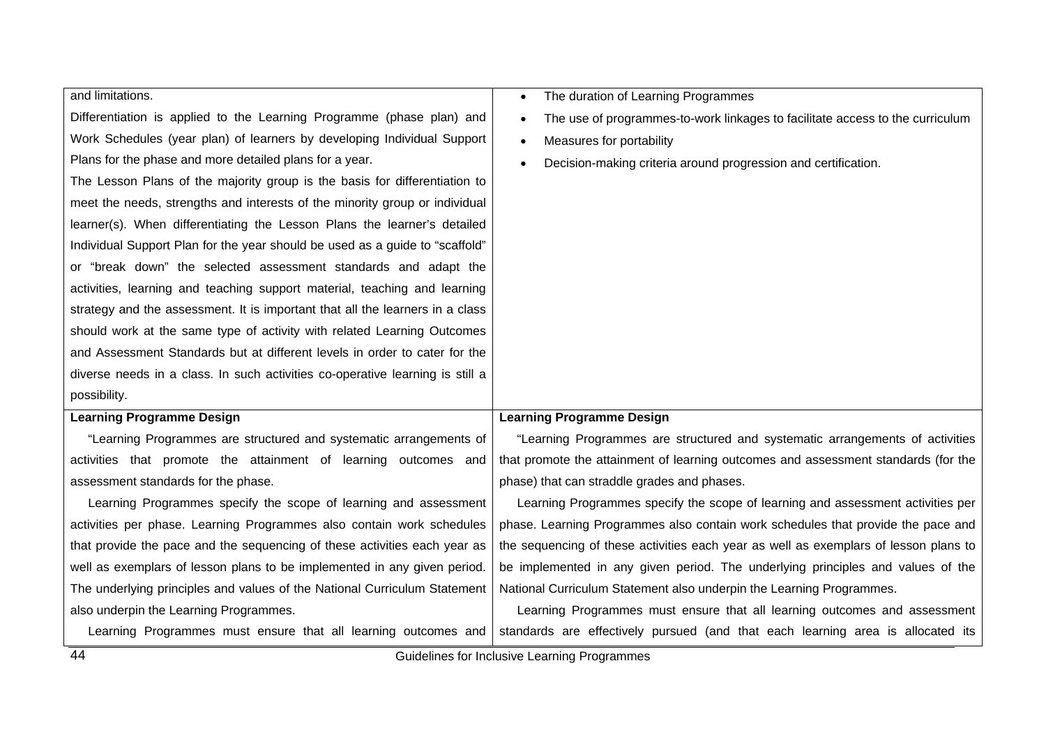| | |
|---|---|
| and limitations.<br>Differentiation is applied to the Learning Programme (phase plan) and Work Schedules (year plan) of learners by developing Individual Support Plans for the phase and more detailed plans for a year.<br>The Lesson Plans of the majority group is the basis for differentiation to meet the needs, strengths and interests of the minority group or individual learner(s). When differentiating the Lesson Plans the learner's detailed Individual Support Plan for the year should be used as a guide to "scaffold" or "break down" the selected assessment standards and adapt the activities, learning and teaching support material, teaching and learning strategy and the assessment. It is important that all the learners in a class should work at the same type of activity with related Learning Outcomes and Assessment Standards but at different levels in order to cater for the diverse needs in a class. In such activities co-operative learning is still a possibility. | • The duration of Learning Programmes<br>• The use of programmes-to-work linkages to facilitate access to the curriculum<br>• Measures for portability<br>• Decision-making criteria around progression and certification. |
| **Learning Programme Design**<br>"Learning Programmes are structured and systematic arrangements of activities that promote the attainment of learning outcomes and assessment standards for the phase.<br>Learning Programmes specify the scope of learning and assessment activities per phase. Learning Programmes also contain work schedules that provide the pace and the sequencing of these activities each year as well as exemplars of lesson plans to be implemented in any given period. The underlying principles and values of the National Curriculum Statement also underpin the Learning Programmes.<br>Learning Programmes must ensure that all learning outcomes and | **Learning Programme Design**<br>"Learning Programmes are structured and systematic arrangements of activities that promote the attainment of learning outcomes and assessment standards (for the phase) that can straddle grades and phases.<br>Learning Programmes specify the scope of learning and assessment activities per phase. Learning Programmes also contain work schedules that provide the pace and the sequencing of these activities each year as well as exemplars of lesson plans to be implemented in any given period. The underlying principles and values of the National Curriculum Statement also underpin the Learning Programmes.<br>Learning Programmes must ensure that all learning outcomes and assessment standards are effectively pursued (and that each learning area is allocated its |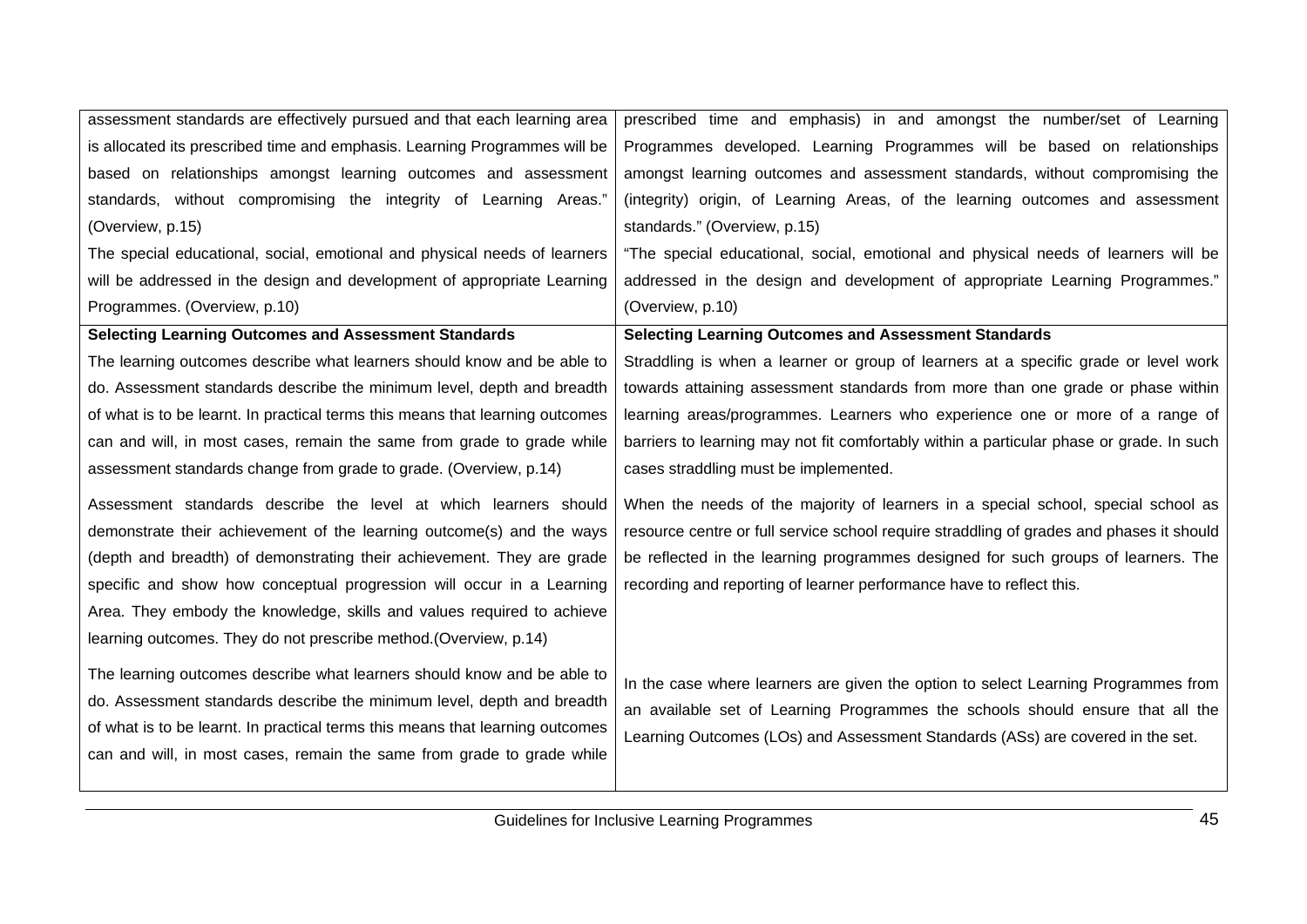| | |
|---|---|
| assessment standards are effectively pursued and that each learning area is allocated its prescribed time and emphasis. Learning Programmes will be based on relationships amongst learning outcomes and assessment standards, without compromising the integrity of Learning Areas." (Overview, p.15)<br><br>The special educational, social, emotional and physical needs of learners will be addressed in the design and development of appropriate Learning Programmes. (Overview, p.10) | prescribed time and emphasis) in and amongst the number/set of Learning Programmes developed. Learning Programmes will be based on relationships amongst learning outcomes and assessment standards, without compromising the (integrity) origin, of Learning Areas, of the learning outcomes and assessment standards." (Overview, p.15)<br><br>"The special educational, social, emotional and physical needs of learners will be addressed in the design and development of appropriate Learning Programmes." (Overview, p.10) |
| **Selecting Learning Outcomes and Assessment Standards**<br><br>The learning outcomes describe what learners should know and be able to do. Assessment standards describe the minimum level, depth and breadth of what is to be learnt. In practical terms this means that learning outcomes can and will, in most cases, remain the same from grade to grade while assessment standards change from grade to grade. (Overview, p.14)<br><br>Assessment standards describe the level at which learners should demonstrate their achievement of the learning outcome(s) and the ways (depth and breadth) of demonstrating their achievement. They are grade specific and show how conceptual progression will occur in a Learning Area. They embody the knowledge, skills and values required to achieve learning outcomes. They do not prescribe method.(Overview, p.14)<br><br>The learning outcomes describe what learners should know and be able to do. Assessment standards describe the minimum level, depth and breadth of what is to be learnt. In practical terms this means that learning outcomes can and will, in most cases, remain the same from grade to grade while | **Selecting Learning Outcomes and Assessment Standards**<br><br>Straddling is when a learner or group of learners at a specific grade or level work towards attaining assessment standards from more than one grade or phase within learning areas/programmes. Learners who experience one or more of a range of barriers to learning may not fit comfortably within a particular phase or grade. In such cases straddling must be implemented.<br><br>When the needs of the majority of learners in a special school, special school as resource centre or full service school require straddling of grades and phases it should be reflected in the learning programmes designed for such groups of learners. The recording and reporting of learner performance have to reflect this.<br><br>In the case where learners are given the option to select Learning Programmes from an available set of Learning Programmes the schools should ensure that all the Learning Outcomes (LOs) and Assessment Standards (ASs) are covered in the set. |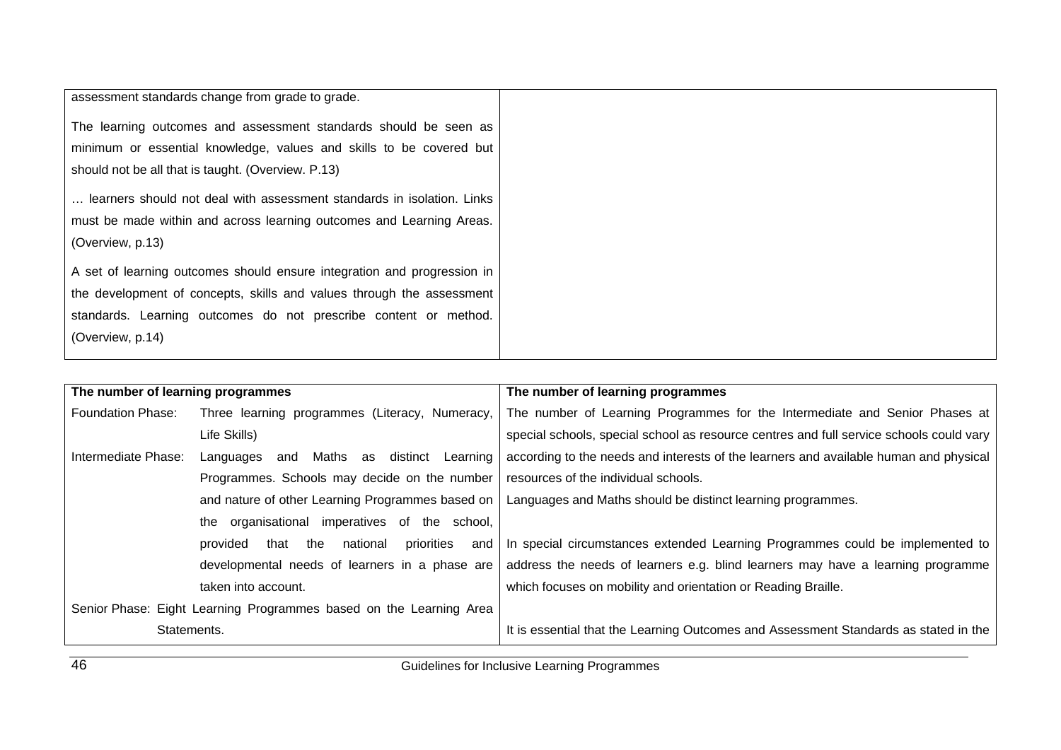| | |
|---|---|
| assessment standards change from grade to grade.<br><br>The learning outcomes and assessment standards should be seen as minimum or essential knowledge, values and skills to be covered but should not be all that is taught. (Overview. P.13)<br><br>… learners should not deal with assessment standards in isolation. Links must be made within and across learning outcomes and Learning Areas. (Overview, p.13)<br><br>A set of learning outcomes should ensure integration and progression in the development of concepts, skills and values through the assessment standards. Learning outcomes do not prescribe content or method. (Overview, p.14) | |

| **The number of learning programmes** | **The number of learning programmes** |
|---|---|
| Foundation Phase: Three learning programmes (Literacy, Numeracy, Life Skills)<br><br>Intermediate Phase: Languages and Maths as distinct Learning Programmes. Schools may decide on the number and nature of other Learning Programmes based on the organisational imperatives of the school, provided that the national priorities and developmental needs of learners in a phase are taken into account.<br><br>Senior Phase: Eight Learning Programmes based on the Learning Area Statements. | The number of Learning Programmes for the Intermediate and Senior Phases at special schools, special school as resource centres and full service schools could vary according to the needs and interests of the learners and available human and physical resources of the individual schools.<br><br>Languages and Maths should be distinct learning programmes.<br><br>In special circumstances extended Learning Programmes could be implemented to address the needs of learners e.g. blind learners may have a learning programme which focuses on mobility and orientation or Reading Braille.<br><br>It is essential that the Learning Outcomes and Assessment Standards as stated in the |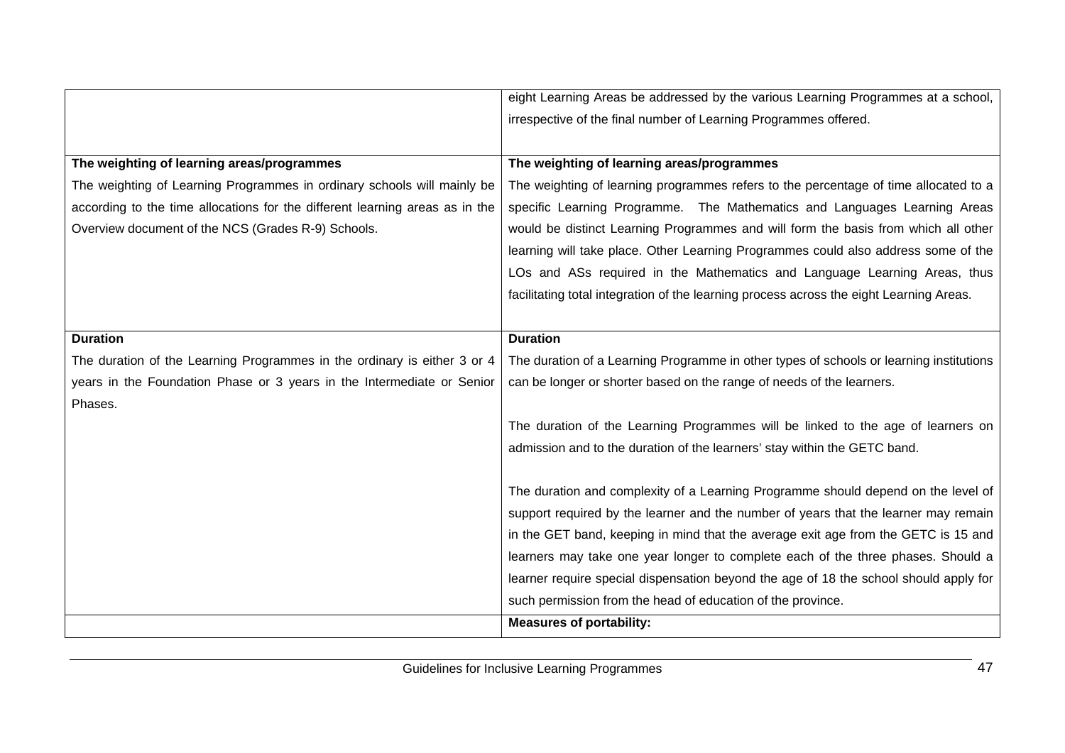| | |
|---|---|
| | eight Learning Areas be addressed by the various Learning Programmes at a school, irrespective of the final number of Learning Programmes offered. |
| **The weighting of learning areas/programmes**<br>The weighting of Learning Programmes in ordinary schools will mainly be according to the time allocations for the different learning areas as in the Overview document of the NCS (Grades R-9) Schools. | **The weighting of learning areas/programmes**<br>The weighting of learning programmes refers to the percentage of time allocated to a specific Learning Programme. The Mathematics and Languages Learning Areas would be distinct Learning Programmes and will form the basis from which all other learning will take place. Other Learning Programmes could also address some of the LOs and ASs required in the Mathematics and Language Learning Areas, thus facilitating total integration of the learning process across the eight Learning Areas. |
| **Duration**<br>The duration of the Learning Programmes in the ordinary is either 3 or 4 years in the Foundation Phase or 3 years in the Intermediate or Senior Phases. | **Duration**<br>The duration of a Learning Programme in other types of schools or learning institutions can be longer or shorter based on the range of needs of the learners.<br><br>The duration of the Learning Programmes will be linked to the age of learners on admission and to the duration of the learners' stay within the GETC band.<br><br>The duration and complexity of a Learning Programme should depend on the level of support required by the learner and the number of years that the learner may remain in the GET band, keeping in mind that the average exit age from the GETC is 15 and learners may take one year longer to complete each of the three phases. Should a learner require special dispensation beyond the age of 18 the school should apply for such permission from the head of education of the province. |
| | **Measures of portability:** |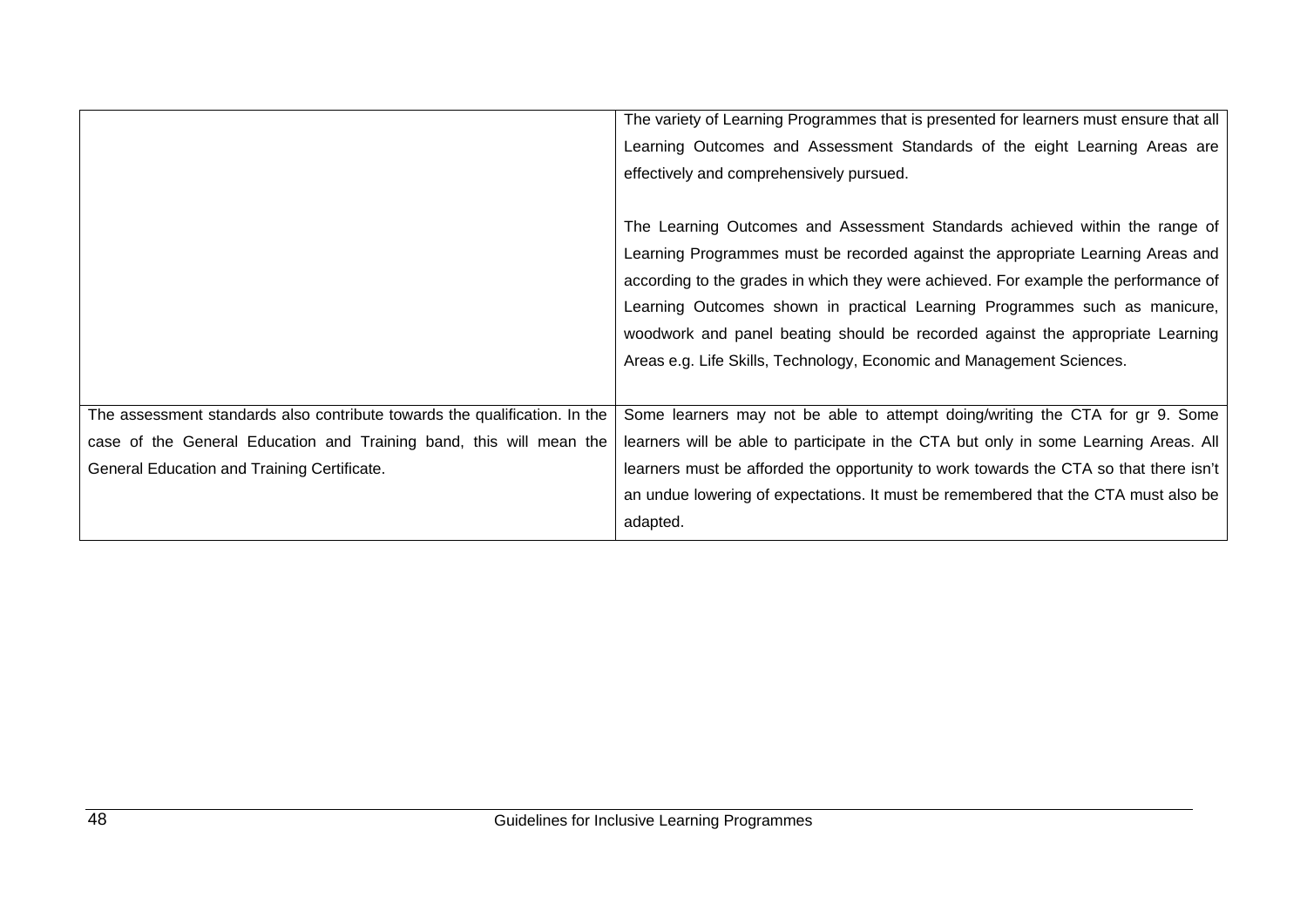| | |
|---|---|
| | The variety of Learning Programmes that is presented for learners must ensure that all Learning Outcomes and Assessment Standards of the eight Learning Areas are effectively and comprehensively pursued.<br><br>The Learning Outcomes and Assessment Standards achieved within the range of Learning Programmes must be recorded against the appropriate Learning Areas and according to the grades in which they were achieved. For example the performance of Learning Outcomes shown in practical Learning Programmes such as manicure, woodwork and panel beating should be recorded against the appropriate Learning Areas e.g. Life Skills, Technology, Economic and Management Sciences. |
| The assessment standards also contribute towards the qualification. In the case of the General Education and Training band, this will mean the General Education and Training Certificate. | Some learners may not be able to attempt doing/writing the CTA for gr 9. Some learners will be able to participate in the CTA but only in some Learning Areas. All learners must be afforded the opportunity to work towards the CTA so that there isn't an undue lowering of expectations. It must be remembered that the CTA must also be adapted. |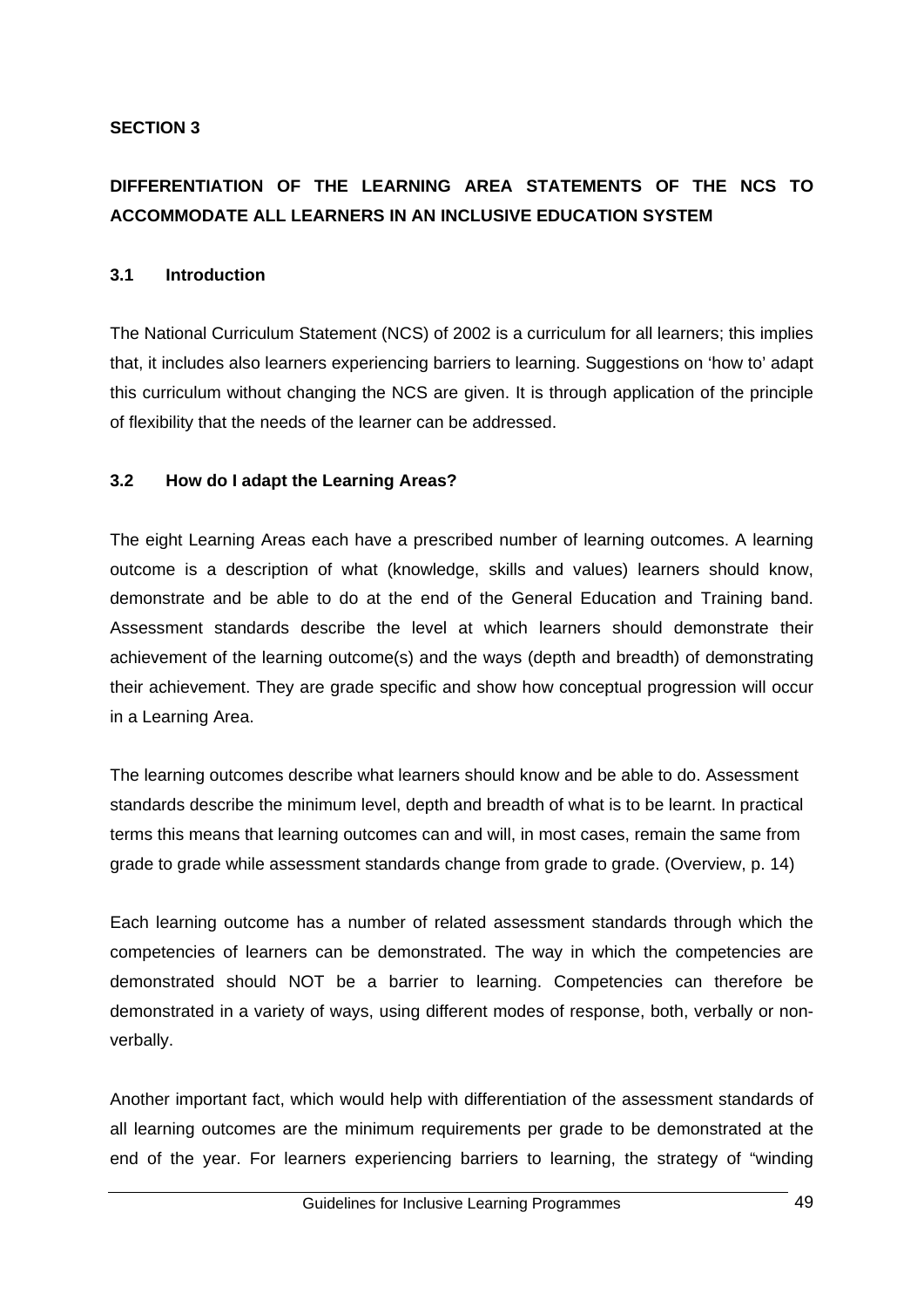**SECTION 3**

## DIFFERENTIATION OF THE LEARNING AREA STATEMENTS OF THE NCS TO ACCOMMODATE ALL LEARNERS IN AN INCLUSIVE EDUCATION SYSTEM

### 3.1 Introduction

The National Curriculum Statement (NCS) of 2002 is a curriculum for all learners; this implies that, it includes also learners experiencing barriers to learning. Suggestions on 'how to' adapt this curriculum without changing the NCS are given. It is through application of the principle of flexibility that the needs of the learner can be addressed.

### 3.2 How do I adapt the Learning Areas?

The eight Learning Areas each have a prescribed number of learning outcomes. A learning outcome is a description of what (knowledge, skills and values) learners should know, demonstrate and be able to do at the end of the General Education and Training band. Assessment standards describe the level at which learners should demonstrate their achievement of the learning outcome(s) and the ways (depth and breadth) of demonstrating their achievement. They are grade specific and show how conceptual progression will occur in a Learning Area.

The learning outcomes describe what learners should know and be able to do. Assessment standards describe the minimum level, depth and breadth of what is to be learnt. In practical terms this means that learning outcomes can and will, in most cases, remain the same from grade to grade while assessment standards change from grade to grade. (Overview, p. 14)

Each learning outcome has a number of related assessment standards through which the competencies of learners can be demonstrated. The way in which the competencies are demonstrated should NOT be a barrier to learning. Competencies can therefore be demonstrated in a variety of ways, using different modes of response, both, verbally or non-verbally.

Another important fact, which would help with differentiation of the assessment standards of all learning outcomes are the minimum requirements per grade to be demonstrated at the end of the year. For learners experiencing barriers to learning, the strategy of "winding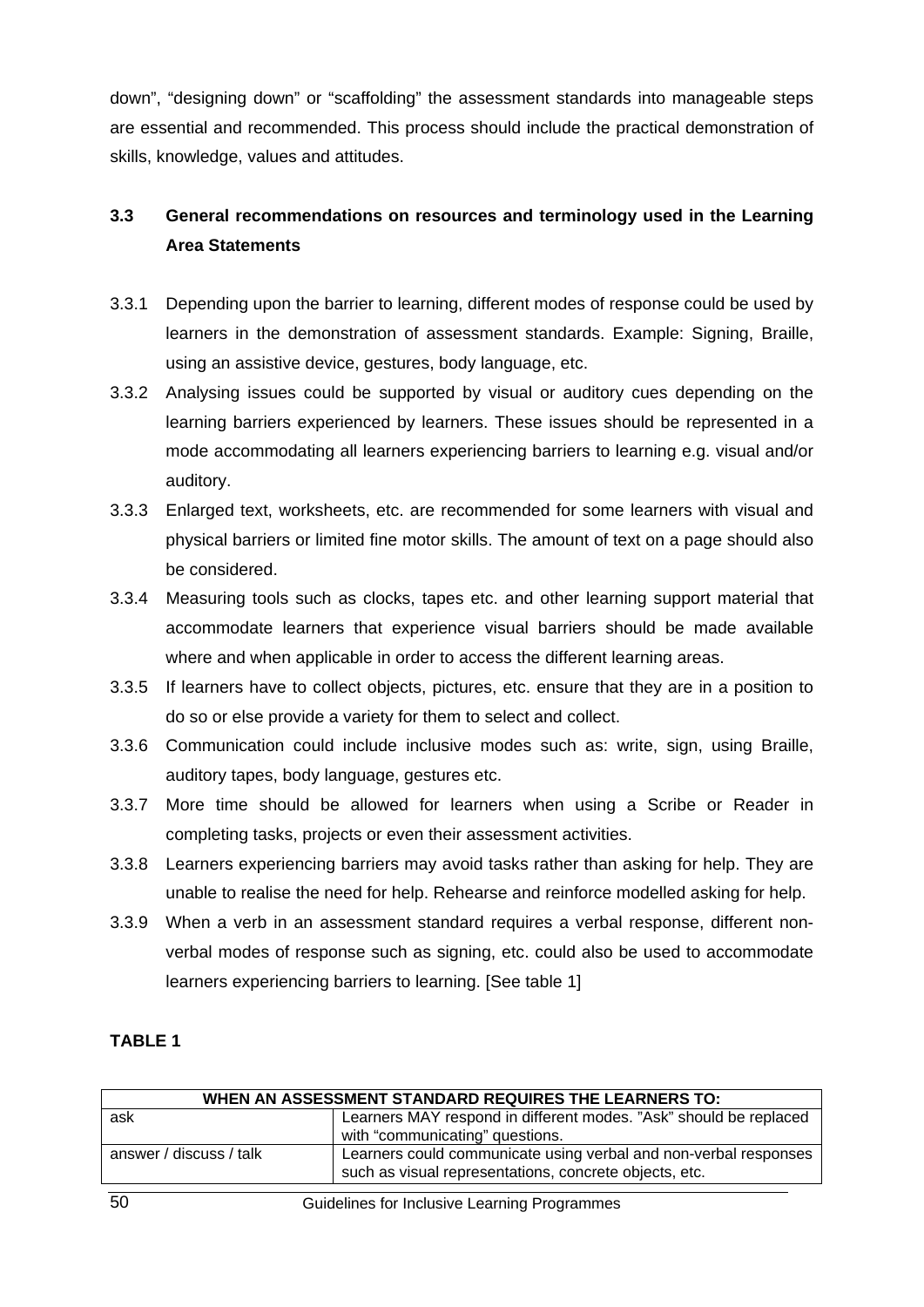down", "designing down" or "scaffolding" the assessment standards into manageable steps are essential and recommended. This process should include the practical demonstration of skills, knowledge, values and attitudes.

### 3.3 General recommendations on resources and terminology used in the Learning Area Statements

3.3.1 Depending upon the barrier to learning, different modes of response could be used by learners in the demonstration of assessment standards. Example: Signing, Braille, using an assistive device, gestures, body language, etc.

3.3.2 Analysing issues could be supported by visual or auditory cues depending on the learning barriers experienced by learners. These issues should be represented in a mode accommodating all learners experiencing barriers to learning e.g. visual and/or auditory.

3.3.3 Enlarged text, worksheets, etc. are recommended for some learners with visual and physical barriers or limited fine motor skills. The amount of text on a page should also be considered.

3.3.4 Measuring tools such as clocks, tapes etc. and other learning support material that accommodate learners that experience visual barriers should be made available where and when applicable in order to access the different learning areas.

3.3.5 If learners have to collect objects, pictures, etc. ensure that they are in a position to do so or else provide a variety for them to select and collect.

3.3.6 Communication could include inclusive modes such as: write, sign, using Braille, auditory tapes, body language, gestures etc.

3.3.7 More time should be allowed for learners when using a Scribe or Reader in completing tasks, projects or even their assessment activities.

3.3.8 Learners experiencing barriers may avoid tasks rather than asking for help. They are unable to realise the need for help. Rehearse and reinforce modelled asking for help.

3.3.9 When a verb in an assessment standard requires a verbal response, different non-verbal modes of response such as signing, etc. could also be used to accommodate learners experiencing barriers to learning. [See table 1]

**TABLE 1**

| WHEN AN ASSESSMENT STANDARD REQUIRES THE LEARNERS TO: | |
|---|---|
| ask | Learners MAY respond in different modes. "Ask" should be replaced with "communicating" questions. |
| answer / discuss / talk | Learners could communicate using verbal and non-verbal responses such as visual representations, concrete objects, etc. |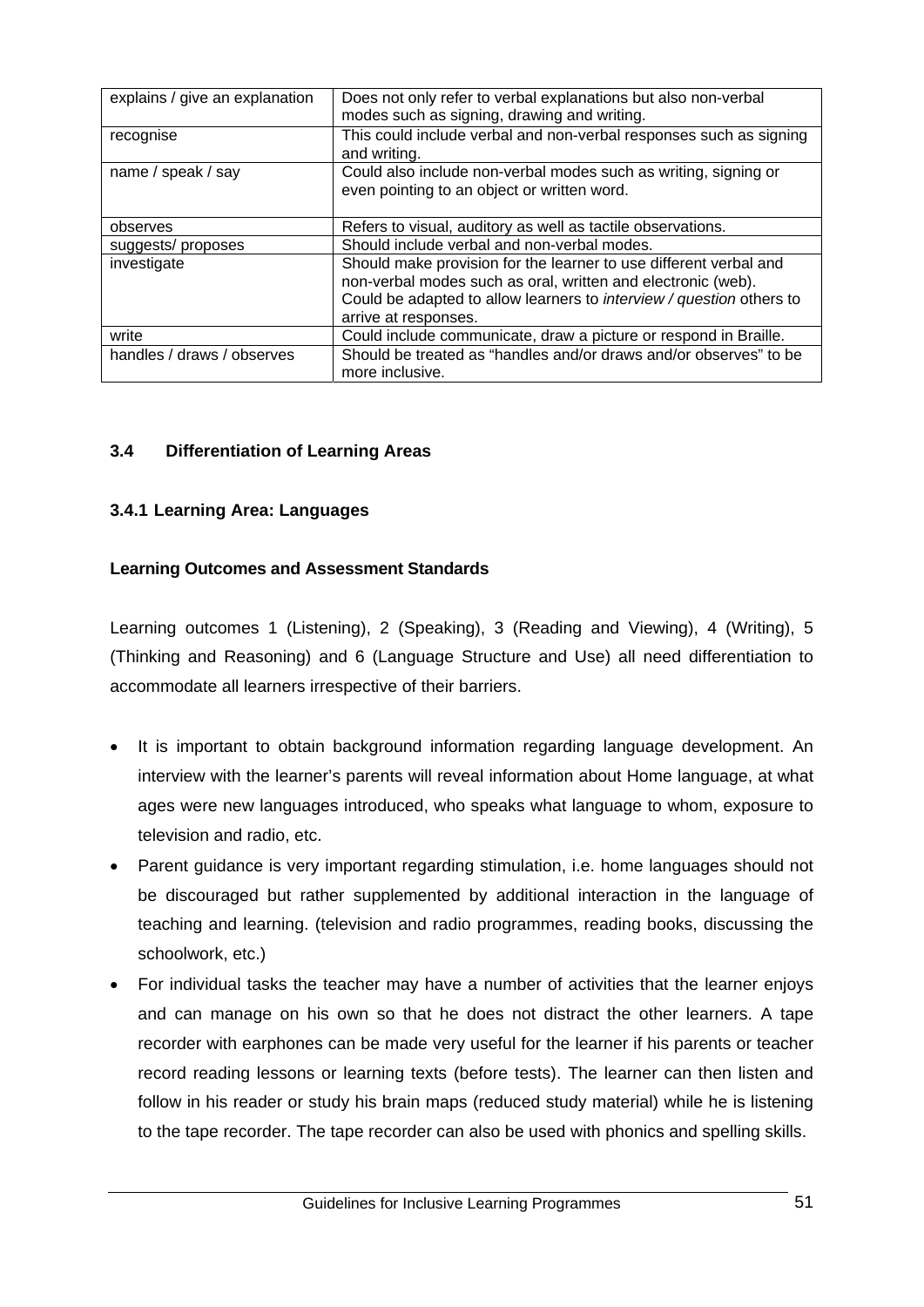| | |
|---|---|
| explains / give an explanation | Does not only refer to verbal explanations but also non-verbal modes such as signing, drawing and writing. |
| recognise | This could include verbal and non-verbal responses such as signing and writing. |
| name / speak / say | Could also include non-verbal modes such as writing, signing or even pointing to an object or written word. |
| observes | Refers to visual, auditory as well as tactile observations. |
| suggests/ proposes | Should include verbal and non-verbal modes. |
| investigate | Should make provision for the learner to use different verbal and non-verbal modes such as oral, written and electronic (web). Could be adapted to allow learners to *interview / question* others to arrive at responses. |
| write | Could include communicate, draw a picture or respond in Braille. |
| handles / draws / observes | Should be treated as “handles and/or draws and/or observes” to be more inclusive. |

### 3.4 Differentiation of Learning Areas

#### 3.4.1 Learning Area: Languages

**Learning Outcomes and Assessment Standards**

Learning outcomes 1 (Listening), 2 (Speaking), 3 (Reading and Viewing), 4 (Writing), 5 (Thinking and Reasoning) and 6 (Language Structure and Use) all need differentiation to accommodate all learners irrespective of their barriers.

- It is important to obtain background information regarding language development. An interview with the learner's parents will reveal information about Home language, at what ages were new languages introduced, who speaks what language to whom, exposure to television and radio, etc.
- Parent guidance is very important regarding stimulation, i.e. home languages should not be discouraged but rather supplemented by additional interaction in the language of teaching and learning. (television and radio programmes, reading books, discussing the schoolwork, etc.)
- For individual tasks the teacher may have a number of activities that the learner enjoys and can manage on his own so that he does not distract the other learners. A tape recorder with earphones can be made very useful for the learner if his parents or teacher record reading lessons or learning texts (before tests). The learner can then listen and follow in his reader or study his brain maps (reduced study material) while he is listening to the tape recorder. The tape recorder can also be used with phonics and spelling skills.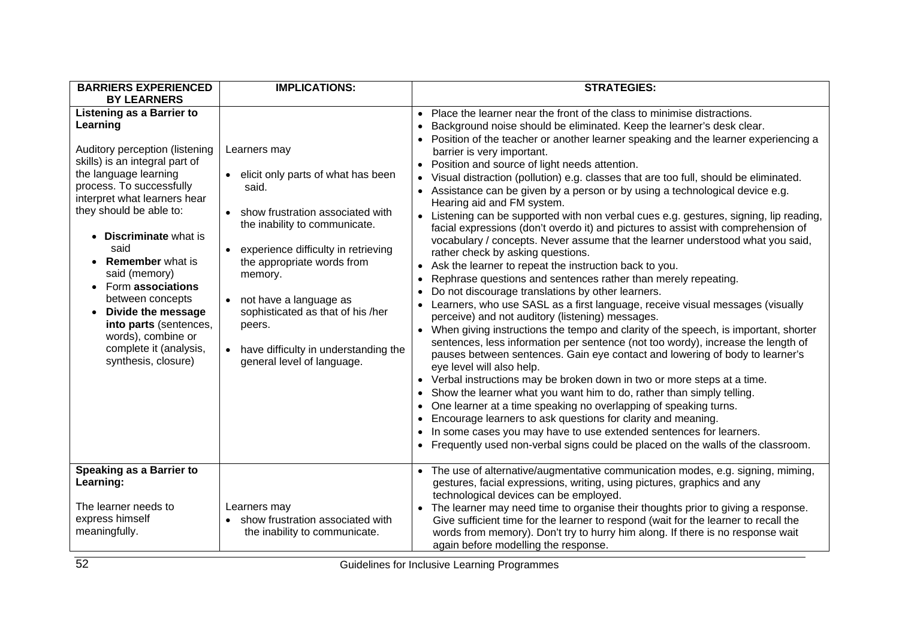| BARRIERS EXPERIENCED BY LEARNERS | IMPLICATIONS: | STRATEGIES: |
|---|---|---|
| **Listening as a Barrier to Learning**<br><br>Auditory perception (listening skills) is an integral part of the language learning process. To successfully interpret what learners hear they should be able to:<br><br>• **Discriminate** what is said<br>• **Remember** what is said (memory)<br>• Form **associations** between concepts<br>• **Divide the message into parts** (sentences, words), combine or complete it (analysis, synthesis, closure) | Learners may<br><br>• elicit only parts of what has been said.<br>• show frustration associated with the inability to communicate.<br>• experience difficulty in retrieving the appropriate words from memory.<br>• not have a language as sophisticated as that of his /her peers.<br>• have difficulty in understanding the general level of language. | • Place the learner near the front of the class to minimise distractions.<br>• Background noise should be eliminated. Keep the learner's desk clear.<br>• Position of the teacher or another learner speaking and the learner experiencing a barrier is very important.<br>• Position and source of light needs attention.<br>• Visual distraction (pollution) e.g. classes that are too full, should be eliminated.<br>• Assistance can be given by a person or by using a technological device e.g. Hearing aid and FM system.<br>• Listening can be supported with non verbal cues e.g. gestures, signing, lip reading, facial expressions (don't overdo it) and pictures to assist with comprehension of vocabulary / concepts. Never assume that the learner understood what you said, rather check by asking questions.<br>• Ask the learner to repeat the instruction back to you.<br>• Rephrase questions and sentences rather than merely repeating.<br>• Do not discourage translations by other learners.<br>• Learners, who use SASL as a first language, receive visual messages (visually perceive) and not auditory (listening) messages.<br>• When giving instructions the tempo and clarity of the speech, is important, shorter sentences, less information per sentence (not too wordy), increase the length of pauses between sentences. Gain eye contact and lowering of body to learner's eye level will also help.<br>• Verbal instructions may be broken down in two or more steps at a time.<br>• Show the learner what you want him to do, rather than simply telling.<br>• One learner at a time speaking no overlapping of speaking turns.<br>• Encourage learners to ask questions for clarity and meaning.<br>• In some cases you may have to use extended sentences for learners.<br>• Frequently used non-verbal signs could be placed on the walls of the classroom. |
| **Speaking as a Barrier to Learning:**<br><br>The learner needs to express himself meaningfully. | Learners may<br>• show frustration associated with the inability to communicate. | • The use of alternative/augmentative communication modes, e.g. signing, miming, gestures, facial expressions, writing, using pictures, graphics and any technological devices can be employed.<br>• The learner may need time to organise their thoughts prior to giving a response. Give sufficient time for the learner to respond (wait for the learner to recall the words from memory). Don't try to hurry him along. If there is no response wait again before modelling the response. |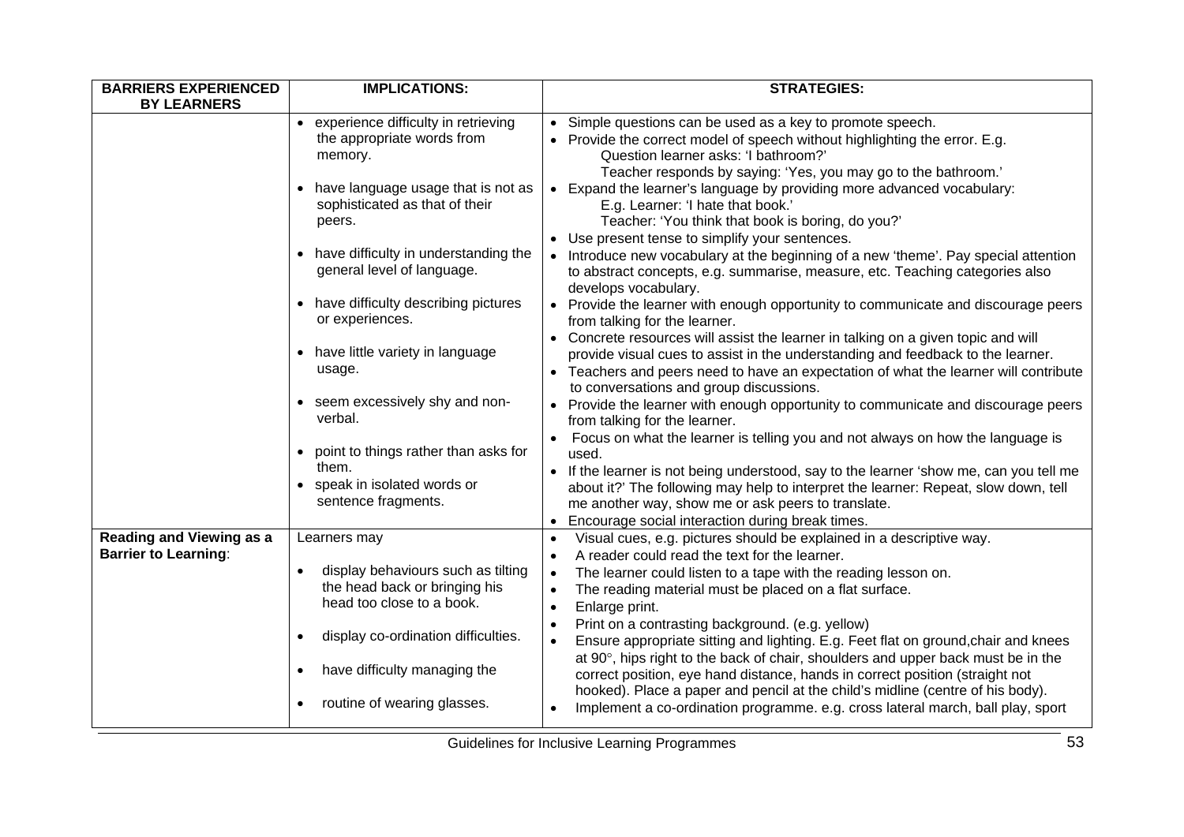| BARRIERS EXPERIENCED BY LEARNERS | IMPLICATIONS: | STRATEGIES: |
|---|---|---|
| | • experience difficulty in retrieving the appropriate words from memory.<br><br>• have language usage that is not as sophisticated as that of their peers.<br><br>• have difficulty in understanding the general level of language.<br><br>• have difficulty describing pictures or experiences.<br><br>• have little variety in language usage.<br><br>• seem excessively shy and non-verbal.<br><br>• point to things rather than asks for them.<br>• speak in isolated words or sentence fragments. | • Simple questions can be used as a key to promote speech.<br>• Provide the correct model of speech without highlighting the error. E.g.<br>Question learner asks: 'I bathroom?'<br>Teacher responds by saying: 'Yes, you may go to the bathroom.'<br>• Expand the learner's language by providing more advanced vocabulary:<br>E.g. Learner: 'I hate that book.'<br>Teacher: 'You think that book is boring, do you?'<br>• Use present tense to simplify your sentences.<br>• Introduce new vocabulary at the beginning of a new 'theme'. Pay special attention to abstract concepts, e.g. summarise, measure, etc. Teaching categories also develops vocabulary.<br>• Provide the learner with enough opportunity to communicate and discourage peers from talking for the learner.<br>• Concrete resources will assist the learner in talking on a given topic and will provide visual cues to assist in the understanding and feedback to the learner.<br>• Teachers and peers need to have an expectation of what the learner will contribute to conversations and group discussions.<br>• Provide the learner with enough opportunity to communicate and discourage peers from talking for the learner.<br>• Focus on what the learner is telling you and not always on how the language is used.<br>• If the learner is not being understood, say to the learner 'show me, can you tell me about it?' The following may help to interpret the learner: Repeat, slow down, tell me another way, show me or ask peers to translate.<br>• Encourage social interaction during break times. |
| **Reading and Viewing as a Barrier to Learning**: | Learners may<br><br>• display behaviours such as tilting the head back or bringing his head too close to a book.<br><br>• display co-ordination difficulties.<br><br>• have difficulty managing the<br><br>• routine of wearing glasses. | • Visual cues, e.g. pictures should be explained in a descriptive way.<br>• A reader could read the text for the learner.<br>• The learner could listen to a tape with the reading lesson on.<br>• The reading material must be placed on a flat surface.<br>• Enlarge print.<br>• Print on a contrasting background. (e.g. yellow)<br>• Ensure appropriate sitting and lighting. E.g. Feet flat on ground,chair and knees at 90°, hips right to the back of chair, shoulders and upper back must be in the correct position, eye hand distance, hands in correct position (straight not hooked). Place a paper and pencil at the child's midline (centre of his body).<br>• Implement a co-ordination programme. e.g. cross lateral march, ball play, sport |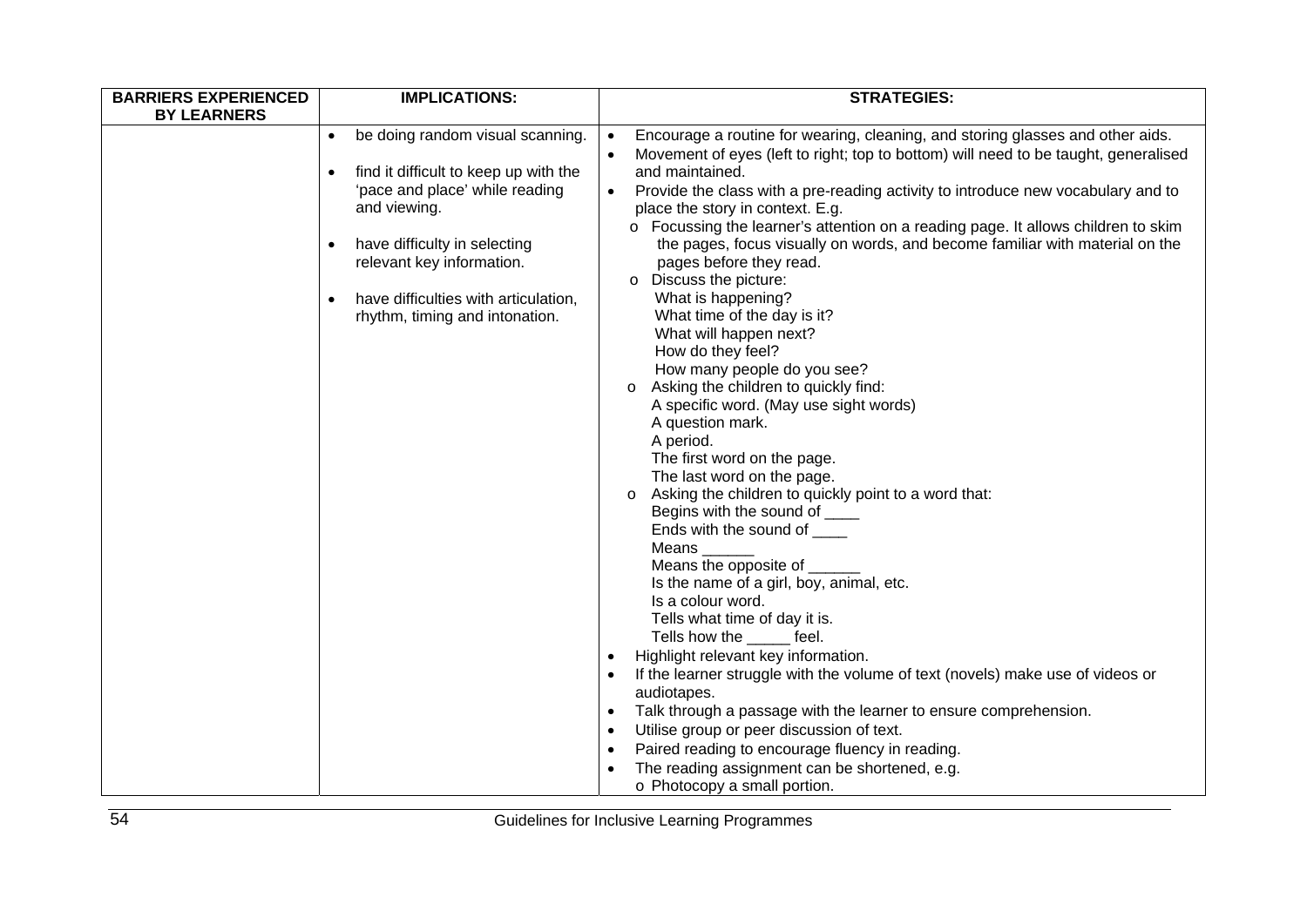| BARRIERS EXPERIENCED BY LEARNERS | IMPLICATIONS: | STRATEGIES: |
|---|---|---|
| | • be doing random visual scanning.<br><br>• find it difficult to keep up with the 'pace and place' while reading and viewing.<br><br>• have difficulty in selecting relevant key information.<br><br>• have difficulties with articulation, rhythm, timing and intonation. | • Encourage a routine for wearing, cleaning, and storing glasses and other aids.<br>• Movement of eyes (left to right; top to bottom) will need to be taught, generalised and maintained.<br>• Provide the class with a pre-reading activity to introduce new vocabulary and to place the story in context. E.g.<br>  o Focussing the learner's attention on a reading page. It allows children to skim the pages, focus visually on words, and become familiar with material on the pages before they read.<br>  o Discuss the picture:<br>    What is happening?<br>    What time of the day is it?<br>    What will happen next?<br>    How do they feel?<br>    How many people do you see?<br>  o Asking the children to quickly find:<br>    A specific word. (May use sight words)<br>    A question mark.<br>    A period.<br>    The first word on the page.<br>    The last word on the page.<br>  o Asking the children to quickly point to a word that:<br>    Begins with the sound of ____<br>    Ends with the sound of ____<br>    Means ______<br>    Means the opposite of ______<br>    Is the name of a girl, boy, animal, etc.<br>    Is a colour word.<br>    Tells what time of day it is.<br>    Tells how the _____ feel.<br>• Highlight relevant key information.<br>• If the learner struggle with the volume of text (novels) make use of videos or audiotapes.<br>• Talk through a passage with the learner to ensure comprehension.<br>• Utilise group or peer discussion of text.<br>• Paired reading to encourage fluency in reading.<br>• The reading assignment can be shortened, e.g.<br>  o Photocopy a small portion. |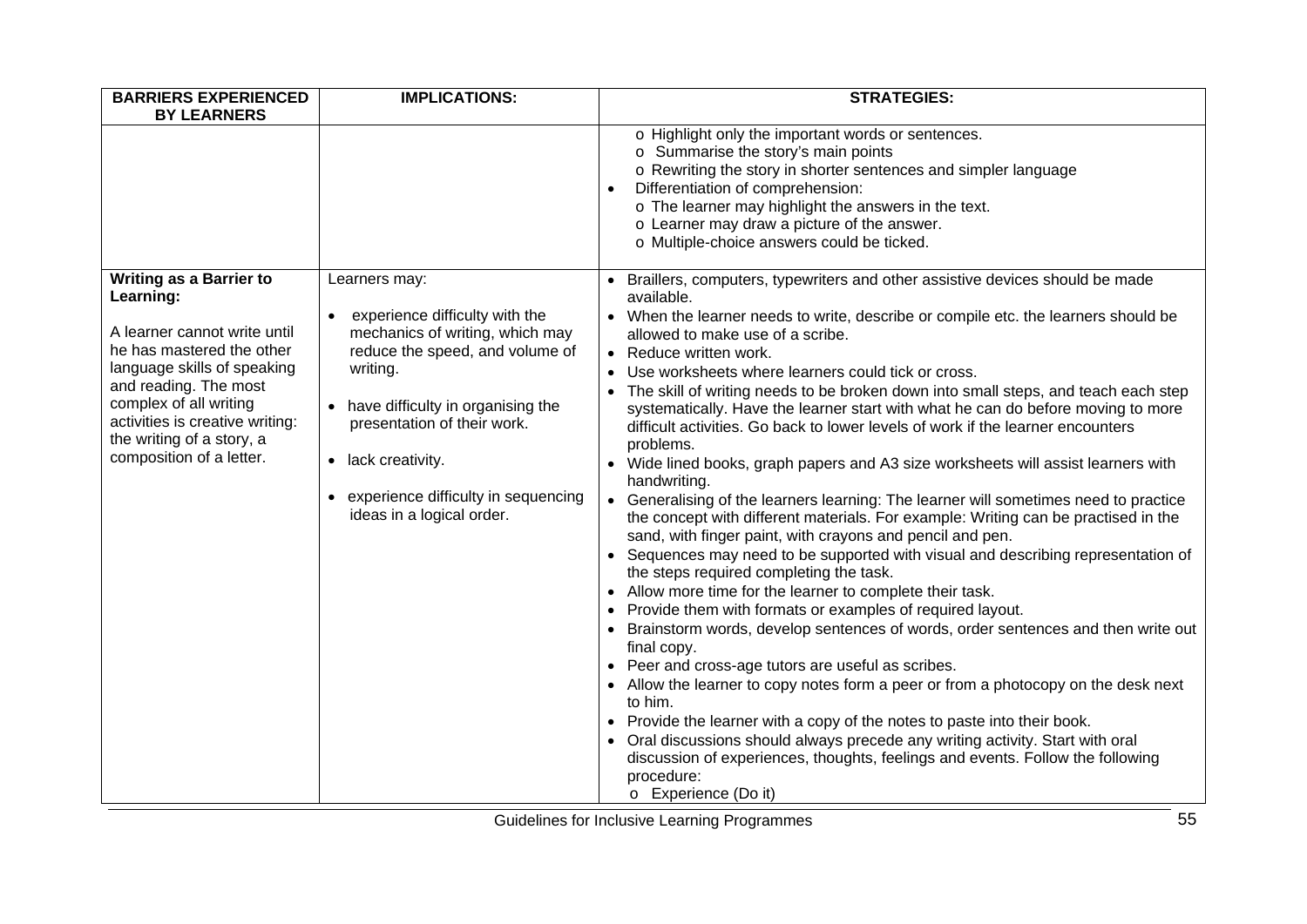| BARRIERS EXPERIENCED BY LEARNERS | IMPLICATIONS: | STRATEGIES: |
|---|---|---|
| | | o Highlight only the important words or sentences.<br>o Summarise the story's main points<br>o Rewriting the story in shorter sentences and simpler language<br>• Differentiation of comprehension:<br>o The learner may highlight the answers in the text.<br>o Learner may draw a picture of the answer.<br>o Multiple-choice answers could be ticked. |
| **Writing as a Barrier to Learning:**<br><br>A learner cannot write until he has mastered the other language skills of speaking and reading. The most complex of all writing activities is creative writing: the writing of a story, a composition of a letter. | Learners may:<br><br>• experience difficulty with the mechanics of writing, which may reduce the speed, and volume of writing.<br><br>• have difficulty in organising the presentation of their work.<br><br>• lack creativity.<br><br>• experience difficulty in sequencing ideas in a logical order. | • Braillers, computers, typewriters and other assistive devices should be made available.<br>• When the learner needs to write, describe or compile etc. the learners should be allowed to make use of a scribe.<br>• Reduce written work.<br>• Use worksheets where learners could tick or cross.<br>• The skill of writing needs to be broken down into small steps, and teach each step systematically. Have the learner start with what he can do before moving to more difficult activities. Go back to lower levels of work if the learner encounters problems.<br>• Wide lined books, graph papers and A3 size worksheets will assist learners with handwriting.<br>• Generalising of the learners learning: The learner will sometimes need to practice the concept with different materials. For example: Writing can be practised in the sand, with finger paint, with crayons and pencil and pen.<br>• Sequences may need to be supported with visual and describing representation of the steps required completing the task.<br>• Allow more time for the learner to complete their task.<br>• Provide them with formats or examples of required layout.<br>• Brainstorm words, develop sentences of words, order sentences and then write out final copy.<br>• Peer and cross-age tutors are useful as scribes.<br>• Allow the learner to copy notes form a peer or from a photocopy on the desk next to him.<br>• Provide the learner with a copy of the notes to paste into their book.<br>• Oral discussions should always precede any writing activity. Start with oral discussion of experiences, thoughts, feelings and events. Follow the following procedure:<br>o Experience (Do it) |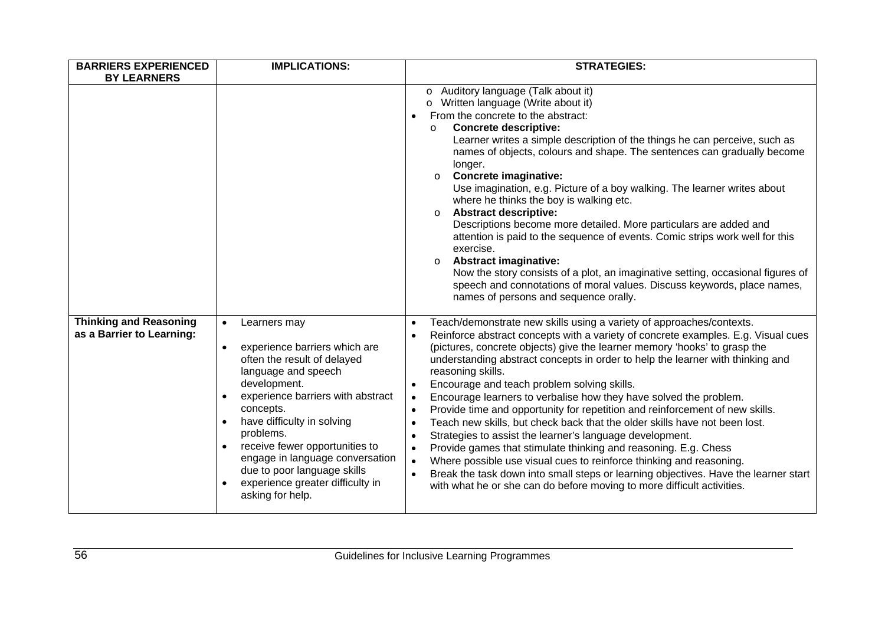| BARRIERS EXPERIENCED BY LEARNERS | IMPLICATIONS: | STRATEGIES: |
|---|---|---|
| | | o Auditory language (Talk about it)<br>o Written language (Write about it)<br>• From the concrete to the abstract:<br>o **Concrete descriptive:** Learner writes a simple description of the things he can perceive, such as names of objects, colours and shape. The sentences can gradually become longer.<br>o **Concrete imaginative:** Use imagination, e.g. Picture of a boy walking. The learner writes about where he thinks the boy is walking etc.<br>o **Abstract descriptive:** Descriptions become more detailed. More particulars are added and attention is paid to the sequence of events. Comic strips work well for this exercise.<br>o **Abstract imaginative:** Now the story consists of a plot, an imaginative setting, occasional figures of speech and connotations of moral values. Discuss keywords, place names, names of persons and sequence orally. |
| **Thinking and Reasoning as a Barrier to Learning:** | • Learners may<br>• experience barriers which are often the result of delayed language and speech development.<br>• experience barriers with abstract concepts.<br>• have difficulty in solving problems.<br>• receive fewer opportunities to engage in language conversation due to poor language skills<br>• experience greater difficulty in asking for help. | • Teach/demonstrate new skills using a variety of approaches/contexts.<br>• Reinforce abstract concepts with a variety of concrete examples. E.g. Visual cues (pictures, concrete objects) give the learner memory 'hooks' to grasp the understanding abstract concepts in order to help the learner with thinking and reasoning skills.<br>• Encourage and teach problem solving skills.<br>• Encourage learners to verbalise how they have solved the problem.<br>• Provide time and opportunity for repetition and reinforcement of new skills.<br>• Teach new skills, but check back that the older skills have not been lost.<br>• Strategies to assist the learner's language development.<br>• Provide games that stimulate thinking and reasoning. E.g. Chess<br>• Where possible use visual cues to reinforce thinking and reasoning.<br>• Break the task down into small steps or learning objectives. Have the learner start with what he or she can do before moving to more difficult activities. |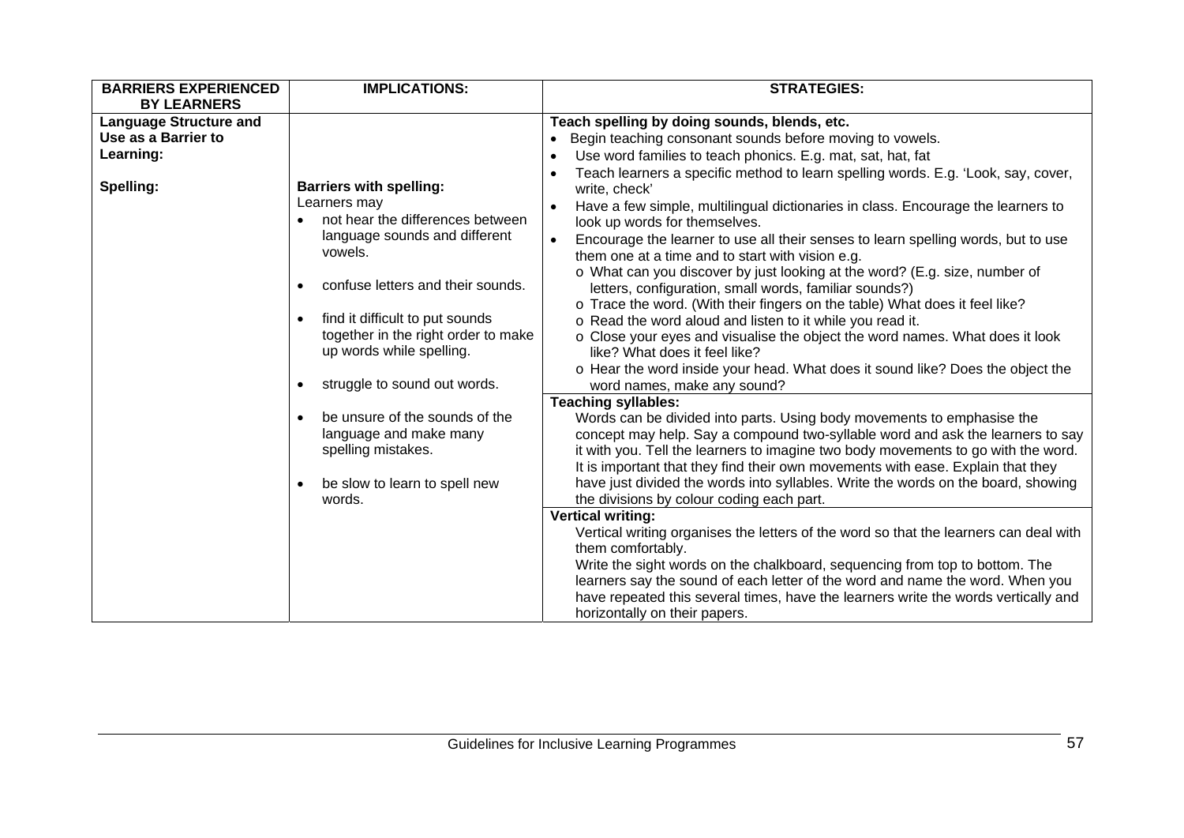| BARRIERS EXPERIENCED BY LEARNERS | IMPLICATIONS: | STRATEGIES: |
|---|---|---|
| **Language Structure and Use as a Barrier to Learning:**<br><br>**Spelling:** | **Barriers with spelling:**<br>Learners may<br>• not hear the differences between language sounds and different vowels.<br>• confuse letters and their sounds.<br>• find it difficult to put sounds together in the right order to make up words while spelling.<br>• struggle to sound out words.<br>• be unsure of the sounds of the language and make many spelling mistakes.<br>• be slow to learn to spell new words. | **Teach spelling by doing sounds, blends, etc.**<br>• Begin teaching consonant sounds before moving to vowels.<br>• Use word families to teach phonics. E.g. mat, sat, hat, fat<br>• Teach learners a specific method to learn spelling words. E.g. 'Look, say, cover, write, check'<br>• Have a few simple, multilingual dictionaries in class. Encourage the learners to look up words for themselves.<br>• Encourage the learner to use all their senses to learn spelling words, but to use them one at a time and to start with vision e.g.<br>o What can you discover by just looking at the word? (E.g. size, number of letters, configuration, small words, familiar sounds?)<br>o Trace the word. (With their fingers on the table) What does it feel like?<br>o Read the word aloud and listen to it while you read it.<br>o Close your eyes and visualise the object the word names. What does it look like? What does it feel like?<br>o Hear the word inside your head. What does it sound like? Does the object the word names, make any sound? |
| | | **Teaching syllables:**<br>Words can be divided into parts. Using body movements to emphasise the concept may help. Say a compound two-syllable word and ask the learners to say it with you. Tell the learners to imagine two body movements to go with the word. It is important that they find their own movements with ease. Explain that they have just divided the words into syllables. Write the words on the board, showing the divisions by colour coding each part. |
| | | **Vertical writing:**<br>Vertical writing organises the letters of the word so that the learners can deal with them comfortably.<br>Write the sight words on the chalkboard, sequencing from top to bottom. The learners say the sound of each letter of the word and name the word. When you have repeated this several times, have the learners write the words vertically and horizontally on their papers. |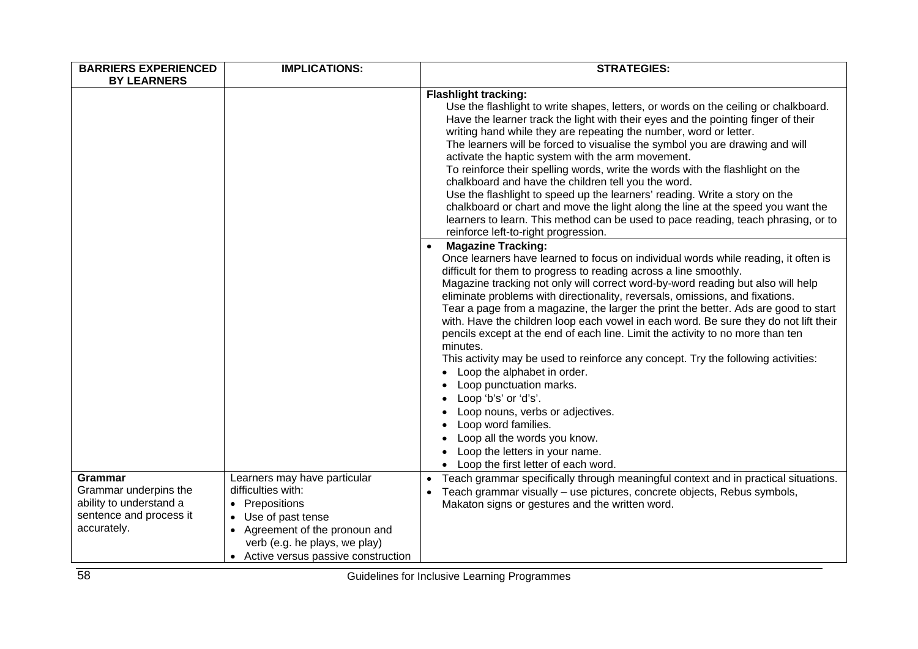| BARRIERS EXPERIENCED BY LEARNERS | IMPLICATIONS: | STRATEGIES: |
|---|---|---|
| | | **Flashlight tracking:**<br>Use the flashlight to write shapes, letters, or words on the ceiling or chalkboard. Have the learner track the light with their eyes and the pointing finger of their writing hand while they are repeating the number, word or letter.<br>The learners will be forced to visualise the symbol you are drawing and will activate the haptic system with the arm movement.<br>To reinforce their spelling words, write the words with the flashlight on the chalkboard and have the children tell you the word.<br>Use the flashlight to speed up the learners' reading. Write a story on the chalkboard or chart and move the light along the line at the speed you want the learners to learn. This method can be used to pace reading, teach phrasing, or to reinforce left-to-right progression. |
| | | • **Magazine Tracking:**<br>Once learners have learned to focus on individual words while reading, it often is difficult for them to progress to reading across a line smoothly.<br>Magazine tracking not only will correct word-by-word reading but also will help eliminate problems with directionality, reversals, omissions, and fixations.<br>Tear a page from a magazine, the larger the print the better. Ads are good to start with. Have the children loop each vowel in each word. Be sure they do not lift their pencils except at the end of each line. Limit the activity to no more than ten minutes.<br>This activity may be used to reinforce any concept. Try the following activities:<br>• Loop the alphabet in order.<br>• Loop punctuation marks.<br>• Loop 'b's' or 'd's'.<br>• Loop nouns, verbs or adjectives.<br>• Loop word families.<br>• Loop all the words you know.<br>• Loop the letters in your name.<br>• Loop the first letter of each word. |
| **Grammar**<br>Grammar underpins the ability to understand a sentence and process it accurately. | Learners may have particular difficulties with:<br>• Prepositions<br>• Use of past tense<br>• Agreement of the pronoun and verb (e.g. he plays, we play)<br>• Active versus passive construction | • Teach grammar specifically through meaningful context and in practical situations.<br>• Teach grammar visually – use pictures, concrete objects, Rebus symbols, Makaton signs or gestures and the written word. |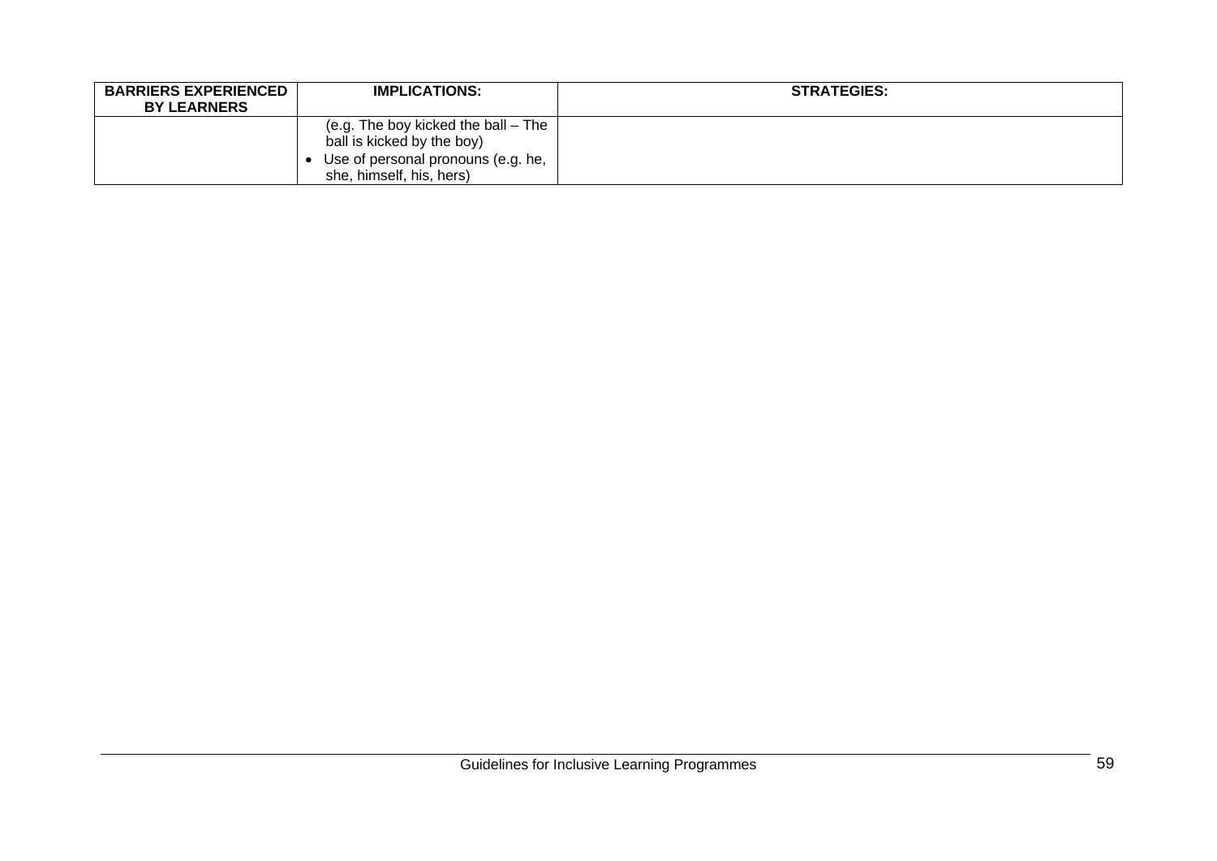| BARRIERS EXPERIENCED BY LEARNERS | IMPLICATIONS: | STRATEGIES: |
| --- | --- | --- |
| | (e.g. The boy kicked the ball – The ball is kicked by the boy)<br>• Use of personal pronouns (e.g. he, she, himself, his, hers) | |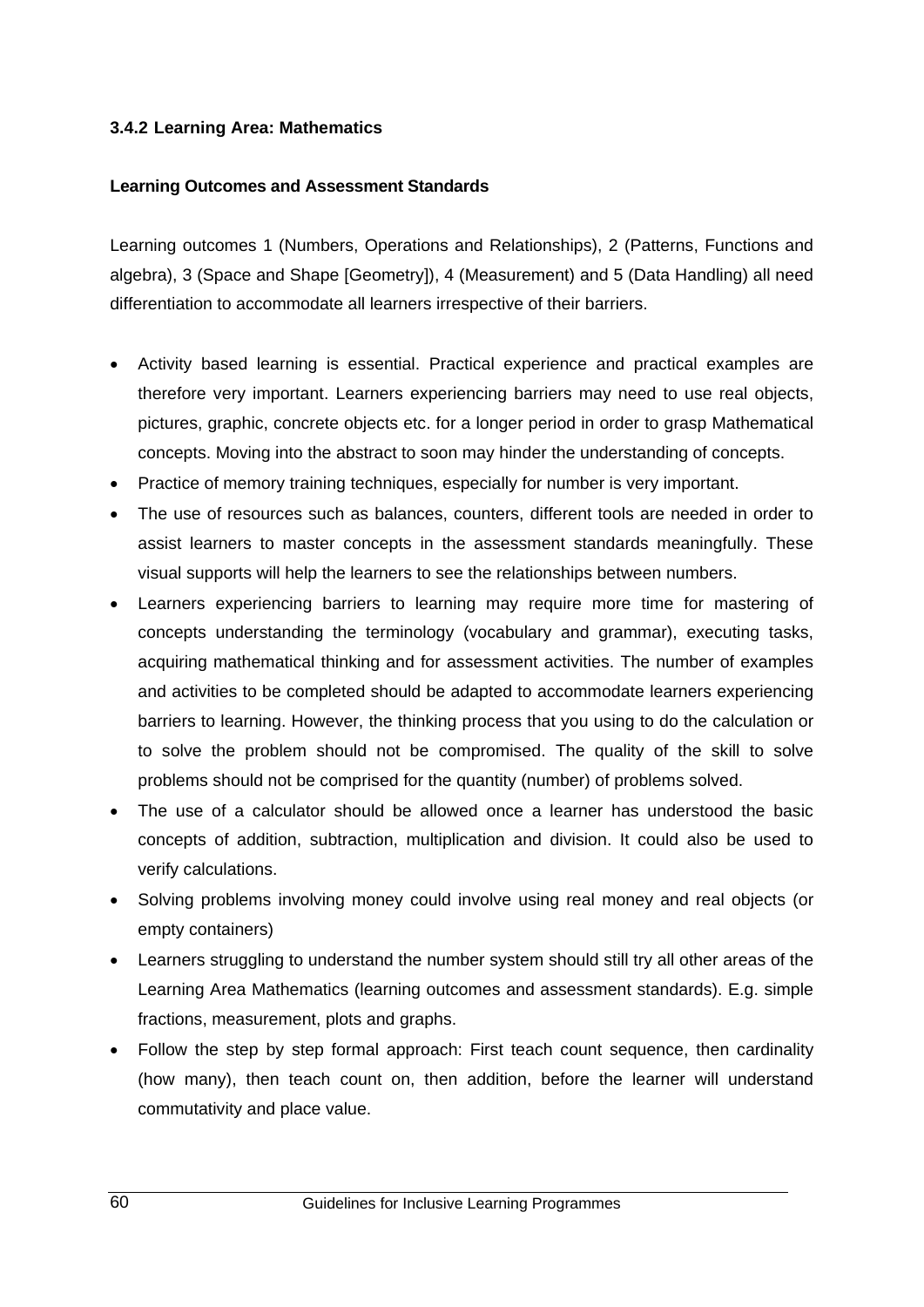### 3.4.2 Learning Area: Mathematics

**Learning Outcomes and Assessment Standards**

Learning outcomes 1 (Numbers, Operations and Relationships), 2 (Patterns, Functions and algebra), 3 (Space and Shape [Geometry]), 4 (Measurement) and 5 (Data Handling) all need differentiation to accommodate all learners irrespective of their barriers.

- Activity based learning is essential. Practical experience and practical examples are therefore very important. Learners experiencing barriers may need to use real objects, pictures, graphic, concrete objects etc. for a longer period in order to grasp Mathematical concepts. Moving into the abstract to soon may hinder the understanding of concepts.
- Practice of memory training techniques, especially for number is very important.
- The use of resources such as balances, counters, different tools are needed in order to assist learners to master concepts in the assessment standards meaningfully. These visual supports will help the learners to see the relationships between numbers.
- Learners experiencing barriers to learning may require more time for mastering of concepts understanding the terminology (vocabulary and grammar), executing tasks, acquiring mathematical thinking and for assessment activities. The number of examples and activities to be completed should be adapted to accommodate learners experiencing barriers to learning. However, the thinking process that you using to do the calculation or to solve the problem should not be compromised. The quality of the skill to solve problems should not be comprised for the quantity (number) of problems solved.
- The use of a calculator should be allowed once a learner has understood the basic concepts of addition, subtraction, multiplication and division. It could also be used to verify calculations.
- Solving problems involving money could involve using real money and real objects (or empty containers)
- Learners struggling to understand the number system should still try all other areas of the Learning Area Mathematics (learning outcomes and assessment standards). E.g. simple fractions, measurement, plots and graphs.
- Follow the step by step formal approach: First teach count sequence, then cardinality (how many), then teach count on, then addition, before the learner will understand commutativity and place value.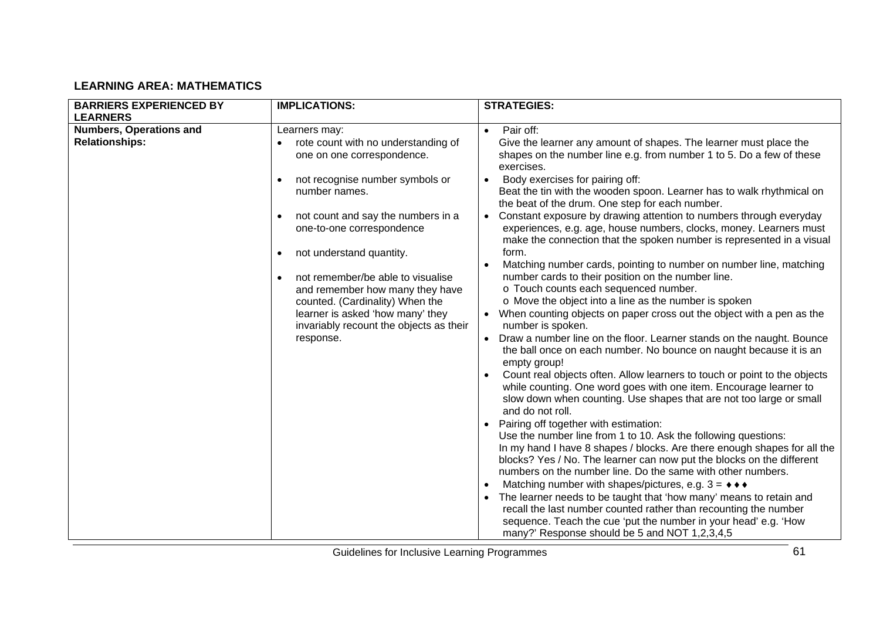**LEARNING AREA: MATHEMATICS**

| BARRIERS EXPERIENCED BY LEARNERS | IMPLICATIONS: | STRATEGIES: |
|---|---|---|
| **Numbers, Operations and Relationships:** | Learners may:<br>• rote count with no understanding of one on one correspondence.<br>• not recognise number symbols or number names.<br>• not count and say the numbers in a one-to-one correspondence<br>• not understand quantity.<br>• not remember/be able to visualise and remember how many they have counted. (Cardinality) When the learner is asked 'how many' they invariably recount the objects as their response. | • Pair off:<br>Give the learner any amount of shapes. The learner must place the shapes on the number line e.g. from number 1 to 5. Do a few of these exercises.<br>• Body exercises for pairing off:<br>Beat the tin with the wooden spoon. Learner has to walk rhythmical on the beat of the drum. One step for each number.<br>• Constant exposure by drawing attention to numbers through everyday experiences, e.g. age, house numbers, clocks, money. Learners must make the connection that the spoken number is represented in a visual form.<br>• Matching number cards, pointing to number on number line, matching number cards to their position on the number line.<br>o Touch counts each sequenced number.<br>o Move the object into a line as the number is spoken<br>• When counting objects on paper cross out the object with a pen as the number is spoken.<br>• Draw a number line on the floor. Learner stands on the naught. Bounce the ball once on each number. No bounce on naught because it is an empty group!<br>• Count real objects often. Allow learners to touch or point to the objects while counting. One word goes with one item. Encourage learner to slow down when counting. Use shapes that are not too large or small and do not roll.<br>• Pairing off together with estimation:<br>Use the number line from 1 to 10. Ask the following questions:<br>In my hand I have 8 shapes / blocks. Are there enough shapes for all the blocks? Yes / No. The learner can now put the blocks on the different numbers on the number line. Do the same with other numbers.<br>• Matching number with shapes/pictures, e.g. 3 = ♦♦♦<br>• The learner needs to be taught that 'how many' means to retain and recall the last number counted rather than recounting the number sequence. Teach the cue 'put the number in your head' e.g. 'How many?' Response should be 5 and NOT 1,2,3,4,5 |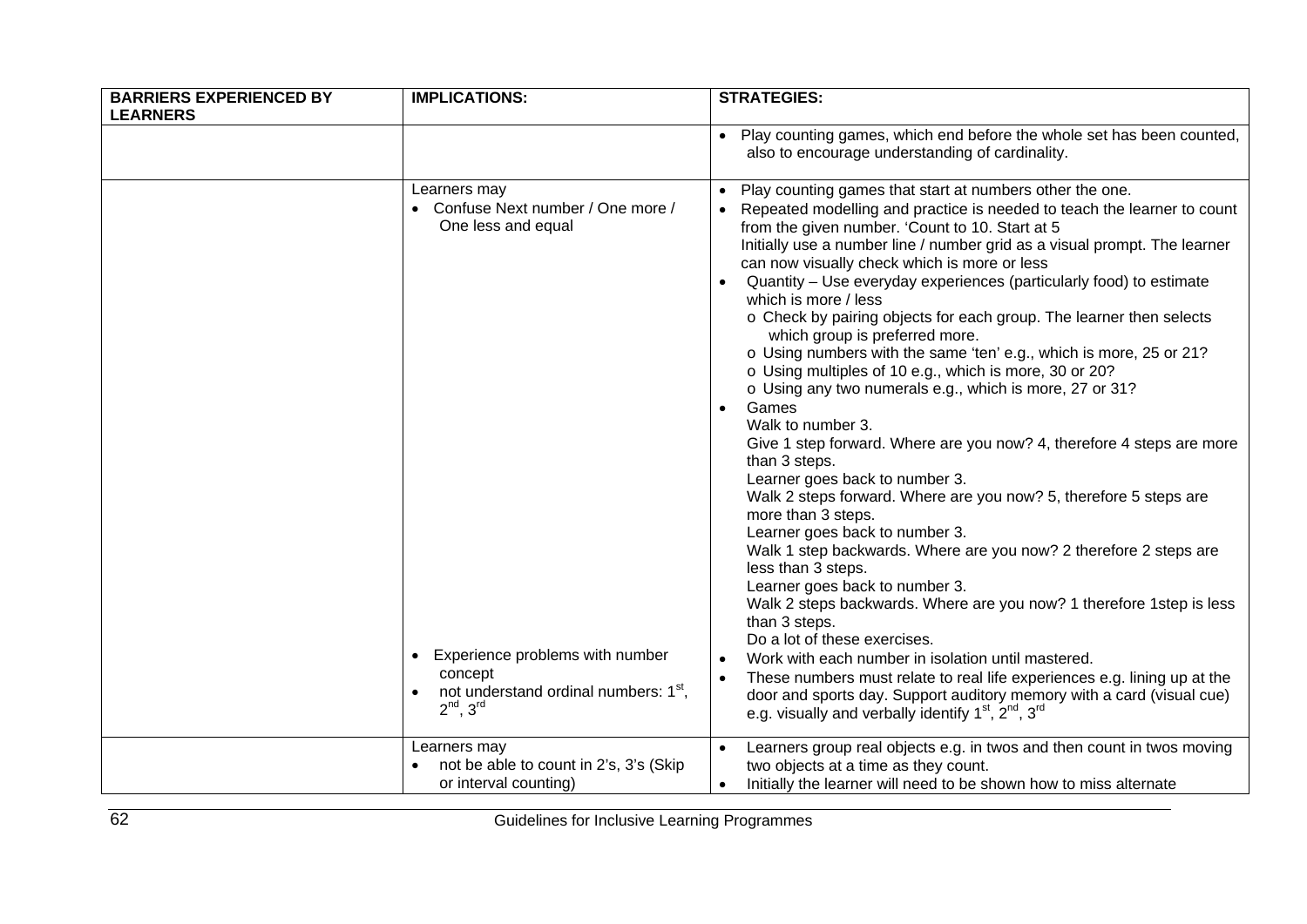| BARRIERS EXPERIENCED BY LEARNERS | IMPLICATIONS: | STRATEGIES: |
|---|---|---|
| | | • Play counting games, which end before the whole set has been counted, also to encourage understanding of cardinality. |
| | Learners may<br>• Confuse Next number / One more / One less and equal<br><br><br><br><br><br><br><br><br><br><br><br><br><br><br><br><br><br><br>• Experience problems with number concept<br>• not understand ordinal numbers: $1^{st}$, $2^{nd}$, $3^{rd}$ | • Play counting games that start at numbers other the one.<br>• Repeated modelling and practice is needed to teach the learner to count from the given number. 'Count to 10. Start at 5<br>Initially use a number line / number grid as a visual prompt. The learner can now visually check which is more or less<br>• Quantity – Use everyday experiences (particularly food) to estimate which is more / less<br>o Check by pairing objects for each group. The learner then selects which group is preferred more.<br>o Using numbers with the same 'ten' e.g., which is more, 25 or 21?<br>o Using multiples of 10 e.g., which is more, 30 or 20?<br>o Using any two numerals e.g., which is more, 27 or 31?<br>• Games<br>Walk to number 3.<br>Give 1 step forward. Where are you now? 4, therefore 4 steps are more than 3 steps.<br>Learner goes back to number 3.<br>Walk 2 steps forward. Where are you now? 5, therefore 5 steps are more than 3 steps.<br>Learner goes back to number 3.<br>Walk 1 step backwards. Where are you now? 2 therefore 2 steps are less than 3 steps.<br>Learner goes back to number 3.<br>Walk 2 steps backwards. Where are you now? 1 therefore 1step is less than 3 steps.<br>Do a lot of these exercises.<br>• Work with each number in isolation until mastered.<br>• These numbers must relate to real life experiences e.g. lining up at the door and sports day. Support auditory memory with a card (visual cue) e.g. visually and verbally identify $1^{st}$, $2^{nd}$, $3^{rd}$ |
| | Learners may<br>• not be able to count in 2's, 3's (Skip or interval counting) | • Learners group real objects e.g. in twos and then count in twos moving two objects at a time as they count.<br>• Initially the learner will need to be shown how to miss alternate |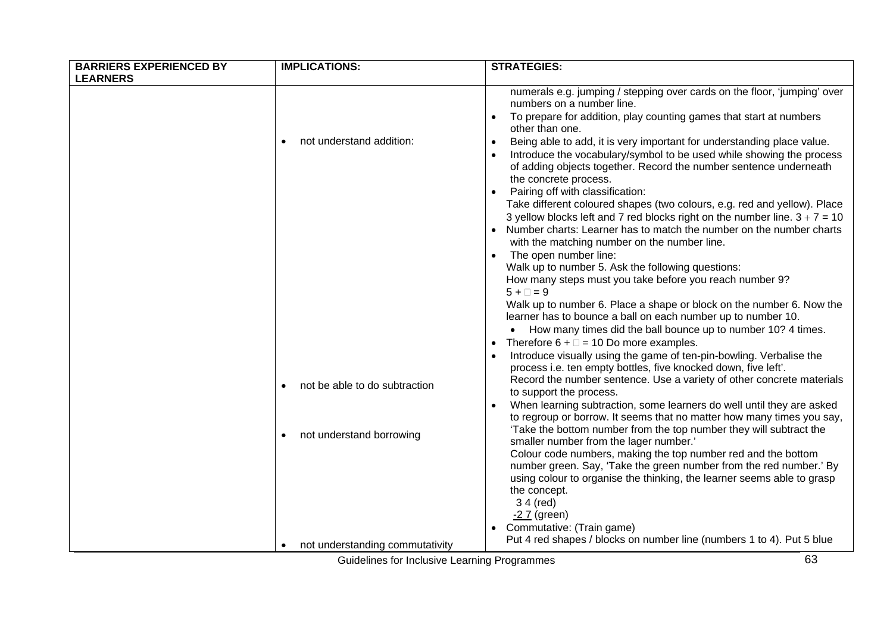| BARRIERS EXPERIENCED BY LEARNERS | IMPLICATIONS: | STRATEGIES: |
|---|---|---|
| | • not understand addition: | numerals e.g. jumping / stepping over cards on the floor, 'jumping' over numbers on a number line.<br>• To prepare for addition, play counting games that start at numbers other than one.<br>• Being able to add, it is very important for understanding place value.<br>• Introduce the vocabulary/symbol to be used while showing the process of adding objects together. Record the number sentence underneath the concrete process.<br>• Pairing off with classification:<br>Take different coloured shapes (two colours, e.g. red and yellow). Place 3 yellow blocks left and 7 red blocks right on the number line. $3 + 7 = 10$<br>• Number charts: Learner has to match the number on the number charts with the matching number on the number line.<br>• The open number line:<br>Walk up to number 5. Ask the following questions:<br>How many steps must you take before you reach number 9?<br>$5 + \square = 9$<br>Walk up to number 6. Place a shape or block on the number 6. Now the learner has to bounce a ball on each number up to number 10.<br>• How many times did the ball bounce up to number 10? 4 times.<br>• Therefore $6 + \square = 10$ Do more examples. |
| | • not be able to do subtraction | • Introduce visually using the game of ten-pin-bowling. Verbalise the process i.e. ten empty bottles, five knocked down, five left'.<br>Record the number sentence. Use a variety of other concrete materials to support the process. |
| | • not understand borrowing | • When learning subtraction, some learners do well until they are asked to regroup or borrow. It seems that no matter how many times you say, 'Take the bottom number from the top number they will subtract the smaller number from the lager number.'<br>Colour code numbers, making the top number red and the bottom number green. Say, 'Take the green number from the red number.' By using colour to organise the thinking, the learner seems able to grasp the concept.<br>3 4 (red)<br><u>-2 7</u> (green) |
| | • not understanding commutativity | • Commutative: (Train game)<br>Put 4 red shapes / blocks on number line (numbers 1 to 4). Put 5 blue |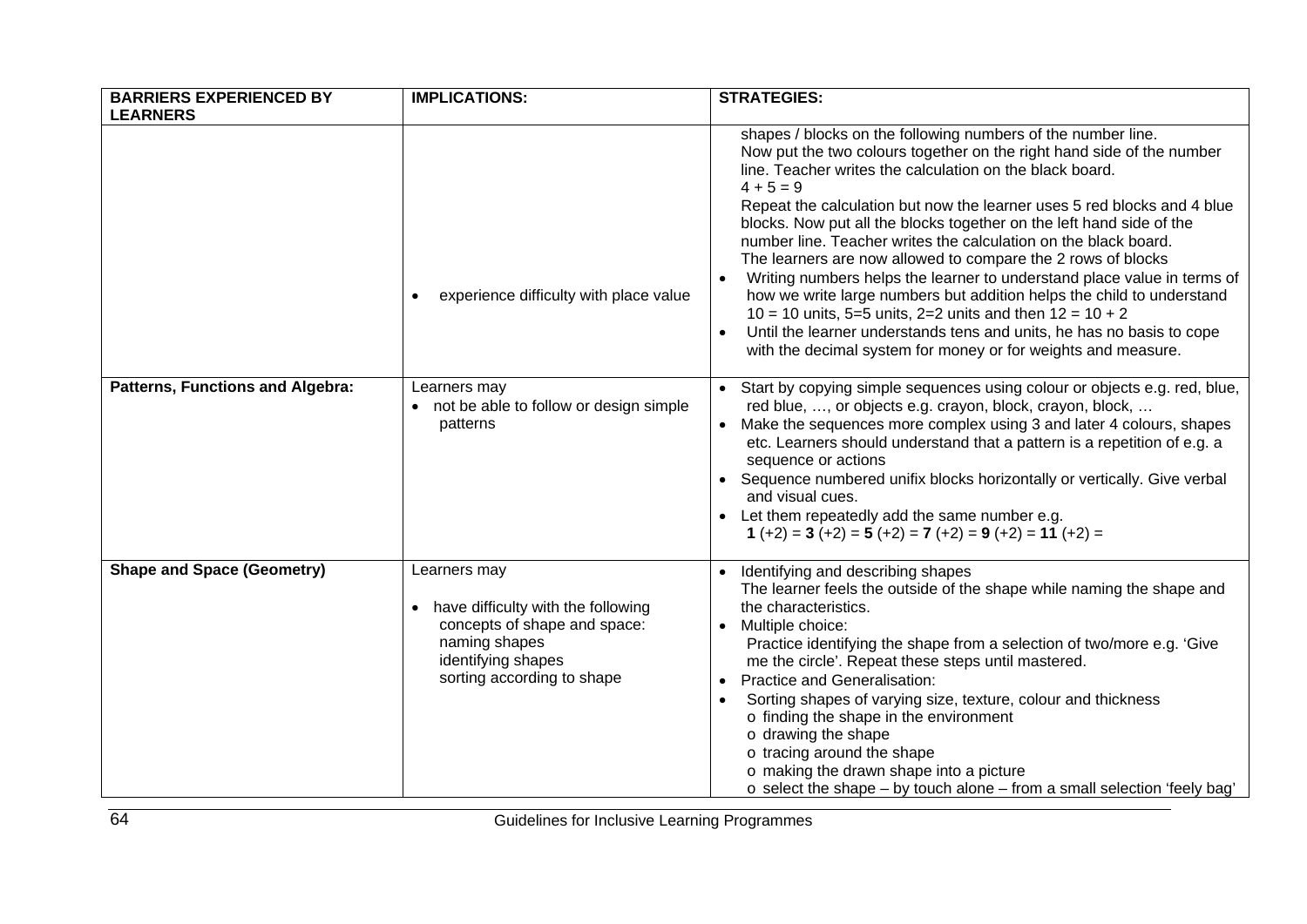| BARRIERS EXPERIENCED BY LEARNERS | IMPLICATIONS: | STRATEGIES: |
|---|---|---|
| | • experience difficulty with place value | shapes / blocks on the following numbers of the number line. Now put the two colours together on the right hand side of the number line. Teacher writes the calculation on the black board. $4 + 5 = 9$ Repeat the calculation but now the learner uses 5 red blocks and 4 blue blocks. Now put all the blocks together on the left hand side of the number line. Teacher writes the calculation on the black board. The learners are now allowed to compare the 2 rows of blocks<br>• Writing numbers helps the learner to understand place value in terms of how we write large numbers but addition helps the child to understand 10 = 10 units, 5=5 units, 2=2 units and then $12 = 10 + 2$<br>• Until the learner understands tens and units, he has no basis to cope with the decimal system for money or for weights and measure. |
| **Patterns, Functions and Algebra:** | Learners may<br>• not be able to follow or design simple patterns | • Start by copying simple sequences using colour or objects e.g. red, blue, red blue, …, or objects e.g. crayon, block, crayon, block, …<br>• Make the sequences more complex using 3 and later 4 colours, shapes etc. Learners should understand that a pattern is a repetition of e.g. a sequence or actions<br>• Sequence numbered unifix blocks horizontally or vertically. Give verbal and visual cues.<br>• Let them repeatedly add the same number e.g. **1** (+2) = **3** (+2) = **5** (+2) = **7** (+2) = **9** (+2) = **11** (+2) = |
| **Shape and Space (Geometry)** | Learners may<br>• have difficulty with the following concepts of shape and space:<br>naming shapes<br>identifying shapes<br>sorting according to shape | • Identifying and describing shapes<br>The learner feels the outside of the shape while naming the shape and the characteristics.<br>• Multiple choice:<br>Practice identifying the shape from a selection of two/more e.g. 'Give me the circle'. Repeat these steps until mastered.<br>• Practice and Generalisation:<br>• Sorting shapes of varying size, texture, colour and thickness<br>o finding the shape in the environment<br>o drawing the shape<br>o tracing around the shape<br>o making the drawn shape into a picture<br>o select the shape – by touch alone – from a small selection 'feely bag' |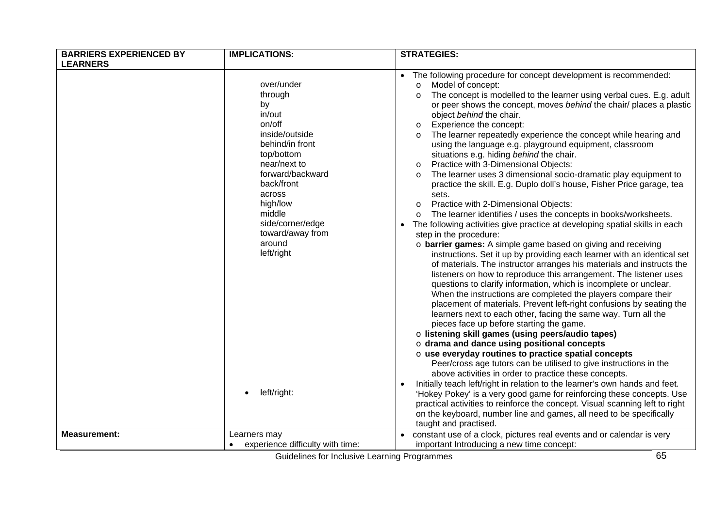| BARRIERS EXPERIENCED BY LEARNERS | IMPLICATIONS: | STRATEGIES: |
|---|---|---|
| | over/under<br>through<br>by<br>in/out<br>on/off<br>inside/outside<br>behind/in front<br>top/bottom<br>near/next to<br>forward/backward<br>back/front<br>across<br>high/low<br>middle<br>side/corner/edge<br>toward/away from<br>around<br>left/right<br><br>• left/right: | • The following procedure for concept development is recommended:<br>o Model of concept:<br>o The concept is modelled to the learner using verbal cues. E.g. adult or peer shows the concept, moves *behind* the chair/ places a plastic object *behind* the chair.<br>o Experience the concept:<br>o The learner repeatedly experience the concept while hearing and using the language e.g. playground equipment, classroom situations e.g. hiding *behind* the chair.<br>o Practice with 3-Dimensional Objects:<br>o The learner uses 3 dimensional socio-dramatic play equipment to practice the skill. E.g. Duplo doll's house, Fisher Price garage, tea sets.<br>o Practice with 2-Dimensional Objects:<br>o The learner identifies / uses the concepts in books/worksheets.<br>• The following activities give practice at developing spatial skills in each step in the procedure:<br>o **barrier games:** A simple game based on giving and receiving instructions. Set it up by providing each learner with an identical set of materials. The instructor arranges his materials and instructs the listeners on how to reproduce this arrangement. The listener uses questions to clarify information, which is incomplete or unclear. When the instructions are completed the players compare their placement of materials. Prevent left-right confusions by seating the learners next to each other, facing the same way. Turn all the pieces face up before starting the game.<br>o **listening skill games (using peers/audio tapes)**<br>o **drama and dance using positional concepts**<br>o **use everyday routines to practice spatial concepts** Peer/cross age tutors can be utilised to give instructions in the above activities in order to practice these concepts.<br>• Initially teach left/right in relation to the learner's own hands and feet. 'Hokey Pokey' is a very good game for reinforcing these concepts. Use practical activities to reinforce the concept. Visual scanning left to right on the keyboard, number line and games, all need to be specifically taught and practised. |
| **Measurement:** | Learners may<br>• experience difficulty with time: | • constant use of a clock, pictures real events and or calendar is very important Introducing a new time concept: |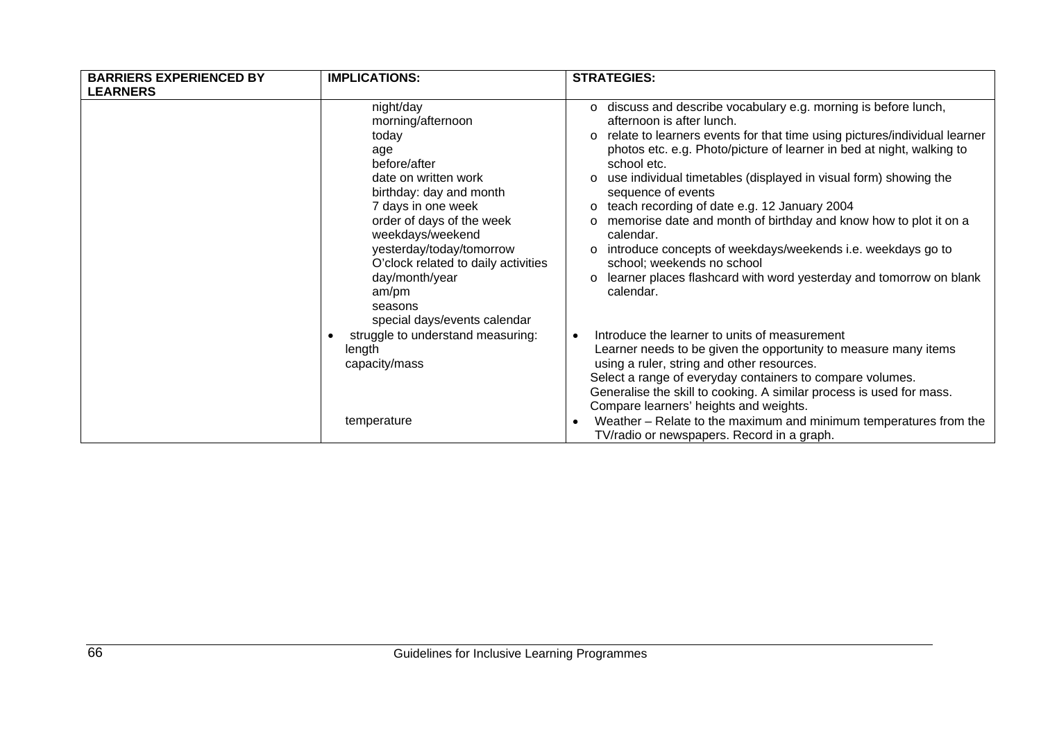| BARRIERS EXPERIENCED BY LEARNERS | IMPLICATIONS: | STRATEGIES: |
|---|---|---|
| | night/day<br>morning/afternoon<br>today<br>age<br>before/after<br>date on written work<br>birthday: day and month<br>7 days in one week<br>order of days of the week<br>weekdays/weekend<br>yesterday/today/tomorrow<br>O'clock related to daily activities<br>day/month/year<br>am/pm<br>seasons<br>special days/events calendar | o discuss and describe vocabulary e.g. morning is before lunch, afternoon is after lunch.<br>o relate to learners events for that time using pictures/individual learner photos etc. e.g. Photo/picture of learner in bed at night, walking to school etc.<br>o use individual timetables (displayed in visual form) showing the sequence of events<br>o teach recording of date e.g. 12 January 2004<br>o memorise date and month of birthday and know how to plot it on a calendar.<br>o introduce concepts of weekdays/weekends i.e. weekdays go to school; weekends no school<br>o learner places flashcard with word yesterday and tomorrow on blank calendar. |
| | • struggle to understand measuring:<br>length<br>capacity/mass | • Introduce the learner to units of measurement<br>Learner needs to be given the opportunity to measure many items using a ruler, string and other resources.<br>Select a range of everyday containers to compare volumes.<br>Generalise the skill to cooking. A similar process is used for mass.<br>Compare learners' heights and weights. |
| | temperature | • Weather – Relate to the maximum and minimum temperatures from the TV/radio or newspapers. Record in a graph. |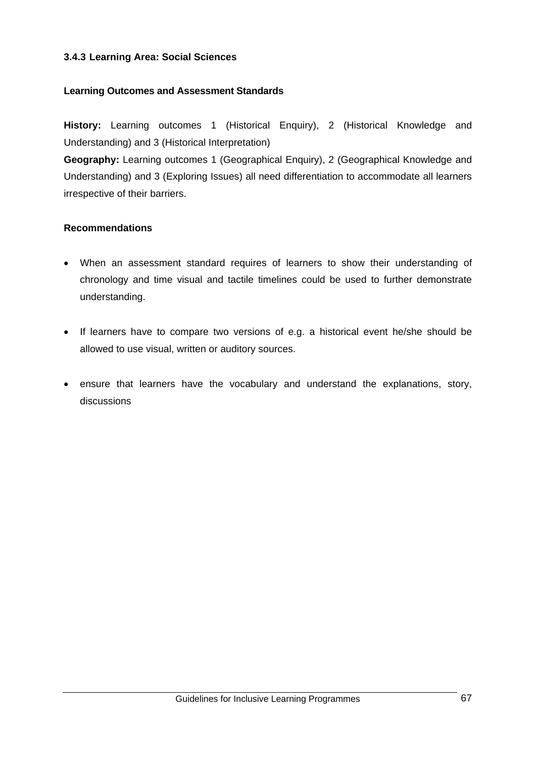### 3.4.3 Learning Area: Social Sciences

**Learning Outcomes and Assessment Standards**

**History:** Learning outcomes 1 (Historical Enquiry), 2 (Historical Knowledge and Understanding) and 3 (Historical Interpretation)
**Geography:** Learning outcomes 1 (Geographical Enquiry), 2 (Geographical Knowledge and Understanding) and 3 (Exploring Issues) all need differentiation to accommodate all learners irrespective of their barriers.

**Recommendations**

- When an assessment standard requires of learners to show their understanding of chronology and time visual and tactile timelines could be used to further demonstrate understanding.

- If learners have to compare two versions of e.g. a historical event he/she should be allowed to use visual, written or auditory sources.

- ensure that learners have the vocabulary and understand the explanations, story, discussions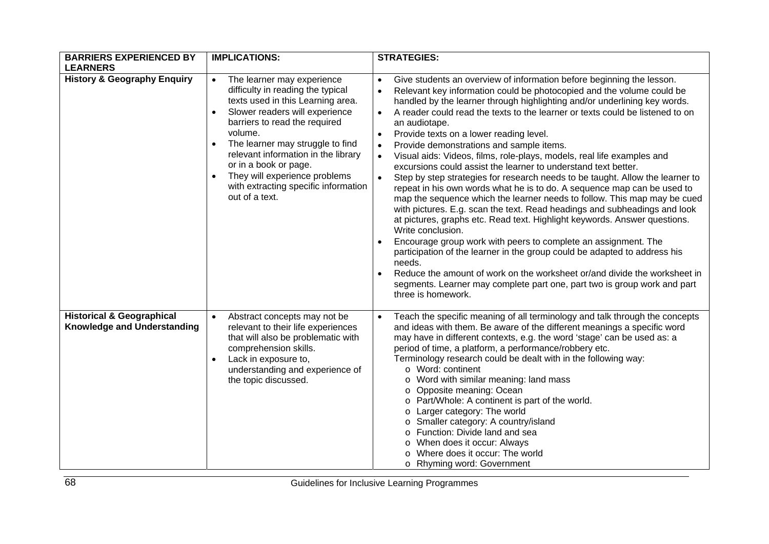| BARRIERS EXPERIENCED BY LEARNERS | IMPLICATIONS: | STRATEGIES: |
|---|---|---|
| **History & Geography Enquiry** | • The learner may experience difficulty in reading the typical texts used in this Learning area.<br>• Slower readers will experience barriers to read the required volume.<br>• The learner may struggle to find relevant information in the library or in a book or page.<br>• They will experience problems with extracting specific information out of a text. | • Give students an overview of information before beginning the lesson.<br>• Relevant key information could be photocopied and the volume could be handled by the learner through highlighting and/or underlining key words.<br>• A reader could read the texts to the learner or texts could be listened to on an audiotape.<br>• Provide texts on a lower reading level.<br>• Provide demonstrations and sample items.<br>• Visual aids: Videos, films, role-plays, models, real life examples and excursions could assist the learner to understand text better.<br>• Step by step strategies for research needs to be taught. Allow the learner to repeat in his own words what he is to do. A sequence map can be used to map the sequence which the learner needs to follow. This map may be cued with pictures. E.g. scan the text. Read headings and subheadings and look at pictures, graphs etc. Read text. Highlight keywords. Answer questions. Write conclusion.<br>• Encourage group work with peers to complete an assignment. The participation of the learner in the group could be adapted to address his needs.<br>• Reduce the amount of work on the worksheet or/and divide the worksheet in segments. Learner may complete part one, part two is group work and part three is homework. |
| **Historical & Geographical Knowledge and Understanding** | • Abstract concepts may not be relevant to their life experiences that will also be problematic with comprehension skills.<br>• Lack in exposure to, understanding and experience of the topic discussed. | • Teach the specific meaning of all terminology and talk through the concepts and ideas with them. Be aware of the different meanings a specific word may have in different contexts, e.g. the word 'stage' can be used as: a period of time, a platform, a performance/robbery etc.<br>Terminology research could be dealt with in the following way:<br>o Word: continent<br>o Word with similar meaning: land mass<br>o Opposite meaning: Ocean<br>o Part/Whole: A continent is part of the world.<br>o Larger category: The world<br>o Smaller category: A country/island<br>o Function: Divide land and sea<br>o When does it occur: Always<br>o Where does it occur: The world<br>o Rhyming word: Government |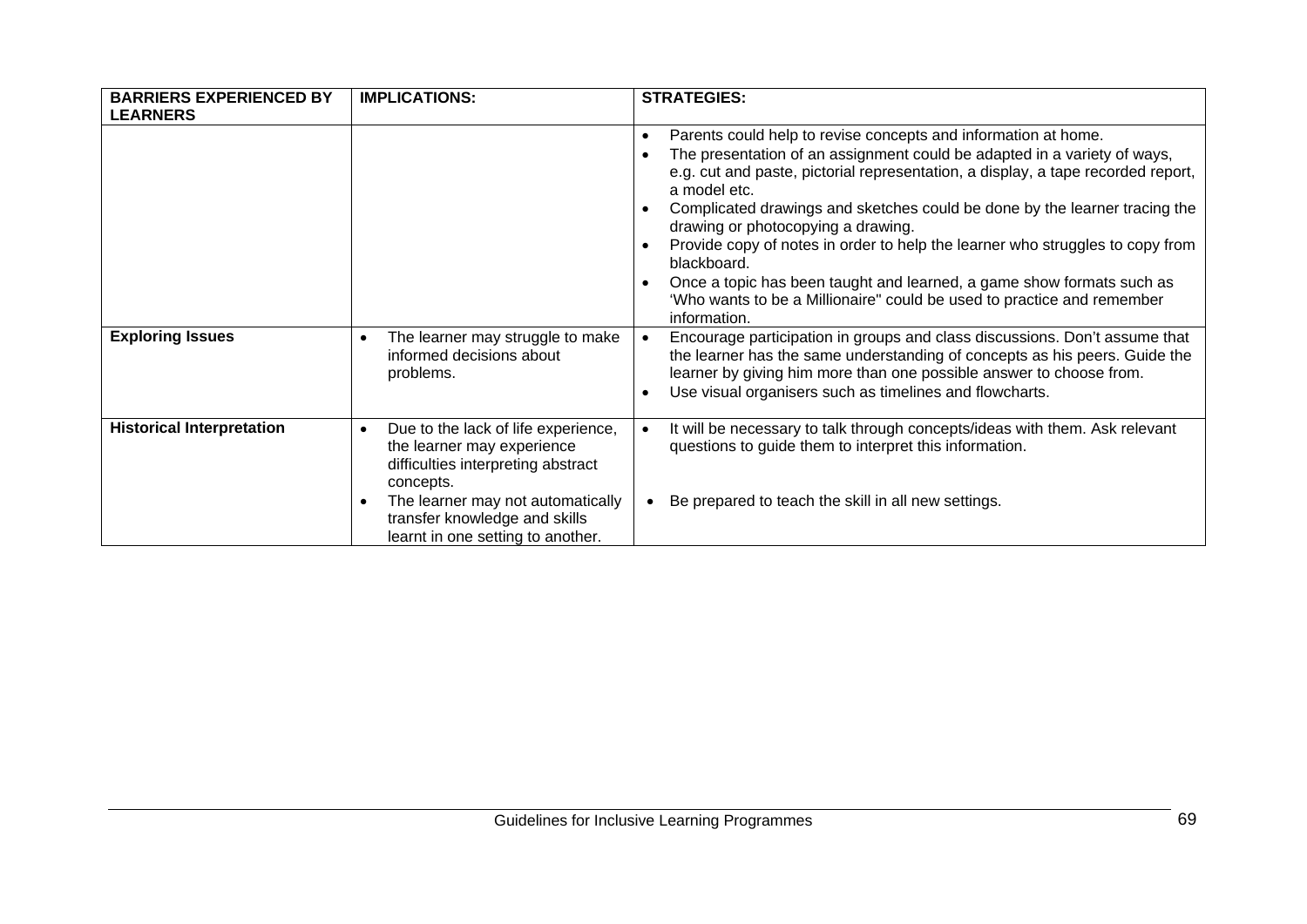| BARRIERS EXPERIENCED BY LEARNERS | IMPLICATIONS: | STRATEGIES: |
|---|---|---|
| | | • Parents could help to revise concepts and information at home.<br>• The presentation of an assignment could be adapted in a variety of ways, e.g. cut and paste, pictorial representation, a display, a tape recorded report, a model etc.<br>• Complicated drawings and sketches could be done by the learner tracing the drawing or photocopying a drawing.<br>• Provide copy of notes in order to help the learner who struggles to copy from blackboard.<br>• Once a topic has been taught and learned, a game show formats such as 'Who wants to be a Millionaire" could be used to practice and remember information. |
| **Exploring Issues** | • The learner may struggle to make informed decisions about problems. | • Encourage participation in groups and class discussions. Don't assume that the learner has the same understanding of concepts as his peers. Guide the learner by giving him more than one possible answer to choose from.<br>• Use visual organisers such as timelines and flowcharts. |
| **Historical Interpretation** | • Due to the lack of life experience, the learner may experience difficulties interpreting abstract concepts.<br>• The learner may not automatically transfer knowledge and skills learnt in one setting to another. | • It will be necessary to talk through concepts/ideas with them. Ask relevant questions to guide them to interpret this information.<br>• Be prepared to teach the skill in all new settings. |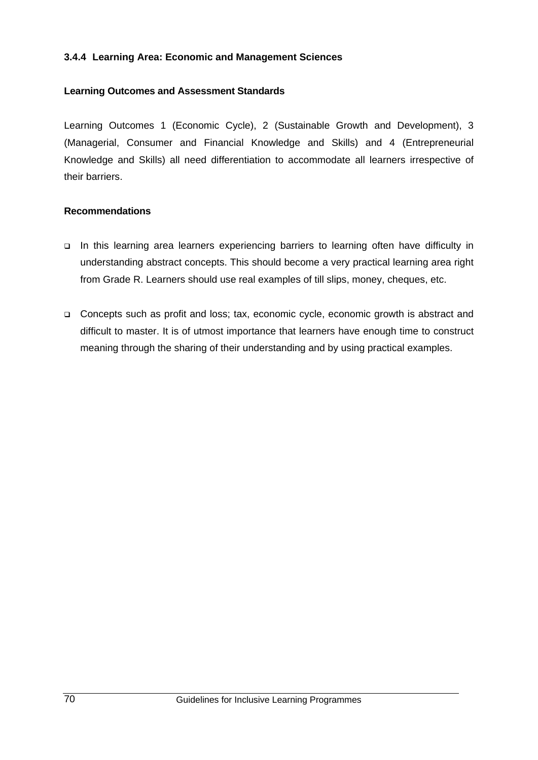### 3.4.4 Learning Area: Economic and Management Sciences

#### Learning Outcomes and Assessment Standards

Learning Outcomes 1 (Economic Cycle), 2 (Sustainable Growth and Development), 3 (Managerial, Consumer and Financial Knowledge and Skills) and 4 (Entrepreneurial Knowledge and Skills) all need differentiation to accommodate all learners irrespective of their barriers.

#### Recommendations

- In this learning area learners experiencing barriers to learning often have difficulty in understanding abstract concepts. This should become a very practical learning area right from Grade R. Learners should use real examples of till slips, money, cheques, etc.
- Concepts such as profit and loss; tax, economic cycle, economic growth is abstract and difficult to master. It is of utmost importance that learners have enough time to construct meaning through the sharing of their understanding and by using practical examples.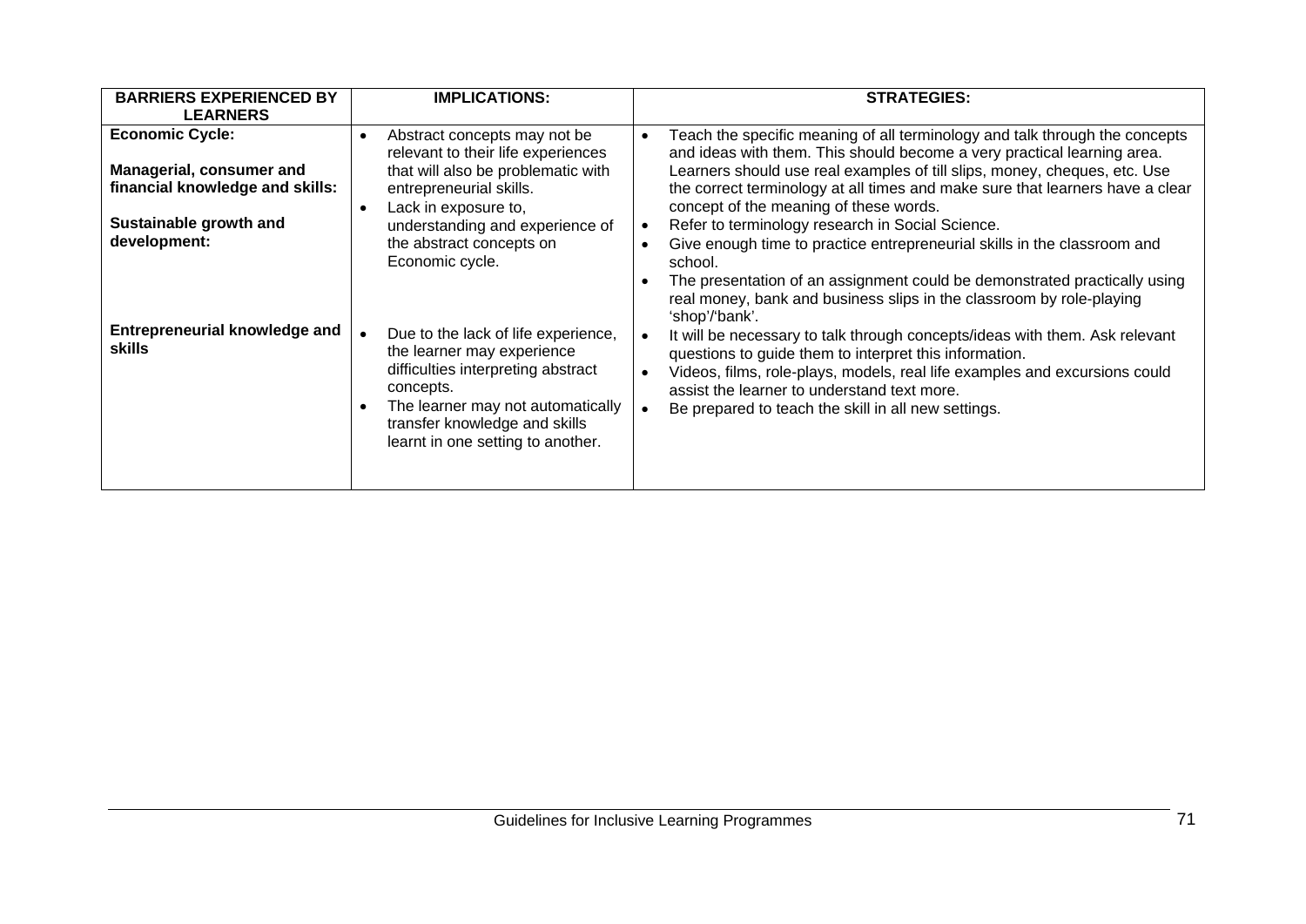| BARRIERS EXPERIENCED BY LEARNERS | IMPLICATIONS: | STRATEGIES: |
|---|---|---|
| **Economic Cycle:**<br><br>**Managerial, consumer and financial knowledge and skills:**<br><br>**Sustainable growth and development:** | • Abstract concepts may not be relevant to their life experiences that will also be problematic with entrepreneurial skills.<br>• Lack in exposure to, understanding and experience of the abstract concepts on Economic cycle. | • Teach the specific meaning of all terminology and talk through the concepts and ideas with them. This should become a very practical learning area. Learners should use real examples of till slips, money, cheques, etc. Use the correct terminology at all times and make sure that learners have a clear concept of the meaning of these words.<br>• Refer to terminology research in Social Science.<br>• Give enough time to practice entrepreneurial skills in the classroom and school.<br>• The presentation of an assignment could be demonstrated practically using real money, bank and business slips in the classroom by role-playing 'shop'/'bank'. |
| **Entrepreneurial knowledge and skills** | • Due to the lack of life experience, the learner may experience difficulties interpreting abstract concepts.<br>• The learner may not automatically transfer knowledge and skills learnt in one setting to another. | • It will be necessary to talk through concepts/ideas with them. Ask relevant questions to guide them to interpret this information.<br>• Videos, films, role-plays, models, real life examples and excursions could assist the learner to understand text more.<br>• Be prepared to teach the skill in all new settings. |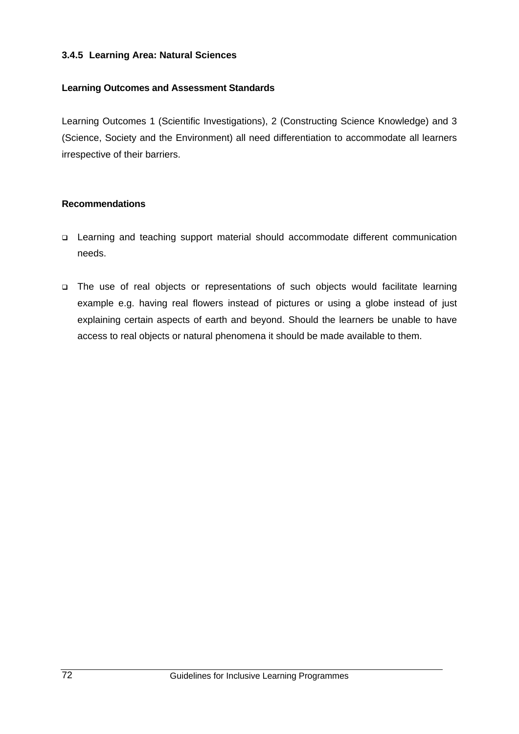### 3.4.5 Learning Area: Natural Sciences

**Learning Outcomes and Assessment Standards**

Learning Outcomes 1 (Scientific Investigations), 2 (Constructing Science Knowledge) and 3 (Science, Society and the Environment) all need differentiation to accommodate all learners irrespective of their barriers.

**Recommendations**

- Learning and teaching support material should accommodate different communication needs.
- The use of real objects or representations of such objects would facilitate learning example e.g. having real flowers instead of pictures or using a globe instead of just explaining certain aspects of earth and beyond. Should the learners be unable to have access to real objects or natural phenomena it should be made available to them.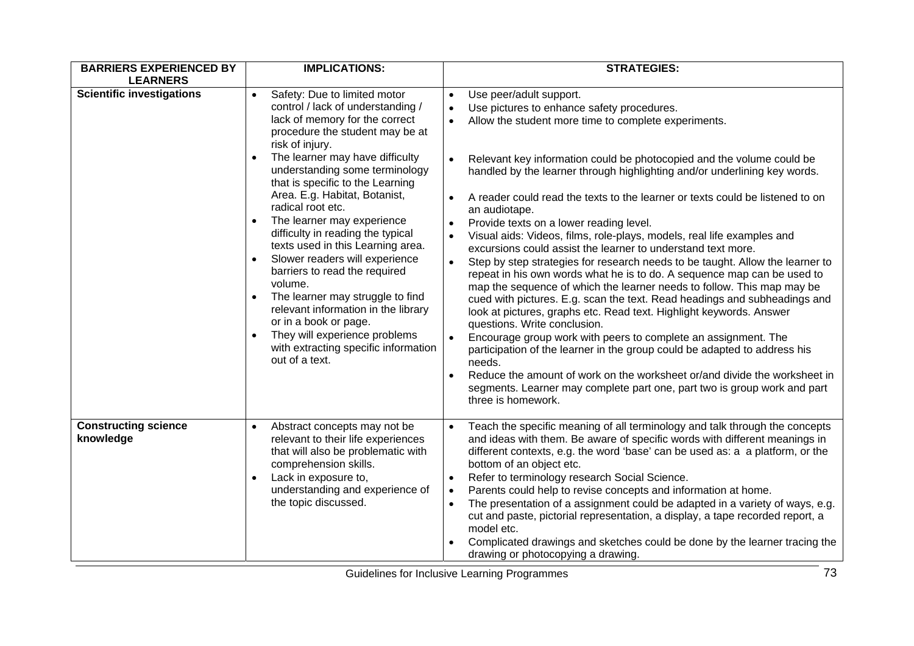| BARRIERS EXPERIENCED BY LEARNERS | IMPLICATIONS: | STRATEGIES: |
|---|---|---|
| **Scientific investigations** | • Safety: Due to limited motor control / lack of understanding / lack of memory for the correct procedure the student may be at risk of injury.<br>• The learner may have difficulty understanding some terminology that is specific to the Learning Area. E.g. Habitat, Botanist, radical root etc.<br>• The learner may experience difficulty in reading the typical texts used in this Learning area.<br>• Slower readers will experience barriers to read the required volume.<br>• The learner may struggle to find relevant information in the library or in a book or page.<br>• They will experience problems with extracting specific information out of a text. | • Use peer/adult support.<br>• Use pictures to enhance safety procedures.<br>• Allow the student more time to complete experiments.<br>• Relevant key information could be photocopied and the volume could be handled by the learner through highlighting and/or underlining key words.<br>• A reader could read the texts to the learner or texts could be listened to on an audiotape.<br>• Provide texts on a lower reading level.<br>• Visual aids: Videos, films, role-plays, models, real life examples and excursions could assist the learner to understand text more.<br>• Step by step strategies for research needs to be taught. Allow the learner to repeat in his own words what he is to do. A sequence map can be used to map the sequence of which the learner needs to follow. This map may be cued with pictures. E.g. scan the text. Read headings and subheadings and look at pictures, graphs etc. Read text. Highlight keywords. Answer questions. Write conclusion.<br>• Encourage group work with peers to complete an assignment. The participation of the learner in the group could be adapted to address his needs.<br>• Reduce the amount of work on the worksheet or/and divide the worksheet in segments. Learner may complete part one, part two is group work and part three is homework. |
| **Constructing science knowledge** | • Abstract concepts may not be relevant to their life experiences that will also be problematic with comprehension skills.<br>• Lack in exposure to, understanding and experience of the topic discussed. | • Teach the specific meaning of all terminology and talk through the concepts and ideas with them. Be aware of specific words with different meanings in different contexts, e.g. the word 'base' can be used as: a a platform, or the bottom of an object etc.<br>• Refer to terminology research Social Science.<br>• Parents could help to revise concepts and information at home.<br>• The presentation of a assignment could be adapted in a variety of ways, e.g. cut and paste, pictorial representation, a display, a tape recorded report, a model etc.<br>• Complicated drawings and sketches could be done by the learner tracing the drawing or photocopying a drawing. |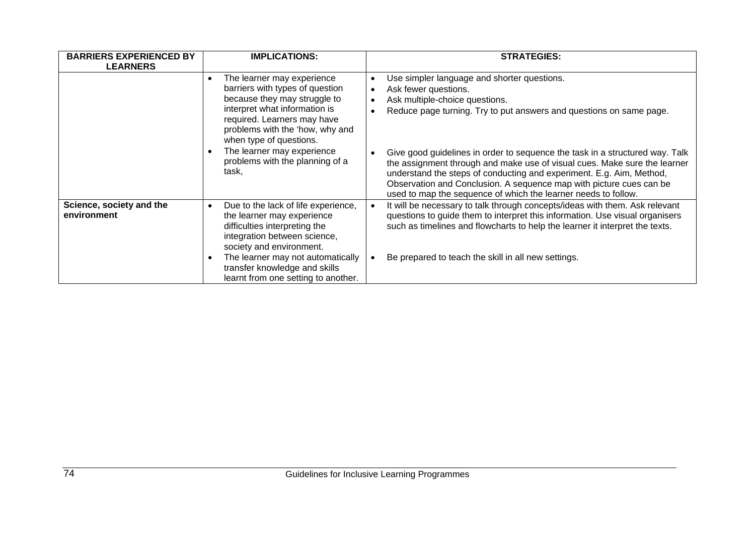| BARRIERS EXPERIENCED BY LEARNERS | IMPLICATIONS: | STRATEGIES: |
|---|---|---|
| | • The learner may experience barriers with types of question because they may struggle to interpret what information is required. Learners may have problems with the 'how, why and when type of questions.<br>• The learner may experience problems with the planning of a task, | • Use simpler language and shorter questions.<br>• Ask fewer questions.<br>• Ask multiple-choice questions.<br>• Reduce page turning. Try to put answers and questions on same page.<br><br>• Give good guidelines in order to sequence the task in a structured way. Talk the assignment through and make use of visual cues. Make sure the learner understand the steps of conducting and experiment. E.g. Aim, Method, Observation and Conclusion. A sequence map with picture cues can be used to map the sequence of which the learner needs to follow. |
| **Science, society and the environment** | • Due to the lack of life experience, the learner may experience difficulties interpreting the integration between science, society and environment.<br>• The learner may not automatically transfer knowledge and skills learnt from one setting to another. | • It will be necessary to talk through concepts/ideas with them. Ask relevant questions to guide them to interpret this information. Use visual organisers such as timelines and flowcharts to help the learner it interpret the texts.<br><br>• Be prepared to teach the skill in all new settings. |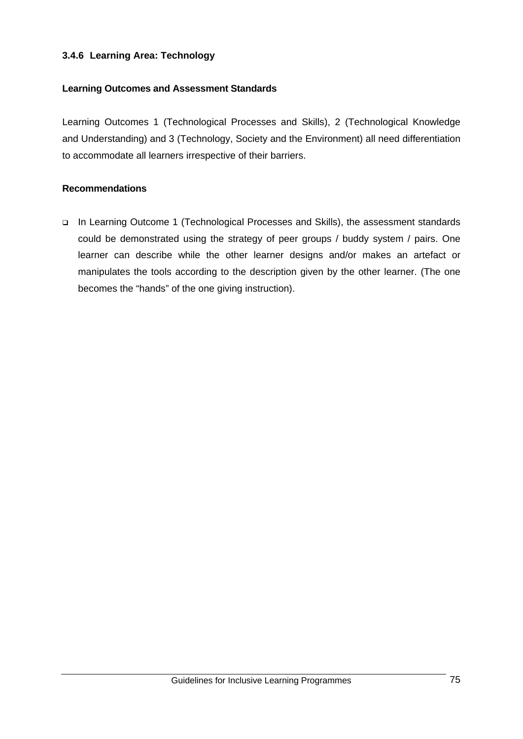### 3.4.6 Learning Area: Technology

#### Learning Outcomes and Assessment Standards

Learning Outcomes 1 (Technological Processes and Skills), 2 (Technological Knowledge and Understanding) and 3 (Technology, Society and the Environment) all need differentiation to accommodate all learners irrespective of their barriers.

#### Recommendations

- In Learning Outcome 1 (Technological Processes and Skills), the assessment standards could be demonstrated using the strategy of peer groups / buddy system / pairs. One learner can describe while the other learner designs and/or makes an artefact or manipulates the tools according to the description given by the other learner. (The one becomes the "hands" of the one giving instruction).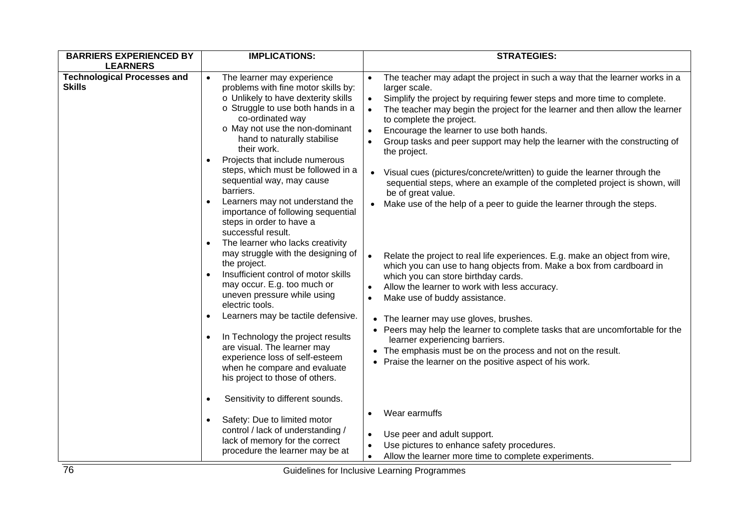| BARRIERS EXPERIENCED BY LEARNERS | IMPLICATIONS: | STRATEGIES: |
|---|---|---|
| **Technological Processes and Skills** | • The learner may experience problems with fine motor skills by:<br>o Unlikely to have dexterity skills<br>o Struggle to use both hands in a co-ordinated way<br>o May not use the non-dominant hand to naturally stabilise their work.<br>• Projects that include numerous steps, which must be followed in a sequential way, may cause barriers.<br>• Learners may not understand the importance of following sequential steps in order to have a successful result. | • The teacher may adapt the project in such a way that the learner works in a larger scale.<br>• Simplify the project by requiring fewer steps and more time to complete.<br>• The teacher may begin the project for the learner and then allow the learner to complete the project.<br>• Encourage the learner to use both hands.<br>• Group tasks and peer support may help the learner with the constructing of the project.<br>• Visual cues (pictures/concrete/written) to guide the learner through the sequential steps, where an example of the completed project is shown, will be of great value.<br>• Make use of the help of a peer to guide the learner through the steps. |
| | • The learner who lacks creativity may struggle with the designing of the project.<br>• Insufficient control of motor skills may occur. E.g. too much or uneven pressure while using electric tools. | • Relate the project to real life experiences. E.g. make an object from wire, which you can use to hang objects from. Make a box from cardboard in which you can store birthday cards.<br>• Allow the learner to work with less accuracy.<br>• Make use of buddy assistance. |
| | • Learners may be tactile defensive. | • The learner may use gloves, brushes.<br>• Peers may help the learner to complete tasks that are uncomfortable for the learner experiencing barriers. |
| | • In Technology the project results are visual. The learner may experience loss of self-esteem when he compare and evaluate his project to those of others. | • The emphasis must be on the process and not on the result.<br>• Praise the learner on the positive aspect of his work. |
| | • Sensitivity to different sounds. | • Wear earmuffs |
| | • Safety: Due to limited motor control / lack of understanding / lack of memory for the correct procedure the learner may be at | • Use peer and adult support.<br>• Use pictures to enhance safety procedures.<br>• Allow the learner more time to complete experiments. |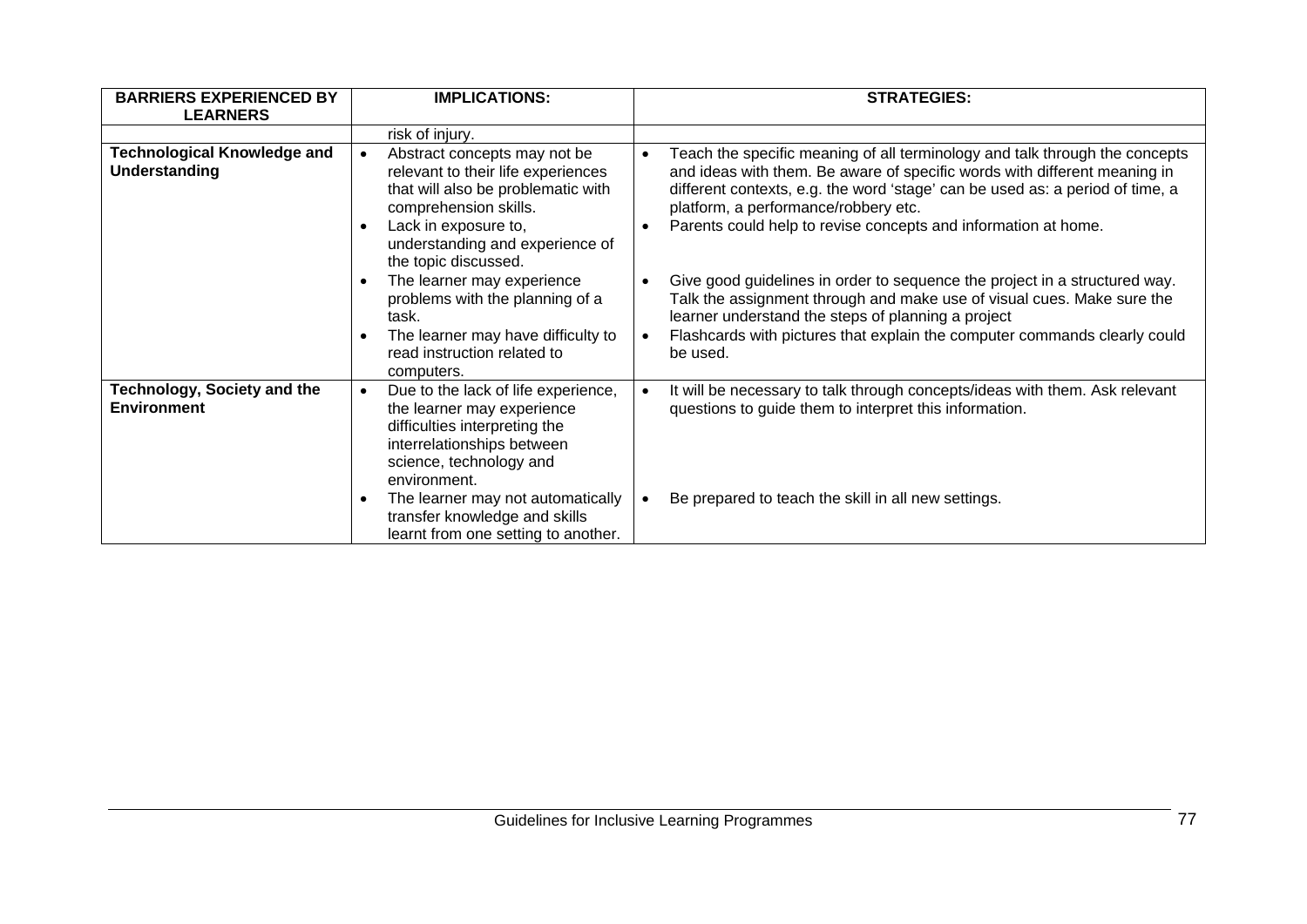| BARRIERS EXPERIENCED BY LEARNERS | IMPLICATIONS: | STRATEGIES: |
|---|---|---|
| | risk of injury. | |
| **Technological Knowledge and Understanding** | • Abstract concepts may not be relevant to their life experiences that will also be problematic with comprehension skills.<br>• Lack in exposure to, understanding and experience of the topic discussed.<br>• The learner may experience problems with the planning of a task.<br>• The learner may have difficulty to read instruction related to computers. | • Teach the specific meaning of all terminology and talk through the concepts and ideas with them. Be aware of specific words with different meaning in different contexts, e.g. the word 'stage' can be used as: a period of time, a platform, a performance/robbery etc.<br>• Parents could help to revise concepts and information at home.<br>• Give good guidelines in order to sequence the project in a structured way. Talk the assignment through and make use of visual cues. Make sure the learner understand the steps of planning a project<br>• Flashcards with pictures that explain the computer commands clearly could be used. |
| **Technology, Society and the Environment** | • Due to the lack of life experience, the learner may experience difficulties interpreting the interrelationships between science, technology and environment.<br>• The learner may not automatically transfer knowledge and skills learnt from one setting to another. | • It will be necessary to talk through concepts/ideas with them. Ask relevant questions to guide them to interpret this information.<br>• Be prepared to teach the skill in all new settings. |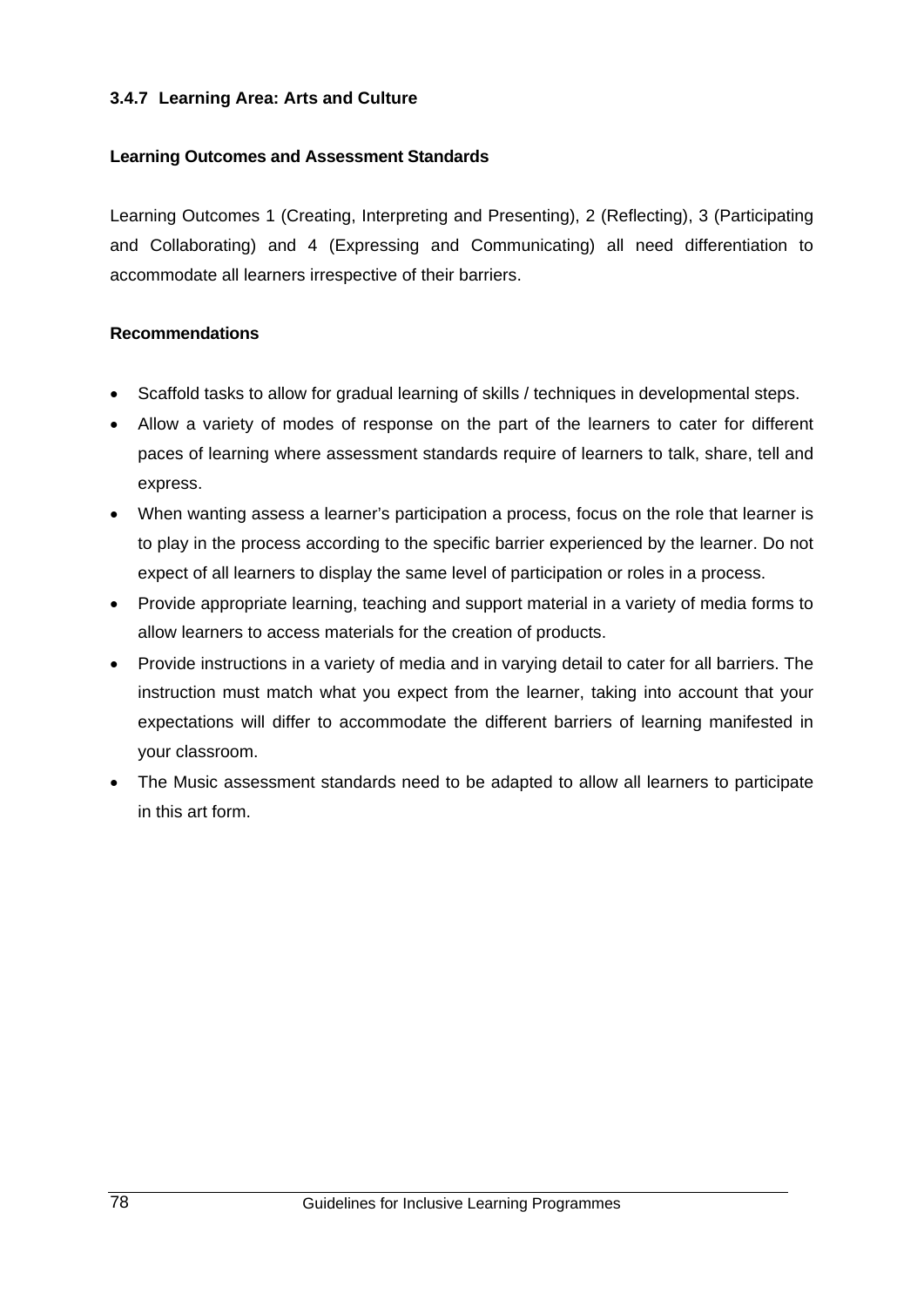### 3.4.7 Learning Area: Arts and Culture

**Learning Outcomes and Assessment Standards**

Learning Outcomes 1 (Creating, Interpreting and Presenting), 2 (Reflecting), 3 (Participating and Collaborating) and 4 (Expressing and Communicating) all need differentiation to accommodate all learners irrespective of their barriers.

**Recommendations**

- Scaffold tasks to allow for gradual learning of skills / techniques in developmental steps.
- Allow a variety of modes of response on the part of the learners to cater for different paces of learning where assessment standards require of learners to talk, share, tell and express.
- When wanting assess a learner's participation a process, focus on the role that learner is to play in the process according to the specific barrier experienced by the learner. Do not expect of all learners to display the same level of participation or roles in a process.
- Provide appropriate learning, teaching and support material in a variety of media forms to allow learners to access materials for the creation of products.
- Provide instructions in a variety of media and in varying detail to cater for all barriers. The instruction must match what you expect from the learner, taking into account that your expectations will differ to accommodate the different barriers of learning manifested in your classroom.
- The Music assessment standards need to be adapted to allow all learners to participate in this art form.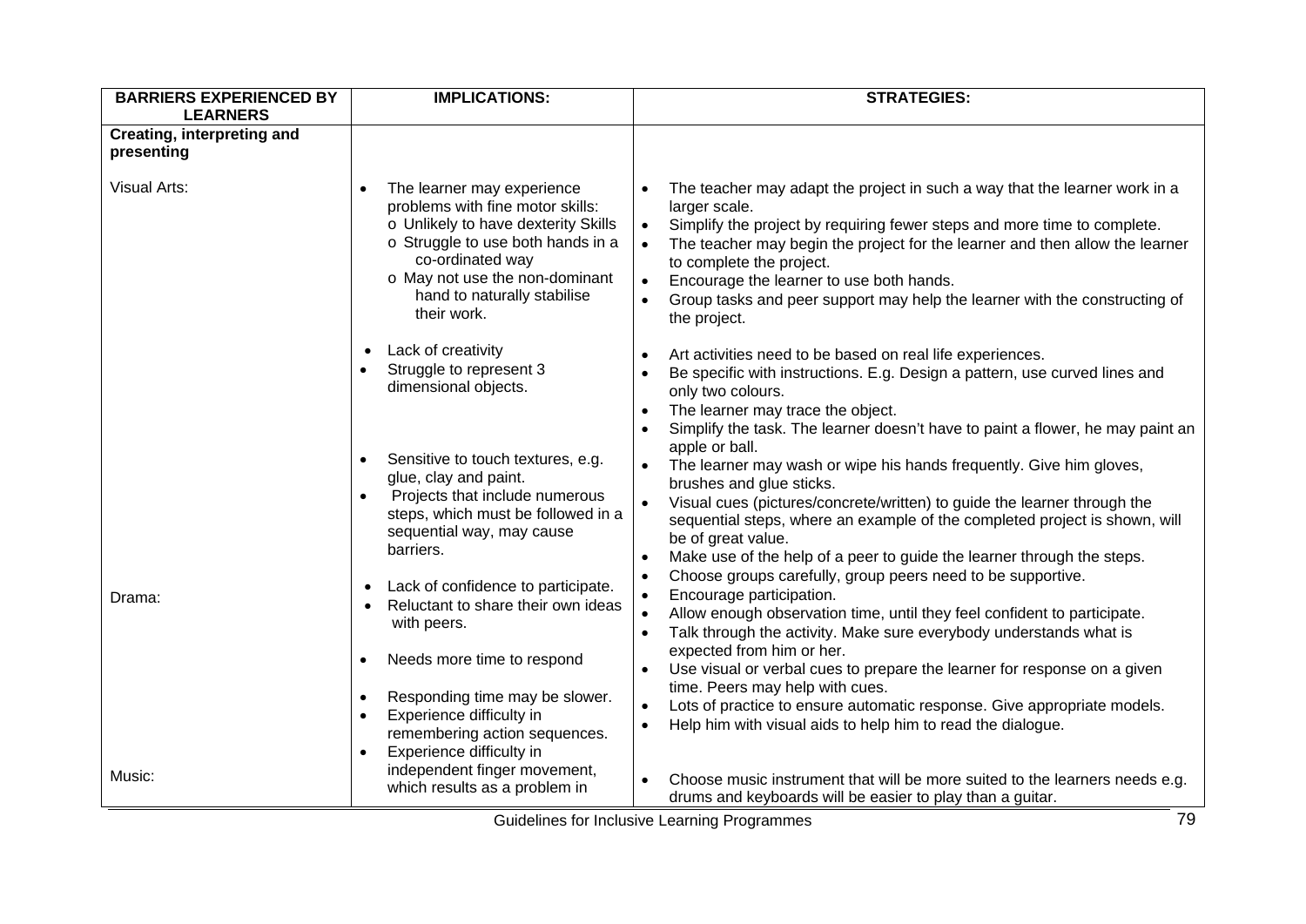| BARRIERS EXPERIENCED BY LEARNERS | IMPLICATIONS: | STRATEGIES: |
|---|---|---|
| **Creating, interpreting and presenting** | | |
| Visual Arts: | • The learner may experience problems with fine motor skills:<br>o Unlikely to have dexterity Skills<br>o Struggle to use both hands in a co-ordinated way<br>o May not use the non-dominant hand to naturally stabilise their work. | • The teacher may adapt the project in such a way that the learner work in a larger scale.<br>• Simplify the project by requiring fewer steps and more time to complete.<br>• The teacher may begin the project for the learner and then allow the learner to complete the project.<br>• Encourage the learner to use both hands.<br>• Group tasks and peer support may help the learner with the constructing of the project. |
| | • Lack of creativity<br>• Struggle to represent 3 dimensional objects. | • Art activities need to be based on real life experiences.<br>• Be specific with instructions. E.g. Design a pattern, use curved lines and only two colours.<br>• The learner may trace the object.<br>• Simplify the task. The learner doesn't have to paint a flower, he may paint an apple or ball. |
| | • Sensitive to touch textures, e.g. glue, clay and paint.<br>• Projects that include numerous steps, which must be followed in a sequential way, may cause barriers. | • The learner may wash or wipe his hands frequently. Give him gloves, brushes and glue sticks.<br>• Visual cues (pictures/concrete/written) to guide the learner through the sequential steps, where an example of the completed project is shown, will be of great value.<br>• Make use of the help of a peer to guide the learner through the steps. |
| Drama: | • Lack of confidence to participate.<br>• Reluctant to share their own ideas with peers. | • Choose groups carefully, group peers need to be supportive.<br>• Encourage participation.<br>• Allow enough observation time, until they feel confident to participate.<br>• Talk through the activity. Make sure everybody understands what is expected from him or her. |
| | • Needs more time to respond | • Use visual or verbal cues to prepare the learner for response on a given time. Peers may help with cues. |
| | • Responding time may be slower.<br>• Experience difficulty in remembering action sequences. | • Lots of practice to ensure automatic response. Give appropriate models.<br>• Help him with visual aids to help him to read the dialogue. |
| Music: | • Experience difficulty in independent finger movement, which results as a problem in | • Choose music instrument that will be more suited to the learners needs e.g. drums and keyboards will be easier to play than a guitar. |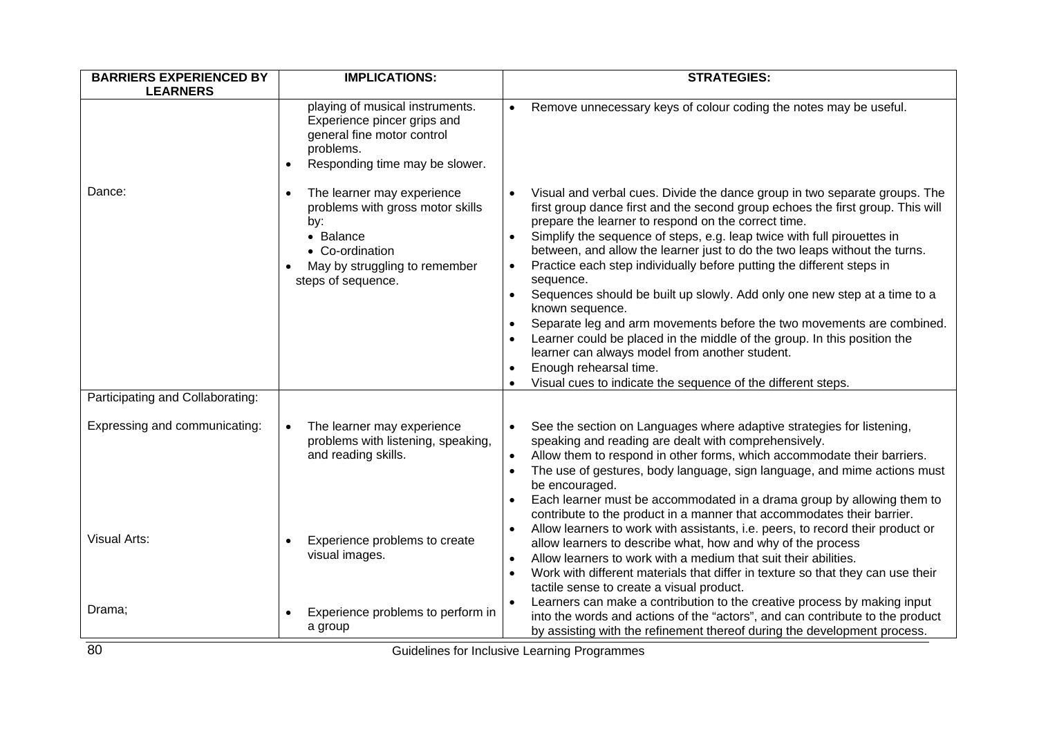| BARRIERS EXPERIENCED BY LEARNERS | IMPLICATIONS: | STRATEGIES: |
|---|---|---|
| | playing of musical instruments. Experience pincer grips and general fine motor control problems.<br>• Responding time may be slower. | • Remove unnecessary keys of colour coding the notes may be useful. |
| Dance: | • The learner may experience problems with gross motor skills by:<br>  • Balance<br>  • Co-ordination<br>• May by struggling to remember steps of sequence. | • Visual and verbal cues. Divide the dance group in two separate groups. The first group dance first and the second group echoes the first group. This will prepare the learner to respond on the correct time.<br>• Simplify the sequence of steps, e.g. leap twice with full pirouettes in between, and allow the learner just to do the two leaps without the turns.<br>• Practice each step individually before putting the different steps in sequence.<br>• Sequences should be built up slowly. Add only one new step at a time to a known sequence.<br>• Separate leg and arm movements before the two movements are combined.<br>• Learner could be placed in the middle of the group. In this position the learner can always model from another student.<br>• Enough rehearsal time.<br>• Visual cues to indicate the sequence of the different steps. |
| Participating and Collaborating:<br><br>Expressing and communicating:<br><br><br><br><br><br>Visual Arts:<br><br><br><br>Drama; | • The learner may experience problems with listening, speaking, and reading skills.<br><br><br><br><br>• Experience problems to create visual images.<br><br><br>• Experience problems to perform in a group | • See the section on Languages where adaptive strategies for listening, speaking and reading are dealt with comprehensively.<br>• Allow them to respond in other forms, which accommodate their barriers.<br>• The use of gestures, body language, sign language, and mime actions must be encouraged.<br>• Each learner must be accommodated in a drama group by allowing them to contribute to the product in a manner that accommodates their barrier.<br>• Allow learners to work with assistants, i.e. peers, to record their product or allow learners to describe what, how and why of the process<br>• Allow learners to work with a medium that suit their abilities.<br>• Work with different materials that differ in texture so that they can use their tactile sense to create a visual product.<br>• Learners can make a contribution to the creative process by making input into the words and actions of the "actors", and can contribute to the product by assisting with the refinement thereof during the development process. |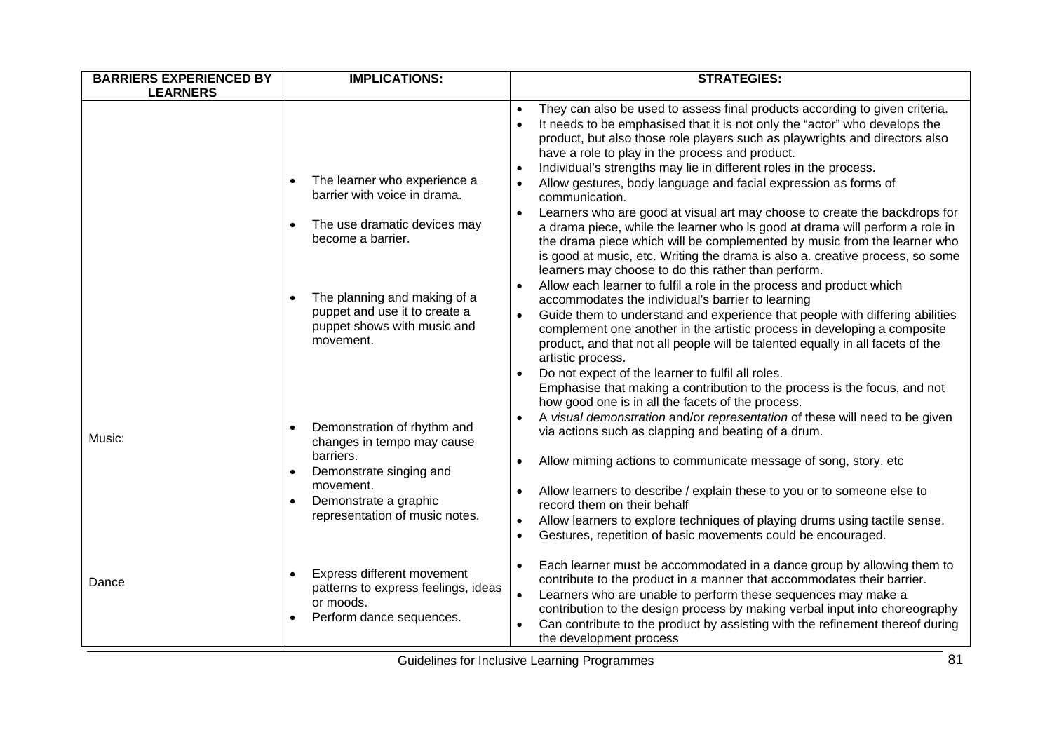| BARRIERS EXPERIENCED BY LEARNERS | IMPLICATIONS: | STRATEGIES: |
| --- | --- | --- |
| | • The learner who experience a barrier with voice in drama.<br><br>• The use dramatic devices may become a barrier.<br><br>• The planning and making of a puppet and use it to create a puppet shows with music and movement. | • They can also be used to assess final products according to given criteria.<br>• It needs to be emphasised that it is not only the "actor" who develops the product, but also those role players such as playwrights and directors also have a role to play in the process and product.<br>• Individual's strengths may lie in different roles in the process.<br>• Allow gestures, body language and facial expression as forms of communication.<br>• Learners who are good at visual art may choose to create the backdrops for a drama piece, while the learner who is good at drama will perform a role in the drama piece which will be complemented by music from the learner who is good at music, etc. Writing the drama is also a. creative process, so some learners may choose to do this rather than perform.<br>• Allow each learner to fulfil a role in the process and product which accommodates the individual's barrier to learning<br>• Guide them to understand and experience that people with differing abilities complement one another in the artistic process in developing a composite product, and that not all people will be talented equally in all facets of the artistic process.<br>• Do not expect of the learner to fulfil all roles.<br>Emphasise that making a contribution to the process is the focus, and not how good one is in all the facets of the process. |
| Music: | • Demonstration of rhythm and changes in tempo may cause barriers.<br>• Demonstrate singing and movement.<br>• Demonstrate a graphic representation of music notes. | • A *visual demonstration* and/or *representation* of these will need to be given via actions such as clapping and beating of a drum.<br>• Allow miming actions to communicate message of song, story, etc<br>• Allow learners to describe / explain these to you or to someone else to record them on their behalf<br>• Allow learners to explore techniques of playing drums using tactile sense.<br>• Gestures, repetition of basic movements could be encouraged. |
| Dance | • Express different movement patterns to express feelings, ideas or moods.<br>• Perform dance sequences. | • Each learner must be accommodated in a dance group by allowing them to contribute to the product in a manner that accommodates their barrier.<br>• Learners who are unable to perform these sequences may make a contribution to the design process by making verbal input into choreography<br>• Can contribute to the product by assisting with the refinement thereof during the development process |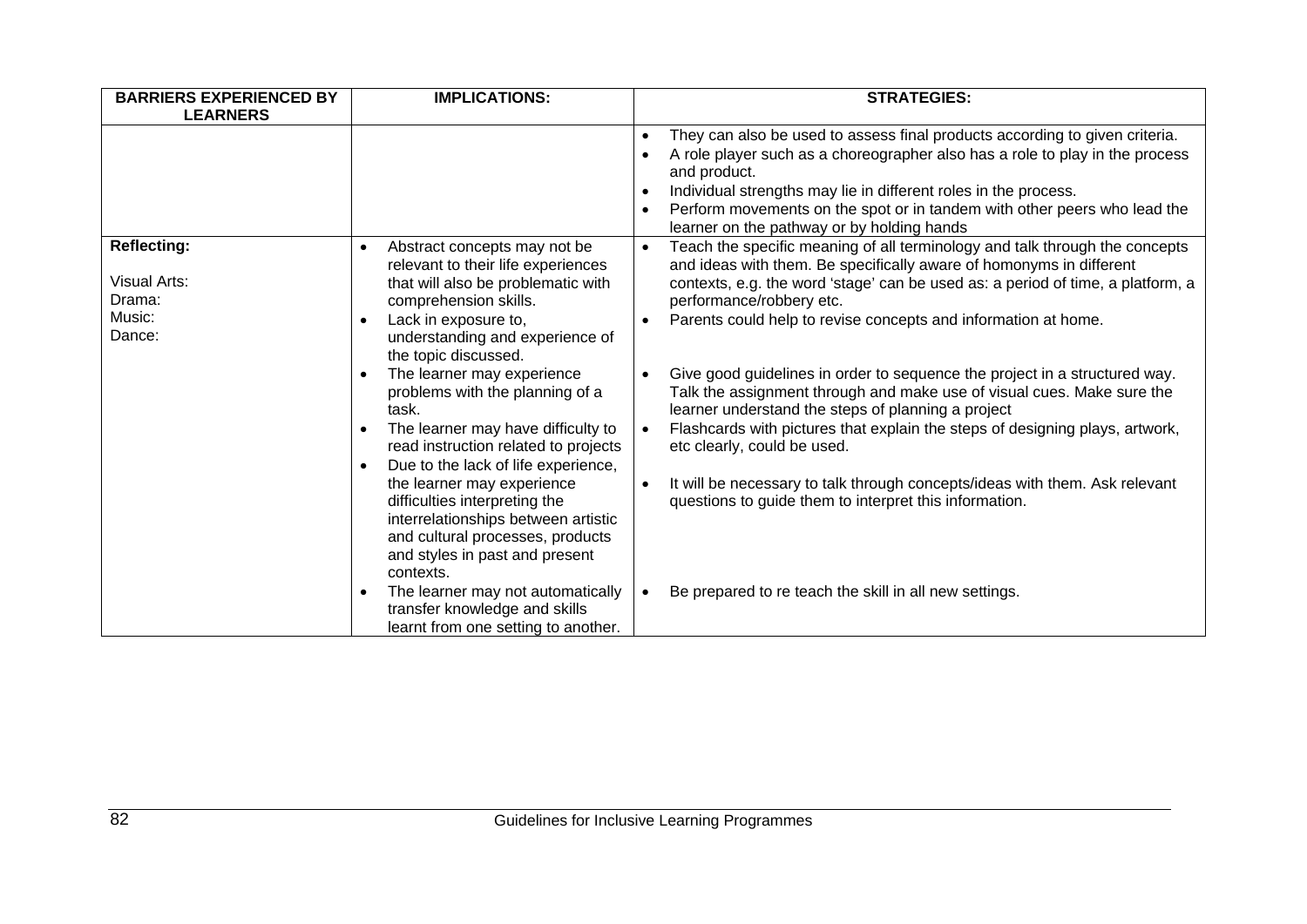| BARRIERS EXPERIENCED BY LEARNERS | IMPLICATIONS: | STRATEGIES: |
|---|---|---|
| | | • They can also be used to assess final products according to given criteria.<br>• A role player such as a choreographer also has a role to play in the process and product.<br>• Individual strengths may lie in different roles in the process.<br>• Perform movements on the spot or in tandem with other peers who lead the learner on the pathway or by holding hands |
| **Reflecting:**<br><br>Visual Arts:<br>Drama:<br>Music:<br>Dance: | • Abstract concepts may not be relevant to their life experiences that will also be problematic with comprehension skills.<br>• Lack in exposure to, understanding and experience of the topic discussed.<br>• The learner may experience problems with the planning of a task.<br>• The learner may have difficulty to read instruction related to projects<br>• Due to the lack of life experience, the learner may experience difficulties interpreting the interrelationships between artistic and cultural processes, products and styles in past and present contexts.<br>• The learner may not automatically transfer knowledge and skills learnt from one setting to another. | • Teach the specific meaning of all terminology and talk through the concepts and ideas with them. Be specifically aware of homonyms in different contexts, e.g. the word 'stage' can be used as: a period of time, a platform, a performance/robbery etc.<br>• Parents could help to revise concepts and information at home.<br><br>• Give good guidelines in order to sequence the project in a structured way. Talk the assignment through and make use of visual cues. Make sure the learner understand the steps of planning a project<br>• Flashcards with pictures that explain the steps of designing plays, artwork, etc clearly, could be used.<br><br>• It will be necessary to talk through concepts/ideas with them. Ask relevant questions to guide them to interpret this information.<br><br>• Be prepared to re teach the skill in all new settings. |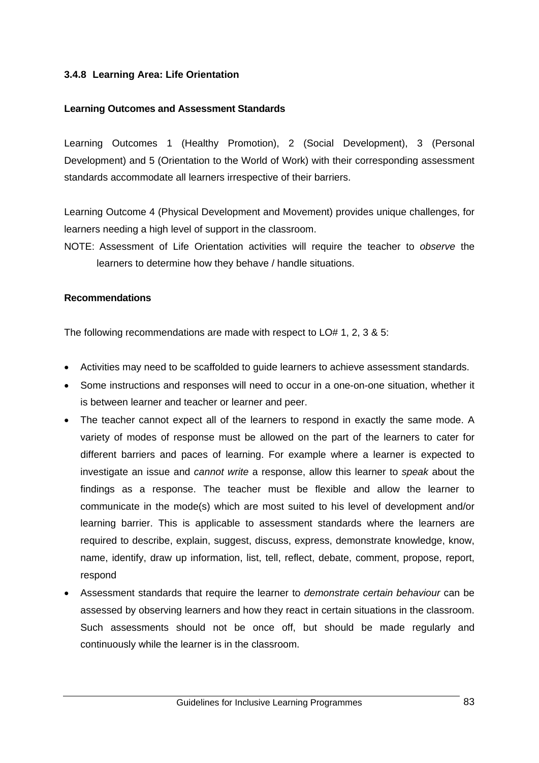### 3.4.8 Learning Area: Life Orientation

**Learning Outcomes and Assessment Standards**

Learning Outcomes 1 (Healthy Promotion), 2 (Social Development), 3 (Personal Development) and 5 (Orientation to the World of Work) with their corresponding assessment standards accommodate all learners irrespective of their barriers.

Learning Outcome 4 (Physical Development and Movement) provides unique challenges, for learners needing a high level of support in the classroom.

NOTE: Assessment of Life Orientation activities will require the teacher to *observe* the learners to determine how they behave / handle situations.

**Recommendations**

The following recommendations are made with respect to LO# 1, 2, 3 & 5:

- Activities may need to be scaffolded to guide learners to achieve assessment standards.
- Some instructions and responses will need to occur in a one-on-one situation, whether it is between learner and teacher or learner and peer.
- The teacher cannot expect all of the learners to respond in exactly the same mode. A variety of modes of response must be allowed on the part of the learners to cater for different barriers and paces of learning. For example where a learner is expected to investigate an issue and *cannot write* a response, allow this learner to *speak* about the findings as a response. The teacher must be flexible and allow the learner to communicate in the mode(s) which are most suited to his level of development and/or learning barrier. This is applicable to assessment standards where the learners are required to describe, explain, suggest, discuss, express, demonstrate knowledge, know, name, identify, draw up information, list, tell, reflect, debate, comment, propose, report, respond
- Assessment standards that require the learner to *demonstrate certain behaviour* can be assessed by observing learners and how they react in certain situations in the classroom. Such assessments should not be once off, but should be made regularly and continuously while the learner is in the classroom.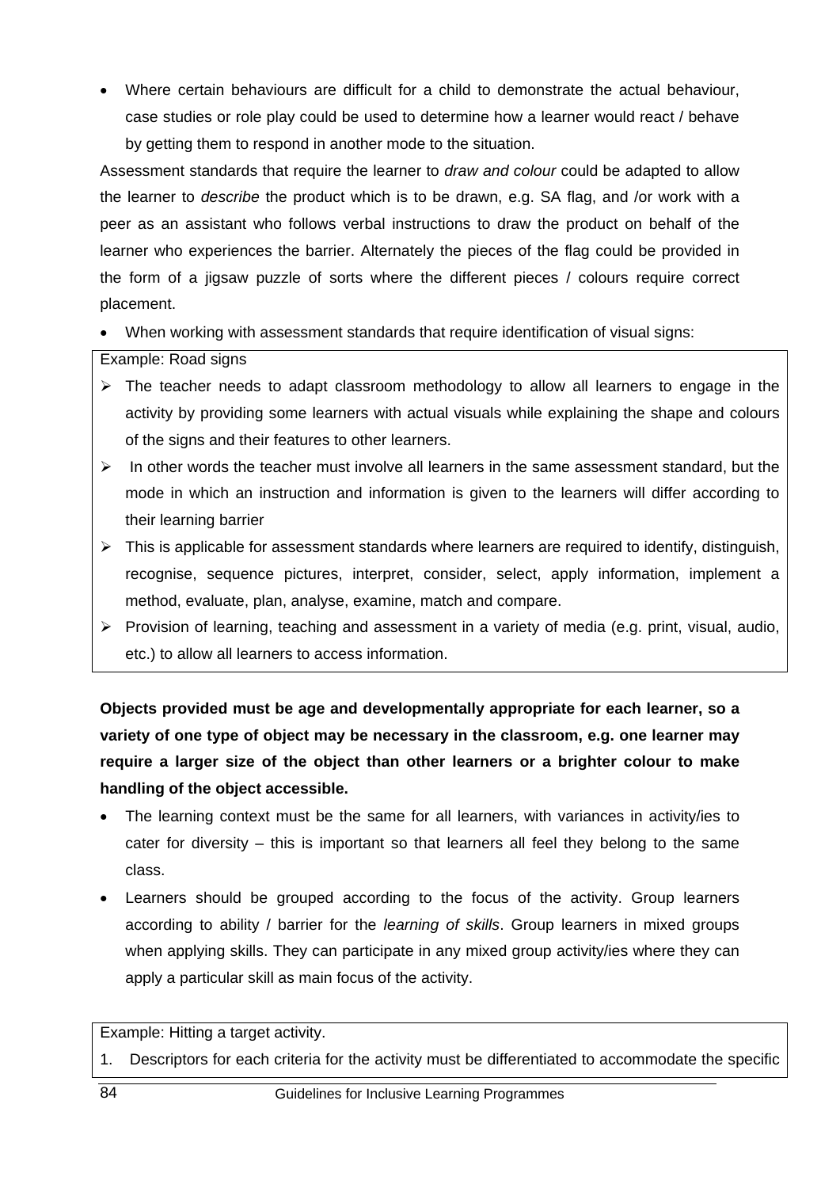- Where certain behaviours are difficult for a child to demonstrate the actual behaviour, case studies or role play could be used to determine how a learner would react / behave by getting them to respond in another mode to the situation.

Assessment standards that require the learner to *draw and colour* could be adapted to allow the learner to *describe* the product which is to be drawn, e.g. SA flag, and /or work with a peer as an assistant who follows verbal instructions to draw the product on behalf of the learner who experiences the barrier. Alternately the pieces of the flag could be provided in the form of a jigsaw puzzle of sorts where the different pieces / colours require correct placement.

- When working with assessment standards that require identification of visual signs:

Example: Road signs

- The teacher needs to adapt classroom methodology to allow all learners to engage in the activity by providing some learners with actual visuals while explaining the shape and colours of the signs and their features to other learners.
- In other words the teacher must involve all learners in the same assessment standard, but the mode in which an instruction and information is given to the learners will differ according to their learning barrier
- This is applicable for assessment standards where learners are required to identify, distinguish, recognise, sequence pictures, interpret, consider, select, apply information, implement a method, evaluate, plan, analyse, examine, match and compare.
- Provision of learning, teaching and assessment in a variety of media (e.g. print, visual, audio, etc.) to allow all learners to access information.

**Objects provided must be age and developmentally appropriate for each learner, so a variety of one type of object may be necessary in the classroom, e.g. one learner may require a larger size of the object than other learners or a brighter colour to make handling of the object accessible.**

- The learning context must be the same for all learners, with variances in activity/ies to cater for diversity – this is important so that learners all feel they belong to the same class.
- Learners should be grouped according to the focus of the activity. Group learners according to ability / barrier for the *learning of skills*. Group learners in mixed groups when applying skills. They can participate in any mixed group activity/ies where they can apply a particular skill as main focus of the activity.

Example: Hitting a target activity.

1. Descriptors for each criteria for the activity must be differentiated to accommodate the specific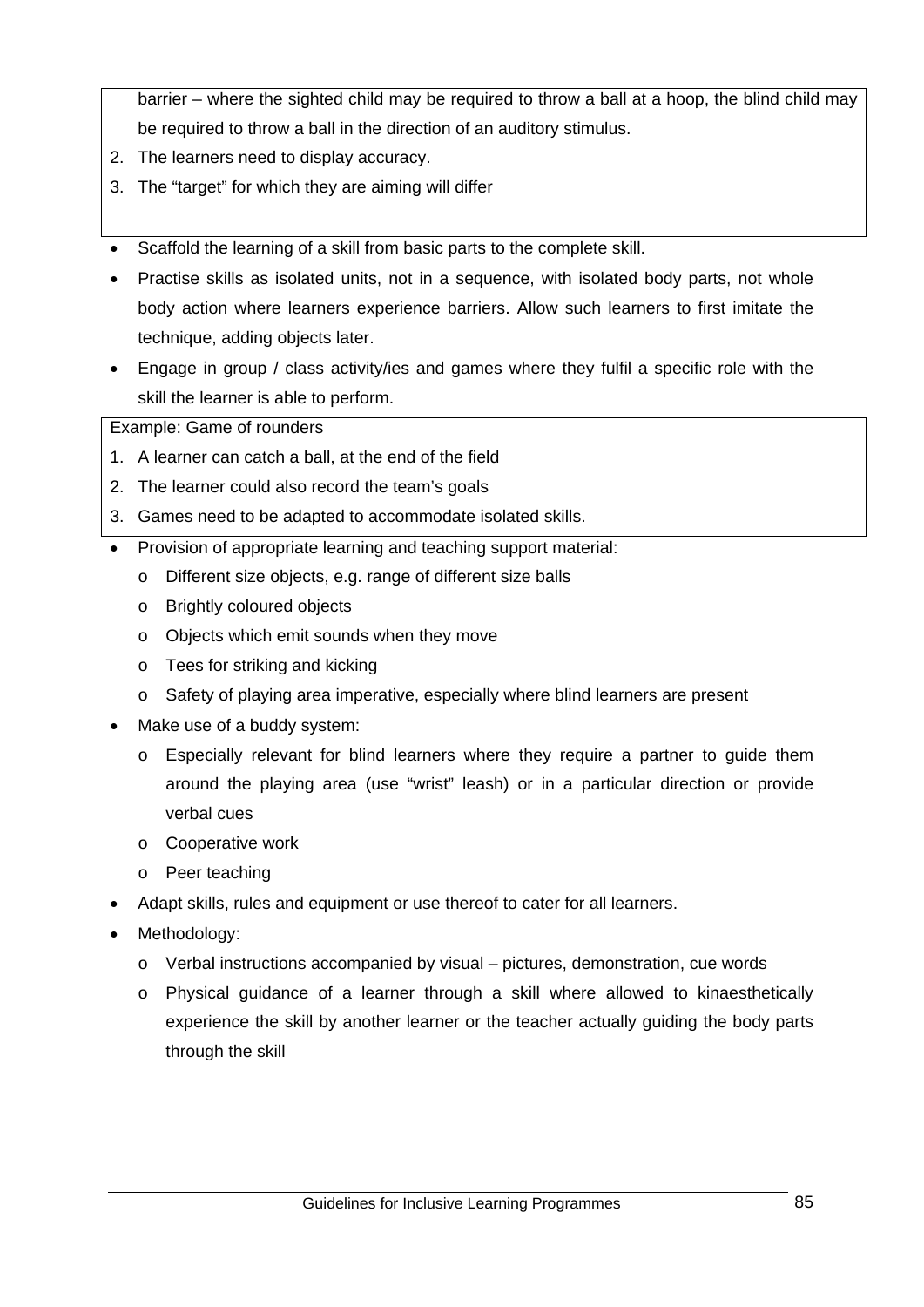barrier – where the sighted child may be required to throw a ball at a hoop, the blind child may be required to throw a ball in the direction of an auditory stimulus.

2. The learners need to display accuracy.
3. The "target" for which they are aiming will differ

- Scaffold the learning of a skill from basic parts to the complete skill.
- Practise skills as isolated units, not in a sequence, with isolated body parts, not whole body action where learners experience barriers. Allow such learners to first imitate the technique, adding objects later.
- Engage in group / class activity/ies and games where they fulfil a specific role with the skill the learner is able to perform.

Example: Game of rounders

1. A learner can catch a ball, at the end of the field
2. The learner could also record the team's goals
3. Games need to be adapted to accommodate isolated skills.

- Provision of appropriate learning and teaching support material:
  - Different size objects, e.g. range of different size balls
  - Brightly coloured objects
  - Objects which emit sounds when they move
  - Tees for striking and kicking
  - Safety of playing area imperative, especially where blind learners are present
- Make use of a buddy system:
  - Especially relevant for blind learners where they require a partner to guide them around the playing area (use "wrist" leash) or in a particular direction or provide verbal cues
  - Cooperative work
  - Peer teaching
- Adapt skills, rules and equipment or use thereof to cater for all learners.
- Methodology:
  - Verbal instructions accompanied by visual – pictures, demonstration, cue words
  - Physical guidance of a learner through a skill where allowed to kinaesthetically experience the skill by another learner or the teacher actually guiding the body parts through the skill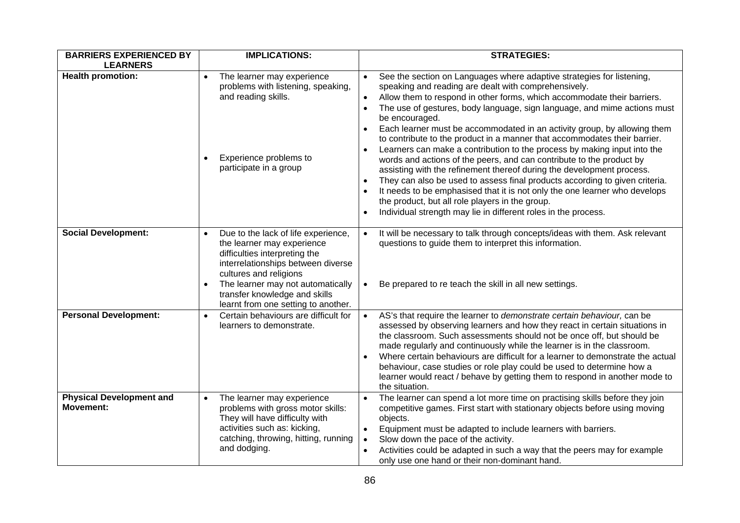| BARRIERS EXPERIENCED BY LEARNERS | IMPLICATIONS: | STRATEGIES: |
|---|---|---|
| **Health promotion:** | • The learner may experience problems with listening, speaking, and reading skills.<br><br>• Experience problems to participate in a group | • See the section on Languages where adaptive strategies for listening, speaking and reading are dealt with comprehensively.<br>• Allow them to respond in other forms, which accommodate their barriers.<br>• The use of gestures, body language, sign language, and mime actions must be encouraged.<br>• Each learner must be accommodated in an activity group, by allowing them to contribute to the product in a manner that accommodates their barrier.<br>• Learners can make a contribution to the process by making input into the words and actions of the peers, and can contribute to the product by assisting with the refinement thereof during the development process.<br>• They can also be used to assess final products according to given criteria.<br>• It needs to be emphasised that it is not only the one learner who develops the product, but all role players in the group.<br>• Individual strength may lie in different roles in the process. |
| **Social Development:** | • Due to the lack of life experience, the learner may experience difficulties interpreting the interrelationships between diverse cultures and religions<br>• The learner may not automatically transfer knowledge and skills learnt from one setting to another. | • It will be necessary to talk through concepts/ideas with them. Ask relevant questions to guide them to interpret this information.<br><br>• Be prepared to re teach the skill in all new settings. |
| **Personal Development:** | • Certain behaviours are difficult for learners to demonstrate. | • AS's that require the learner to *demonstrate certain behaviour,* can be assessed by observing learners and how they react in certain situations in the classroom. Such assessments should not be once off, but should be made regularly and continuously while the learner is in the classroom.<br>• Where certain behaviours are difficult for a learner to demonstrate the actual behaviour, case studies or role play could be used to determine how a learner would react / behave by getting them to respond in another mode to the situation. |
| **Physical Development and Movement:** | • The learner may experience problems with gross motor skills: They will have difficulty with activities such as: kicking, catching, throwing, hitting, running and dodging. | • The learner can spend a lot more time on practising skills before they join competitive games. First start with stationary objects before using moving objects.<br>• Equipment must be adapted to include learners with barriers.<br>• Slow down the pace of the activity.<br>• Activities could be adapted in such a way that the peers may for example only use one hand or their non-dominant hand. |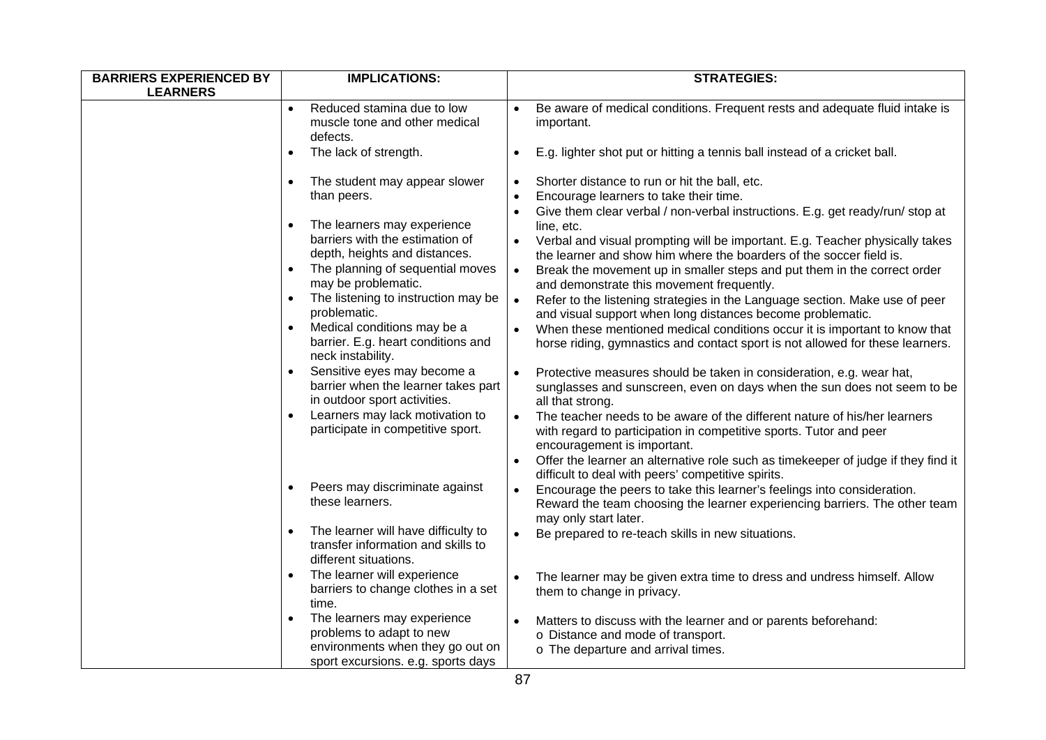| BARRIERS EXPERIENCED BY LEARNERS | IMPLICATIONS: | STRATEGIES: |
|---|---|---|
| | • Reduced stamina due to low muscle tone and other medical defects. | • Be aware of medical conditions. Frequent rests and adequate fluid intake is important. |
| | • The lack of strength. | • E.g. lighter shot put or hitting a tennis ball instead of a cricket ball. |
| | • The student may appear slower than peers. | • Shorter distance to run or hit the ball, etc.<br>• Encourage learners to take their time.<br>• Give them clear verbal / non-verbal instructions. E.g. get ready/run/ stop at line, etc. |
| | • The learners may experience barriers with the estimation of depth, heights and distances. | • Verbal and visual prompting will be important. E.g. Teacher physically takes the learner and show him where the boarders of the soccer field is. |
| | • The planning of sequential moves may be problematic. | • Break the movement up in smaller steps and put them in the correct order and demonstrate this movement frequently. |
| | • The listening to instruction may be problematic. | • Refer to the listening strategies in the Language section. Make use of peer and visual support when long distances become problematic. |
| | • Medical conditions may be a barrier. E.g. heart conditions and neck instability. | • When these mentioned medical conditions occur it is important to know that horse riding, gymnastics and contact sport is not allowed for these learners. |
| | • Sensitive eyes may become a barrier when the learner takes part in outdoor sport activities. | • Protective measures should be taken in consideration, e.g. wear hat, sunglasses and sunscreen, even on days when the sun does not seem to be all that strong. |
| | • Learners may lack motivation to participate in competitive sport. | • The teacher needs to be aware of the different nature of his/her learners with regard to participation in competitive sports. Tutor and peer encouragement is important.<br>• Offer the learner an alternative role such as timekeeper of judge if they find it difficult to deal with peers' competitive spirits. |
| | • Peers may discriminate against these learners. | • Encourage the peers to take this learner's feelings into consideration. Reward the team choosing the learner experiencing barriers. The other team may only start later. |
| | • The learner will have difficulty to transfer information and skills to different situations. | • Be prepared to re-teach skills in new situations. |
| | • The learner will experience barriers to change clothes in a set time. | • The learner may be given extra time to dress and undress himself. Allow them to change in privacy. |
| | • The learners may experience problems to adapt to new environments when they go out on sport excursions. e.g. sports days | • Matters to discuss with the learner and or parents beforehand:<br>o Distance and mode of transport.<br>o The departure and arrival times. |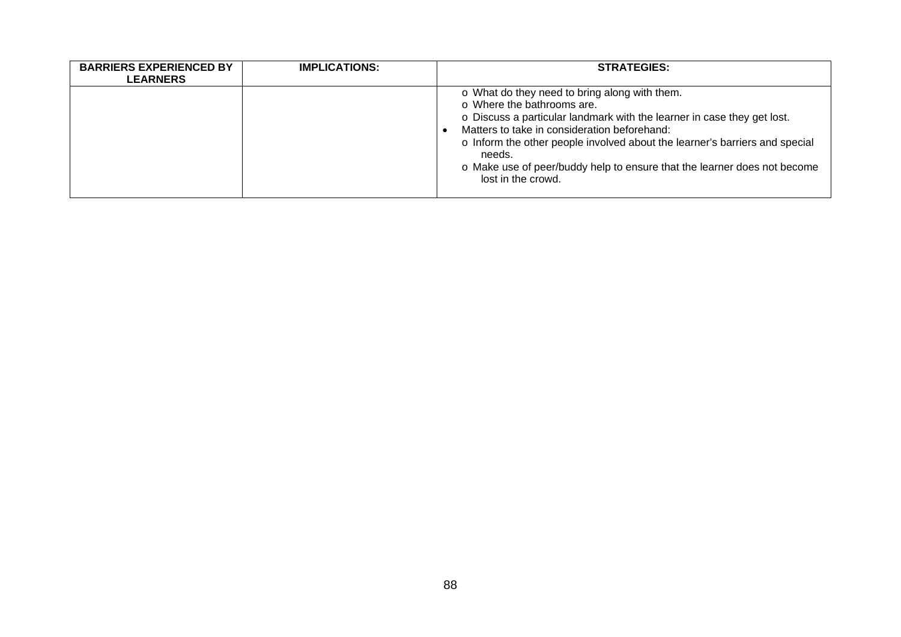| BARRIERS EXPERIENCED BY LEARNERS | IMPLICATIONS: | STRATEGIES: |
|---|---|---|
| | | o What do they need to bring along with them.<br>o Where the bathrooms are.<br>o Discuss a particular landmark with the learner in case they get lost.<br>• Matters to take in consideration beforehand:<br>o Inform the other people involved about the learner's barriers and special needs.<br>o Make use of peer/buddy help to ensure that the learner does not become lost in the crowd. |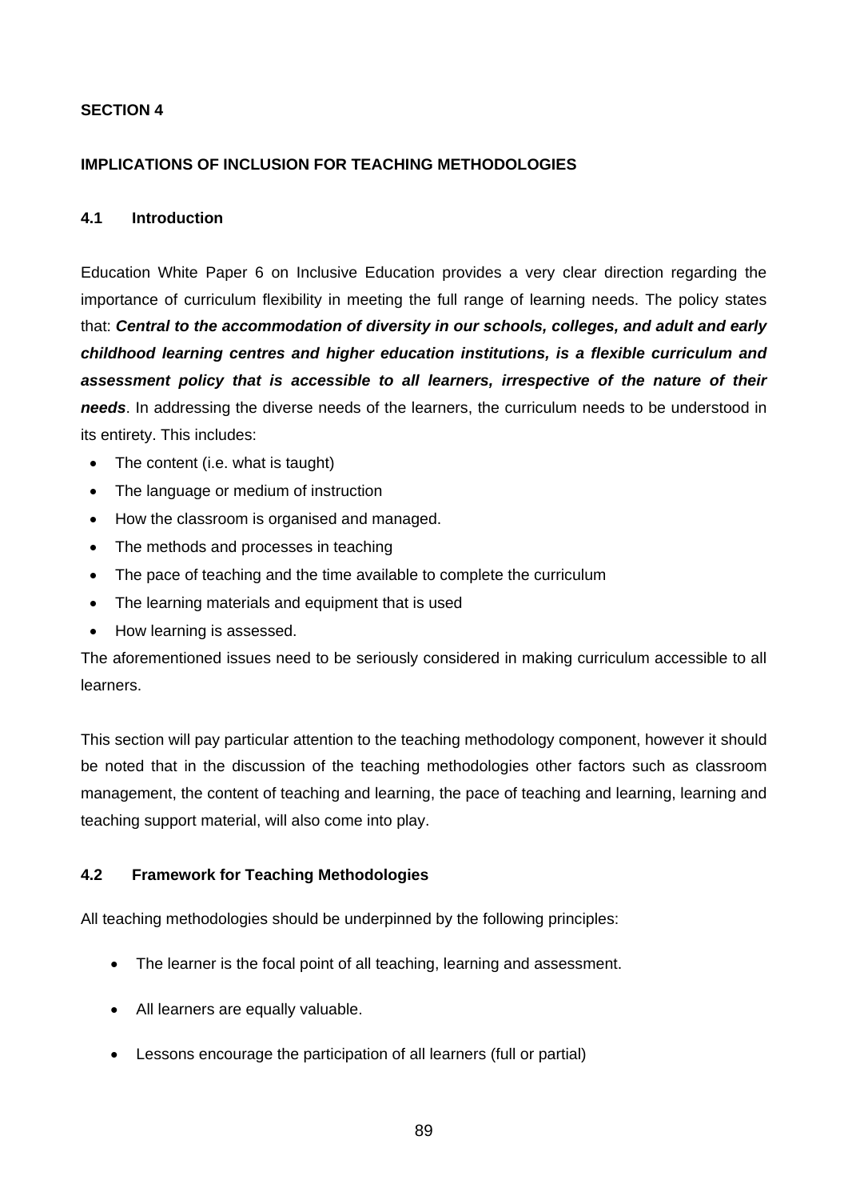## SECTION 4

## IMPLICATIONS OF INCLUSION FOR TEACHING METHODOLOGIES

### 4.1 Introduction

Education White Paper 6 on Inclusive Education provides a very clear direction regarding the importance of curriculum flexibility in meeting the full range of learning needs. The policy states that: ***Central to the accommodation of diversity in our schools, colleges, and adult and early childhood learning centres and higher education institutions, is a flexible curriculum and assessment policy that is accessible to all learners, irrespective of the nature of their needs***. In addressing the diverse needs of the learners, the curriculum needs to be understood in its entirety. This includes:

- The content (i.e. what is taught)
- The language or medium of instruction
- How the classroom is organised and managed.
- The methods and processes in teaching
- The pace of teaching and the time available to complete the curriculum
- The learning materials and equipment that is used
- How learning is assessed.

The aforementioned issues need to be seriously considered in making curriculum accessible to all learners.

This section will pay particular attention to the teaching methodology component, however it should be noted that in the discussion of the teaching methodologies other factors such as classroom management, the content of teaching and learning, the pace of teaching and learning, learning and teaching support material, will also come into play.

### 4.2 Framework for Teaching Methodologies

All teaching methodologies should be underpinned by the following principles:

- The learner is the focal point of all teaching, learning and assessment.
- All learners are equally valuable.
- Lessons encourage the participation of all learners (full or partial)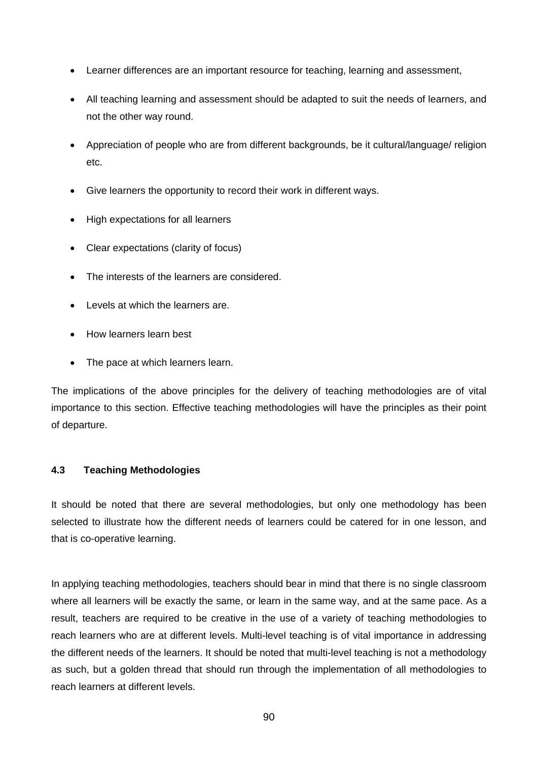- Learner differences are an important resource for teaching, learning and assessment,
- All teaching learning and assessment should be adapted to suit the needs of learners, and not the other way round.
- Appreciation of people who are from different backgrounds, be it cultural/language/ religion etc.
- Give learners the opportunity to record their work in different ways.
- High expectations for all learners
- Clear expectations (clarity of focus)
- The interests of the learners are considered.
- Levels at which the learners are.
- How learners learn best
- The pace at which learners learn.

The implications of the above principles for the delivery of teaching methodologies are of vital importance to this section. Effective teaching methodologies will have the principles as their point of departure.

### 4.3 Teaching Methodologies

It should be noted that there are several methodologies, but only one methodology has been selected to illustrate how the different needs of learners could be catered for in one lesson, and that is co-operative learning.

In applying teaching methodologies, teachers should bear in mind that there is no single classroom where all learners will be exactly the same, or learn in the same way, and at the same pace. As a result, teachers are required to be creative in the use of a variety of teaching methodologies to reach learners who are at different levels. Multi-level teaching is of vital importance in addressing the different needs of the learners. It should be noted that multi-level teaching is not a methodology as such, but a golden thread that should run through the implementation of all methodologies to reach learners at different levels.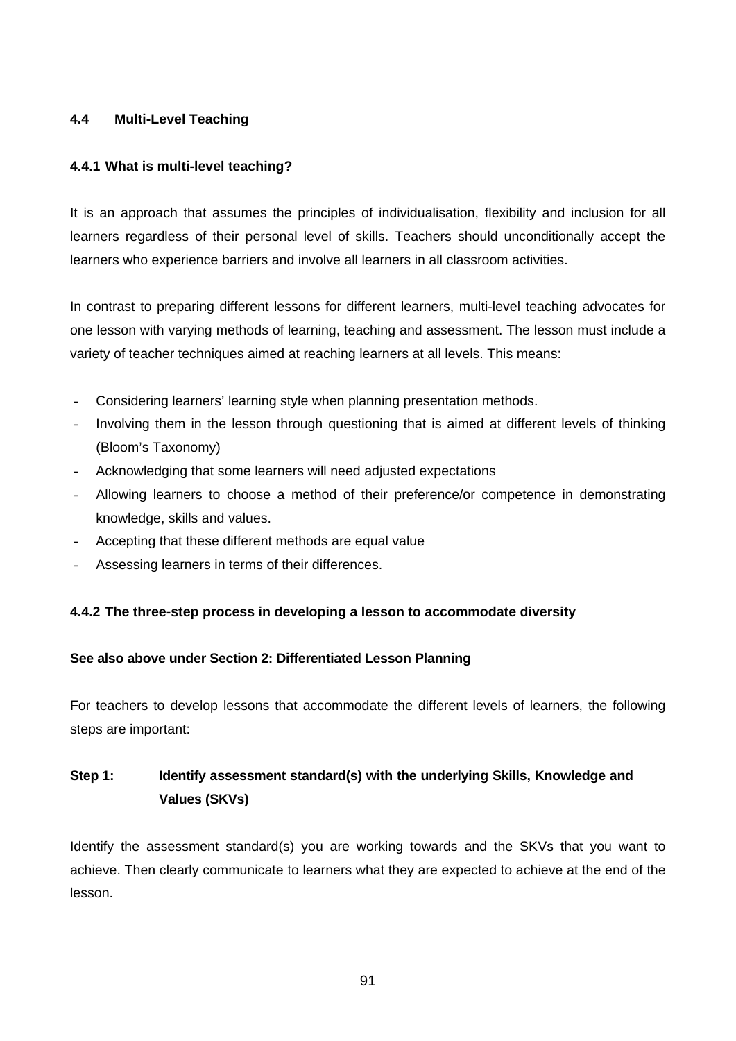## 4.4 Multi-Level Teaching

### 4.4.1 What is multi-level teaching?

It is an approach that assumes the principles of individualisation, flexibility and inclusion for all learners regardless of their personal level of skills. Teachers should unconditionally accept the learners who experience barriers and involve all learners in all classroom activities.

In contrast to preparing different lessons for different learners, multi-level teaching advocates for one lesson with varying methods of learning, teaching and assessment. The lesson must include a variety of teacher techniques aimed at reaching learners at all levels. This means:

- Considering learners' learning style when planning presentation methods.
- Involving them in the lesson through questioning that is aimed at different levels of thinking (Bloom's Taxonomy)
- Acknowledging that some learners will need adjusted expectations
- Allowing learners to choose a method of their preference/or competence in demonstrating knowledge, skills and values.
- Accepting that these different methods are equal value
- Assessing learners in terms of their differences.

### 4.4.2 The three-step process in developing a lesson to accommodate diversity

**See also above under Section 2: Differentiated Lesson Planning**

For teachers to develop lessons that accommodate the different levels of learners, the following steps are important:

**Step 1: Identify assessment standard(s) with the underlying Skills, Knowledge and Values (SKVs)**

Identify the assessment standard(s) you are working towards and the SKVs that you want to achieve. Then clearly communicate to learners what they are expected to achieve at the end of the lesson.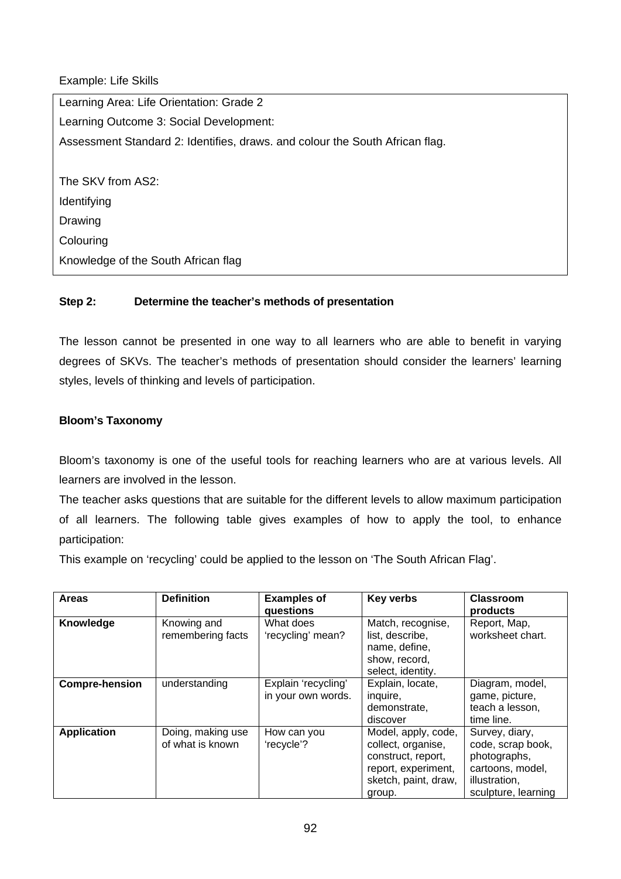Example: Life Skills

| Learning Area: Life Orientation: Grade 2 |
| --- |
| Learning Outcome 3: Social Development: |
| Assessment Standard 2: Identifies, draws. and colour the South African flag. |
| |
| The SKV from AS2: |
| Identifying |
| Drawing |
| Colouring |
| Knowledge of the South African flag |

**Step 2: Determine the teacher's methods of presentation**

The lesson cannot be presented in one way to all learners who are able to benefit in varying degrees of SKVs. The teacher's methods of presentation should consider the learners' learning styles, levels of thinking and levels of participation.

**Bloom's Taxonomy**

Bloom's taxonomy is one of the useful tools for reaching learners who are at various levels. All learners are involved in the lesson.

The teacher asks questions that are suitable for the different levels to allow maximum participation of all learners. The following table gives examples of how to apply the tool, to enhance participation:

This example on 'recycling' could be applied to the lesson on 'The South African Flag'.

| Areas | Definition | Examples of questions | Key verbs | Classroom products |
| --- | --- | --- | --- | --- |
| **Knowledge** | Knowing and remembering facts | What does 'recycling' mean? | Match, recognise, list, describe, name, define, show, record, select, identity. | Report, Map, worksheet chart. |
| **Compre-hension** | understanding | Explain 'recycling' in your own words. | Explain, locate, inquire, demonstrate, discover | Diagram, model, game, picture, teach a lesson, time line. |
| **Application** | Doing, making use of what is known | How can you 'recycle'? | Model, apply, code, collect, organise, construct, report, report, experiment, sketch, paint, draw, group. | Survey, diary, code, scrap book, photographs, cartoons, model, illustration, sculpture, learning |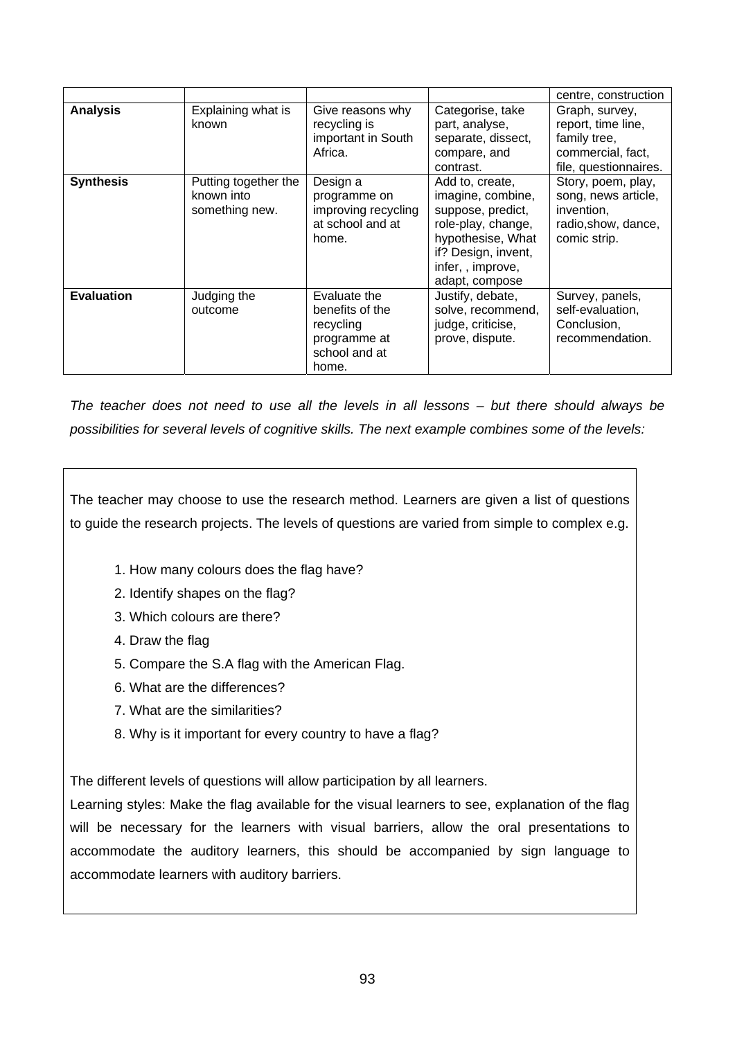| | | | | |
|---|---|---|---|---|
| | | | | centre, construction |
| **Analysis** | Explaining what is known | Give reasons why recycling is important in South Africa. | Categorise, take part, analyse, separate, dissect, compare, and contrast. | Graph, survey, report, time line, family tree, commercial, fact, file, questionnaires. |
| **Synthesis** | Putting together the known into something new. | Design a programme on improving recycling at school and at home. | Add to, create, imagine, combine, suppose, predict, role-play, change, hypothesise, What if? Design, invent, infer, , improve, adapt, compose | Story, poem, play, song, news article, invention, radio,show, dance, comic strip. |
| **Evaluation** | Judging the outcome | Evaluate the benefits of the recycling programme at school and at home. | Justify, debate, solve, recommend, judge, criticise, prove, dispute. | Survey, panels, self-evaluation, Conclusion, recommendation. |

*The teacher does not need to use all the levels in all lessons – but there should always be possibilities for several levels of cognitive skills. The next example combines some of the levels:*

The teacher may choose to use the research method. Learners are given a list of questions to guide the research projects. The levels of questions are varied from simple to complex e.g.

1. How many colours does the flag have?
2. Identify shapes on the flag?
3. Which colours are there?
4. Draw the flag
5. Compare the S.A flag with the American Flag.
6. What are the differences?
7. What are the similarities?
8. Why is it important for every country to have a flag?

The different levels of questions will allow participation by all learners.

Learning styles: Make the flag available for the visual learners to see, explanation of the flag will be necessary for the learners with visual barriers, allow the oral presentations to accommodate the auditory learners, this should be accompanied by sign language to accommodate learners with auditory barriers.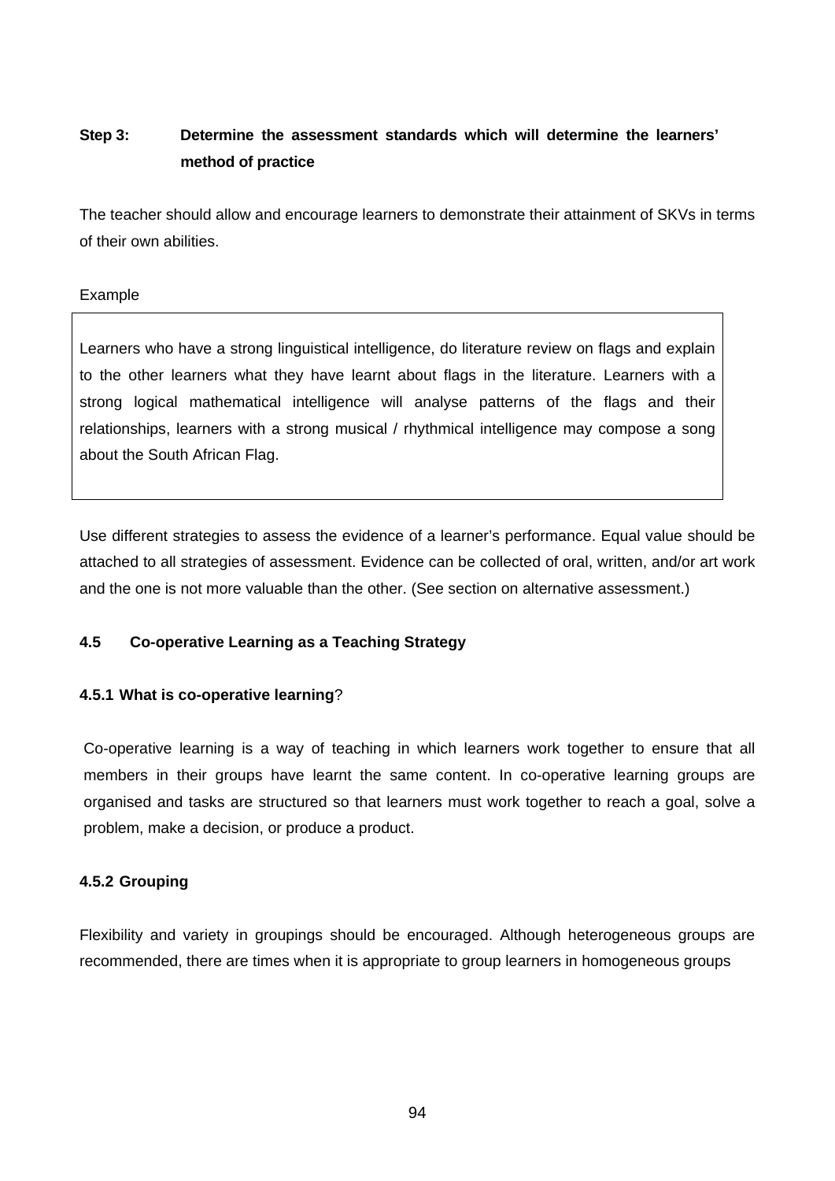**Step 3: Determine the assessment standards which will determine the learners' method of practice**

The teacher should allow and encourage learners to demonstrate their attainment of SKVs in terms of their own abilities.

Example

> Learners who have a strong linguistical intelligence, do literature review on flags and explain to the other learners what they have learnt about flags in the literature. Learners with a strong logical mathematical intelligence will analyse patterns of the flags and their relationships, learners with a strong musical / rhythmical intelligence may compose a song about the South African Flag.

Use different strategies to assess the evidence of a learner's performance. Equal value should be attached to all strategies of assessment. Evidence can be collected of oral, written, and/or art work and the one is not more valuable than the other. (See section on alternative assessment.)

### 4.5 Co-operative Learning as a Teaching Strategy

#### 4.5.1 What is co-operative learning?

Co-operative learning is a way of teaching in which learners work together to ensure that all members in their groups have learnt the same content. In co-operative learning groups are organised and tasks are structured so that learners must work together to reach a goal, solve a problem, make a decision, or produce a product.

#### 4.5.2 Grouping

Flexibility and variety in groupings should be encouraged. Although heterogeneous groups are recommended, there are times when it is appropriate to group learners in homogeneous groups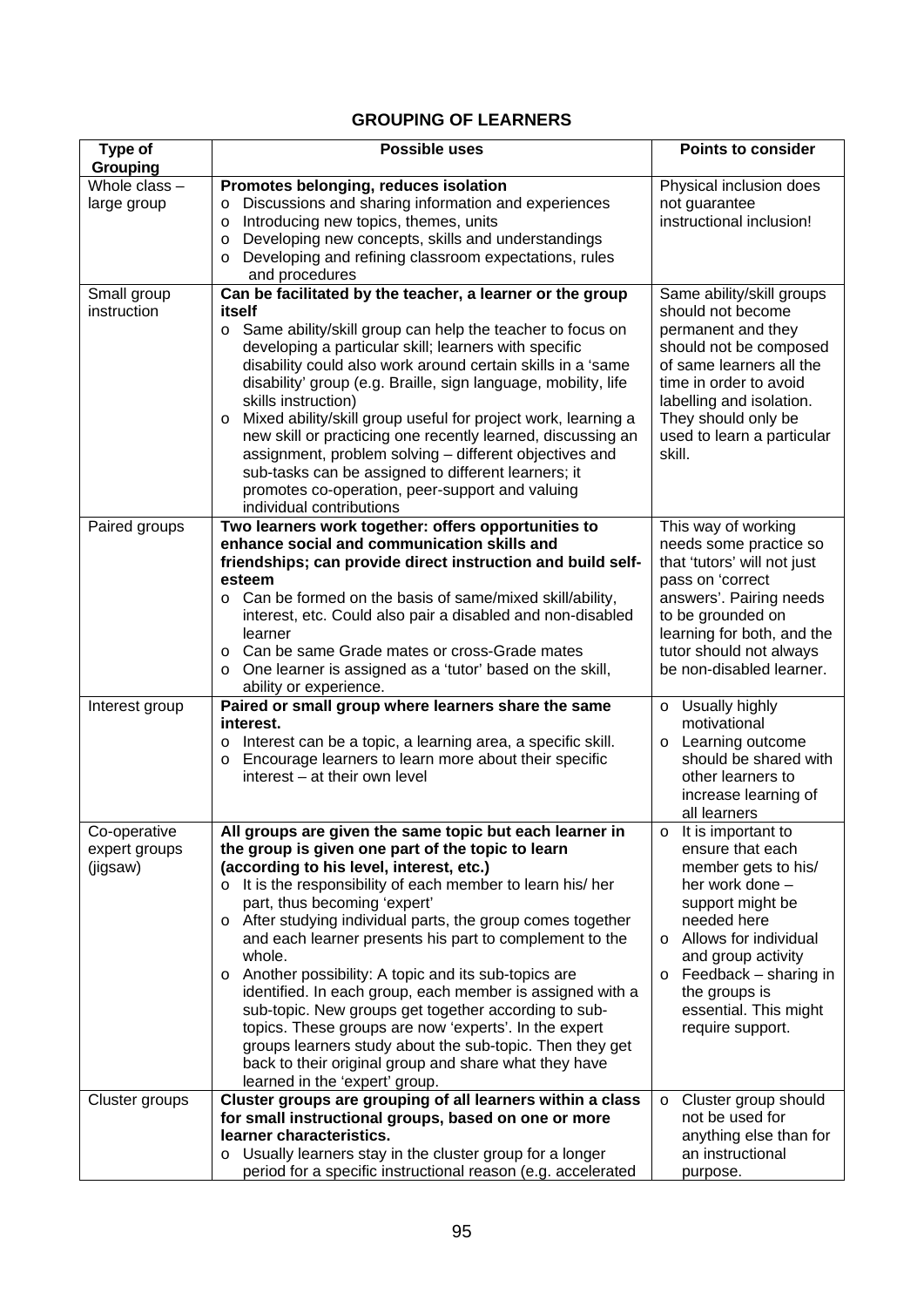## GROUPING OF LEARNERS

| Type of Grouping | Possible uses | Points to consider |
|---|---|---|
| Whole class – large group | **Promotes belonging, reduces isolation**<br>o Discussions and sharing information and experiences<br>o Introducing new topics, themes, units<br>o Developing new concepts, skills and understandings<br>o Developing and refining classroom expectations, rules and procedures | Physical inclusion does not guarantee instructional inclusion! |
| Small group instruction | **Can be facilitated by the teacher, a learner or the group itself**<br>o Same ability/skill group can help the teacher to focus on developing a particular skill; learners with specific disability could also work around certain skills in a 'same disability' group (e.g. Braille, sign language, mobility, life skills instruction)<br>o Mixed ability/skill group useful for project work, learning a new skill or practicing one recently learned, discussing an assignment, problem solving – different objectives and sub-tasks can be assigned to different learners; it promotes co-operation, peer-support and valuing individual contributions | Same ability/skill groups should not become permanent and they should not be composed of same learners all the time in order to avoid labelling and isolation. They should only be used to learn a particular skill. |
| Paired groups | **Two learners work together: offers opportunities to enhance social and communication skills and friendships; can provide direct instruction and build self-esteem**<br>o Can be formed on the basis of same/mixed skill/ability, interest, etc. Could also pair a disabled and non-disabled learner<br>o Can be same Grade mates or cross-Grade mates<br>o One learner is assigned as a 'tutor' based on the skill, ability or experience. | This way of working needs some practice so that 'tutors' will not just pass on 'correct answers'. Pairing needs to be grounded on learning for both, and the tutor should not always be non-disabled learner. |
| Interest group | **Paired or small group where learners share the same interest.**<br>o Interest can be a topic, a learning area, a specific skill.<br>o Encourage learners to learn more about their specific interest – at their own level | o Usually highly motivational<br>o Learning outcome should be shared with other learners to increase learning of all learners |
| Co-operative expert groups (jigsaw) | **All groups are given the same topic but each learner in the group is given one part of the topic to learn (according to his level, interest, etc.)**<br>o It is the responsibility of each member to learn his/ her part, thus becoming 'expert'<br>o After studying individual parts, the group comes together and each learner presents his part to complement to the whole.<br>o Another possibility: A topic and its sub-topics are identified. In each group, each member is assigned with a sub-topic. New groups get together according to sub-topics. These groups are now 'experts'. In the expert groups learners study about the sub-topic. Then they get back to their original group and share what they have learned in the 'expert' group. | o It is important to ensure that each member gets to his/ her work done – support might be needed here<br>o Allows for individual and group activity<br>o Feedback – sharing in the groups is essential. This might require support. |
| Cluster groups | **Cluster groups are grouping of all learners within a class for small instructional groups, based on one or more learner characteristics.**<br>o Usually learners stay in the cluster group for a longer period for a specific instructional reason (e.g. accelerated | o Cluster group should not be used for anything else than for an instructional purpose. |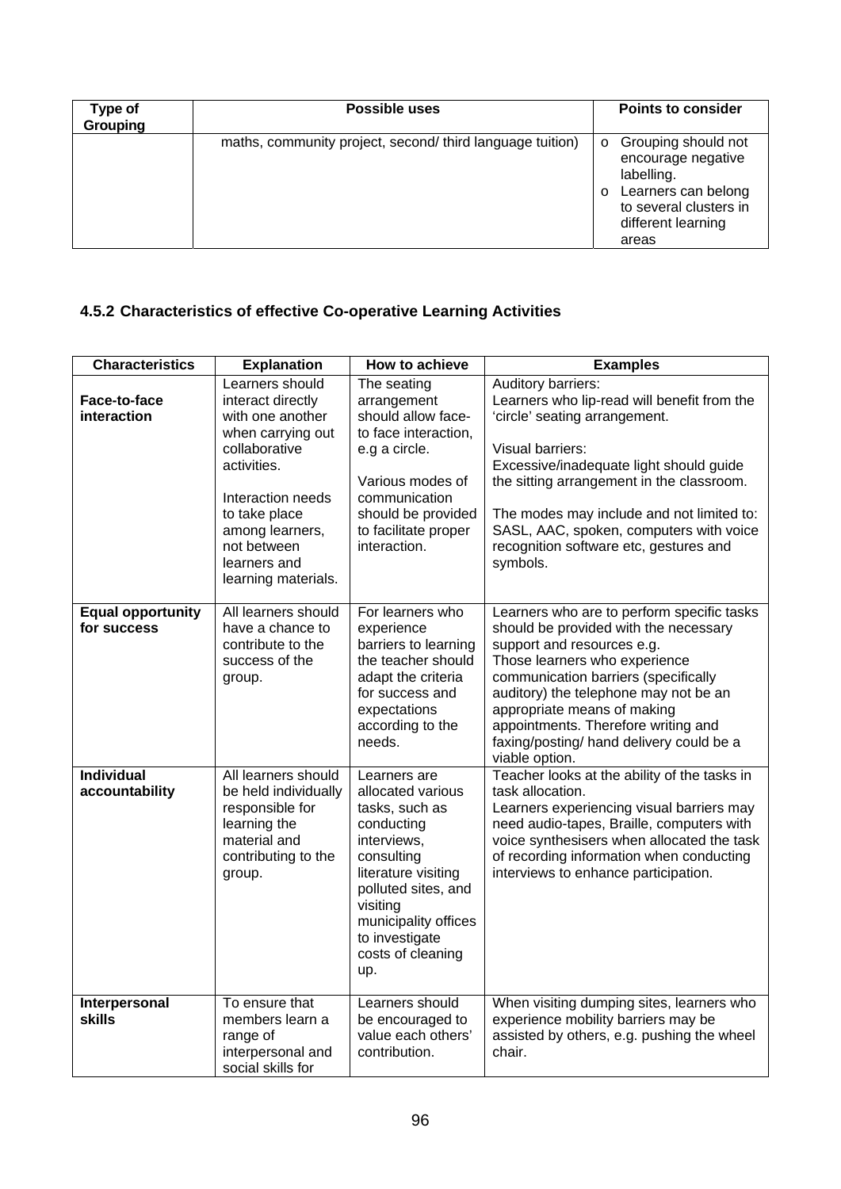| Type of Grouping | Possible uses | Points to consider |
|---|---|---|
| | maths, community project, second/ third language tuition) | o Grouping should not encourage negative labelling.<br>o Learners can belong to several clusters in different learning areas |

### 4.5.2 Characteristics of effective Co-operative Learning Activities

| Characteristics | Explanation | How to achieve | Examples |
|---|---|---|---|
| **Face-to-face interaction** | Learners should interact directly with one another when carrying out collaborative activities.<br><br>Interaction needs to take place among learners, not between learners and learning materials. | The seating arrangement should allow face-to face interaction, e.g a circle.<br><br>Various modes of communication should be provided to facilitate proper interaction. | Auditory barriers:<br>Learners who lip-read will benefit from the 'circle' seating arrangement.<br><br>Visual barriers:<br>Excessive/inadequate light should guide the sitting arrangement in the classroom.<br><br>The modes may include and not limited to: SASL, AAC, spoken, computers with voice recognition software etc, gestures and symbols. |
| **Equal opportunity for success** | All learners should have a chance to contribute to the success of the group. | For learners who experience barriers to learning the teacher should adapt the criteria for success and expectations according to the needs. | Learners who are to perform specific tasks should be provided with the necessary support and resources e.g.<br>Those learners who experience communication barriers (specifically auditory) the telephone may not be an appropriate means of making appointments. Therefore writing and faxing/posting/ hand delivery could be a viable option. |
| **Individual accountability** | All learners should be held individually responsible for learning the material and contributing to the group. | Learners are allocated various tasks, such as conducting interviews, consulting literature visiting polluted sites, and visiting municipality offices to investigate costs of cleaning up. | Teacher looks at the ability of the tasks in task allocation.<br>Learners experiencing visual barriers may need audio-tapes, Braille, computers with voice synthesisers when allocated the task of recording information when conducting interviews to enhance participation. |
| **Interpersonal skills** | To ensure that members learn a range of interpersonal and social skills for | Learners should be encouraged to value each others' contribution. | When visiting dumping sites, learners who experience mobility barriers may be assisted by others, e.g. pushing the wheel chair. |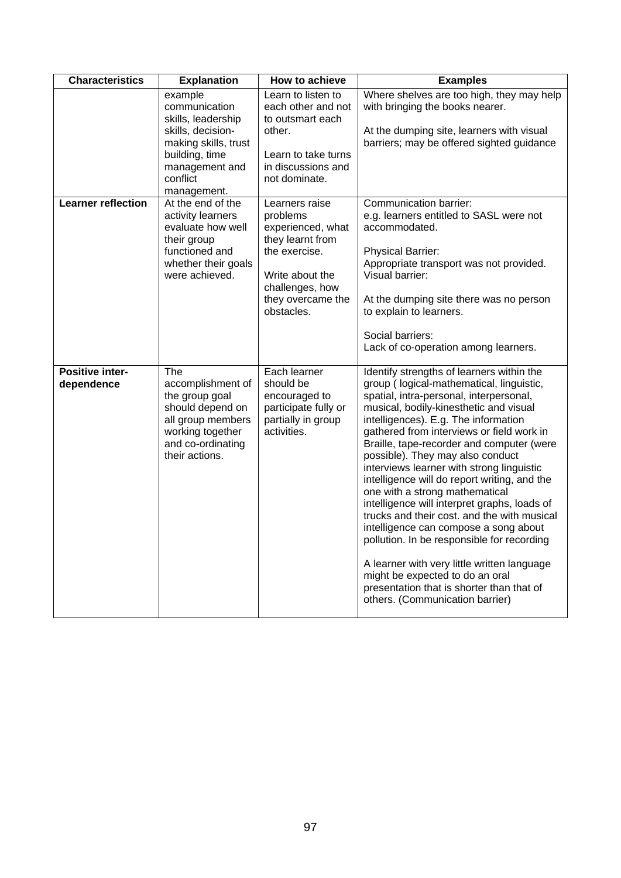| Characteristics | Explanation | How to achieve | Examples |
|---|---|---|---|
| | example communication skills, leadership skills, decision-making skills, trust building, time management and conflict management. | Learn to listen to each other and not to outsmart each other.<br><br>Learn to take turns in discussions and not dominate. | Where shelves are too high, they may help with bringing the books nearer.<br><br>At the dumping site, learners with visual barriers; may be offered sighted guidance |
| **Learner reflection** | At the end of the activity learners evaluate how well their group functioned and whether their goals were achieved. | Learners raise problems experienced, what they learnt from the exercise.<br><br>Write about the challenges, how they overcame the obstacles. | Communication barrier:<br>e.g. learners entitled to SASL were not accommodated.<br><br>Physical Barrier:<br>Appropriate transport was not provided.<br>Visual barrier:<br><br>At the dumping site there was no person to explain to learners.<br><br>Social barriers:<br>Lack of co-operation among learners. |
| **Positive inter-dependence** | The accomplishment of the group goal should depend on all group members working together and co-ordinating their actions. | Each learner should be encouraged to participate fully or partially in group activities. | Identify strengths of learners within the group ( logical-mathematical, linguistic, spatial, intra-personal, interpersonal, musical, bodily-kinesthetic and visual intelligences). E.g. The information gathered from interviews or field work in Braille, tape-recorder and computer (were possible). They may also conduct interviews learner with strong linguistic intelligence will do report writing, and the one with a strong mathematical intelligence will interpret graphs, loads of trucks and their cost. and the with musical intelligence can compose a song about pollution. In be responsible for recording<br><br>A learner with very little written language might be expected to do an oral presentation that is shorter than that of others. (Communication barrier) |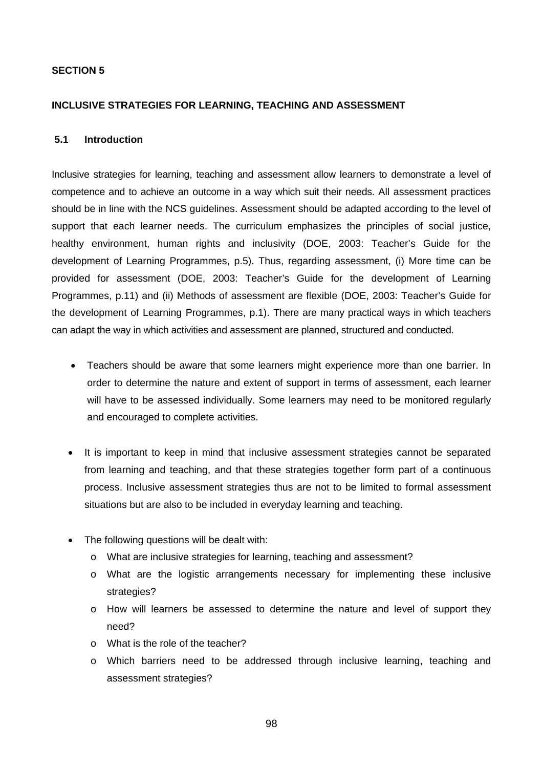**SECTION 5**

**INCLUSIVE STRATEGIES FOR LEARNING, TEACHING AND ASSESSMENT**

**5.1 Introduction**

Inclusive strategies for learning, teaching and assessment allow learners to demonstrate a level of competence and to achieve an outcome in a way which suit their needs. All assessment practices should be in line with the NCS guidelines. Assessment should be adapted according to the level of support that each learner needs. The curriculum emphasizes the principles of social justice, healthy environment, human rights and inclusivity (DOE, 2003: Teacher's Guide for the development of Learning Programmes, p.5). Thus, regarding assessment, (i) More time can be provided for assessment (DOE, 2003: Teacher's Guide for the development of Learning Programmes, p.11) and (ii) Methods of assessment are flexible (DOE, 2003: Teacher's Guide for the development of Learning Programmes, p.1). There are many practical ways in which teachers can adapt the way in which activities and assessment are planned, structured and conducted.

- Teachers should be aware that some learners might experience more than one barrier. In order to determine the nature and extent of support in terms of assessment, each learner will have to be assessed individually. Some learners may need to be monitored regularly and encouraged to complete activities.

- It is important to keep in mind that inclusive assessment strategies cannot be separated from learning and teaching, and that these strategies together form part of a continuous process. Inclusive assessment strategies thus are not to be limited to formal assessment situations but are also to be included in everyday learning and teaching.

- The following questions will be dealt with:
  - What are inclusive strategies for learning, teaching and assessment?
  - What are the logistic arrangements necessary for implementing these inclusive strategies?
  - How will learners be assessed to determine the nature and level of support they need?
  - What is the role of the teacher?
  - Which barriers need to be addressed through inclusive learning, teaching and assessment strategies?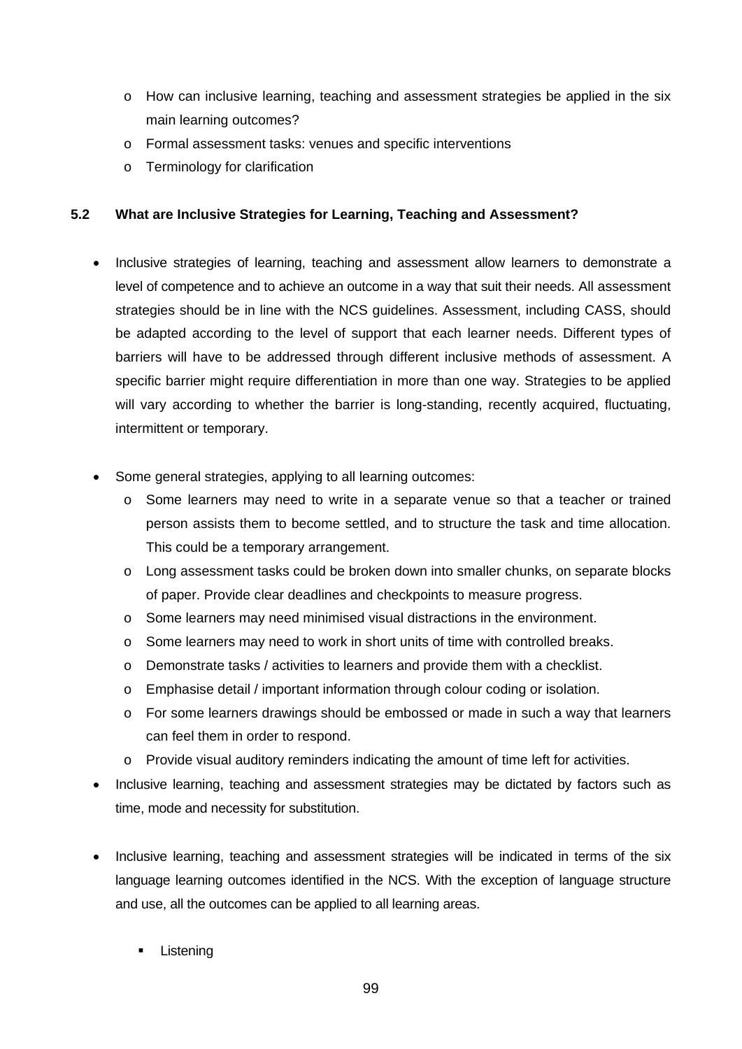- How can inclusive learning, teaching and assessment strategies be applied in the six main learning outcomes?
- Formal assessment tasks: venues and specific interventions
- Terminology for clarification

### 5.2 What are Inclusive Strategies for Learning, Teaching and Assessment?

- Inclusive strategies of learning, teaching and assessment allow learners to demonstrate a level of competence and to achieve an outcome in a way that suit their needs. All assessment strategies should be in line with the NCS guidelines. Assessment, including CASS, should be adapted according to the level of support that each learner needs. Different types of barriers will have to be addressed through different inclusive methods of assessment. A specific barrier might require differentiation in more than one way. Strategies to be applied will vary according to whether the barrier is long-standing, recently acquired, fluctuating, intermittent or temporary.

- Some general strategies, applying to all learning outcomes:
  - Some learners may need to write in a separate venue so that a teacher or trained person assists them to become settled, and to structure the task and time allocation. This could be a temporary arrangement.
  - Long assessment tasks could be broken down into smaller chunks, on separate blocks of paper. Provide clear deadlines and checkpoints to measure progress.
  - Some learners may need minimised visual distractions in the environment.
  - Some learners may need to work in short units of time with controlled breaks.
  - Demonstrate tasks / activities to learners and provide them with a checklist.
  - Emphasise detail / important information through colour coding or isolation.
  - For some learners drawings should be embossed or made in such a way that learners can feel them in order to respond.
  - Provide visual auditory reminders indicating the amount of time left for activities.
- Inclusive learning, teaching and assessment strategies may be dictated by factors such as time, mode and necessity for substitution.

- Inclusive learning, teaching and assessment strategies will be indicated in terms of the six language learning outcomes identified in the NCS. With the exception of language structure and use, all the outcomes can be applied to all learning areas.

  - Listening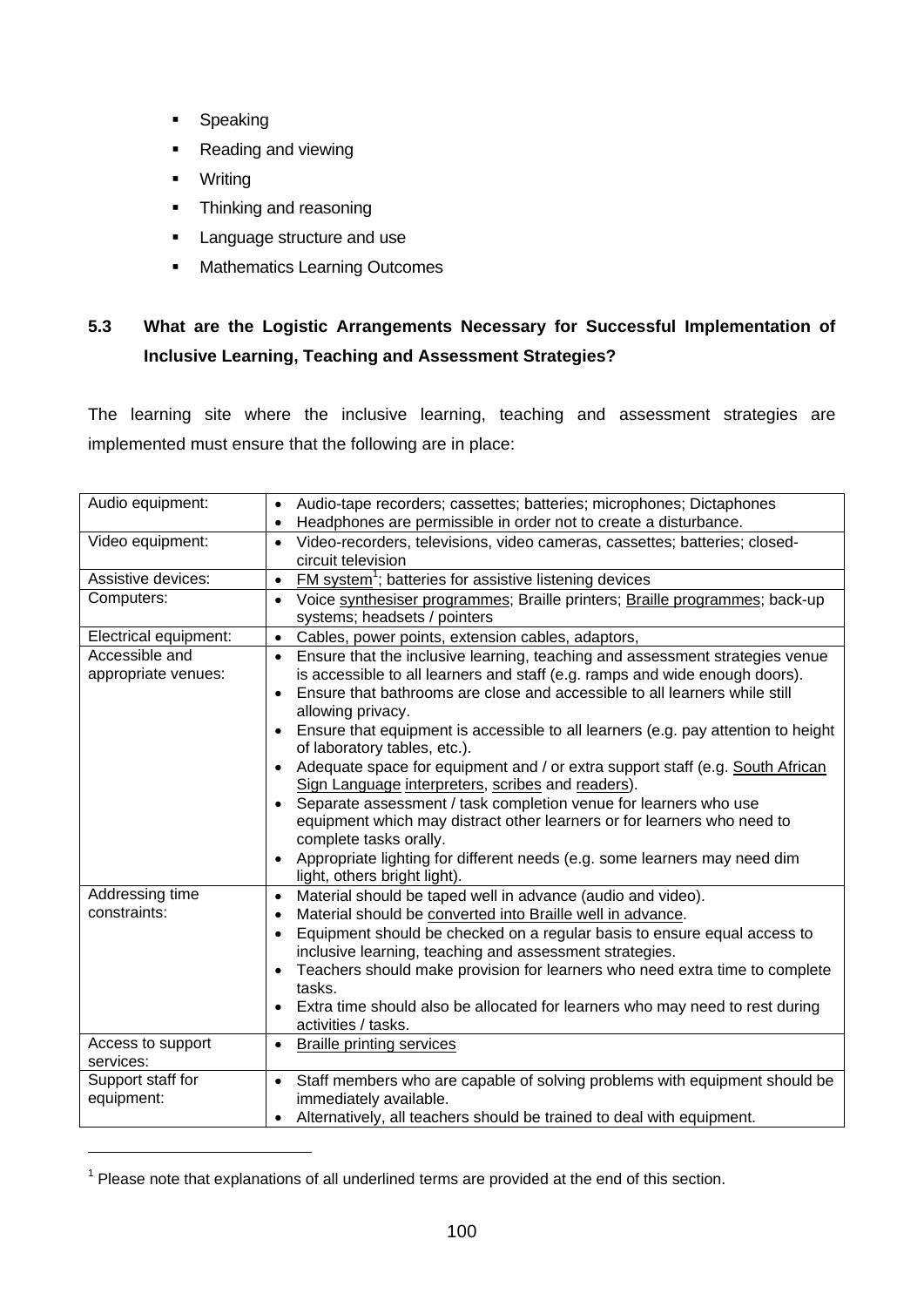- Speaking
- Reading and viewing
- Writing
- Thinking and reasoning
- Language structure and use
- Mathematics Learning Outcomes

### 5.3 What are the Logistic Arrangements Necessary for Successful Implementation of Inclusive Learning, Teaching and Assessment Strategies?

The learning site where the inclusive learning, teaching and assessment strategies are implemented must ensure that the following are in place:

| | |
|---|---|
| Audio equipment: | • Audio-tape recorders; cassettes; batteries; microphones; Dictaphones<br>• Headphones are permissible in order not to create a disturbance. |
| Video equipment: | • Video-recorders, televisions, video cameras, cassettes; batteries; closed-circuit television |
| Assistive devices: | • FM system[1]; batteries for assistive listening devices |
| Computers: | • Voice synthesiser programmes; Braille printers; Braille programmes; back-up systems; headsets / pointers |
| Electrical equipment: | • Cables, power points, extension cables, adaptors, |
| Accessible and appropriate venues: | • Ensure that the inclusive learning, teaching and assessment strategies venue is accessible to all learners and staff (e.g. ramps and wide enough doors).<br>• Ensure that bathrooms are close and accessible to all learners while still allowing privacy.<br>• Ensure that equipment is accessible to all learners (e.g. pay attention to height of laboratory tables, etc.).<br>• Adequate space for equipment and / or extra support staff (e.g. South African Sign Language interpreters, scribes and readers).<br>• Separate assessment / task completion venue for learners who use equipment which may distract other learners or for learners who need to complete tasks orally.<br>• Appropriate lighting for different needs (e.g. some learners may need dim light, others bright light). |
| Addressing time constraints: | • Material should be taped well in advance (audio and video).<br>• Material should be converted into Braille well in advance.<br>• Equipment should be checked on a regular basis to ensure equal access to inclusive learning, teaching and assessment strategies.<br>• Teachers should make provision for learners who need extra time to complete tasks.<br>• Extra time should also be allocated for learners who may need to rest during activities / tasks. |
| Access to support services: | • Braille printing services |
| Support staff for equipment: | • Staff members who are capable of solving problems with equipment should be immediately available.<br>• Alternatively, all teachers should be trained to deal with equipment. |

[1] Please note that explanations of all underlined terms are provided at the end of this section.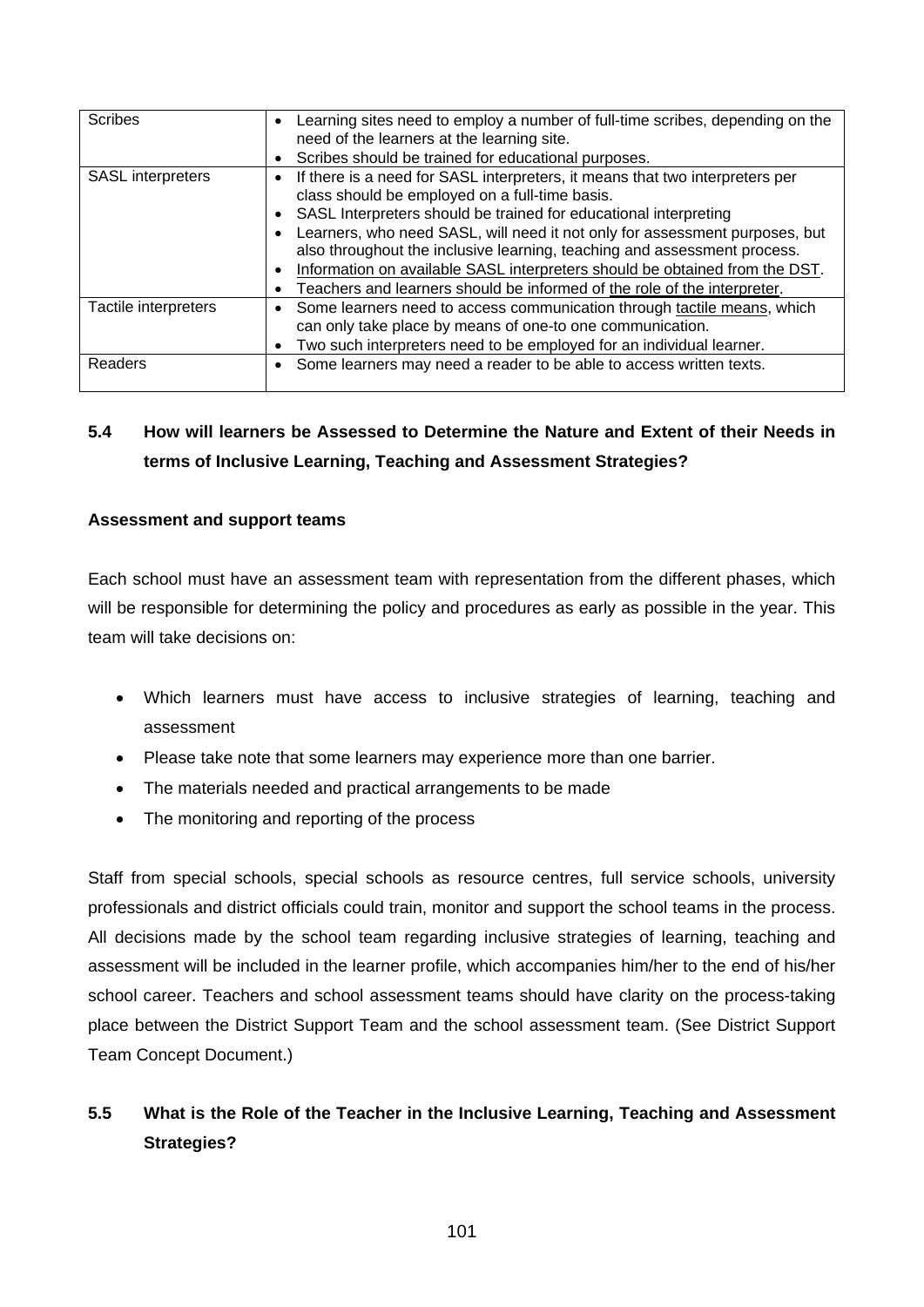| Scribes | • Learning sites need to employ a number of full-time scribes, depending on the need of the learners at the learning site.<br>• Scribes should be trained for educational purposes. |
|---|---|
| SASL interpreters | • If there is a need for SASL interpreters, it means that two interpreters per class should be employed on a full-time basis.<br>• SASL Interpreters should be trained for educational interpreting<br>• Learners, who need SASL, will need it not only for assessment purposes, but also throughout the inclusive learning, teaching and assessment process.<br>• Information on available SASL interpreters should be obtained from the DST.<br>• Teachers and learners should be informed of the role of the interpreter. |
| Tactile interpreters | • Some learners need to access communication through tactile means, which can only take place by means of one-to one communication.<br>• Two such interpreters need to be employed for an individual learner. |
| Readers | • Some learners may need a reader to be able to access written texts. |

## 5.4 How will learners be Assessed to Determine the Nature and Extent of their Needs in terms of Inclusive Learning, Teaching and Assessment Strategies?

**Assessment and support teams**

Each school must have an assessment team with representation from the different phases, which will be responsible for determining the policy and procedures as early as possible in the year. This team will take decisions on:

- Which learners must have access to inclusive strategies of learning, teaching and assessment
- Please take note that some learners may experience more than one barrier.
- The materials needed and practical arrangements to be made
- The monitoring and reporting of the process

Staff from special schools, special schools as resource centres, full service schools, university professionals and district officials could train, monitor and support the school teams in the process. All decisions made by the school team regarding inclusive strategies of learning, teaching and assessment will be included in the learner profile, which accompanies him/her to the end of his/her school career. Teachers and school assessment teams should have clarity on the process-taking place between the District Support Team and the school assessment team. (See District Support Team Concept Document.)

## 5.5 What is the Role of the Teacher in the Inclusive Learning, Teaching and Assessment Strategies?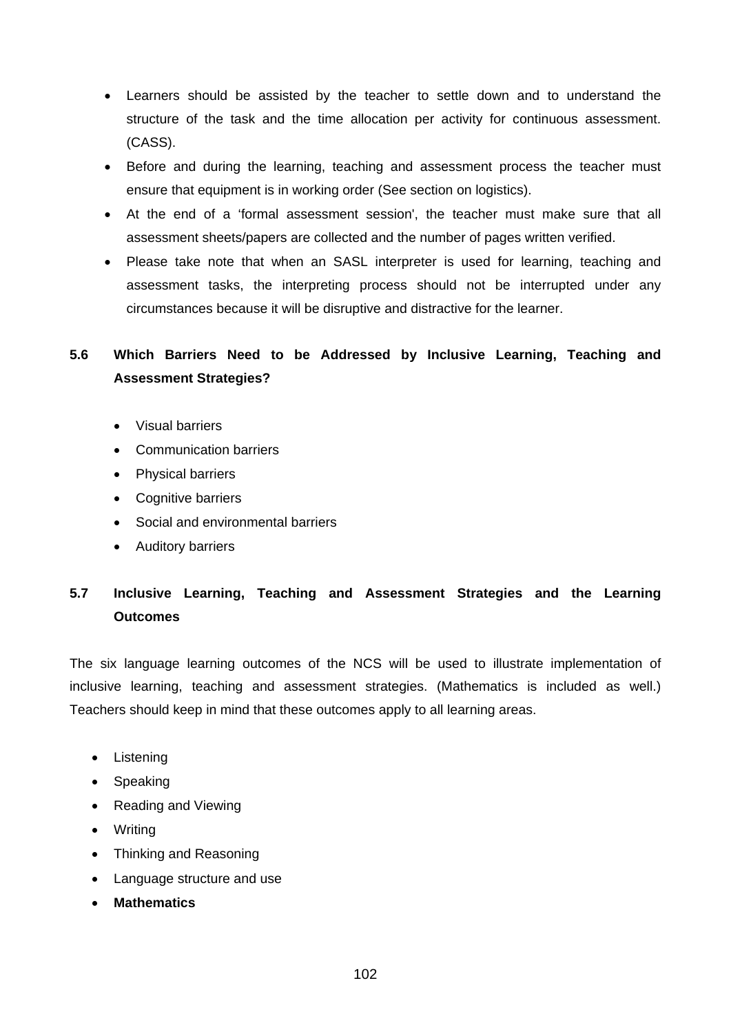- Learners should be assisted by the teacher to settle down and to understand the structure of the task and the time allocation per activity for continuous assessment. (CASS).
- Before and during the learning, teaching and assessment process the teacher must ensure that equipment is in working order (See section on logistics).
- At the end of a 'formal assessment session', the teacher must make sure that all assessment sheets/papers are collected and the number of pages written verified.
- Please take note that when an SASL interpreter is used for learning, teaching and assessment tasks, the interpreting process should not be interrupted under any circumstances because it will be disruptive and distractive for the learner.

## 5.6 Which Barriers Need to be Addressed by Inclusive Learning, Teaching and Assessment Strategies?

- Visual barriers
- Communication barriers
- Physical barriers
- Cognitive barriers
- Social and environmental barriers
- Auditory barriers

## 5.7 Inclusive Learning, Teaching and Assessment Strategies and the Learning Outcomes

The six language learning outcomes of the NCS will be used to illustrate implementation of inclusive learning, teaching and assessment strategies. (Mathematics is included as well.) Teachers should keep in mind that these outcomes apply to all learning areas.

- Listening
- Speaking
- Reading and Viewing
- Writing
- Thinking and Reasoning
- Language structure and use
- **Mathematics**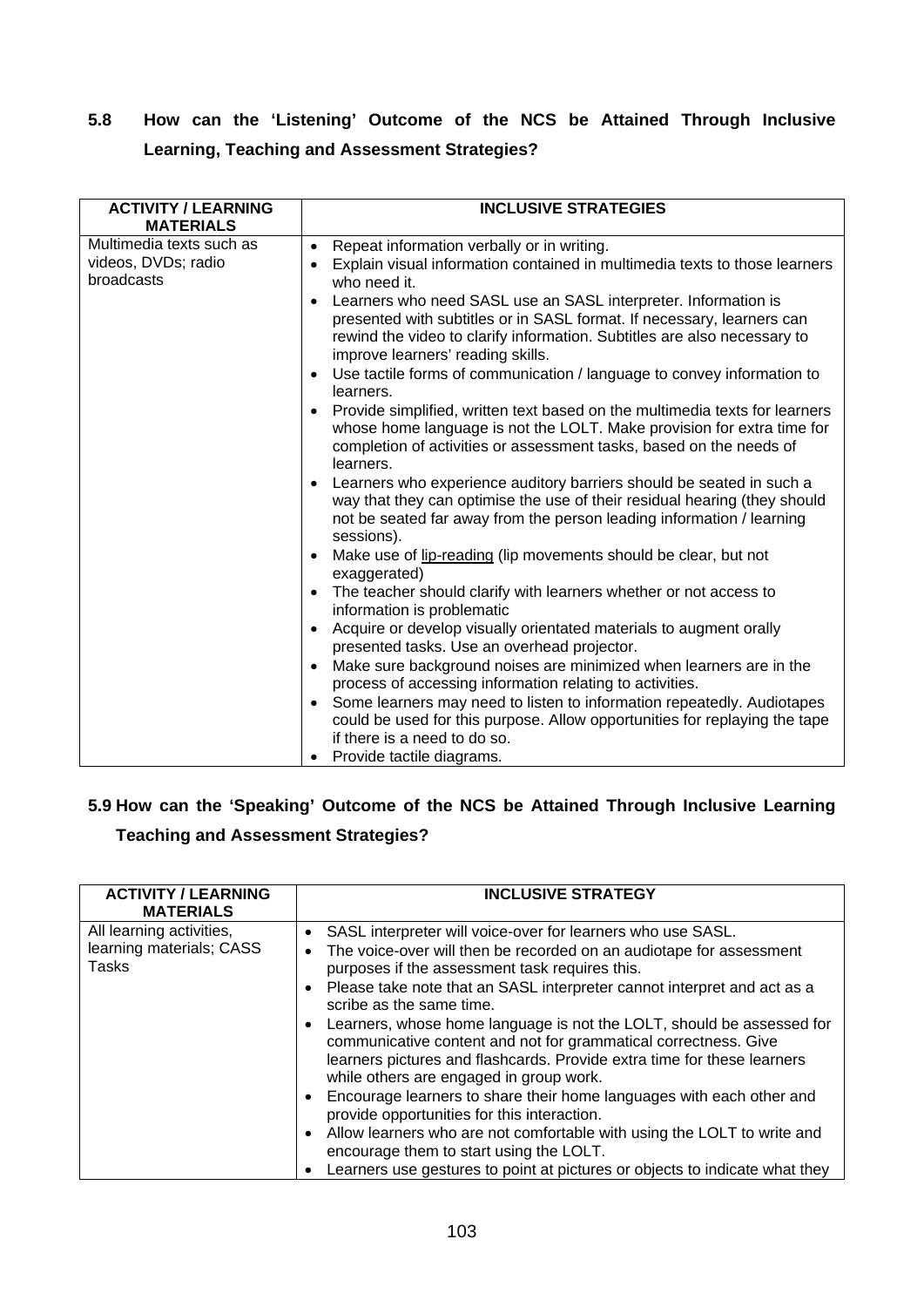## 5.8 How can the 'Listening' Outcome of the NCS be Attained Through Inclusive Learning, Teaching and Assessment Strategies?

| ACTIVITY / LEARNING MATERIALS | INCLUSIVE STRATEGIES |
|---|---|
| Multimedia texts such as videos, DVDs; radio broadcasts | • Repeat information verbally or in writing.<br>• Explain visual information contained in multimedia texts to those learners who need it.<br>• Learners who need SASL use an SASL interpreter. Information is presented with subtitles or in SASL format. If necessary, learners can rewind the video to clarify information. Subtitles are also necessary to improve learners' reading skills.<br>• Use tactile forms of communication / language to convey information to learners.<br>• Provide simplified, written text based on the multimedia texts for learners whose home language is not the LOLT. Make provision for extra time for completion of activities or assessment tasks, based on the needs of learners.<br>• Learners who experience auditory barriers should be seated in such a way that they can optimise the use of their residual hearing (they should not be seated far away from the person leading information / learning sessions).<br>• Make use of lip-reading (lip movements should be clear, but not exaggerated)<br>• The teacher should clarify with learners whether or not access to information is problematic<br>• Acquire or develop visually orientated materials to augment orally presented tasks. Use an overhead projector.<br>• Make sure background noises are minimized when learners are in the process of accessing information relating to activities.<br>• Some learners may need to listen to information repeatedly. Audiotapes could be used for this purpose. Allow opportunities for replaying the tape if there is a need to do so.<br>• Provide tactile diagrams. |

## 5.9 How can the 'Speaking' Outcome of the NCS be Attained Through Inclusive Learning Teaching and Assessment Strategies?

| ACTIVITY / LEARNING MATERIALS | INCLUSIVE STRATEGY |
|---|---|
| All learning activities, learning materials; CASS Tasks | • SASL interpreter will voice-over for learners who use SASL.<br>• The voice-over will then be recorded on an audiotape for assessment purposes if the assessment task requires this.<br>• Please take note that an SASL interpreter cannot interpret and act as a scribe as the same time.<br>• Learners, whose home language is not the LOLT, should be assessed for communicative content and not for grammatical correctness. Give learners pictures and flashcards. Provide extra time for these learners while others are engaged in group work.<br>• Encourage learners to share their home languages with each other and provide opportunities for this interaction.<br>• Allow learners who are not comfortable with using the LOLT to write and encourage them to start using the LOLT.<br>• Learners use gestures to point at pictures or objects to indicate what they |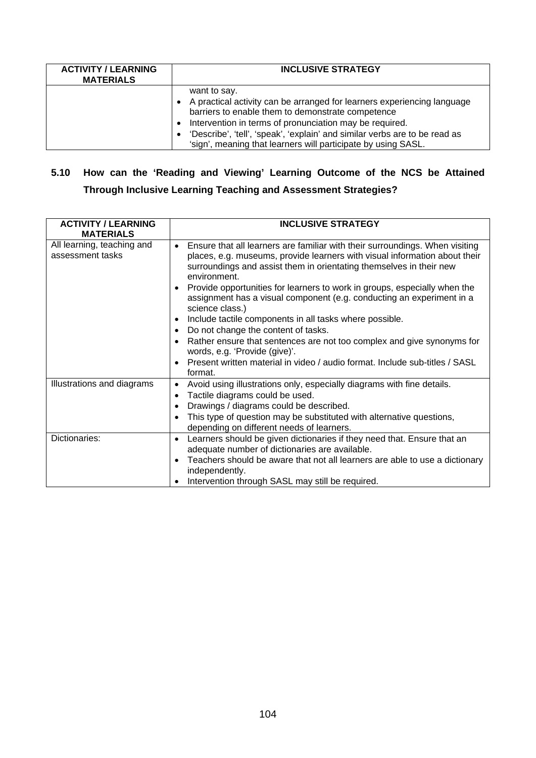| ACTIVITY / LEARNING MATERIALS | INCLUSIVE STRATEGY |
|---|---|
| | want to say.<br>• A practical activity can be arranged for learners experiencing language barriers to enable them to demonstrate competence<br>• Intervention in terms of pronunciation may be required.<br>• 'Describe', 'tell', 'speak', 'explain' and similar verbs are to be read as 'sign', meaning that learners will participate by using SASL. |

## 5.10 How can the 'Reading and Viewing' Learning Outcome of the NCS be Attained Through Inclusive Learning Teaching and Assessment Strategies?

| ACTIVITY / LEARNING MATERIALS | INCLUSIVE STRATEGY |
|---|---|
| All learning, teaching and assessment tasks | • Ensure that all learners are familiar with their surroundings. When visiting places, e.g. museums, provide learners with visual information about their surroundings and assist them in orientating themselves in their new environment.<br>• Provide opportunities for learners to work in groups, especially when the assignment has a visual component (e.g. conducting an experiment in a science class.)<br>• Include tactile components in all tasks where possible.<br>• Do not change the content of tasks.<br>• Rather ensure that sentences are not too complex and give synonyms for words, e.g. 'Provide (give)'.<br>• Present written material in video / audio format. Include sub-titles / SASL format. |
| Illustrations and diagrams | • Avoid using illustrations only, especially diagrams with fine details.<br>• Tactile diagrams could be used.<br>• Drawings / diagrams could be described.<br>• This type of question may be substituted with alternative questions, depending on different needs of learners. |
| Dictionaries: | • Learners should be given dictionaries if they need that. Ensure that an adequate number of dictionaries are available.<br>• Teachers should be aware that not all learners are able to use a dictionary independently.<br>• Intervention through SASL may still be required. |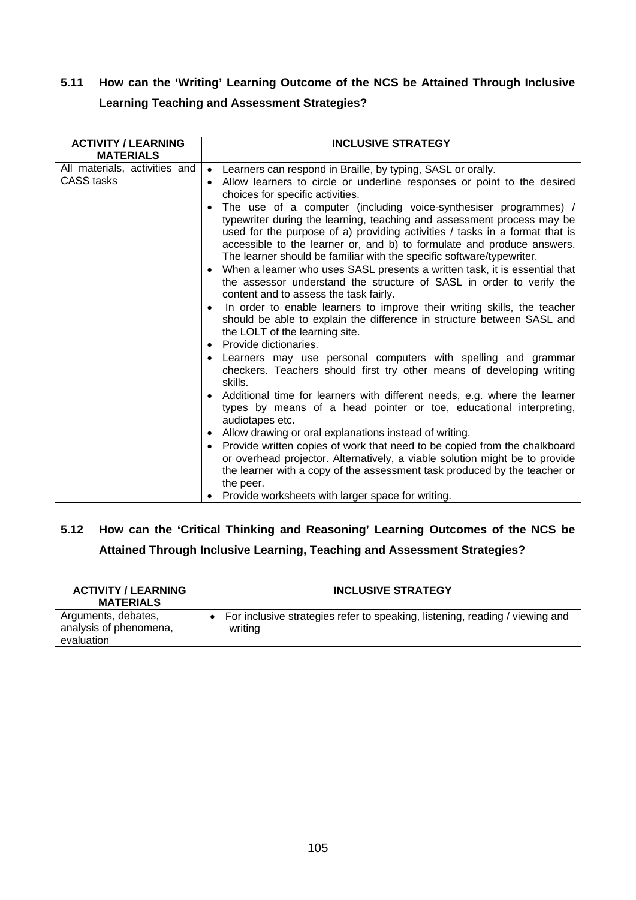## 5.11 How can the 'Writing' Learning Outcome of the NCS be Attained Through Inclusive Learning Teaching and Assessment Strategies?

| ACTIVITY / LEARNING MATERIALS | INCLUSIVE STRATEGY |
|---|---|
| All materials, activities and CASS tasks | • Learners can respond in Braille, by typing, SASL or orally.<br>• Allow learners to circle or underline responses or point to the desired choices for specific activities.<br>• The use of a computer (including voice-synthesiser programmes) / typewriter during the learning, teaching and assessment process may be used for the purpose of a) providing activities / tasks in a format that is accessible to the learner or, and b) to formulate and produce answers. The learner should be familiar with the specific software/typewriter.<br>• When a learner who uses SASL presents a written task, it is essential that the assessor understand the structure of SASL in order to verify the content and to assess the task fairly.<br>• In order to enable learners to improve their writing skills, the teacher should be able to explain the difference in structure between SASL and the LOLT of the learning site.<br>• Provide dictionaries.<br>• Learners may use personal computers with spelling and grammar checkers. Teachers should first try other means of developing writing skills.<br>• Additional time for learners with different needs, e.g. where the learner types by means of a head pointer or toe, educational interpreting, audiotapes etc.<br>• Allow drawing or oral explanations instead of writing.<br>• Provide written copies of work that need to be copied from the chalkboard or overhead projector. Alternatively, a viable solution might be to provide the learner with a copy of the assessment task produced by the teacher or the peer.<br>• Provide worksheets with larger space for writing. |

## 5.12 How can the 'Critical Thinking and Reasoning' Learning Outcomes of the NCS be Attained Through Inclusive Learning, Teaching and Assessment Strategies?

| ACTIVITY / LEARNING MATERIALS | INCLUSIVE STRATEGY |
|---|---|
| Arguments, debates, analysis of phenomena, evaluation | • For inclusive strategies refer to speaking, listening, reading / viewing and writing |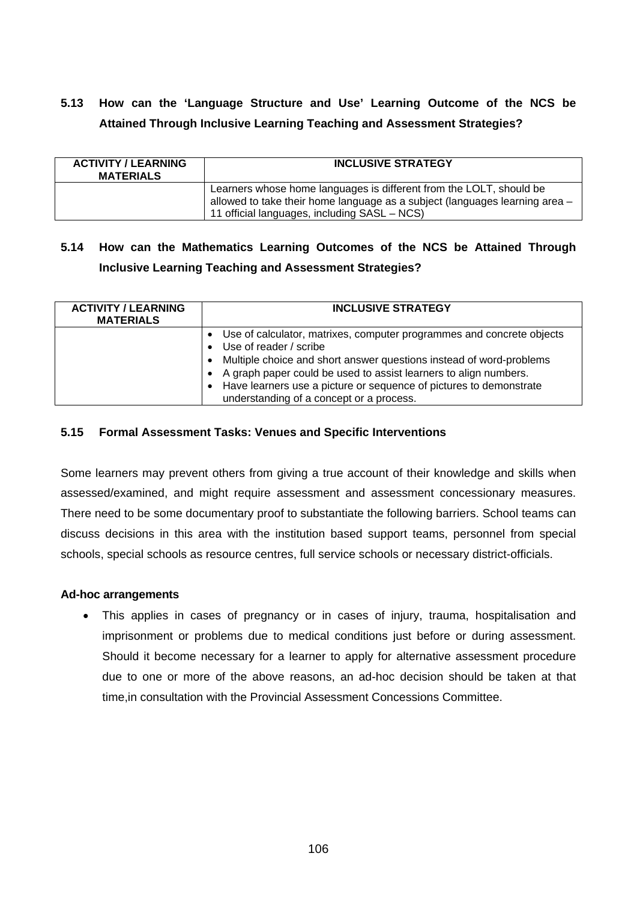### 5.13 How can the 'Language Structure and Use' Learning Outcome of the NCS be Attained Through Inclusive Learning Teaching and Assessment Strategies?

| ACTIVITY / LEARNING MATERIALS | INCLUSIVE STRATEGY |
| --- | --- |
| | Learners whose home languages is different from the LOLT, should be allowed to take their home language as a subject (languages learning area – 11 official languages, including SASL – NCS) |

### 5.14 How can the Mathematics Learning Outcomes of the NCS be Attained Through Inclusive Learning Teaching and Assessment Strategies?

| ACTIVITY / LEARNING MATERIALS | INCLUSIVE STRATEGY |
| --- | --- |
| | • Use of calculator, matrixes, computer programmes and concrete objects<br>• Use of reader / scribe<br>• Multiple choice and short answer questions instead of word-problems<br>• A graph paper could be used to assist learners to align numbers.<br>• Have learners use a picture or sequence of pictures to demonstrate understanding of a concept or a process. |

### 5.15 Formal Assessment Tasks: Venues and Specific Interventions

Some learners may prevent others from giving a true account of their knowledge and skills when assessed/examined, and might require assessment and assessment concessionary measures. There need to be some documentary proof to substantiate the following barriers. School teams can discuss decisions in this area with the institution based support teams, personnel from special schools, special schools as resource centres, full service schools or necessary district-officials.

**Ad-hoc arrangements**

- This applies in cases of pregnancy or in cases of injury, trauma, hospitalisation and imprisonment or problems due to medical conditions just before or during assessment. Should it become necessary for a learner to apply for alternative assessment procedure due to one or more of the above reasons, an ad-hoc decision should be taken at that time,in consultation with the Provincial Assessment Concessions Committee.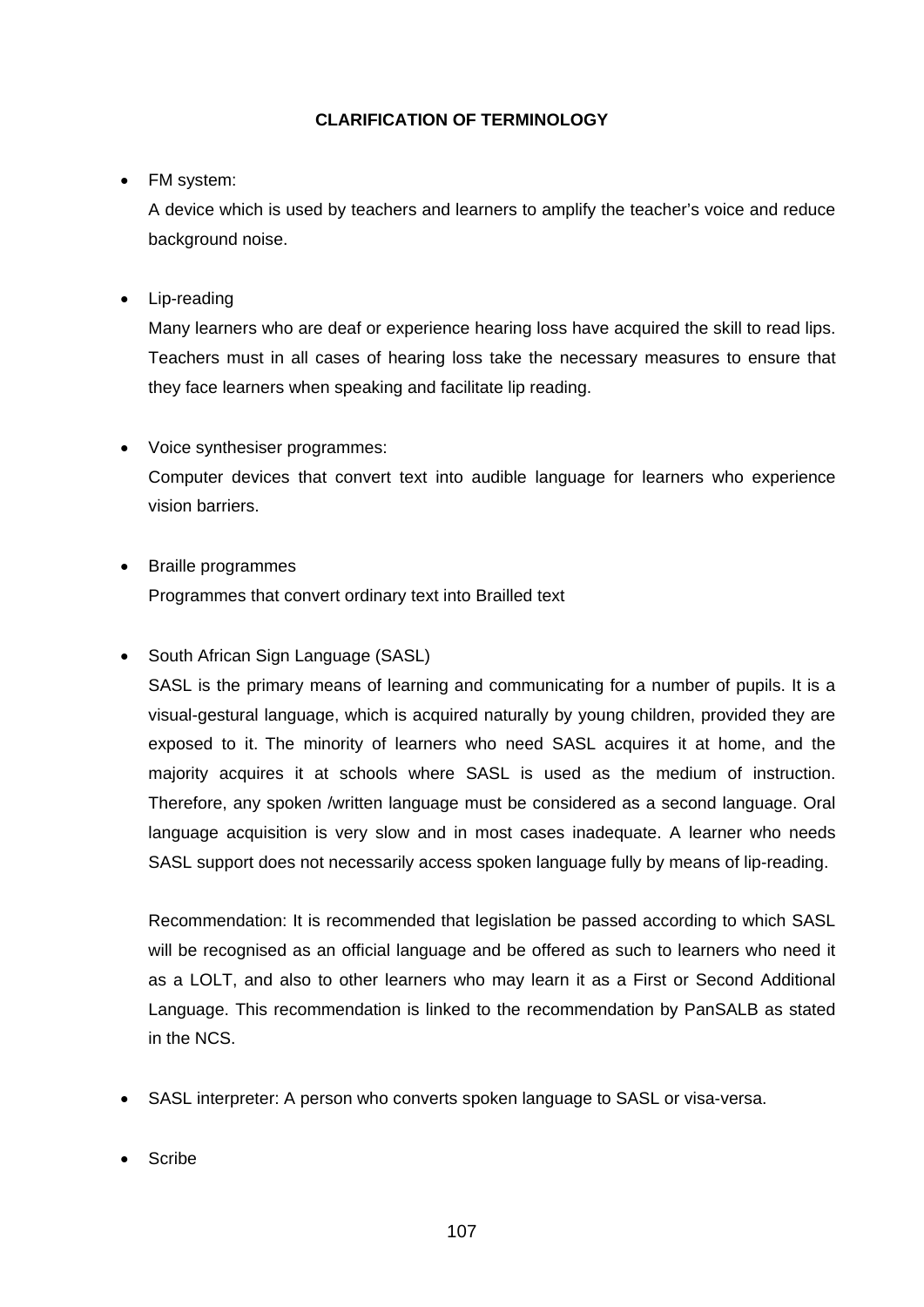#### CLARIFICATION OF TERMINOLOGY

- FM system:

  A device which is used by teachers and learners to amplify the teacher's voice and reduce background noise.

- Lip-reading

  Many learners who are deaf or experience hearing loss have acquired the skill to read lips. Teachers must in all cases of hearing loss take the necessary measures to ensure that they face learners when speaking and facilitate lip reading.

- Voice synthesiser programmes:

  Computer devices that convert text into audible language for learners who experience vision barriers.

- Braille programmes

  Programmes that convert ordinary text into Brailled text

- South African Sign Language (SASL)

  SASL is the primary means of learning and communicating for a number of pupils. It is a visual-gestural language, which is acquired naturally by young children, provided they are exposed to it. The minority of learners who need SASL acquires it at home, and the majority acquires it at schools where SASL is used as the medium of instruction. Therefore, any spoken /written language must be considered as a second language. Oral language acquisition is very slow and in most cases inadequate. A learner who needs SASL support does not necessarily access spoken language fully by means of lip-reading.

  Recommendation: It is recommended that legislation be passed according to which SASL will be recognised as an official language and be offered as such to learners who need it as a LOLT, and also to other learners who may learn it as a First or Second Additional Language. This recommendation is linked to the recommendation by PanSALB as stated in the NCS.

- SASL interpreter: A person who converts spoken language to SASL or visa-versa.

- Scribe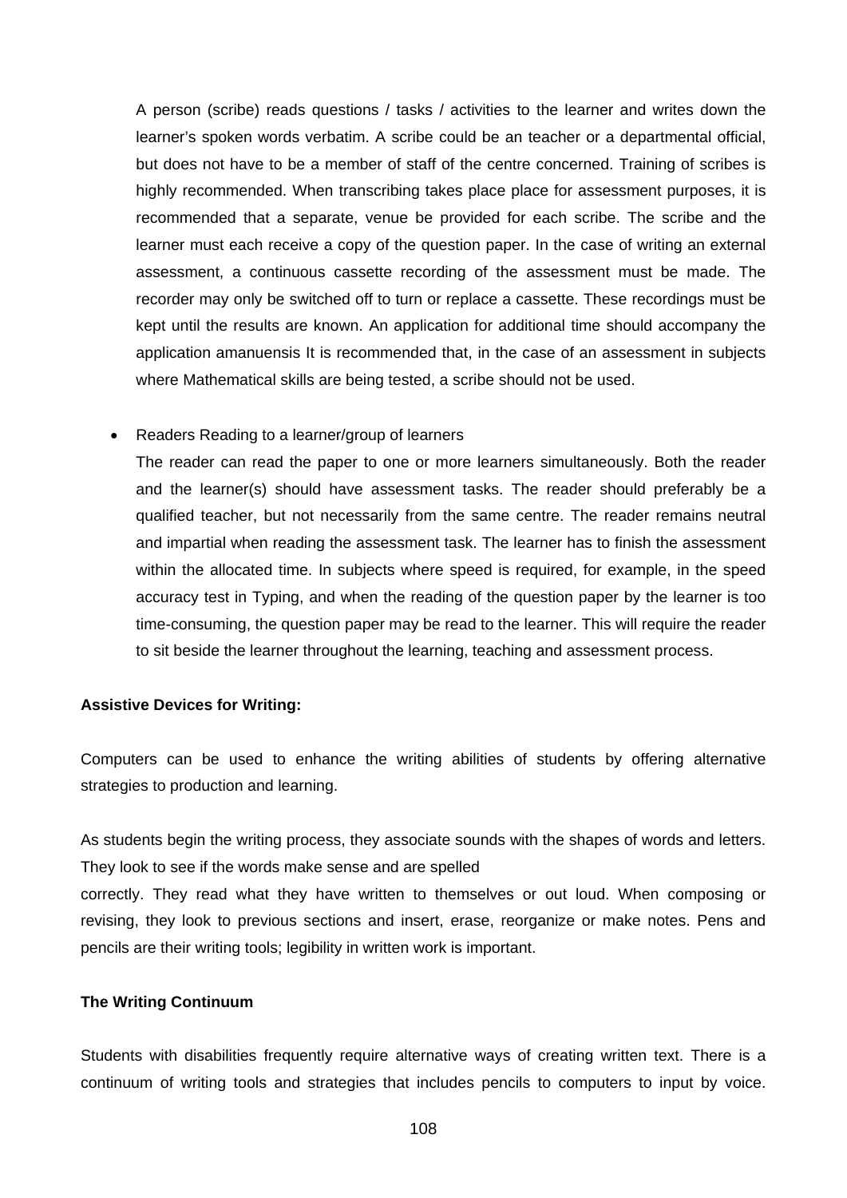A person (scribe) reads questions / tasks / activities to the learner and writes down the learner's spoken words verbatim. A scribe could be an teacher or a departmental official, but does not have to be a member of staff of the centre concerned. Training of scribes is highly recommended. When transcribing takes place place for assessment purposes, it is recommended that a separate, venue be provided for each scribe. The scribe and the learner must each receive a copy of the question paper. In the case of writing an external assessment, a continuous cassette recording of the assessment must be made. The recorder may only be switched off to turn or replace a cassette. These recordings must be kept until the results are known. An application for additional time should accompany the application amanuensis It is recommended that, in the case of an assessment in subjects where Mathematical skills are being tested, a scribe should not be used.

- Readers Reading to a learner/group of learners

  The reader can read the paper to one or more learners simultaneously. Both the reader and the learner(s) should have assessment tasks. The reader should preferably be a qualified teacher, but not necessarily from the same centre. The reader remains neutral and impartial when reading the assessment task. The learner has to finish the assessment within the allocated time. In subjects where speed is required, for example, in the speed accuracy test in Typing, and when the reading of the question paper by the learner is too time-consuming, the question paper may be read to the learner. This will require the reader to sit beside the learner throughout the learning, teaching and assessment process.

**Assistive Devices for Writing:**

Computers can be used to enhance the writing abilities of students by offering alternative strategies to production and learning.

As students begin the writing process, they associate sounds with the shapes of words and letters. They look to see if the words make sense and are spelled correctly. They read what they have written to themselves or out loud. When composing or revising, they look to previous sections and insert, erase, reorganize or make notes. Pens and pencils are their writing tools; legibility in written work is important.

**The Writing Continuum**

Students with disabilities frequently require alternative ways of creating written text. There is a continuum of writing tools and strategies that includes pencils to computers to input by voice.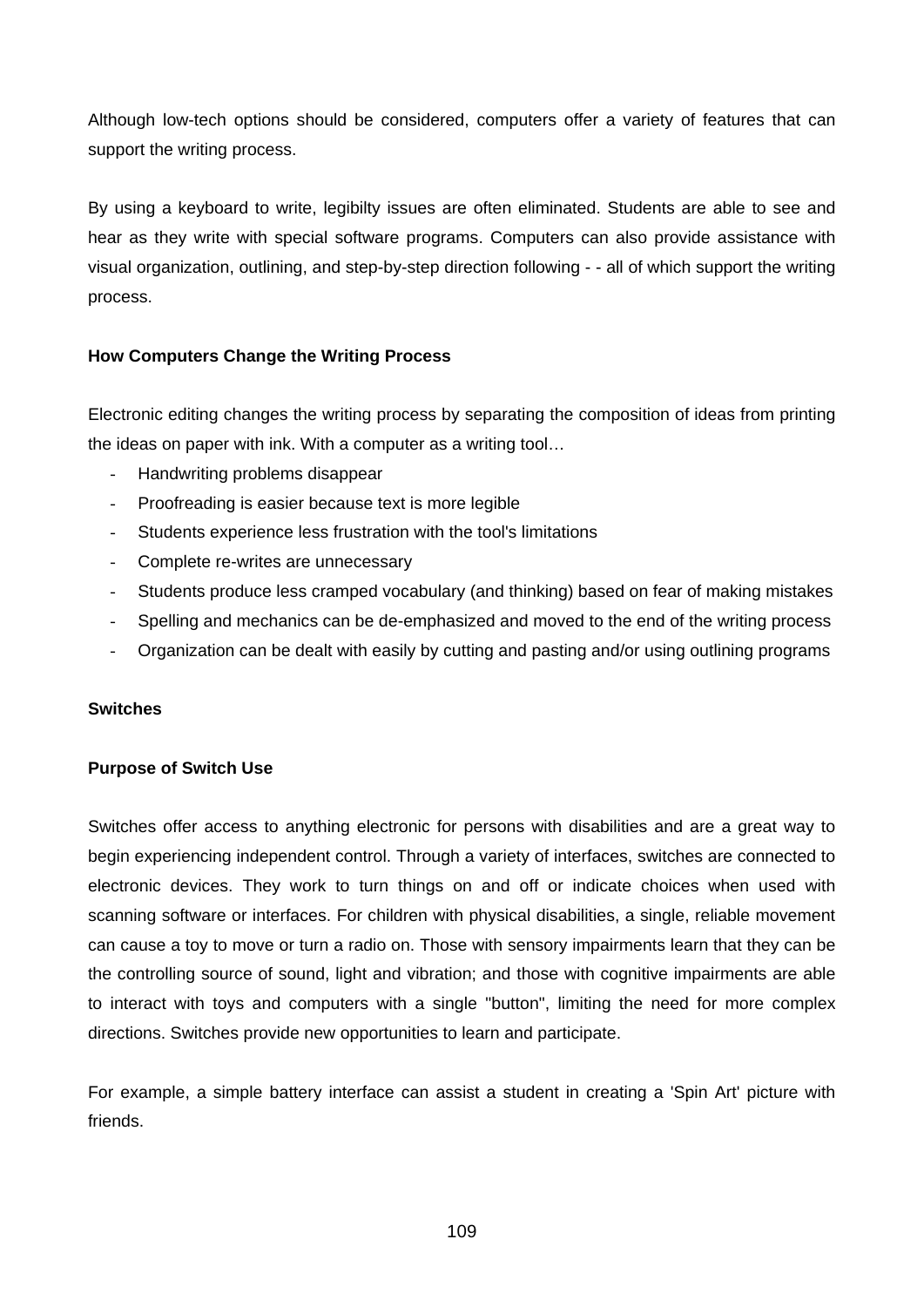Although low-tech options should be considered, computers offer a variety of features that can support the writing process.

By using a keyboard to write, legibilty issues are often eliminated. Students are able to see and hear as they write with special software programs. Computers can also provide assistance with visual organization, outlining, and step-by-step direction following - - all of which support the writing process.

**How Computers Change the Writing Process**

Electronic editing changes the writing process by separating the composition of ideas from printing the ideas on paper with ink. With a computer as a writing tool…

- Handwriting problems disappear
- Proofreading is easier because text is more legible
- Students experience less frustration with the tool's limitations
- Complete re-writes are unnecessary
- Students produce less cramped vocabulary (and thinking) based on fear of making mistakes
- Spelling and mechanics can be de-emphasized and moved to the end of the writing process
- Organization can be dealt with easily by cutting and pasting and/or using outlining programs

**Switches**

**Purpose of Switch Use**

Switches offer access to anything electronic for persons with disabilities and are a great way to begin experiencing independent control. Through a variety of interfaces, switches are connected to electronic devices. They work to turn things on and off or indicate choices when used with scanning software or interfaces. For children with physical disabilities, a single, reliable movement can cause a toy to move or turn a radio on. Those with sensory impairments learn that they can be the controlling source of sound, light and vibration; and those with cognitive impairments are able to interact with toys and computers with a single "button", limiting the need for more complex directions. Switches provide new opportunities to learn and participate.

For example, a simple battery interface can assist a student in creating a 'Spin Art' picture with friends.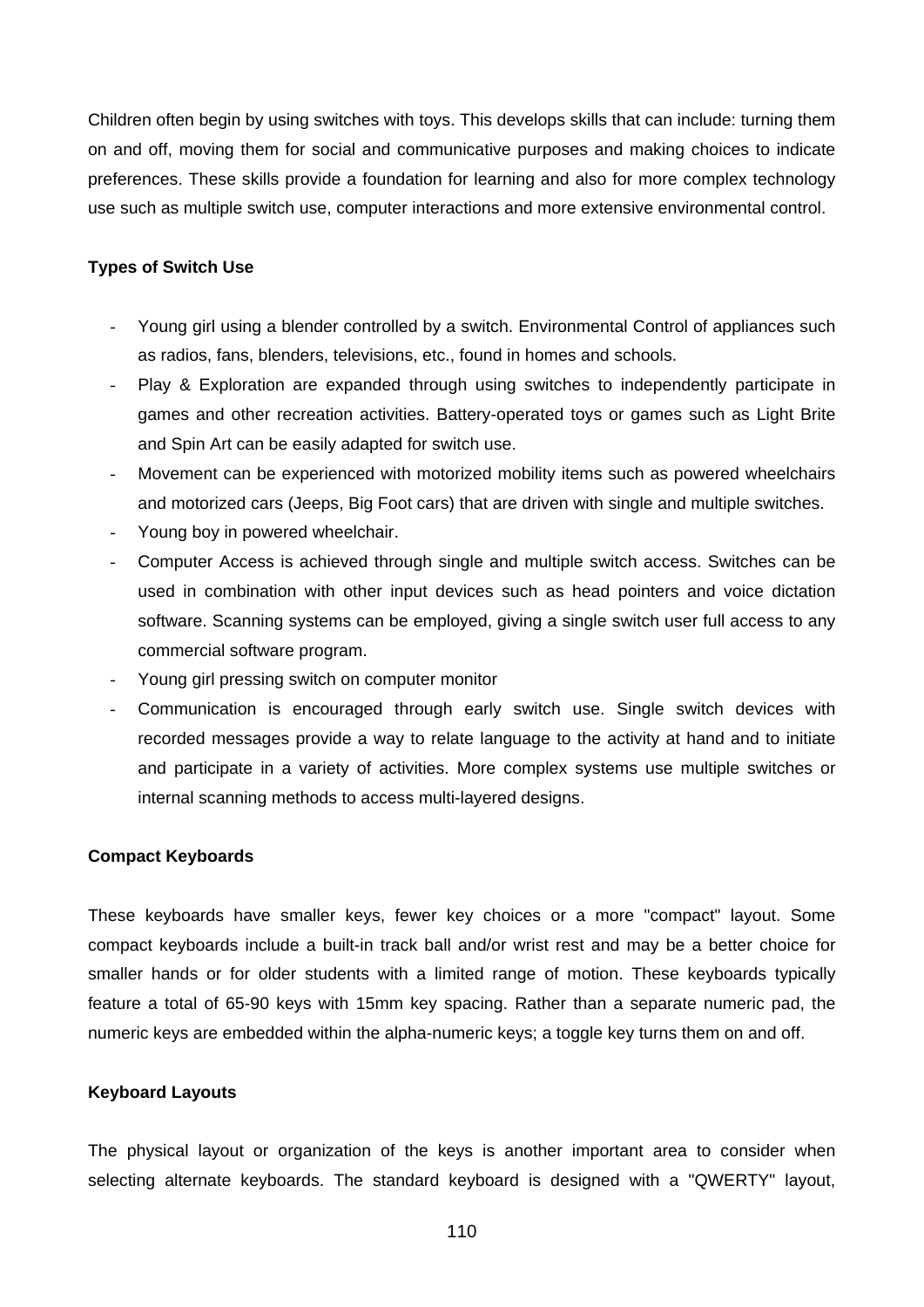Children often begin by using switches with toys. This develops skills that can include: turning them on and off, moving them for social and communicative purposes and making choices to indicate preferences. These skills provide a foundation for learning and also for more complex technology use such as multiple switch use, computer interactions and more extensive environmental control.

**Types of Switch Use**

- Young girl using a blender controlled by a switch. Environmental Control of appliances such as radios, fans, blenders, televisions, etc., found in homes and schools.
- Play & Exploration are expanded through using switches to independently participate in games and other recreation activities. Battery-operated toys or games such as Light Brite and Spin Art can be easily adapted for switch use.
- Movement can be experienced with motorized mobility items such as powered wheelchairs and motorized cars (Jeeps, Big Foot cars) that are driven with single and multiple switches.
- Young boy in powered wheelchair.
- Computer Access is achieved through single and multiple switch access. Switches can be used in combination with other input devices such as head pointers and voice dictation software. Scanning systems can be employed, giving a single switch user full access to any commercial software program.
- Young girl pressing switch on computer monitor
- Communication is encouraged through early switch use. Single switch devices with recorded messages provide a way to relate language to the activity at hand and to initiate and participate in a variety of activities. More complex systems use multiple switches or internal scanning methods to access multi-layered designs.

**Compact Keyboards**

These keyboards have smaller keys, fewer key choices or a more "compact" layout. Some compact keyboards include a built-in track ball and/or wrist rest and may be a better choice for smaller hands or for older students with a limited range of motion. These keyboards typically feature a total of 65-90 keys with 15mm key spacing. Rather than a separate numeric pad, the numeric keys are embedded within the alpha-numeric keys; a toggle key turns them on and off.

**Keyboard Layouts**

The physical layout or organization of the keys is another important area to consider when selecting alternate keyboards. The standard keyboard is designed with a "QWERTY" layout,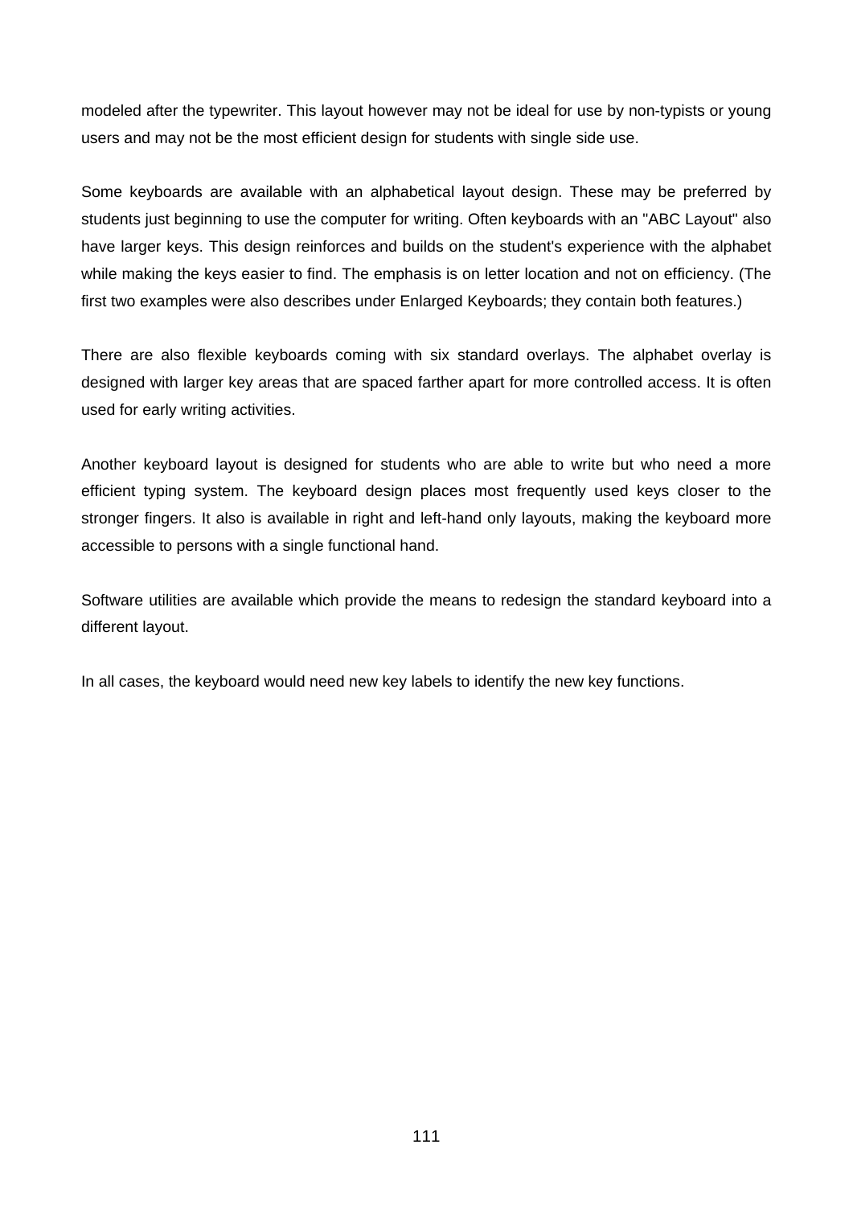modeled after the typewriter. This layout however may not be ideal for use by non-typists or young users and may not be the most efficient design for students with single side use.

Some keyboards are available with an alphabetical layout design. These may be preferred by students just beginning to use the computer for writing. Often keyboards with an "ABC Layout" also have larger keys. This design reinforces and builds on the student's experience with the alphabet while making the keys easier to find. The emphasis is on letter location and not on efficiency. (The first two examples were also describes under Enlarged Keyboards; they contain both features.)

There are also flexible keyboards coming with six standard overlays. The alphabet overlay is designed with larger key areas that are spaced farther apart for more controlled access. It is often used for early writing activities.

Another keyboard layout is designed for students who are able to write but who need a more efficient typing system. The keyboard design places most frequently used keys closer to the stronger fingers. It also is available in right and left-hand only layouts, making the keyboard more accessible to persons with a single functional hand.

Software utilities are available which provide the means to redesign the standard keyboard into a different layout.

In all cases, the keyboard would need new key labels to identify the new key functions.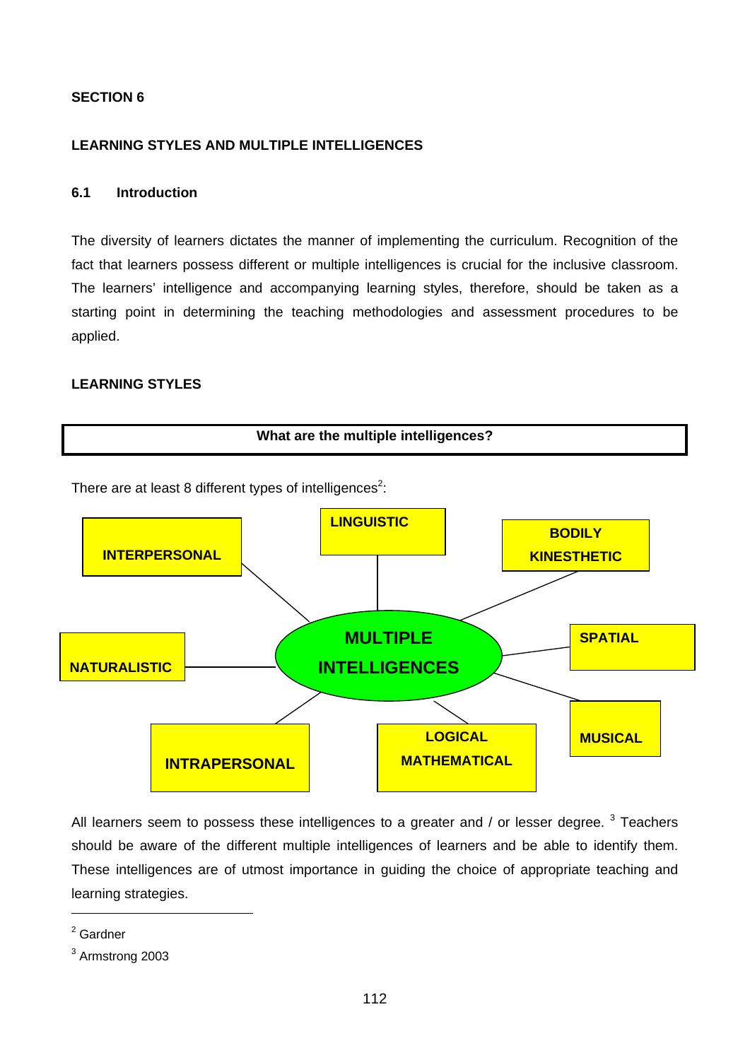**SECTION 6**

## LEARNING STYLES AND MULTIPLE INTELLIGENCES

### 6.1 Introduction

The diversity of learners dictates the manner of implementing the curriculum. Recognition of the fact that learners possess different or multiple intelligences is crucial for the inclusive classroom. The learners' intelligence and accompanying learning styles, therefore, should be taken as a starting point in determining the teaching methodologies and assessment procedures to be applied.

### LEARNING STYLES

**What are the multiple intelligences?**

There are at least 8 different types of intelligences[2]:

**MULTIPLE INTELLIGENCES**

- **LINGUISTIC**
- **BODILY KINESTHETIC**
- **SPATIAL**
- **MUSICAL**
- **LOGICAL MATHEMATICAL**
- **INTRAPERSONAL**
- **NATURALISTIC**
- **INTERPERSONAL**

All learners seem to possess these intelligences to a greater and / or lesser degree. [3] Teachers should be aware of the different multiple intelligences of learners and be able to identify them. These intelligences are of utmost importance in guiding the choice of appropriate teaching and learning strategies.

---

[2] Gardner

[3] Armstrong 2003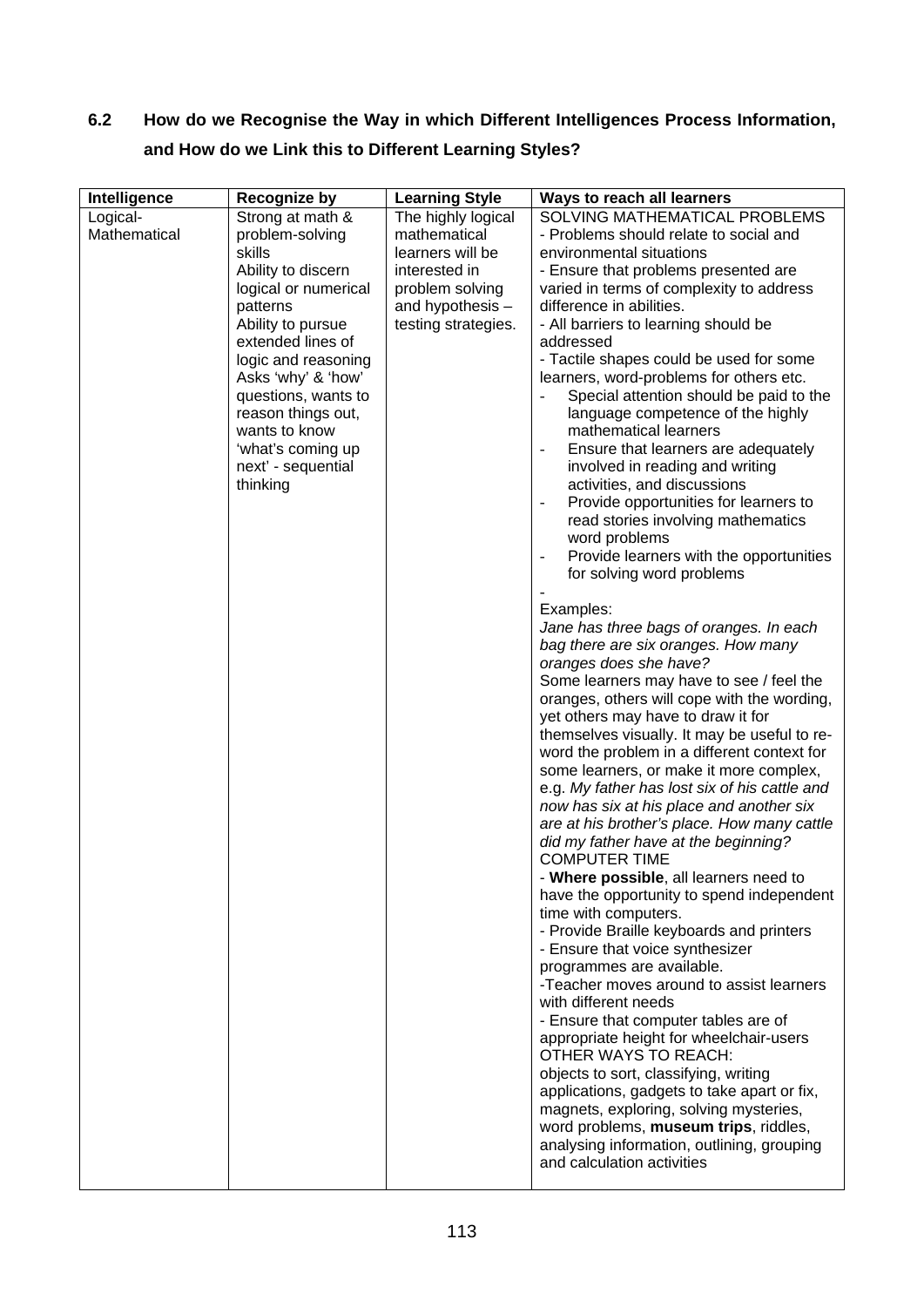## 6.2 How do we Recognise the Way in which Different Intelligences Process Information, and How do we Link this to Different Learning Styles?

| Intelligence | Recognize by | Learning Style | Ways to reach all learners |
|---|---|---|---|
| Logical-Mathematical | Strong at math & problem-solving skills<br>Ability to discern logical or numerical patterns<br>Ability to pursue extended lines of logic and reasoning<br>Asks 'why' & 'how' questions, wants to reason things out, wants to know 'what's coming up next' - sequential thinking | The highly logical mathematical learners will be interested in problem solving and hypothesis – testing strategies. | SOLVING MATHEMATICAL PROBLEMS<br>- Problems should relate to social and environmental situations<br>- Ensure that problems presented are varied in terms of complexity to address difference in abilities.<br>- All barriers to learning should be addressed<br>- Tactile shapes could be used for some learners, word-problems for others etc.<br>- Special attention should be paid to the language competence of the highly mathematical learners<br>- Ensure that learners are adequately involved in reading and writing activities, and discussions<br>- Provide opportunities for learners to read stories involving mathematics word problems<br>- Provide learners with the opportunities for solving word problems<br>-<br>Examples:<br>*Jane has three bags of oranges. In each bag there are six oranges. How many oranges does she have?*<br>Some learners may have to see / feel the oranges, others will cope with the wording, yet others may have to draw it for themselves visually. It may be useful to re-word the problem in a different context for some learners, or make it more complex, e.g. *My father has lost six of his cattle and now has six at his place and another six are at his brother's place. How many cattle did my father have at the beginning?*<br>COMPUTER TIME<br>- **Where possible**, all learners need to have the opportunity to spend independent time with computers.<br>- Provide Braille keyboards and printers<br>- Ensure that voice synthesizer programmes are available.<br>-Teacher moves around to assist learners with different needs<br>- Ensure that computer tables are of appropriate height for wheelchair-users<br>OTHER WAYS TO REACH:<br>objects to sort, classifying, writing applications, gadgets to take apart or fix, magnets, exploring, solving mysteries, word problems, **museum trips**, riddles, analysing information, outlining, grouping and calculation activities |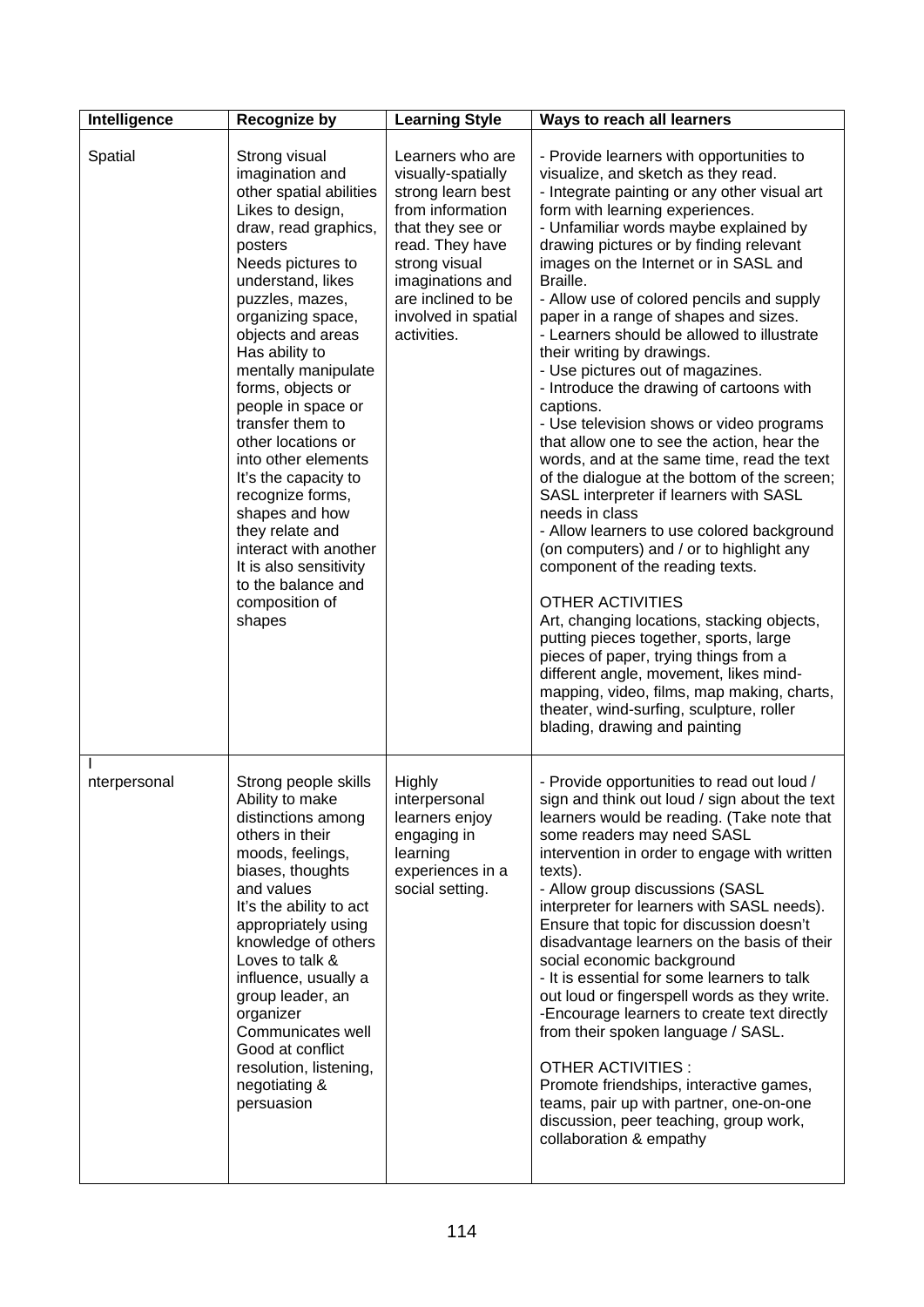| Intelligence | Recognize by | Learning Style | Ways to reach all learners |
|---|---|---|---|
| Spatial | Strong visual imagination and other spatial abilities<br>Likes to design, draw, read graphics, posters<br>Needs pictures to understand, likes puzzles, mazes, organizing space, objects and areas<br>Has ability to mentally manipulate forms, objects or people in space or transfer them to other locations or into other elements<br>It's the capacity to recognize forms, shapes and how they relate and interact with another<br>It is also sensitivity to the balance and composition of shapes | Learners who are visually-spatially strong learn best from information that they see or read. They have strong visual imaginations and are inclined to be involved in spatial activities. | - Provide learners with opportunities to visualize, and sketch as they read.<br>- Integrate painting or any other visual art form with learning experiences.<br>- Unfamiliar words maybe explained by drawing pictures or by finding relevant images on the Internet or in SASL and Braille.<br>- Allow use of colored pencils and supply paper in a range of shapes and sizes.<br>- Learners should be allowed to illustrate their writing by drawings.<br>- Use pictures out of magazines.<br>- Introduce the drawing of cartoons with captions.<br>- Use television shows or video programs that allow one to see the action, hear the words, and at the same time, read the text of the dialogue at the bottom of the screen; SASL interpreter if learners with SASL needs in class<br>- Allow learners to use colored background (on computers) and / or to highlight any component of the reading texts.<br><br>OTHER ACTIVITIES<br>Art, changing locations, stacking objects, putting pieces together, sports, large pieces of paper, trying things from a different angle, movement, likes mind-mapping, video, films, map making, charts, theater, wind-surfing, sculpture, roller blading, drawing and painting |
| I<br>nterpersonal | Strong people skills<br>Ability to make distinctions among others in their moods, feelings, biases, thoughts and values<br>It's the ability to act appropriately using knowledge of others<br>Loves to talk & influence, usually a group leader, an organizer<br>Communicates well<br>Good at conflict resolution, listening, negotiating & persuasion | Highly interpersonal learners enjoy engaging in learning experiences in a social setting. | - Provide opportunities to read out loud / sign and think out loud / sign about the text learners would be reading. (Take note that some readers may need SASL intervention in order to engage with written texts).<br>- Allow group discussions (SASL interpreter for learners with SASL needs). Ensure that topic for discussion doesn't disadvantage learners on the basis of their social economic background<br>- It is essential for some learners to talk out loud or fingerspell words as they write.<br>-Encourage learners to create text directly from their spoken language / SASL.<br><br>OTHER ACTIVITIES :<br>Promote friendships, interactive games, teams, pair up with partner, one-on-one discussion, peer teaching, group work, collaboration & empathy |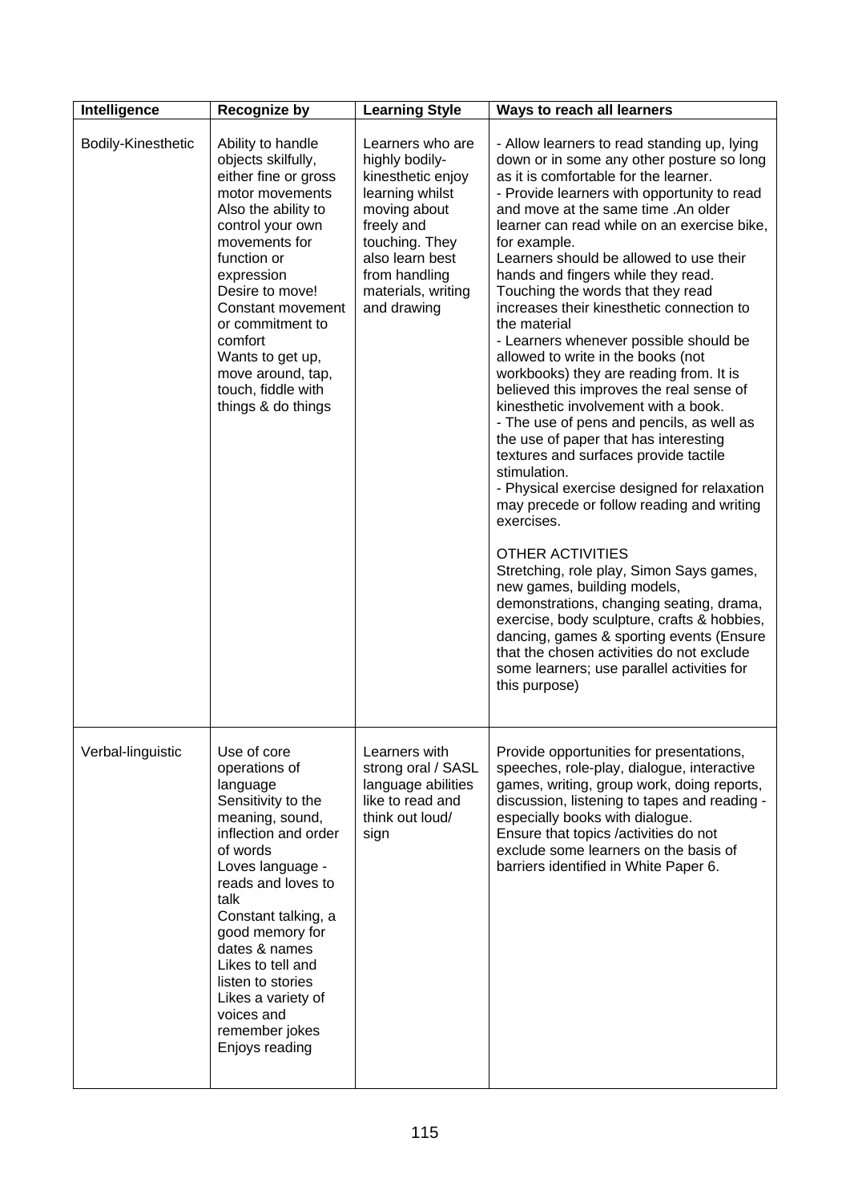| Intelligence | Recognize by | Learning Style | Ways to reach all learners |
|---|---|---|---|
| Bodily-Kinesthetic | Ability to handle objects skilfully, either fine or gross motor movements<br>Also the ability to control your own movements for function or expression<br>Desire to move!<br>Constant movement or commitment to comfort<br>Wants to get up, move around, tap, touch, fiddle with things & do things | Learners who are highly bodily-kinesthetic enjoy learning whilst moving about freely and touching. They also learn best from handling materials, writing and drawing | - Allow learners to read standing up, lying down or in some any other posture so long as it is comfortable for the learner.<br>- Provide learners with opportunity to read and move at the same time .An older learner can read while on an exercise bike, for example.<br>Learners should be allowed to use their hands and fingers while they read. Touching the words that they read increases their kinesthetic connection to the material<br>- Learners whenever possible should be allowed to write in the books (not workbooks) they are reading from. It is believed this improves the real sense of kinesthetic involvement with a book.<br>- The use of pens and pencils, as well as the use of paper that has interesting textures and surfaces provide tactile stimulation.<br>- Physical exercise designed for relaxation may precede or follow reading and writing exercises.<br><br>OTHER ACTIVITIES<br>Stretching, role play, Simon Says games, new games, building models, demonstrations, changing seating, drama, exercise, body sculpture, crafts & hobbies, dancing, games & sporting events (Ensure that the chosen activities do not exclude some learners; use parallel activities for this purpose) |
| Verbal-linguistic | Use of core operations of language<br>Sensitivity to the meaning, sound, inflection and order of words<br>Loves language - reads and loves to talk<br>Constant talking, a good memory for dates & names<br>Likes to tell and listen to stories<br>Likes a variety of voices and remember jokes<br>Enjoys reading | Learners with strong oral / SASL language abilities like to read and think out loud/ sign | Provide opportunities for presentations, speeches, role-play, dialogue, interactive games, writing, group work, doing reports, discussion, listening to tapes and reading - especially books with dialogue.<br>Ensure that topics /activities do not exclude some learners on the basis of barriers identified in White Paper 6. |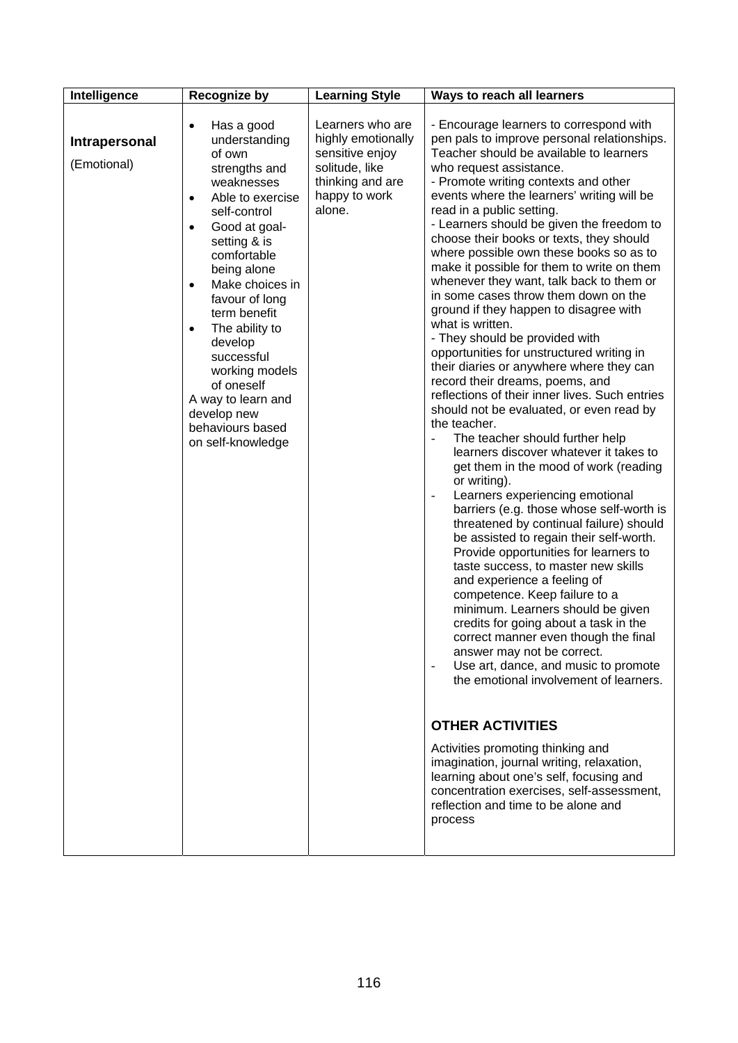| Intelligence | Recognize by | Learning Style | Ways to reach all learners |
|---|---|---|---|
| **Intrapersonal** (Emotional) | • Has a good understanding of own strengths and weaknesses<br>• Able to exercise self-control<br>• Good at goal-setting & is comfortable being alone<br>• Make choices in favour of long term benefit<br>• The ability to develop successful working models of oneself<br>A way to learn and develop new behaviours based on self-knowledge | Learners who are highly emotionally sensitive enjoy solitude, like thinking and are happy to work alone. | - Encourage learners to correspond with pen pals to improve personal relationships. Teacher should be available to learners who request assistance.<br>- Promote writing contexts and other events where the learners' writing will be read in a public setting.<br>- Learners should be given the freedom to choose their books or texts, they should where possible own these books so as to make it possible for them to write on them whenever they want, talk back to them or in some cases throw them down on the ground if they happen to disagree with what is written.<br>- They should be provided with opportunities for unstructured writing in their diaries or anywhere where they can record their dreams, poems, and reflections of their inner lives. Such entries should not be evaluated, or even read by the teacher.<br>- The teacher should further help learners discover whatever it takes to get them in the mood of work (reading or writing).<br>- Learners experiencing emotional barriers (e.g. those whose self-worth is threatened by continual failure) should be assisted to regain their self-worth. Provide opportunities for learners to taste success, to master new skills and experience a feeling of competence. Keep failure to a minimum. Learners should be given credits for going about a task in the correct manner even though the final answer may not be correct.<br>- Use art, dance, and music to promote the emotional involvement of learners.<br><br>**OTHER ACTIVITIES**<br><br>Activities promoting thinking and imagination, journal writing, relaxation, learning about one's self, focusing and concentration exercises, self-assessment, reflection and time to be alone and process |